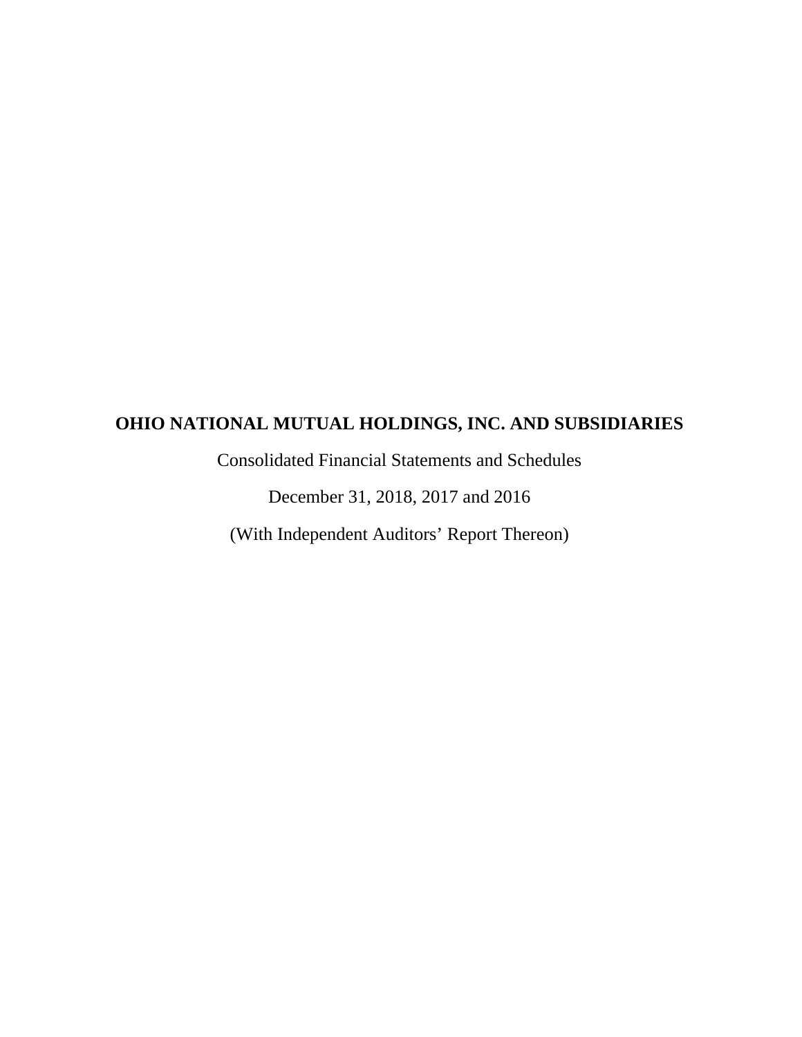# OHIO NATIONAL MUTUAL HOLDINGS, INC. AND SUBSIDIARIES

Consolidated Financial Statements and Schedules

December 31, 2018, 2017 and 2016

(With Independent Auditors' Report Thereon)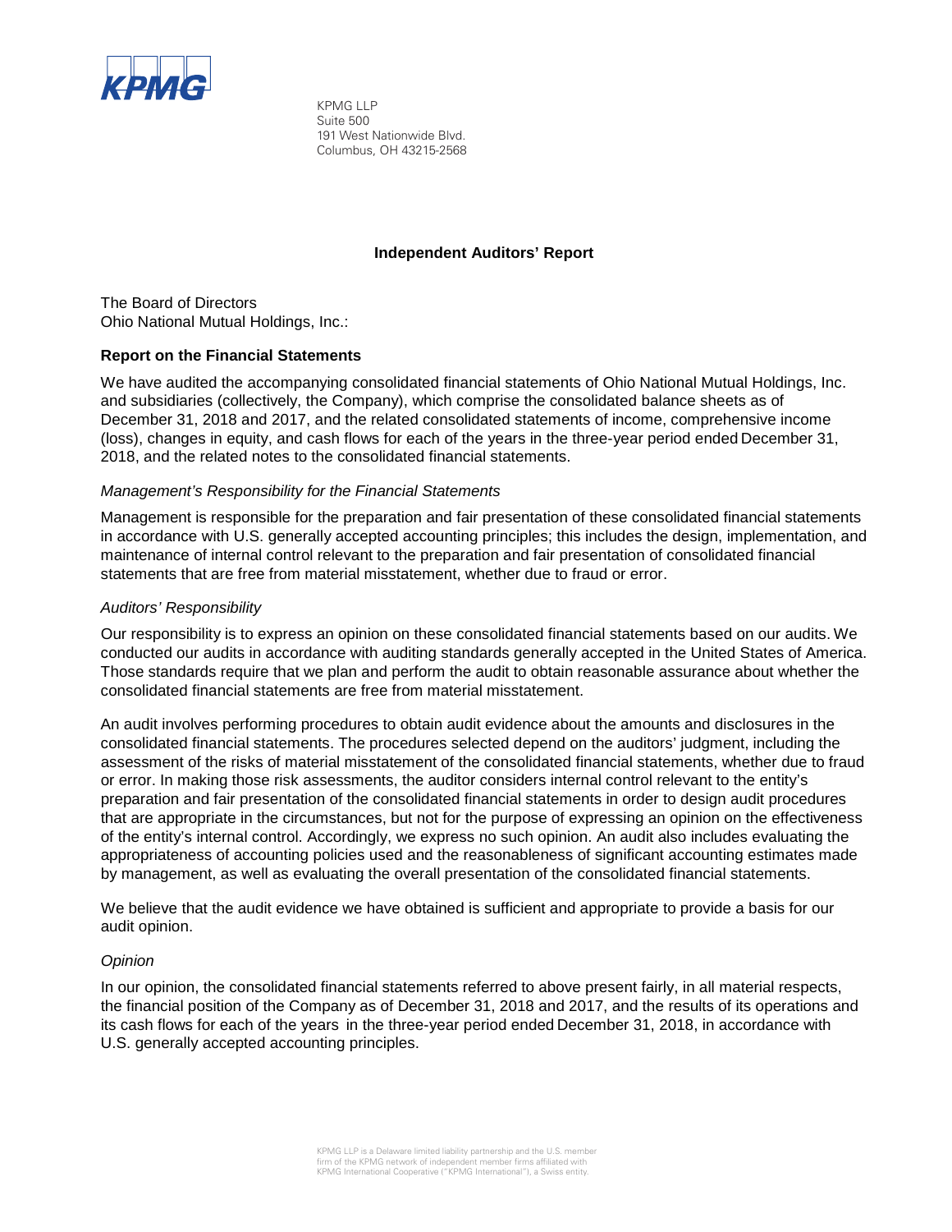KPMG

KPMG LLP
Suite 500
191 West Nationwide Blvd.
Columbus, OH 43215-2568

## Independent Auditors' Report

The Board of Directors
Ohio National Mutual Holdings, Inc.:

### Report on the Financial Statements

We have audited the accompanying consolidated financial statements of Ohio National Mutual Holdings, Inc. and subsidiaries (collectively, the Company), which comprise the consolidated balance sheets as of December 31, 2018 and 2017, and the related consolidated statements of income, comprehensive income (loss), changes in equity, and cash flows for each of the years in the three-year period ended December 31, 2018, and the related notes to the consolidated financial statements.

*Management's Responsibility for the Financial Statements*

Management is responsible for the preparation and fair presentation of these consolidated financial statements in accordance with U.S. generally accepted accounting principles; this includes the design, implementation, and maintenance of internal control relevant to the preparation and fair presentation of consolidated financial statements that are free from material misstatement, whether due to fraud or error.

*Auditors' Responsibility*

Our responsibility is to express an opinion on these consolidated financial statements based on our audits. We conducted our audits in accordance with auditing standards generally accepted in the United States of America. Those standards require that we plan and perform the audit to obtain reasonable assurance about whether the consolidated financial statements are free from material misstatement.

An audit involves performing procedures to obtain audit evidence about the amounts and disclosures in the consolidated financial statements. The procedures selected depend on the auditors' judgment, including the assessment of the risks of material misstatement of the consolidated financial statements, whether due to fraud or error. In making those risk assessments, the auditor considers internal control relevant to the entity's preparation and fair presentation of the consolidated financial statements in order to design audit procedures that are appropriate in the circumstances, but not for the purpose of expressing an opinion on the effectiveness of the entity's internal control. Accordingly, we express no such opinion. An audit also includes evaluating the appropriateness of accounting policies used and the reasonableness of significant accounting estimates made by management, as well as evaluating the overall presentation of the consolidated financial statements.

We believe that the audit evidence we have obtained is sufficient and appropriate to provide a basis for our audit opinion.

*Opinion*

In our opinion, the consolidated financial statements referred to above present fairly, in all material respects, the financial position of the Company as of December 31, 2018 and 2017, and the results of its operations and its cash flows for each of the years in the three-year period ended December 31, 2018, in accordance with U.S. generally accepted accounting principles.

KPMG LLP is a Delaware limited liability partnership and the U.S. member firm of the KPMG network of independent member firms affiliated with KPMG International Cooperative ("KPMG International"), a Swiss entity.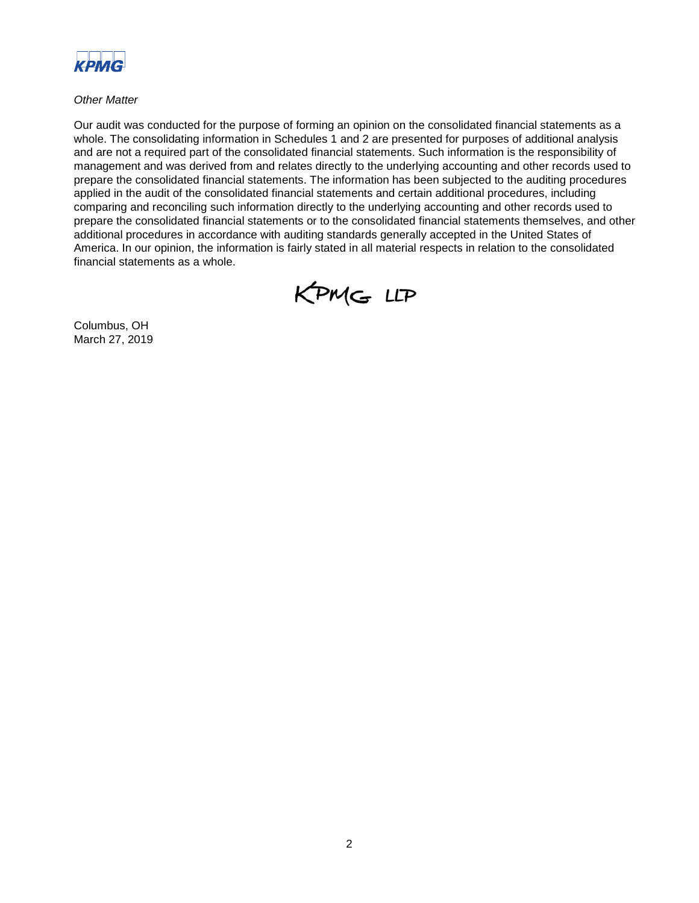*Other Matter*

Our audit was conducted for the purpose of forming an opinion on the consolidated financial statements as a whole. The consolidating information in Schedules 1 and 2 are presented for purposes of additional analysis and are not a required part of the consolidated financial statements. Such information is the responsibility of management and was derived from and relates directly to the underlying accounting and other records used to prepare the consolidated financial statements. The information has been subjected to the auditing procedures applied in the audit of the consolidated financial statements and certain additional procedures, including comparing and reconciling such information directly to the underlying accounting and other records used to prepare the consolidated financial statements or to the consolidated financial statements themselves, and other additional procedures in accordance with auditing standards generally accepted in the United States of America. In our opinion, the information is fairly stated in all material respects in relation to the consolidated financial statements as a whole.

KPMG LLP

Columbus, OH
March 27, 2019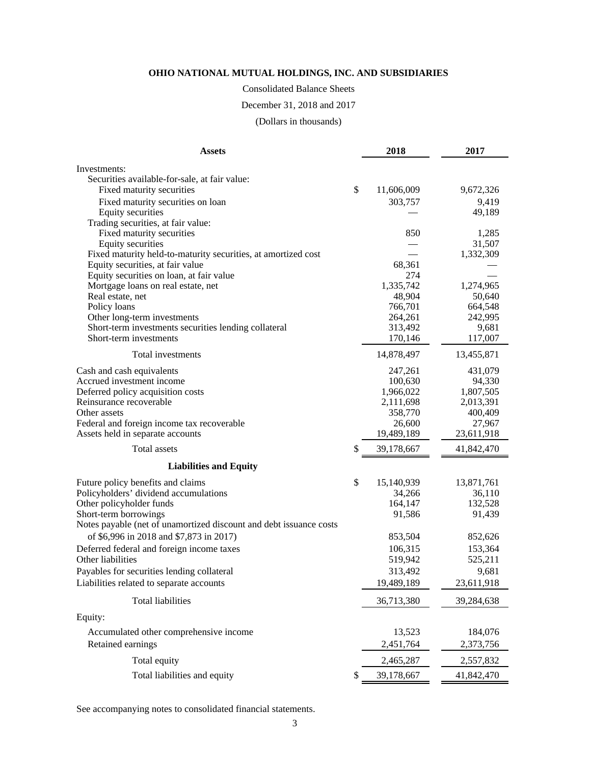# OHIO NATIONAL MUTUAL HOLDINGS, INC. AND SUBSIDIARIES

Consolidated Balance Sheets

December 31, 2018 and 2017

(Dollars in thousands)

| **Assets** | **2018** | **2017** |
|---|---|---|
| Investments: | | |
| Securities available-for-sale, at fair value: | | |
| Fixed maturity securities | $ 11,606,009 | 9,672,326 |
| Fixed maturity securities on loan | 303,757 | 9,419 |
| Equity securities | — | 49,189 |
| Trading securities, at fair value: | | |
| Fixed maturity securities | 850 | 1,285 |
| Equity securities | — | 31,507 |
| Fixed maturity held-to-maturity securities, at amortized cost | — | 1,332,309 |
| Equity securities, at fair value | 68,361 | — |
| Equity securities on loan, at fair value | 274 | — |
| Mortgage loans on real estate, net | 1,335,742 | 1,274,965 |
| Real estate, net | 48,904 | 50,640 |
| Policy loans | 766,701 | 664,548 |
| Other long-term investments | 264,261 | 242,995 |
| Short-term investments securities lending collateral | 313,492 | 9,681 |
| Short-term investments | 170,146 | 117,007 |
| Total investments | 14,878,497 | 13,455,871 |
| Cash and cash equivalents | 247,261 | 431,079 |
| Accrued investment income | 100,630 | 94,330 |
| Deferred policy acquisition costs | 1,966,022 | 1,807,505 |
| Reinsurance recoverable | 2,111,698 | 2,013,391 |
| Other assets | 358,770 | 400,409 |
| Federal and foreign income tax recoverable | 26,600 | 27,967 |
| Assets held in separate accounts | 19,489,189 | 23,611,918 |
| Total assets | $ 39,178,667 | 41,842,470 |
| **Liabilities and Equity** | | |
| Future policy benefits and claims | $ 15,140,939 | 13,871,761 |
| Policyholders' dividend accumulations | 34,266 | 36,110 |
| Other policyholder funds | 164,147 | 132,528 |
| Short-term borrowings | 91,586 | 91,439 |
| Notes payable (net of unamortized discount and debt issuance costs of $6,996 in 2018 and $7,873 in 2017) | 853,504 | 852,626 |
| Deferred federal and foreign income taxes | 106,315 | 153,364 |
| Other liabilities | 519,942 | 525,211 |
| Payables for securities lending collateral | 313,492 | 9,681 |
| Liabilities related to separate accounts | 19,489,189 | 23,611,918 |
| Total liabilities | 36,713,380 | 39,284,638 |
| Equity: | | |
| Accumulated other comprehensive income | 13,523 | 184,076 |
| Retained earnings | 2,451,764 | 2,373,756 |
| Total equity | 2,465,287 | 2,557,832 |
| Total liabilities and equity | $ 39,178,667 | 41,842,470 |

See accompanying notes to consolidated financial statements.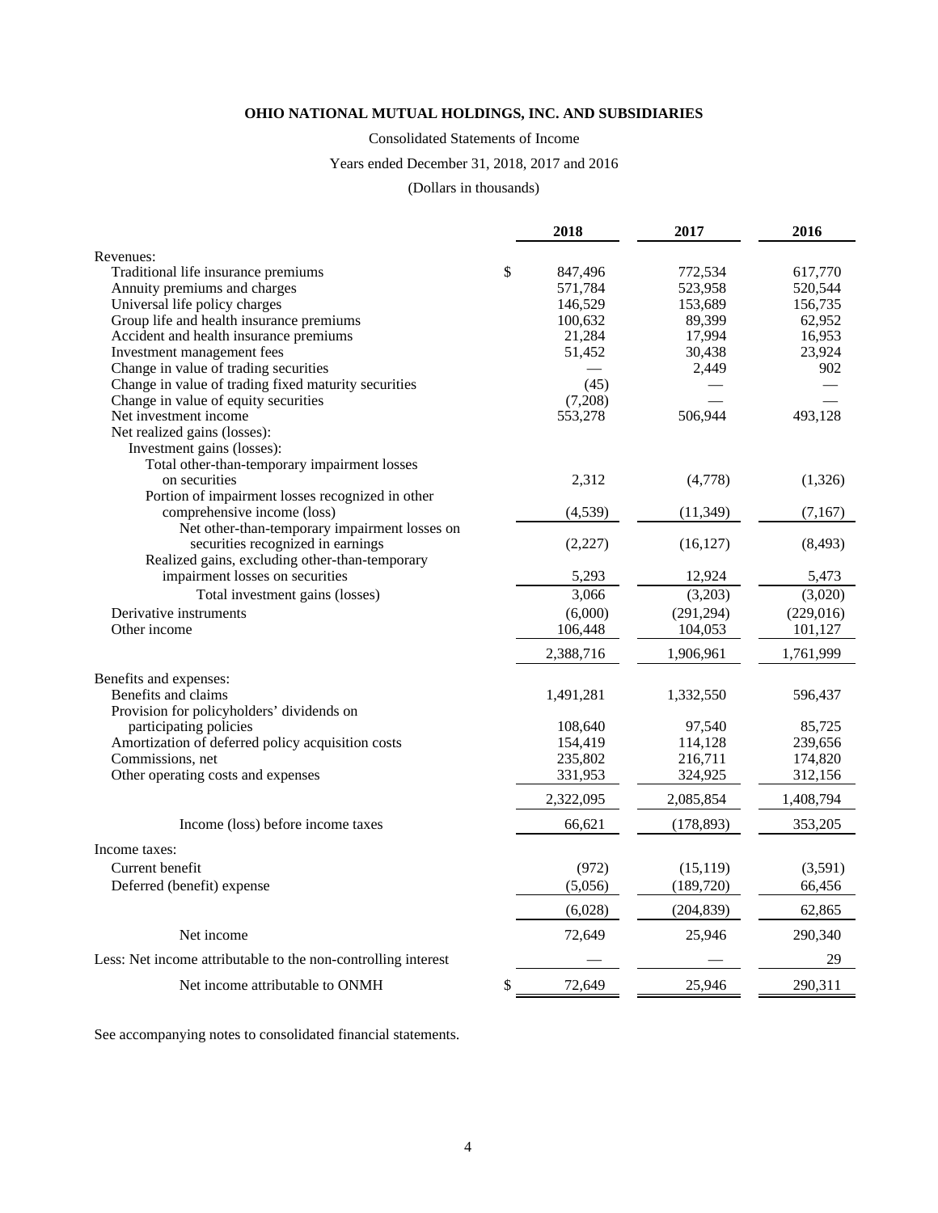**OHIO NATIONAL MUTUAL HOLDINGS, INC. AND SUBSIDIARIES**

Consolidated Statements of Income

Years ended December 31, 2018, 2017 and 2016

(Dollars in thousands)

| | 2018 | 2017 | 2016 |
|---|---|---|---|
| Revenues: | | | |
| Traditional life insurance premiums | $ 847,496 | 772,534 | 617,770 |
| Annuity premiums and charges | 571,784 | 523,958 | 520,544 |
| Universal life policy charges | 146,529 | 153,689 | 156,735 |
| Group life and health insurance premiums | 100,632 | 89,399 | 62,952 |
| Accident and health insurance premiums | 21,284 | 17,994 | 16,953 |
| Investment management fees | 51,452 | 30,438 | 23,924 |
| Change in value of trading securities | — | 2,449 | 902 |
| Change in value of trading fixed maturity securities | (45) | — | — |
| Change in value of equity securities | (7,208) | — | — |
| Net investment income | 553,278 | 506,944 | 493,128 |
| Net realized gains (losses): | | | |
| Investment gains (losses): | | | |
| Total other-than-temporary impairment losses on securities | 2,312 | (4,778) | (1,326) |
| Portion of impairment losses recognized in other comprehensive income (loss) | (4,539) | (11,349) | (7,167) |
| Net other-than-temporary impairment losses on securities recognized in earnings | (2,227) | (16,127) | (8,493) |
| Realized gains, excluding other-than-temporary impairment losses on securities | 5,293 | 12,924 | 5,473 |
| Total investment gains (losses) | 3,066 | (3,203) | (3,020) |
| Derivative instruments | (6,000) | (291,294) | (229,016) |
| Other income | 106,448 | 104,053 | 101,127 |
| | 2,388,716 | 1,906,961 | 1,761,999 |
| Benefits and expenses: | | | |
| Benefits and claims | 1,491,281 | 1,332,550 | 596,437 |
| Provision for policyholders' dividends on participating policies | 108,640 | 97,540 | 85,725 |
| Amortization of deferred policy acquisition costs | 154,419 | 114,128 | 239,656 |
| Commissions, net | 235,802 | 216,711 | 174,820 |
| Other operating costs and expenses | 331,953 | 324,925 | 312,156 |
| | 2,322,095 | 2,085,854 | 1,408,794 |
| Income (loss) before income taxes | 66,621 | (178,893) | 353,205 |
| Income taxes: | | | |
| Current benefit | (972) | (15,119) | (3,591) |
| Deferred (benefit) expense | (5,056) | (189,720) | 66,456 |
| | (6,028) | (204,839) | 62,865 |
| Net income | 72,649 | 25,946 | 290,340 |
| Less: Net income attributable to the non-controlling interest | — | — | 29 |
| Net income attributable to ONMH | $ 72,649 | 25,946 | 290,311 |

See accompanying notes to consolidated financial statements.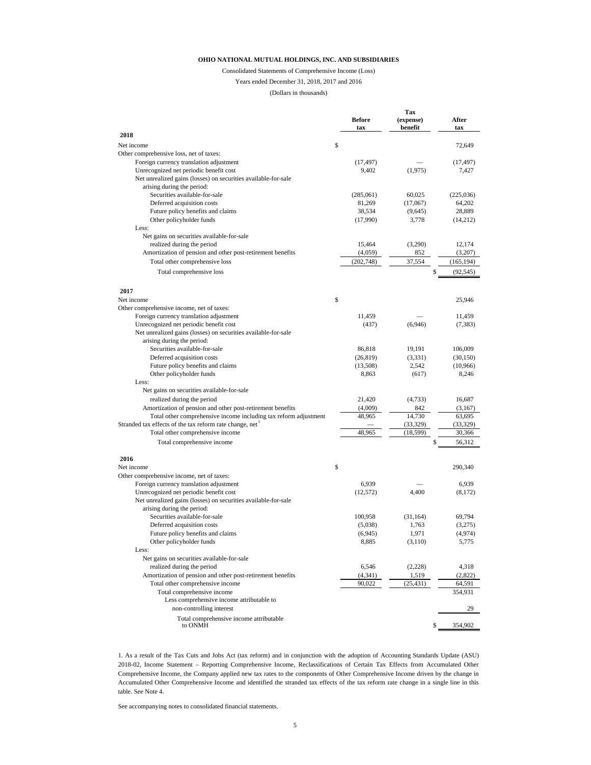**OHIO NATIONAL MUTUAL HOLDINGS, INC. AND SUBSIDIARIES**

Consolidated Statements of Comprehensive Income (Loss)

Years ended December 31, 2018, 2017 and 2016

(Dollars in thousands)

| | Before tax | Tax (expense) benefit | After tax |
|---|---|---|---|
| **2018** | | | |
| Net income | $ | | 72,649 |
| Other comprehensive loss, net of taxes: | | | |
| Foreign currency translation adjustment | (17,497) | — | (17,497) |
| Unrecognized net periodic benefit cost | 9,402 | (1,975) | 7,427 |
| Net unrealized gains (losses) on securities available-for-sale arising during the period: | | | |
| Securities available-for-sale | (285,061) | 60,025 | (225,036) |
| Deferred acquisition costs | 81,269 | (17,067) | 64,202 |
| Future policy benefits and claims | 38,534 | (9,645) | 28,889 |
| Other policyholder funds | (17,990) | 3,778 | (14,212) |
| Less: | | | |
| Net gains on securities available-for-sale realized during the period | 15,464 | (3,290) | 12,174 |
| Amortization of pension and other post-retirement benefits | (4,059) | 852 | (3,207) |
| Total other comprehensive loss | (202,748) | 37,554 | (165,194) |
| Total comprehensive loss | | | $ (92,545) |
| **2017** | | | |
| Net income | $ | | 25,946 |
| Other comprehensive income, net of taxes: | | | |
| Foreign currency translation adjustment | 11,459 | — | 11,459 |
| Unrecognized net periodic benefit cost | (437) | (6,946) | (7,383) |
| Net unrealized gains (losses) on securities available-for-sale arising during the period: | | | |
| Securities available-for-sale | 86,818 | 19,191 | 106,009 |
| Deferred acquisition costs | (26,819) | (3,331) | (30,150) |
| Future policy benefits and claims | (13,508) | 2,542 | (10,966) |
| Other policyholder funds | 8,863 | (617) | 8,246 |
| Less: | | | |
| Net gains on securities available-for-sale realized during the period | 21,420 | (4,733) | 16,687 |
| Amortization of pension and other post-retirement benefits | (4,009) | 842 | (3,167) |
| Total other comprehensive income including tax reform adjustment | 48,965 | 14,730 | 63,695 |
| Stranded tax effects of the tax reform rate change, net[1] | — | (33,329) | (33,329) |
| Total other comprehensive income | 48,965 | (18,599) | 30,366 |
| Total comprehensive income | | | $ 56,312 |
| **2016** | | | |
| Net income | $ | | 290,340 |
| Other comprehensive income, net of taxes: | | | |
| Foreign currency translation adjustment | 6,939 | — | 6,939 |
| Unrecognized net periodic benefit cost | (12,572) | 4,400 | (8,172) |
| Net unrealized gains (losses) on securities available-for-sale arising during the period: | | | |
| Securities available-for-sale | 100,958 | (31,164) | 69,794 |
| Deferred acquisition costs | (5,038) | 1,763 | (3,275) |
| Future policy benefits and claims | (6,945) | 1,971 | (4,974) |
| Other policyholder funds | 8,885 | (3,110) | 5,775 |
| Less: | | | |
| Net gains on securities available-for-sale realized during the period | 6,546 | (2,228) | 4,318 |
| Amortization of pension and other post-retirement benefits | (4,341) | 1,519 | (2,822) |
| Total other comprehensive income | 90,022 | (25,431) | 64,591 |
| Total comprehensive income | | | 354,931 |
| Less comprehensive income attributable to non-controlling interest | | | 29 |
| Total comprehensive income attributable to ONMH | | | $ 354,902 |

1. As a result of the Tax Cuts and Jobs Act (tax reform) and in conjunction with the adoption of Accounting Standards Update (ASU) 2018-02, Income Statement – Reporting Comprehensive Income, Reclassifications of Certain Tax Effects from Accumulated Other Comprehensive Income, the Company applied new tax rates to the components of Other Comprehensive Income driven by the change in Accumulated Other Comprehensive Income and identified the stranded tax effects of the tax reform rate change in a single line in this table. See Note 4.

See accompanying notes to consolidated financial statements.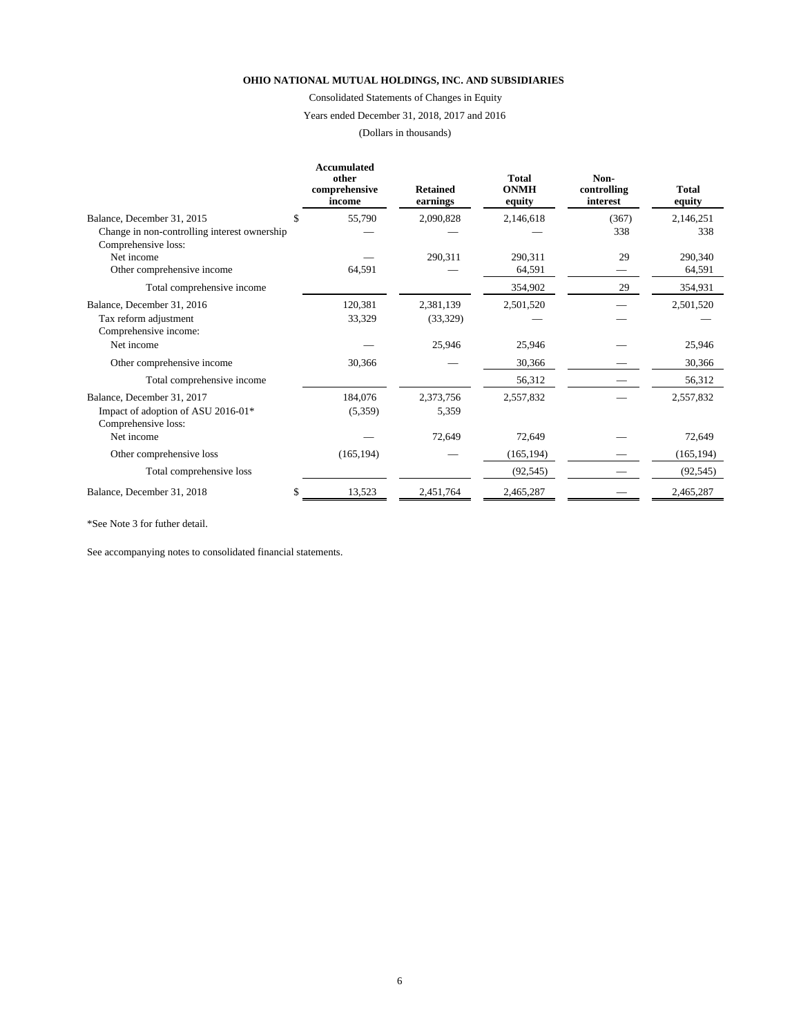**OHIO NATIONAL MUTUAL HOLDINGS, INC. AND SUBSIDIARIES**

Consolidated Statements of Changes in Equity

Years ended December 31, 2018, 2017 and 2016

(Dollars in thousands)

| | Accumulated other comprehensive income | Retained earnings | Total ONMH equity | Non-controlling interest | Total equity |
|---|---|---|---|---|---|
| Balance, December 31, 2015 | $ 55,790 | 2,090,828 | 2,146,618 | (367) | 2,146,251 |
| Change in non-controlling interest ownership | — | — | — | 338 | 338 |
| Comprehensive loss: | | | | | |
| Net income | — | 290,311 | 290,311 | 29 | 290,340 |
| Other comprehensive income | 64,591 | — | 64,591 | — | 64,591 |
| Total comprehensive income | | | 354,902 | 29 | 354,931 |
| Balance, December 31, 2016 | 120,381 | 2,381,139 | 2,501,520 | — | 2,501,520 |
| Tax reform adjustment | 33,329 | (33,329) | — | — | — |
| Comprehensive income: | | | | | |
| Net income | — | 25,946 | 25,946 | — | 25,946 |
| Other comprehensive income | 30,366 | — | 30,366 | — | 30,366 |
| Total comprehensive income | | | 56,312 | — | 56,312 |
| Balance, December 31, 2017 | 184,076 | 2,373,756 | 2,557,832 | — | 2,557,832 |
| Impact of adoption of ASU 2016-01* | (5,359) | 5,359 | | | |
| Comprehensive loss: | | | | | |
| Net income | — | 72,649 | 72,649 | — | 72,649 |
| Other comprehensive loss | (165,194) | — | (165,194) | — | (165,194) |
| Total comprehensive loss | | | (92,545) | — | (92,545) |
| Balance, December 31, 2018 | $ 13,523 | 2,451,764 | 2,465,287 | — | 2,465,287 |

*See Note 3 for futher detail.

See accompanying notes to consolidated financial statements.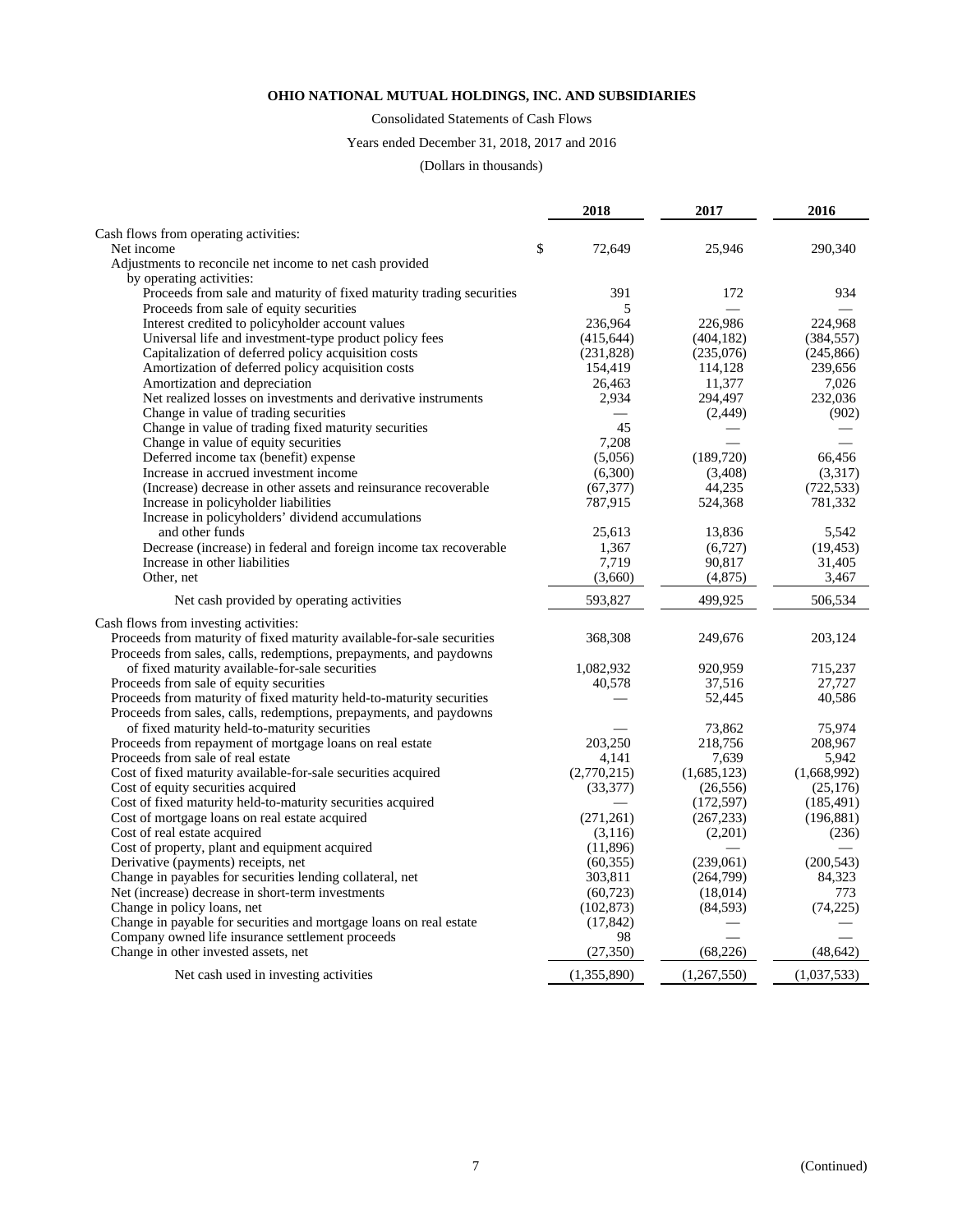**OHIO NATIONAL MUTUAL HOLDINGS, INC. AND SUBSIDIARIES**

Consolidated Statements of Cash Flows

Years ended December 31, 2018, 2017 and 2016

(Dollars in thousands)

| | 2018 | 2017 | 2016 |
|---|---|---|---|
| Cash flows from operating activities: | | | |
| Net income | $ 72,649 | 25,946 | 290,340 |
| Adjustments to reconcile net income to net cash provided by operating activities: | | | |
| Proceeds from sale and maturity of fixed maturity trading securities | 391 | 172 | 934 |
| Proceeds from sale of equity securities | 5 | — | — |
| Interest credited to policyholder account values | 236,964 | 226,986 | 224,968 |
| Universal life and investment-type product policy fees | (415,644) | (404,182) | (384,557) |
| Capitalization of deferred policy acquisition costs | (231,828) | (235,076) | (245,866) |
| Amortization of deferred policy acquisition costs | 154,419 | 114,128 | 239,656 |
| Amortization and depreciation | 26,463 | 11,377 | 7,026 |
| Net realized losses on investments and derivative instruments | 2,934 | 294,497 | 232,036 |
| Change in value of trading securities | — | (2,449) | (902) |
| Change in value of trading fixed maturity securities | 45 | — | — |
| Change in value of equity securities | 7,208 | — | — |
| Deferred income tax (benefit) expense | (5,056) | (189,720) | 66,456 |
| Increase in accrued investment income | (6,300) | (3,408) | (3,317) |
| (Increase) decrease in other assets and reinsurance recoverable | (67,377) | 44,235 | (722,533) |
| Increase in policyholder liabilities | 787,915 | 524,368 | 781,332 |
| Increase in policyholders' dividend accumulations and other funds | 25,613 | 13,836 | 5,542 |
| Decrease (increase) in federal and foreign income tax recoverable | 1,367 | (6,727) | (19,453) |
| Increase in other liabilities | 7,719 | 90,817 | 31,405 |
| Other, net | (3,660) | (4,875) | 3,467 |
| Net cash provided by operating activities | 593,827 | 499,925 | 506,534 |
| Cash flows from investing activities: | | | |
| Proceeds from maturity of fixed maturity available-for-sale securities | 368,308 | 249,676 | 203,124 |
| Proceeds from sales, calls, redemptions, prepayments, and paydowns of fixed maturity available-for-sale securities | 1,082,932 | 920,959 | 715,237 |
| Proceeds from sale of equity securities | 40,578 | 37,516 | 27,727 |
| Proceeds from maturity of fixed maturity held-to-maturity securities | — | 52,445 | 40,586 |
| Proceeds from sales, calls, redemptions, prepayments, and paydowns of fixed maturity held-to-maturity securities | — | 73,862 | 75,974 |
| Proceeds from repayment of mortgage loans on real estate | 203,250 | 218,756 | 208,967 |
| Proceeds from sale of real estate | 4,141 | 7,639 | 5,942 |
| Cost of fixed maturity available-for-sale securities acquired | (2,770,215) | (1,685,123) | (1,668,992) |
| Cost of equity securities acquired | (33,377) | (26,556) | (25,176) |
| Cost of fixed maturity held-to-maturity securities acquired | — | (172,597) | (185,491) |
| Cost of mortgage loans on real estate acquired | (271,261) | (267,233) | (196,881) |
| Cost of real estate acquired | (3,116) | (2,201) | (236) |
| Cost of property, plant and equipment acquired | (11,896) | — | — |
| Derivative (payments) receipts, net | (60,355) | (239,061) | (200,543) |
| Change in payables for securities lending collateral, net | 303,811 | (264,799) | 84,323 |
| Net (increase) decrease in short-term investments | (60,723) | (18,014) | 773 |
| Change in policy loans, net | (102,873) | (84,593) | (74,225) |
| Change in payable for securities and mortgage loans on real estate | (17,842) | — | — |
| Company owned life insurance settlement proceeds | 98 | — | — |
| Change in other invested assets, net | (27,350) | (68,226) | (48,642) |
| Net cash used in investing activities | (1,355,890) | (1,267,550) | (1,037,533) |

(Continued)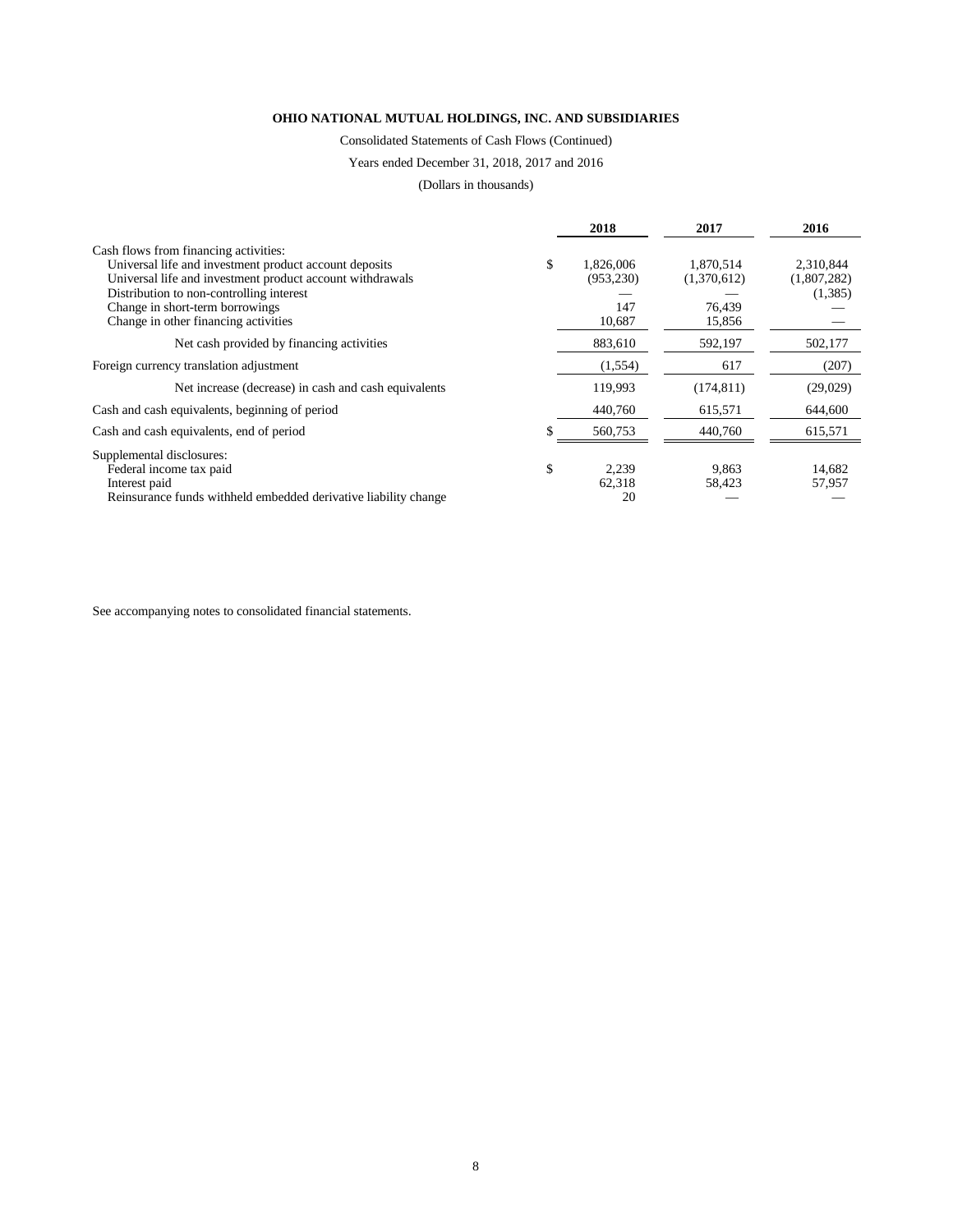**OHIO NATIONAL MUTUAL HOLDINGS, INC. AND SUBSIDIARIES**

Consolidated Statements of Cash Flows (Continued)

Years ended December 31, 2018, 2017 and 2016

(Dollars in thousands)

| | | 2018 | 2017 | 2016 |
|---|---|---|---|---|
| Cash flows from financing activities: | | | | |
| Universal life and investment product account deposits | $ | 1,826,006 | 1,870,514 | 2,310,844 |
| Universal life and investment product account withdrawals | | (953,230) | (1,370,612) | (1,807,282) |
| Distribution to non-controlling interest | | — | — | (1,385) |
| Change in short-term borrowings | | 147 | 76,439 | — |
| Change in other financing activities | | 10,687 | 15,856 | — |
| Net cash provided by financing activities | | 883,610 | 592,197 | 502,177 |
| Foreign currency translation adjustment | | (1,554) | 617 | (207) |
| Net increase (decrease) in cash and cash equivalents | | 119,993 | (174,811) | (29,029) |
| Cash and cash equivalents, beginning of period | | 440,760 | 615,571 | 644,600 |
| Cash and cash equivalents, end of period | $ | 560,753 | 440,760 | 615,571 |
| Supplemental disclosures: | | | | |
| Federal income tax paid | $ | 2,239 | 9,863 | 14,682 |
| Interest paid | | 62,318 | 58,423 | 57,957 |
| Reinsurance funds withheld embedded derivative liability change | | 20 | — | — |

See accompanying notes to consolidated financial statements.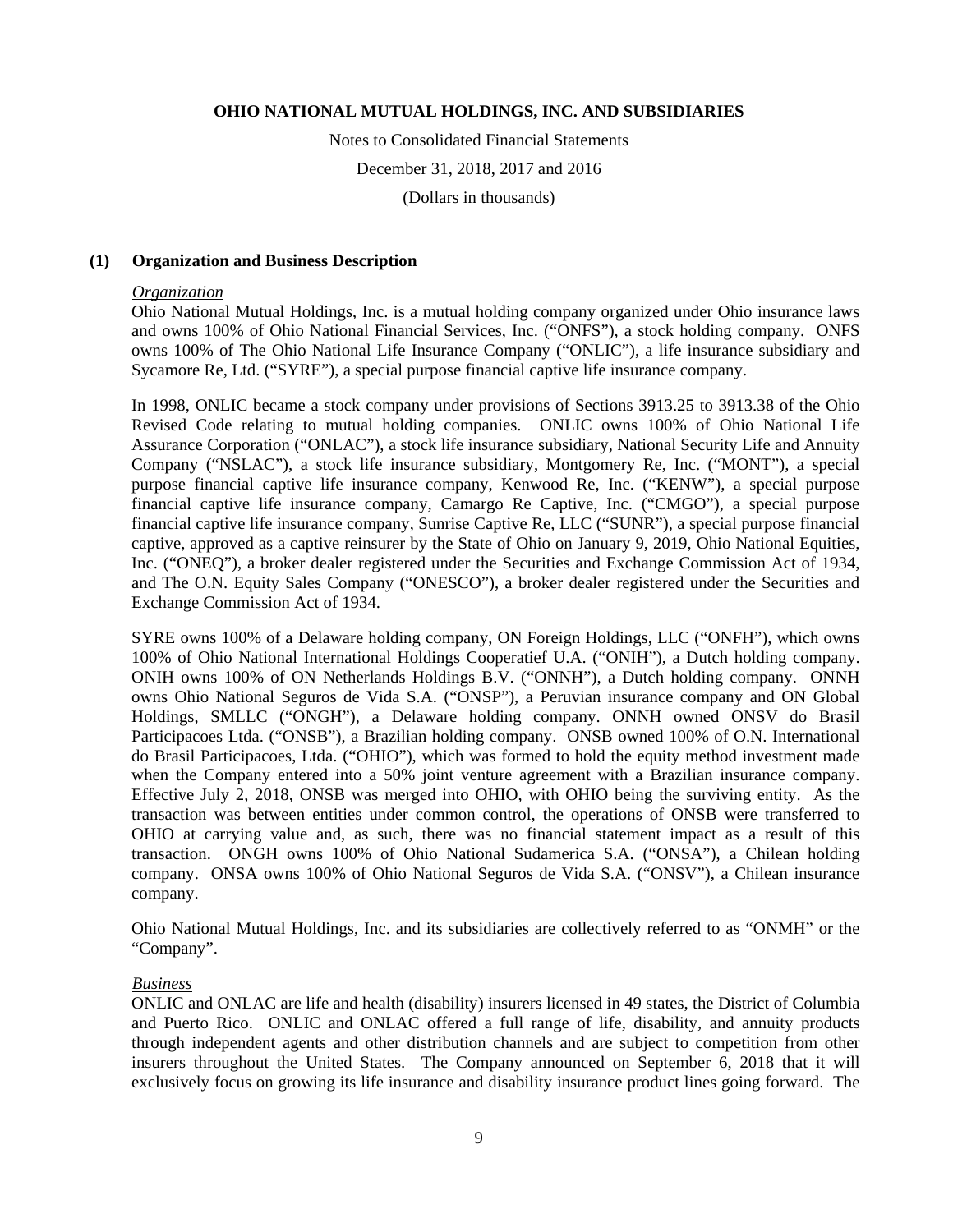## (1) Organization and Business Description

*Organization*

Ohio National Mutual Holdings, Inc. is a mutual holding company organized under Ohio insurance laws and owns 100% of Ohio National Financial Services, Inc. ("ONFS"), a stock holding company. ONFS owns 100% of The Ohio National Life Insurance Company ("ONLIC"), a life insurance subsidiary and Sycamore Re, Ltd. ("SYRE"), a special purpose financial captive life insurance company.

In 1998, ONLIC became a stock company under provisions of Sections 3913.25 to 3913.38 of the Ohio Revised Code relating to mutual holding companies. ONLIC owns 100% of Ohio National Life Assurance Corporation ("ONLAC"), a stock life insurance subsidiary, National Security Life and Annuity Company ("NSLAC"), a stock life insurance subsidiary, Montgomery Re, Inc. ("MONT"), a special purpose financial captive life insurance company, Kenwood Re, Inc. ("KENW"), a special purpose financial captive life insurance company, Camargo Re Captive, Inc. ("CMGO"), a special purpose financial captive life insurance company, Sunrise Captive Re, LLC ("SUNR"), a special purpose financial captive, approved as a captive reinsurer by the State of Ohio on January 9, 2019, Ohio National Equities, Inc. ("ONEQ"), a broker dealer registered under the Securities and Exchange Commission Act of 1934, and The O.N. Equity Sales Company ("ONESCO"), a broker dealer registered under the Securities and Exchange Commission Act of 1934.

SYRE owns 100% of a Delaware holding company, ON Foreign Holdings, LLC ("ONFH"), which owns 100% of Ohio National International Holdings Cooperatief U.A. ("ONIH"), a Dutch holding company. ONIH owns 100% of ON Netherlands Holdings B.V. ("ONNH"), a Dutch holding company. ONNH owns Ohio National Seguros de Vida S.A. ("ONSP"), a Peruvian insurance company and ON Global Holdings, SMLLC ("ONGH"), a Delaware holding company. ONNH owned ONSV do Brasil Participacoes Ltda. ("ONSB"), a Brazilian holding company. ONSB owned 100% of O.N. International do Brasil Participacoes, Ltda. ("OHIO"), which was formed to hold the equity method investment made when the Company entered into a 50% joint venture agreement with a Brazilian insurance company. Effective July 2, 2018, ONSB was merged into OHIO, with OHIO being the surviving entity. As the transaction was between entities under common control, the operations of ONSB were transferred to OHIO at carrying value and, as such, there was no financial statement impact as a result of this transaction. ONGH owns 100% of Ohio National Sudamerica S.A. ("ONSA"), a Chilean holding company. ONSA owns 100% of Ohio National Seguros de Vida S.A. ("ONSV"), a Chilean insurance company.

Ohio National Mutual Holdings, Inc. and its subsidiaries are collectively referred to as "ONMH" or the "Company".

*Business*

ONLIC and ONLAC are life and health (disability) insurers licensed in 49 states, the District of Columbia and Puerto Rico. ONLIC and ONLAC offered a full range of life, disability, and annuity products through independent agents and other distribution channels and are subject to competition from other insurers throughout the United States. The Company announced on September 6, 2018 that it will exclusively focus on growing its life insurance and disability insurance product lines going forward. The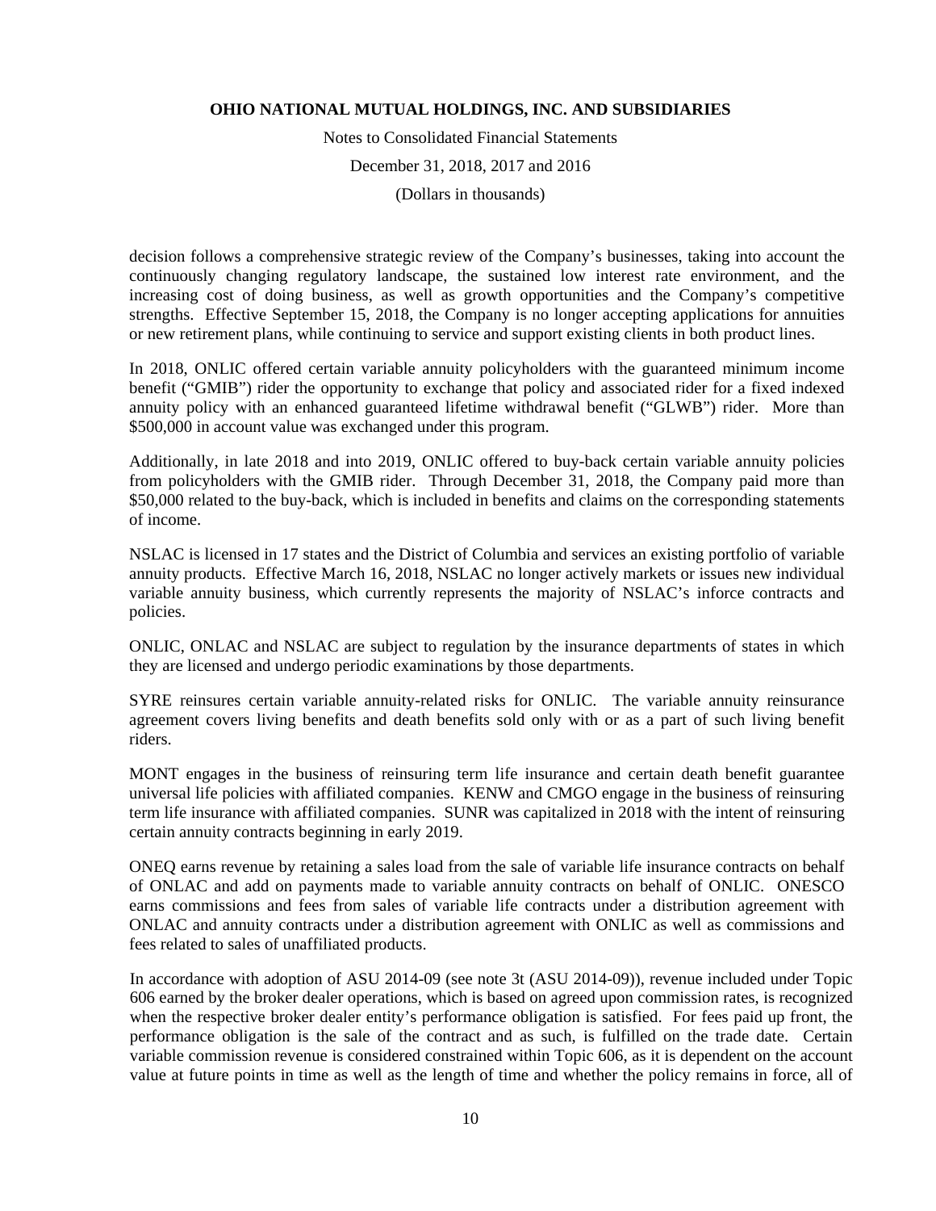decision follows a comprehensive strategic review of the Company's businesses, taking into account the continuously changing regulatory landscape, the sustained low interest rate environment, and the increasing cost of doing business, as well as growth opportunities and the Company's competitive strengths. Effective September 15, 2018, the Company is no longer accepting applications for annuities or new retirement plans, while continuing to service and support existing clients in both product lines.

In 2018, ONLIC offered certain variable annuity policyholders with the guaranteed minimum income benefit ("GMIB") rider the opportunity to exchange that policy and associated rider for a fixed indexed annuity policy with an enhanced guaranteed lifetime withdrawal benefit ("GLWB") rider. More than \$500,000 in account value was exchanged under this program.

Additionally, in late 2018 and into 2019, ONLIC offered to buy-back certain variable annuity policies from policyholders with the GMIB rider. Through December 31, 2018, the Company paid more than \$50,000 related to the buy-back, which is included in benefits and claims on the corresponding statements of income.

NSLAC is licensed in 17 states and the District of Columbia and services an existing portfolio of variable annuity products. Effective March 16, 2018, NSLAC no longer actively markets or issues new individual variable annuity business, which currently represents the majority of NSLAC's inforce contracts and policies.

ONLIC, ONLAC and NSLAC are subject to regulation by the insurance departments of states in which they are licensed and undergo periodic examinations by those departments.

SYRE reinsures certain variable annuity-related risks for ONLIC. The variable annuity reinsurance agreement covers living benefits and death benefits sold only with or as a part of such living benefit riders.

MONT engages in the business of reinsuring term life insurance and certain death benefit guarantee universal life policies with affiliated companies. KENW and CMGO engage in the business of reinsuring term life insurance with affiliated companies. SUNR was capitalized in 2018 with the intent of reinsuring certain annuity contracts beginning in early 2019.

ONEQ earns revenue by retaining a sales load from the sale of variable life insurance contracts on behalf of ONLAC and add on payments made to variable annuity contracts on behalf of ONLIC. ONESCO earns commissions and fees from sales of variable life contracts under a distribution agreement with ONLAC and annuity contracts under a distribution agreement with ONLIC as well as commissions and fees related to sales of unaffiliated products.

In accordance with adoption of ASU 2014-09 (see note 3t (ASU 2014-09)), revenue included under Topic 606 earned by the broker dealer operations, which is based on agreed upon commission rates, is recognized when the respective broker dealer entity's performance obligation is satisfied. For fees paid up front, the performance obligation is the sale of the contract and as such, is fulfilled on the trade date. Certain variable commission revenue is considered constrained within Topic 606, as it is dependent on the account value at future points in time as well as the length of time and whether the policy remains in force, all of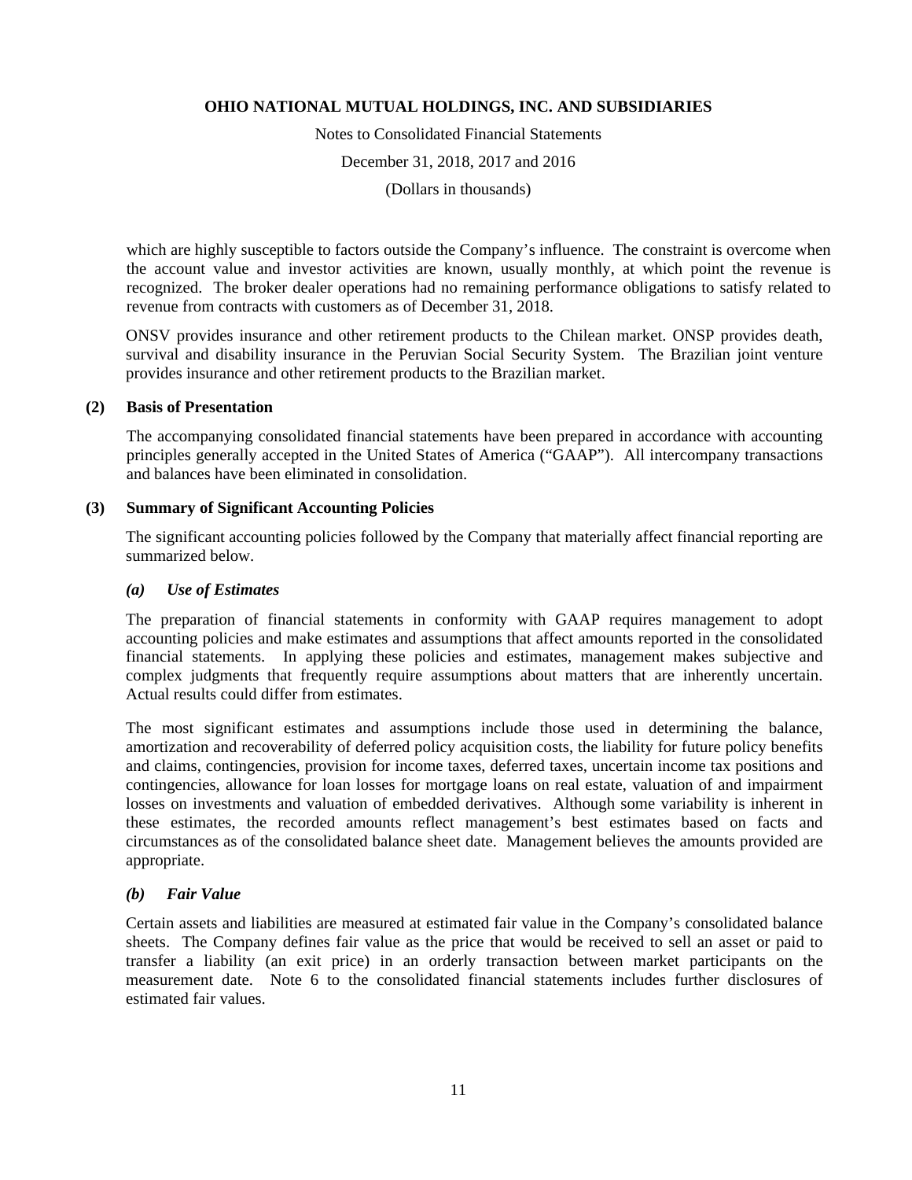which are highly susceptible to factors outside the Company's influence. The constraint is overcome when the account value and investor activities are known, usually monthly, at which point the revenue is recognized. The broker dealer operations had no remaining performance obligations to satisfy related to revenue from contracts with customers as of December 31, 2018.

ONSV provides insurance and other retirement products to the Chilean market. ONSP provides death, survival and disability insurance in the Peruvian Social Security System. The Brazilian joint venture provides insurance and other retirement products to the Brazilian market.

## (2) Basis of Presentation

The accompanying consolidated financial statements have been prepared in accordance with accounting principles generally accepted in the United States of America ("GAAP"). All intercompany transactions and balances have been eliminated in consolidation.

## (3) Summary of Significant Accounting Policies

The significant accounting policies followed by the Company that materially affect financial reporting are summarized below.

### *(a) Use of Estimates*

The preparation of financial statements in conformity with GAAP requires management to adopt accounting policies and make estimates and assumptions that affect amounts reported in the consolidated financial statements. In applying these policies and estimates, management makes subjective and complex judgments that frequently require assumptions about matters that are inherently uncertain. Actual results could differ from estimates.

The most significant estimates and assumptions include those used in determining the balance, amortization and recoverability of deferred policy acquisition costs, the liability for future policy benefits and claims, contingencies, provision for income taxes, deferred taxes, uncertain income tax positions and contingencies, allowance for loan losses for mortgage loans on real estate, valuation of and impairment losses on investments and valuation of embedded derivatives. Although some variability is inherent in these estimates, the recorded amounts reflect management's best estimates based on facts and circumstances as of the consolidated balance sheet date. Management believes the amounts provided are appropriate.

### *(b) Fair Value*

Certain assets and liabilities are measured at estimated fair value in the Company's consolidated balance sheets. The Company defines fair value as the price that would be received to sell an asset or paid to transfer a liability (an exit price) in an orderly transaction between market participants on the measurement date. Note 6 to the consolidated financial statements includes further disclosures of estimated fair values.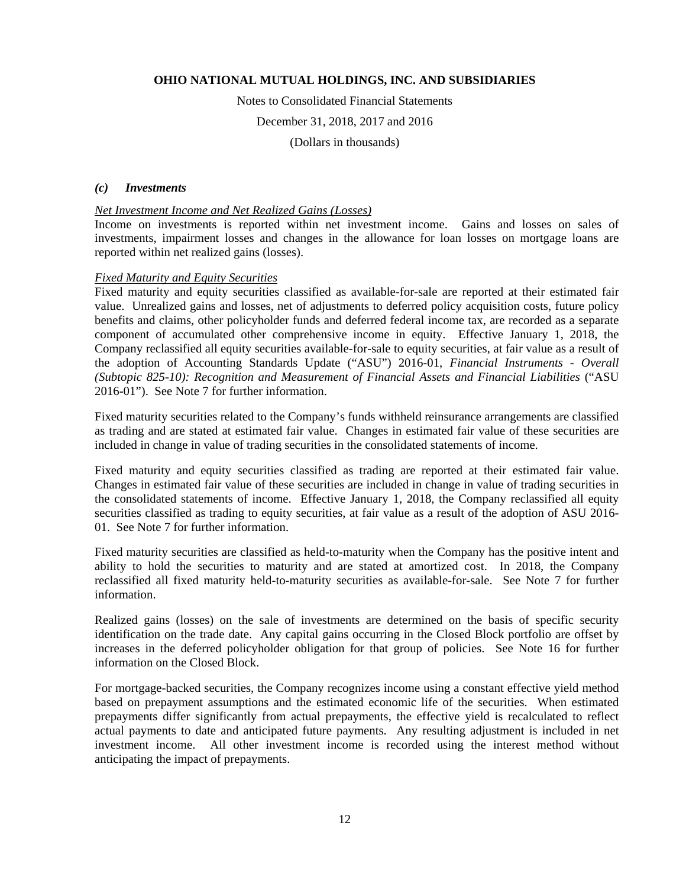### *(c) Investments*

*Net Investment Income and Net Realized Gains (Losses)*

Income on investments is reported within net investment income. Gains and losses on sales of investments, impairment losses and changes in the allowance for loan losses on mortgage loans are reported within net realized gains (losses).

*Fixed Maturity and Equity Securities*

Fixed maturity and equity securities classified as available-for-sale are reported at their estimated fair value. Unrealized gains and losses, net of adjustments to deferred policy acquisition costs, future policy benefits and claims, other policyholder funds and deferred federal income tax, are recorded as a separate component of accumulated other comprehensive income in equity. Effective January 1, 2018, the Company reclassified all equity securities available-for-sale to equity securities, at fair value as a result of the adoption of Accounting Standards Update ("ASU") 2016-01, *Financial Instruments - Overall (Subtopic 825-10): Recognition and Measurement of Financial Assets and Financial Liabilities* ("ASU 2016-01"). See Note 7 for further information.

Fixed maturity securities related to the Company's funds withheld reinsurance arrangements are classified as trading and are stated at estimated fair value. Changes in estimated fair value of these securities are included in change in value of trading securities in the consolidated statements of income.

Fixed maturity and equity securities classified as trading are reported at their estimated fair value. Changes in estimated fair value of these securities are included in change in value of trading securities in the consolidated statements of income. Effective January 1, 2018, the Company reclassified all equity securities classified as trading to equity securities, at fair value as a result of the adoption of ASU 2016-01. See Note 7 for further information.

Fixed maturity securities are classified as held-to-maturity when the Company has the positive intent and ability to hold the securities to maturity and are stated at amortized cost. In 2018, the Company reclassified all fixed maturity held-to-maturity securities as available-for-sale. See Note 7 for further information.

Realized gains (losses) on the sale of investments are determined on the basis of specific security identification on the trade date. Any capital gains occurring in the Closed Block portfolio are offset by increases in the deferred policyholder obligation for that group of policies. See Note 16 for further information on the Closed Block.

For mortgage-backed securities, the Company recognizes income using a constant effective yield method based on prepayment assumptions and the estimated economic life of the securities. When estimated prepayments differ significantly from actual prepayments, the effective yield is recalculated to reflect actual payments to date and anticipated future payments. Any resulting adjustment is included in net investment income. All other investment income is recorded using the interest method without anticipating the impact of prepayments.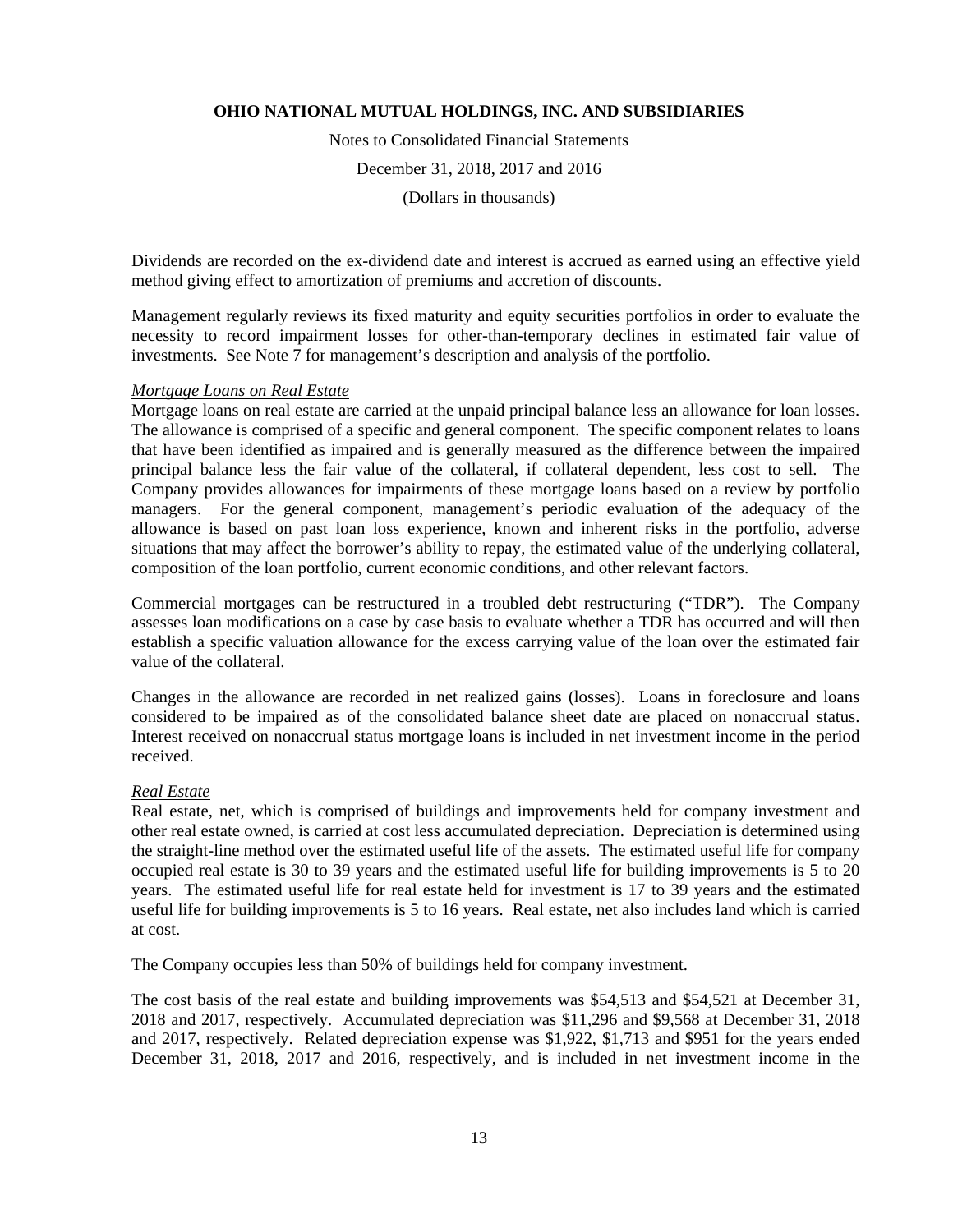Dividends are recorded on the ex-dividend date and interest is accrued as earned using an effective yield method giving effect to amortization of premiums and accretion of discounts.

Management regularly reviews its fixed maturity and equity securities portfolios in order to evaluate the necessity to record impairment losses for other-than-temporary declines in estimated fair value of investments. See Note 7 for management's description and analysis of the portfolio.

*Mortgage Loans on Real Estate*

Mortgage loans on real estate are carried at the unpaid principal balance less an allowance for loan losses. The allowance is comprised of a specific and general component. The specific component relates to loans that have been identified as impaired and is generally measured as the difference between the impaired principal balance less the fair value of the collateral, if collateral dependent, less cost to sell. The Company provides allowances for impairments of these mortgage loans based on a review by portfolio managers. For the general component, management's periodic evaluation of the adequacy of the allowance is based on past loan loss experience, known and inherent risks in the portfolio, adverse situations that may affect the borrower's ability to repay, the estimated value of the underlying collateral, composition of the loan portfolio, current economic conditions, and other relevant factors.

Commercial mortgages can be restructured in a troubled debt restructuring ("TDR"). The Company assesses loan modifications on a case by case basis to evaluate whether a TDR has occurred and will then establish a specific valuation allowance for the excess carrying value of the loan over the estimated fair value of the collateral.

Changes in the allowance are recorded in net realized gains (losses). Loans in foreclosure and loans considered to be impaired as of the consolidated balance sheet date are placed on nonaccrual status. Interest received on nonaccrual status mortgage loans is included in net investment income in the period received.

*Real Estate*

Real estate, net, which is comprised of buildings and improvements held for company investment and other real estate owned, is carried at cost less accumulated depreciation. Depreciation is determined using the straight-line method over the estimated useful life of the assets. The estimated useful life for company occupied real estate is 30 to 39 years and the estimated useful life for building improvements is 5 to 20 years. The estimated useful life for real estate held for investment is 17 to 39 years and the estimated useful life for building improvements is 5 to 16 years. Real estate, net also includes land which is carried at cost.

The Company occupies less than 50% of buildings held for company investment.

The cost basis of the real estate and building improvements was $54,513 and $54,521 at December 31, 2018 and 2017, respectively. Accumulated depreciation was $11,296 and $9,568 at December 31, 2018 and 2017, respectively. Related depreciation expense was $1,922, $1,713 and $951 for the years ended December 31, 2018, 2017 and 2016, respectively, and is included in net investment income in the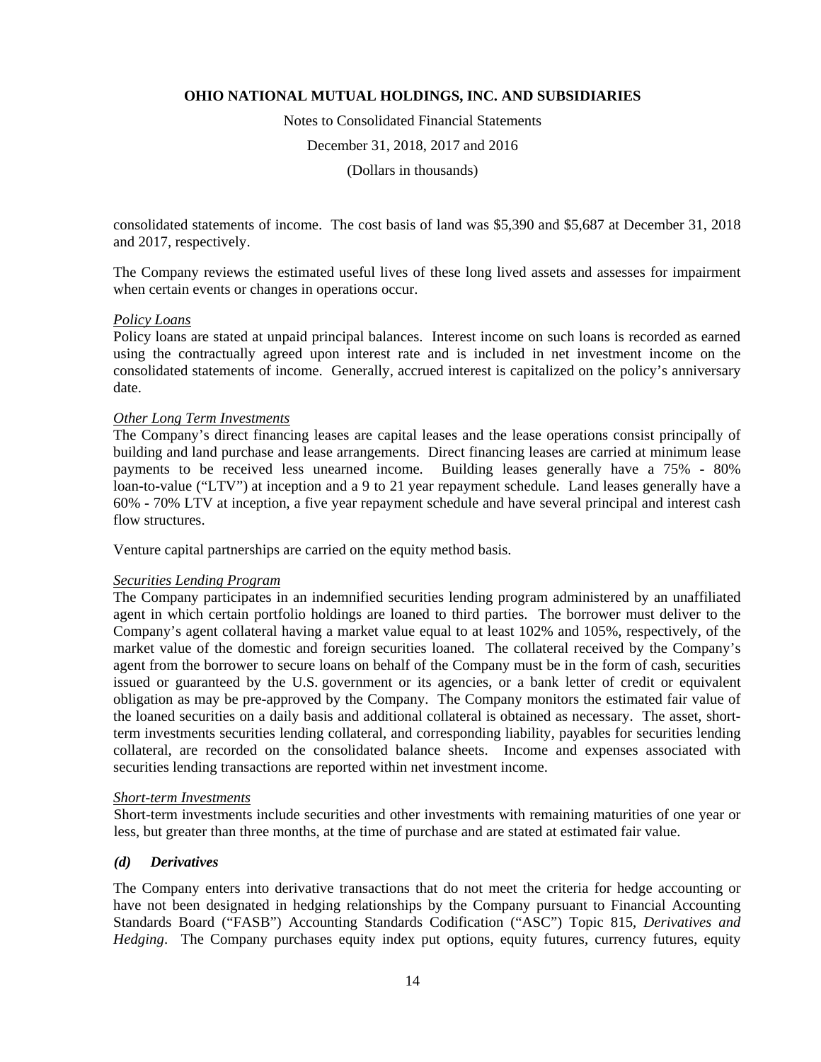consolidated statements of income. The cost basis of land was $5,390 and $5,687 at December 31, 2018 and 2017, respectively.

The Company reviews the estimated useful lives of these long lived assets and assesses for impairment when certain events or changes in operations occur.

*Policy Loans*

Policy loans are stated at unpaid principal balances. Interest income on such loans is recorded as earned using the contractually agreed upon interest rate and is included in net investment income on the consolidated statements of income. Generally, accrued interest is capitalized on the policy's anniversary date.

*Other Long Term Investments*

The Company's direct financing leases are capital leases and the lease operations consist principally of building and land purchase and lease arrangements. Direct financing leases are carried at minimum lease payments to be received less unearned income. Building leases generally have a 75% - 80% loan-to-value ("LTV") at inception and a 9 to 21 year repayment schedule. Land leases generally have a 60% - 70% LTV at inception, a five year repayment schedule and have several principal and interest cash flow structures.

Venture capital partnerships are carried on the equity method basis.

*Securities Lending Program*

The Company participates in an indemnified securities lending program administered by an unaffiliated agent in which certain portfolio holdings are loaned to third parties. The borrower must deliver to the Company's agent collateral having a market value equal to at least 102% and 105%, respectively, of the market value of the domestic and foreign securities loaned. The collateral received by the Company's agent from the borrower to secure loans on behalf of the Company must be in the form of cash, securities issued or guaranteed by the U.S. government or its agencies, or a bank letter of credit or equivalent obligation as may be pre-approved by the Company. The Company monitors the estimated fair value of the loaned securities on a daily basis and additional collateral is obtained as necessary. The asset, short-term investments securities lending collateral, and corresponding liability, payables for securities lending collateral, are recorded on the consolidated balance sheets. Income and expenses associated with securities lending transactions are reported within net investment income.

*Short-term Investments*

Short-term investments include securities and other investments with remaining maturities of one year or less, but greater than three months, at the time of purchase and are stated at estimated fair value.

### *(d) Derivatives*

The Company enters into derivative transactions that do not meet the criteria for hedge accounting or have not been designated in hedging relationships by the Company pursuant to Financial Accounting Standards Board ("FASB") Accounting Standards Codification ("ASC") Topic 815, *Derivatives and Hedging*. The Company purchases equity index put options, equity futures, currency futures, equity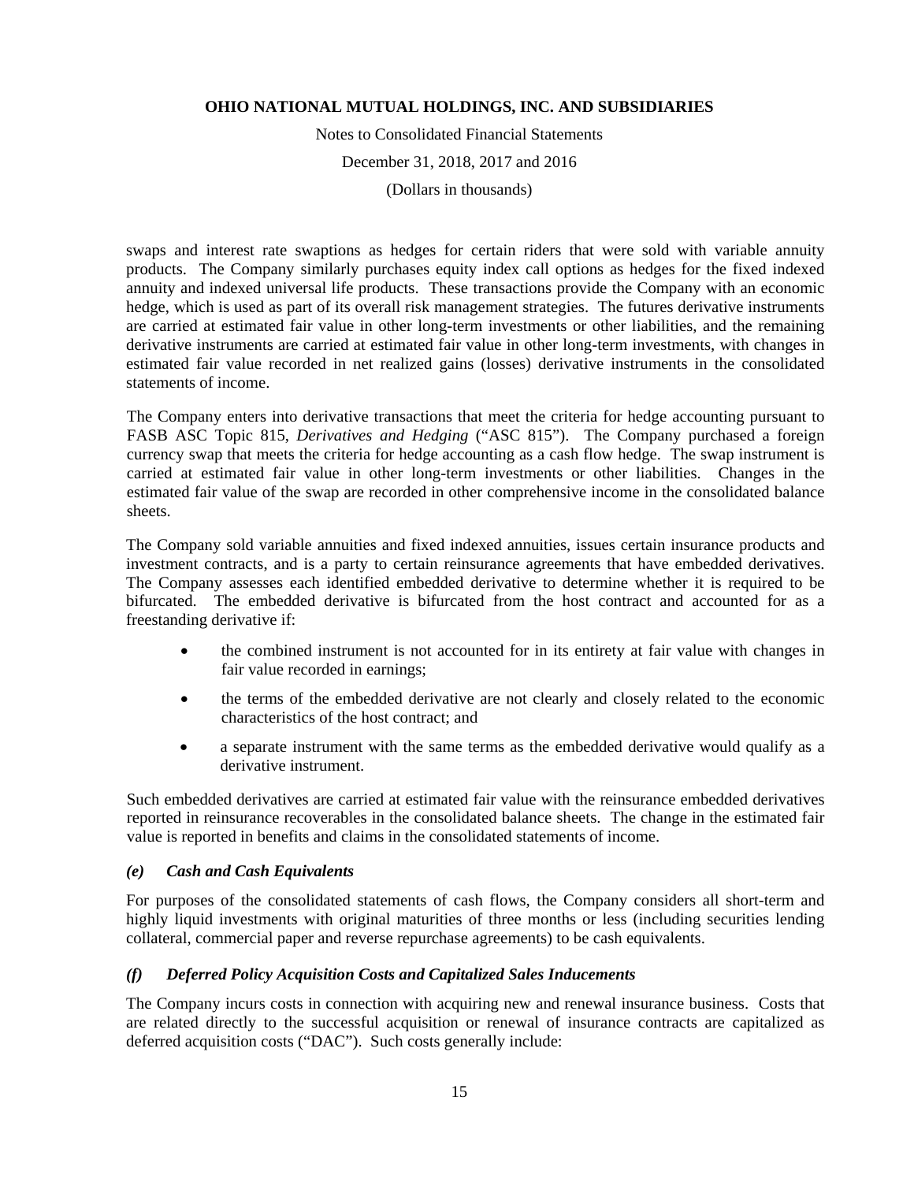swaps and interest rate swaptions as hedges for certain riders that were sold with variable annuity products. The Company similarly purchases equity index call options as hedges for the fixed indexed annuity and indexed universal life products. These transactions provide the Company with an economic hedge, which is used as part of its overall risk management strategies. The futures derivative instruments are carried at estimated fair value in other long-term investments or other liabilities, and the remaining derivative instruments are carried at estimated fair value in other long-term investments, with changes in estimated fair value recorded in net realized gains (losses) derivative instruments in the consolidated statements of income.

The Company enters into derivative transactions that meet the criteria for hedge accounting pursuant to FASB ASC Topic 815, *Derivatives and Hedging* ("ASC 815"). The Company purchased a foreign currency swap that meets the criteria for hedge accounting as a cash flow hedge. The swap instrument is carried at estimated fair value in other long-term investments or other liabilities. Changes in the estimated fair value of the swap are recorded in other comprehensive income in the consolidated balance sheets.

The Company sold variable annuities and fixed indexed annuities, issues certain insurance products and investment contracts, and is a party to certain reinsurance agreements that have embedded derivatives. The Company assesses each identified embedded derivative to determine whether it is required to be bifurcated. The embedded derivative is bifurcated from the host contract and accounted for as a freestanding derivative if:

- the combined instrument is not accounted for in its entirety at fair value with changes in fair value recorded in earnings;
- the terms of the embedded derivative are not clearly and closely related to the economic characteristics of the host contract; and
- a separate instrument with the same terms as the embedded derivative would qualify as a derivative instrument.

Such embedded derivatives are carried at estimated fair value with the reinsurance embedded derivatives reported in reinsurance recoverables in the consolidated balance sheets. The change in the estimated fair value is reported in benefits and claims in the consolidated statements of income.

### *(e) Cash and Cash Equivalents*

For purposes of the consolidated statements of cash flows, the Company considers all short-term and highly liquid investments with original maturities of three months or less (including securities lending collateral, commercial paper and reverse repurchase agreements) to be cash equivalents.

### *(f) Deferred Policy Acquisition Costs and Capitalized Sales Inducements*

The Company incurs costs in connection with acquiring new and renewal insurance business. Costs that are related directly to the successful acquisition or renewal of insurance contracts are capitalized as deferred acquisition costs ("DAC"). Such costs generally include: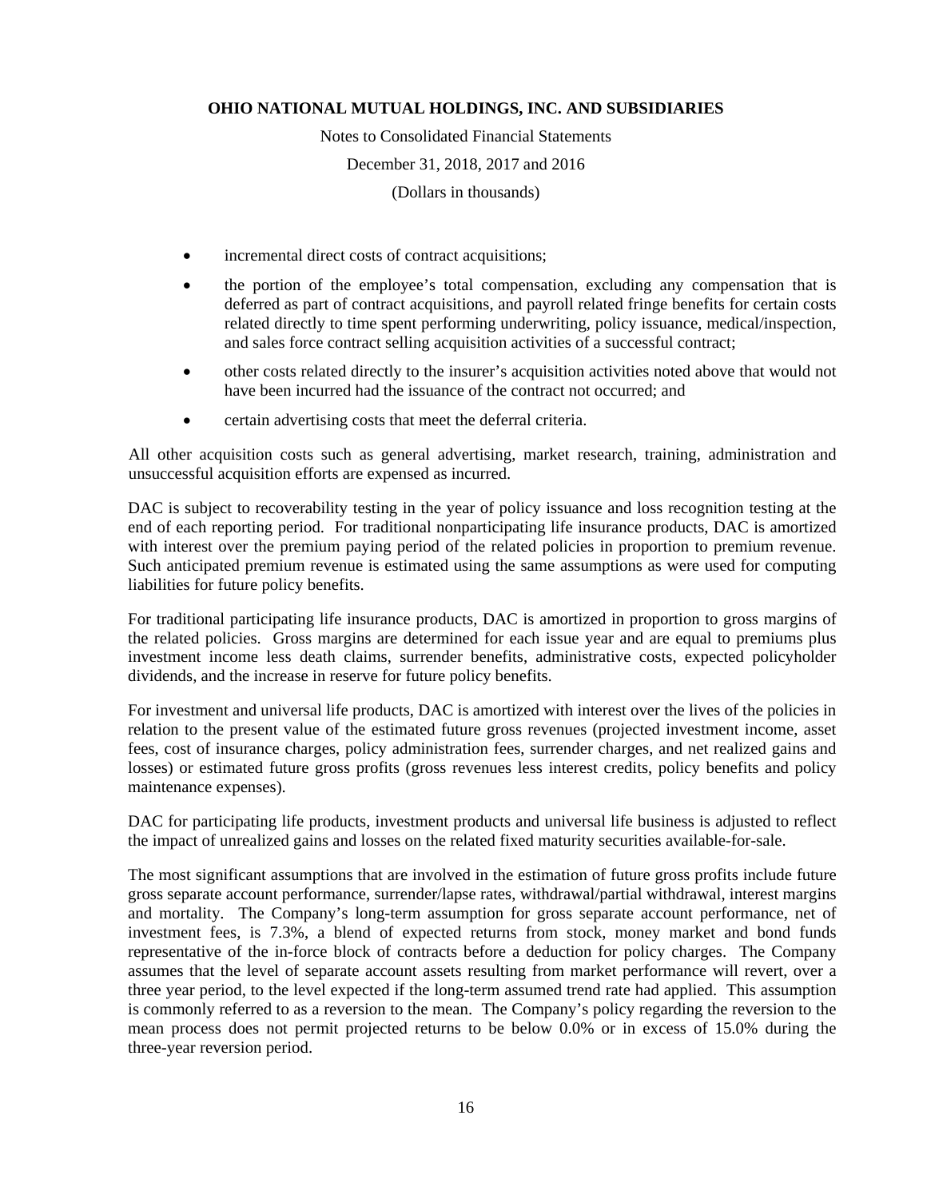- incremental direct costs of contract acquisitions;
- the portion of the employee's total compensation, excluding any compensation that is deferred as part of contract acquisitions, and payroll related fringe benefits for certain costs related directly to time spent performing underwriting, policy issuance, medical/inspection, and sales force contract selling acquisition activities of a successful contract;
- other costs related directly to the insurer's acquisition activities noted above that would not have been incurred had the issuance of the contract not occurred; and
- certain advertising costs that meet the deferral criteria.

All other acquisition costs such as general advertising, market research, training, administration and unsuccessful acquisition efforts are expensed as incurred.

DAC is subject to recoverability testing in the year of policy issuance and loss recognition testing at the end of each reporting period. For traditional nonparticipating life insurance products, DAC is amortized with interest over the premium paying period of the related policies in proportion to premium revenue. Such anticipated premium revenue is estimated using the same assumptions as were used for computing liabilities for future policy benefits.

For traditional participating life insurance products, DAC is amortized in proportion to gross margins of the related policies. Gross margins are determined for each issue year and are equal to premiums plus investment income less death claims, surrender benefits, administrative costs, expected policyholder dividends, and the increase in reserve for future policy benefits.

For investment and universal life products, DAC is amortized with interest over the lives of the policies in relation to the present value of the estimated future gross revenues (projected investment income, asset fees, cost of insurance charges, policy administration fees, surrender charges, and net realized gains and losses) or estimated future gross profits (gross revenues less interest credits, policy benefits and policy maintenance expenses).

DAC for participating life products, investment products and universal life business is adjusted to reflect the impact of unrealized gains and losses on the related fixed maturity securities available-for-sale.

The most significant assumptions that are involved in the estimation of future gross profits include future gross separate account performance, surrender/lapse rates, withdrawal/partial withdrawal, interest margins and mortality. The Company's long-term assumption for gross separate account performance, net of investment fees, is 7.3%, a blend of expected returns from stock, money market and bond funds representative of the in-force block of contracts before a deduction for policy charges. The Company assumes that the level of separate account assets resulting from market performance will revert, over a three year period, to the level expected if the long-term assumed trend rate had applied. This assumption is commonly referred to as a reversion to the mean. The Company's policy regarding the reversion to the mean process does not permit projected returns to be below 0.0% or in excess of 15.0% during the three-year reversion period.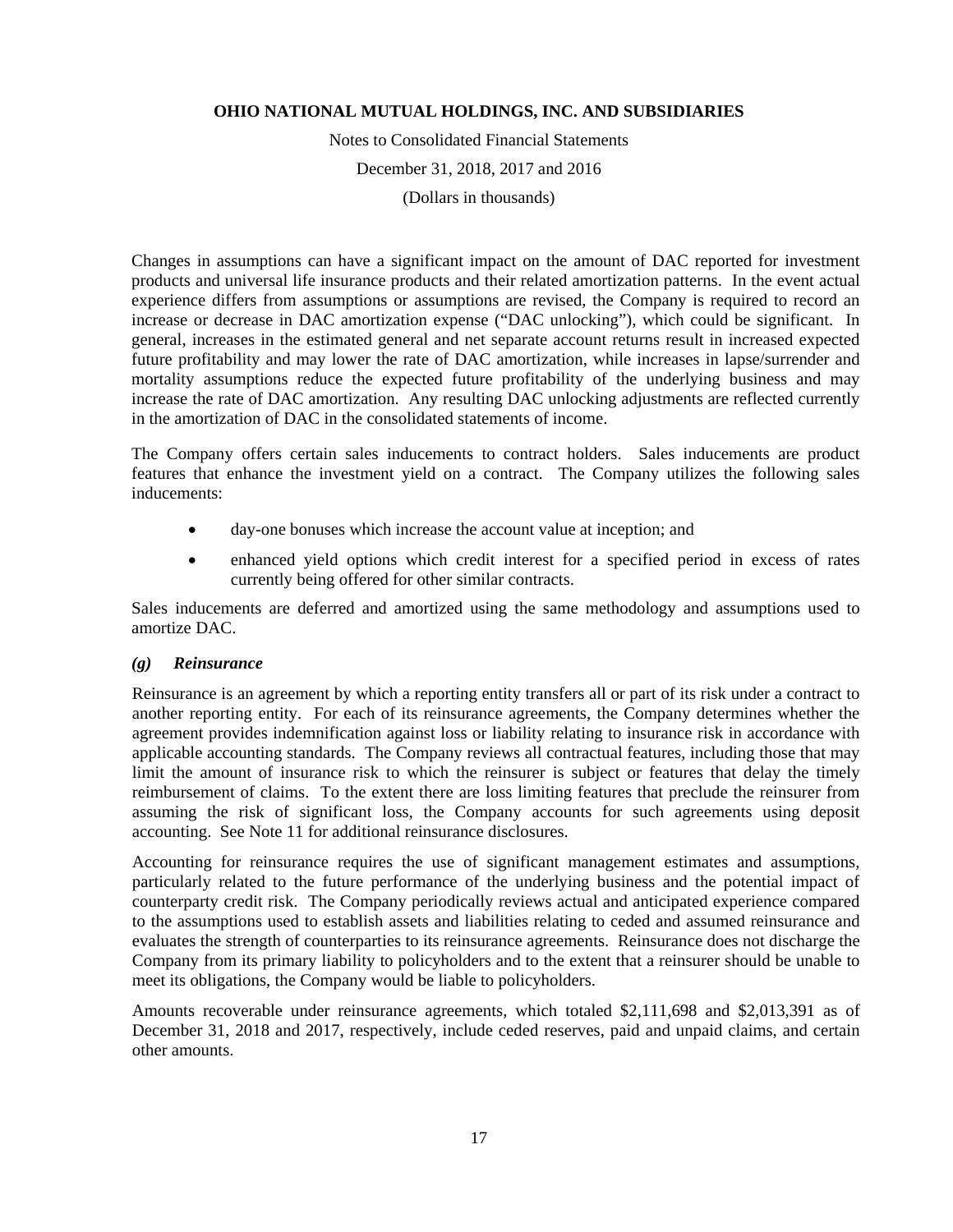Changes in assumptions can have a significant impact on the amount of DAC reported for investment products and universal life insurance products and their related amortization patterns. In the event actual experience differs from assumptions or assumptions are revised, the Company is required to record an increase or decrease in DAC amortization expense ("DAC unlocking"), which could be significant. In general, increases in the estimated general and net separate account returns result in increased expected future profitability and may lower the rate of DAC amortization, while increases in lapse/surrender and mortality assumptions reduce the expected future profitability of the underlying business and may increase the rate of DAC amortization. Any resulting DAC unlocking adjustments are reflected currently in the amortization of DAC in the consolidated statements of income.

The Company offers certain sales inducements to contract holders. Sales inducements are product features that enhance the investment yield on a contract. The Company utilizes the following sales inducements:

- day-one bonuses which increase the account value at inception; and
- enhanced yield options which credit interest for a specified period in excess of rates currently being offered for other similar contracts.

Sales inducements are deferred and amortized using the same methodology and assumptions used to amortize DAC.

### *(g) Reinsurance*

Reinsurance is an agreement by which a reporting entity transfers all or part of its risk under a contract to another reporting entity. For each of its reinsurance agreements, the Company determines whether the agreement provides indemnification against loss or liability relating to insurance risk in accordance with applicable accounting standards. The Company reviews all contractual features, including those that may limit the amount of insurance risk to which the reinsurer is subject or features that delay the timely reimbursement of claims. To the extent there are loss limiting features that preclude the reinsurer from assuming the risk of significant loss, the Company accounts for such agreements using deposit accounting. See Note 11 for additional reinsurance disclosures.

Accounting for reinsurance requires the use of significant management estimates and assumptions, particularly related to the future performance of the underlying business and the potential impact of counterparty credit risk. The Company periodically reviews actual and anticipated experience compared to the assumptions used to establish assets and liabilities relating to ceded and assumed reinsurance and evaluates the strength of counterparties to its reinsurance agreements. Reinsurance does not discharge the Company from its primary liability to policyholders and to the extent that a reinsurer should be unable to meet its obligations, the Company would be liable to policyholders.

Amounts recoverable under reinsurance agreements, which totaled $2,111,698 and $2,013,391 as of December 31, 2018 and 2017, respectively, include ceded reserves, paid and unpaid claims, and certain other amounts.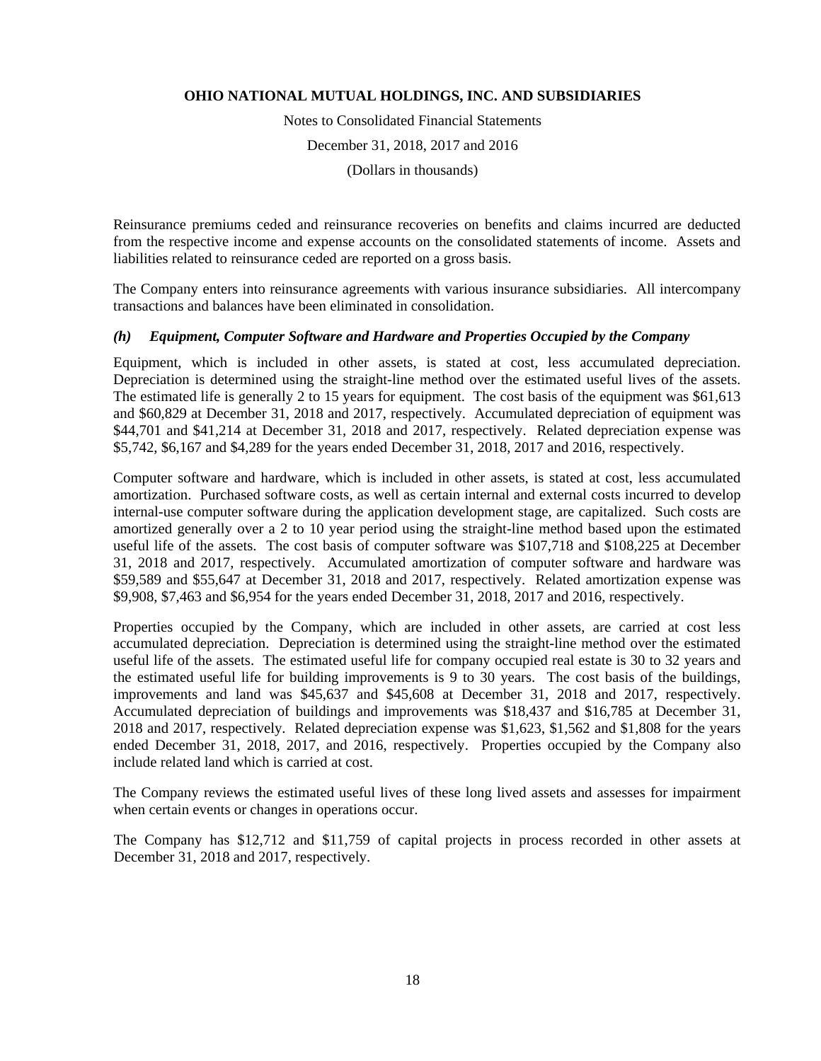Reinsurance premiums ceded and reinsurance recoveries on benefits and claims incurred are deducted from the respective income and expense accounts on the consolidated statements of income. Assets and liabilities related to reinsurance ceded are reported on a gross basis.

The Company enters into reinsurance agreements with various insurance subsidiaries. All intercompany transactions and balances have been eliminated in consolidation.

### *(h) Equipment, Computer Software and Hardware and Properties Occupied by the Company*

Equipment, which is included in other assets, is stated at cost, less accumulated depreciation. Depreciation is determined using the straight-line method over the estimated useful lives of the assets. The estimated life is generally 2 to 15 years for equipment. The cost basis of the equipment was $61,613 and $60,829 at December 31, 2018 and 2017, respectively. Accumulated depreciation of equipment was $44,701 and $41,214 at December 31, 2018 and 2017, respectively. Related depreciation expense was $5,742, $6,167 and $4,289 for the years ended December 31, 2018, 2017 and 2016, respectively.

Computer software and hardware, which is included in other assets, is stated at cost, less accumulated amortization. Purchased software costs, as well as certain internal and external costs incurred to develop internal-use computer software during the application development stage, are capitalized. Such costs are amortized generally over a 2 to 10 year period using the straight-line method based upon the estimated useful life of the assets. The cost basis of computer software was $107,718 and $108,225 at December 31, 2018 and 2017, respectively. Accumulated amortization of computer software and hardware was $59,589 and $55,647 at December 31, 2018 and 2017, respectively. Related amortization expense was $9,908, $7,463 and $6,954 for the years ended December 31, 2018, 2017 and 2016, respectively.

Properties occupied by the Company, which are included in other assets, are carried at cost less accumulated depreciation. Depreciation is determined using the straight-line method over the estimated useful life of the assets. The estimated useful life for company occupied real estate is 30 to 32 years and the estimated useful life for building improvements is 9 to 30 years. The cost basis of the buildings, improvements and land was $45,637 and $45,608 at December 31, 2018 and 2017, respectively. Accumulated depreciation of buildings and improvements was $18,437 and $16,785 at December 31, 2018 and 2017, respectively. Related depreciation expense was $1,623, $1,562 and $1,808 for the years ended December 31, 2018, 2017, and 2016, respectively. Properties occupied by the Company also include related land which is carried at cost.

The Company reviews the estimated useful lives of these long lived assets and assesses for impairment when certain events or changes in operations occur.

The Company has $12,712 and $11,759 of capital projects in process recorded in other assets at December 31, 2018 and 2017, respectively.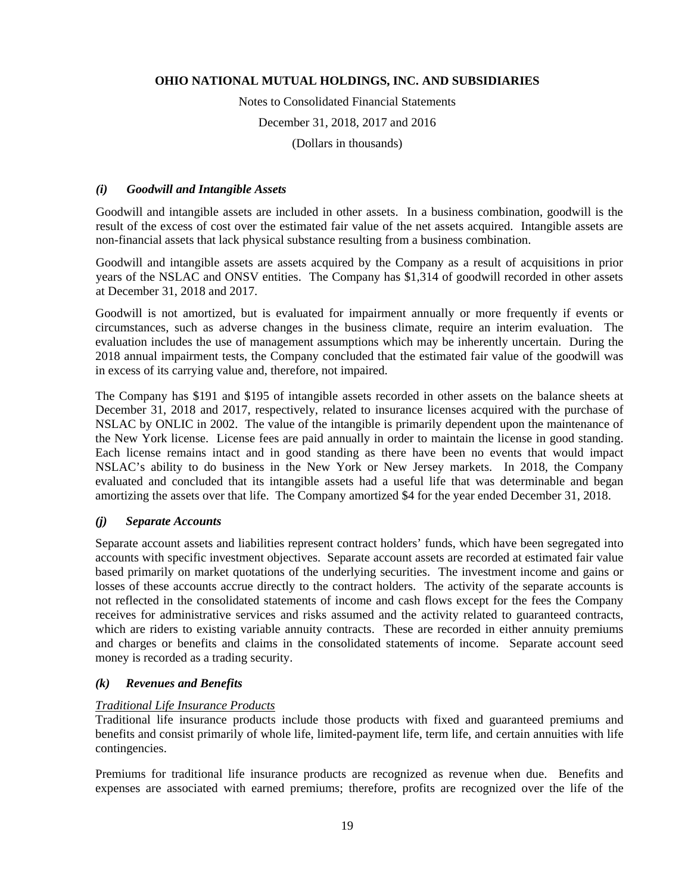### *(i) Goodwill and Intangible Assets*

Goodwill and intangible assets are included in other assets. In a business combination, goodwill is the result of the excess of cost over the estimated fair value of the net assets acquired. Intangible assets are non-financial assets that lack physical substance resulting from a business combination.

Goodwill and intangible assets are assets acquired by the Company as a result of acquisitions in prior years of the NSLAC and ONSV entities. The Company has $1,314 of goodwill recorded in other assets at December 31, 2018 and 2017.

Goodwill is not amortized, but is evaluated for impairment annually or more frequently if events or circumstances, such as adverse changes in the business climate, require an interim evaluation. The evaluation includes the use of management assumptions which may be inherently uncertain. During the 2018 annual impairment tests, the Company concluded that the estimated fair value of the goodwill was in excess of its carrying value and, therefore, not impaired.

The Company has $191 and $195 of intangible assets recorded in other assets on the balance sheets at December 31, 2018 and 2017, respectively, related to insurance licenses acquired with the purchase of NSLAC by ONLIC in 2002. The value of the intangible is primarily dependent upon the maintenance of the New York license. License fees are paid annually in order to maintain the license in good standing. Each license remains intact and in good standing as there have been no events that would impact NSLAC's ability to do business in the New York or New Jersey markets. In 2018, the Company evaluated and concluded that its intangible assets had a useful life that was determinable and began amortizing the assets over that life. The Company amortized $4 for the year ended December 31, 2018.

### *(j) Separate Accounts*

Separate account assets and liabilities represent contract holders' funds, which have been segregated into accounts with specific investment objectives. Separate account assets are recorded at estimated fair value based primarily on market quotations of the underlying securities. The investment income and gains or losses of these accounts accrue directly to the contract holders. The activity of the separate accounts is not reflected in the consolidated statements of income and cash flows except for the fees the Company receives for administrative services and risks assumed and the activity related to guaranteed contracts, which are riders to existing variable annuity contracts. These are recorded in either annuity premiums and charges or benefits and claims in the consolidated statements of income. Separate account seed money is recorded as a trading security.

### *(k) Revenues and Benefits*

<u>Traditional Life Insurance Products</u>
Traditional life insurance products include those products with fixed and guaranteed premiums and benefits and consist primarily of whole life, limited-payment life, term life, and certain annuities with life contingencies.

Premiums for traditional life insurance products are recognized as revenue when due. Benefits and expenses are associated with earned premiums; therefore, profits are recognized over the life of the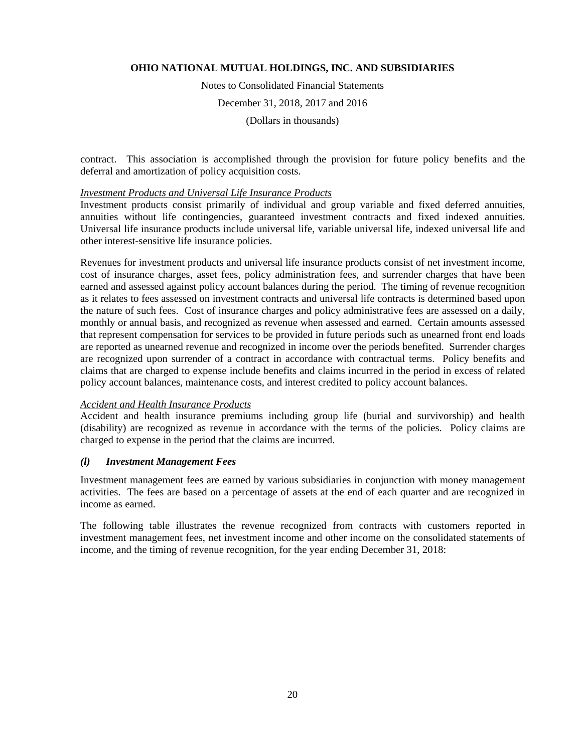contract. This association is accomplished through the provision for future policy benefits and the deferral and amortization of policy acquisition costs.

*Investment Products and Universal Life Insurance Products*

Investment products consist primarily of individual and group variable and fixed deferred annuities, annuities without life contingencies, guaranteed investment contracts and fixed indexed annuities. Universal life insurance products include universal life, variable universal life, indexed universal life and other interest-sensitive life insurance policies.

Revenues for investment products and universal life insurance products consist of net investment income, cost of insurance charges, asset fees, policy administration fees, and surrender charges that have been earned and assessed against policy account balances during the period. The timing of revenue recognition as it relates to fees assessed on investment contracts and universal life contracts is determined based upon the nature of such fees. Cost of insurance charges and policy administrative fees are assessed on a daily, monthly or annual basis, and recognized as revenue when assessed and earned. Certain amounts assessed that represent compensation for services to be provided in future periods such as unearned front end loads are reported as unearned revenue and recognized in income over the periods benefited. Surrender charges are recognized upon surrender of a contract in accordance with contractual terms. Policy benefits and claims that are charged to expense include benefits and claims incurred in the period in excess of related policy account balances, maintenance costs, and interest credited to policy account balances.

*Accident and Health Insurance Products*

Accident and health insurance premiums including group life (burial and survivorship) and health (disability) are recognized as revenue in accordance with the terms of the policies. Policy claims are charged to expense in the period that the claims are incurred.

### *(l) Investment Management Fees*

Investment management fees are earned by various subsidiaries in conjunction with money management activities. The fees are based on a percentage of assets at the end of each quarter and are recognized in income as earned.

The following table illustrates the revenue recognized from contracts with customers reported in investment management fees, net investment income and other income on the consolidated statements of income, and the timing of revenue recognition, for the year ending December 31, 2018: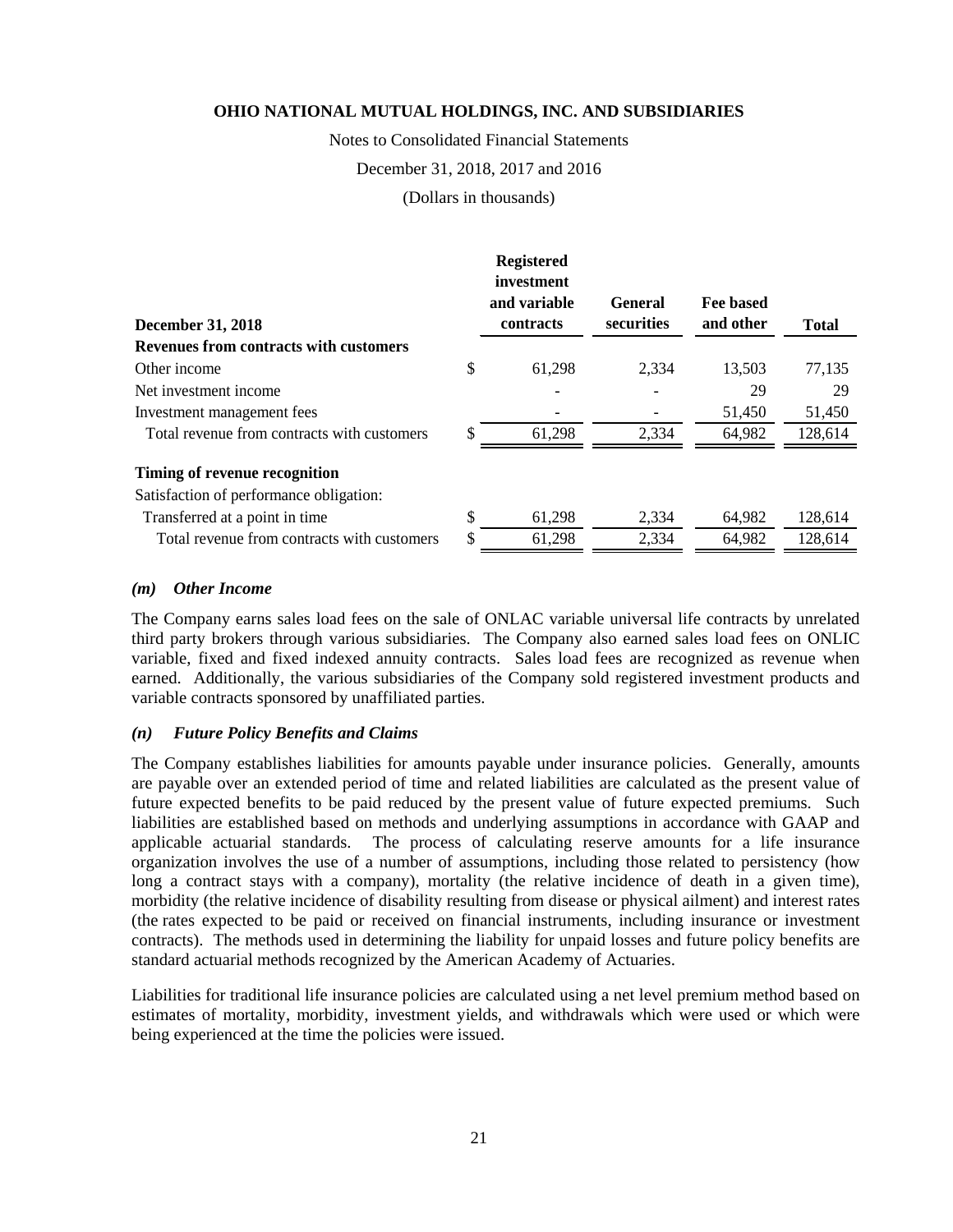| December 31, 2018 | Registered investment and variable contracts | General securities | Fee based and other | Total |
|---|---|---|---|---|
| **Revenues from contracts with customers** | | | | |
| Other income | $ 61,298 | 2,334 | 13,503 | 77,135 |
| Net investment income | - | - | 29 | 29 |
| Investment management fees | - | - | 51,450 | 51,450 |
| Total revenue from contracts with customers | $ 61,298 | 2,334 | 64,982 | 128,614 |
| | | | | |
| **Timing of revenue recognition** | | | | |
| Satisfaction of performance obligation: | | | | |
| Transferred at a point in time | $ 61,298 | 2,334 | 64,982 | 128,614 |
| Total revenue from contracts with customers | $ 61,298 | 2,334 | 64,982 | 128,614 |

### *(m) Other Income*

The Company earns sales load fees on the sale of ONLAC variable universal life contracts by unrelated third party brokers through various subsidiaries. The Company also earned sales load fees on ONLIC variable, fixed and fixed indexed annuity contracts. Sales load fees are recognized as revenue when earned. Additionally, the various subsidiaries of the Company sold registered investment products and variable contracts sponsored by unaffiliated parties.

### *(n) Future Policy Benefits and Claims*

The Company establishes liabilities for amounts payable under insurance policies. Generally, amounts are payable over an extended period of time and related liabilities are calculated as the present value of future expected benefits to be paid reduced by the present value of future expected premiums. Such liabilities are established based on methods and underlying assumptions in accordance with GAAP and applicable actuarial standards. The process of calculating reserve amounts for a life insurance organization involves the use of a number of assumptions, including those related to persistency (how long a contract stays with a company), mortality (the relative incidence of death in a given time), morbidity (the relative incidence of disability resulting from disease or physical ailment) and interest rates (the rates expected to be paid or received on financial instruments, including insurance or investment contracts). The methods used in determining the liability for unpaid losses and future policy benefits are standard actuarial methods recognized by the American Academy of Actuaries.

Liabilities for traditional life insurance policies are calculated using a net level premium method based on estimates of mortality, morbidity, investment yields, and withdrawals which were used or which were being experienced at the time the policies were issued.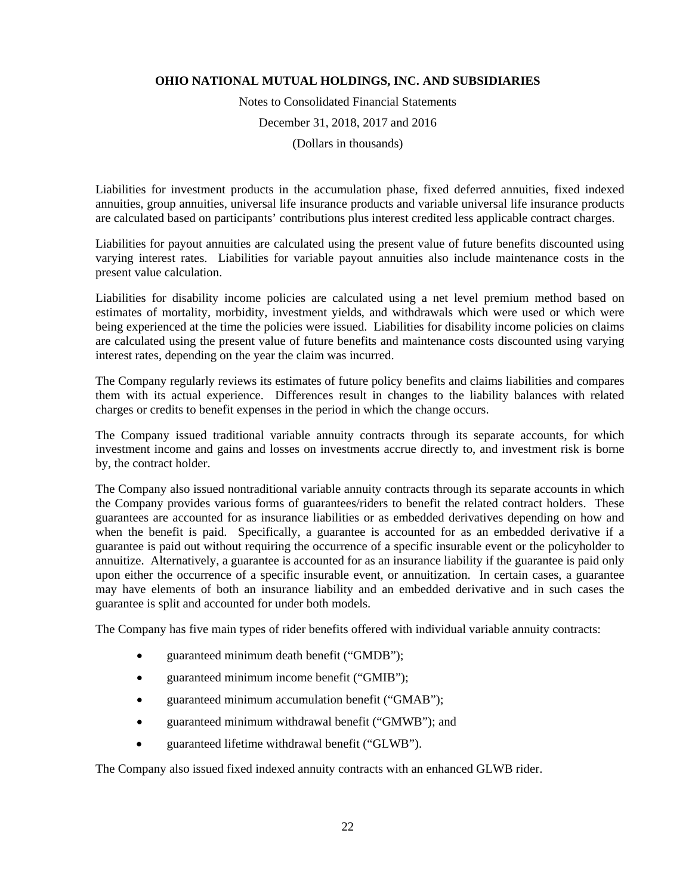Liabilities for investment products in the accumulation phase, fixed deferred annuities, fixed indexed annuities, group annuities, universal life insurance products and variable universal life insurance products are calculated based on participants' contributions plus interest credited less applicable contract charges.

Liabilities for payout annuities are calculated using the present value of future benefits discounted using varying interest rates. Liabilities for variable payout annuities also include maintenance costs in the present value calculation.

Liabilities for disability income policies are calculated using a net level premium method based on estimates of mortality, morbidity, investment yields, and withdrawals which were used or which were being experienced at the time the policies were issued. Liabilities for disability income policies on claims are calculated using the present value of future benefits and maintenance costs discounted using varying interest rates, depending on the year the claim was incurred.

The Company regularly reviews its estimates of future policy benefits and claims liabilities and compares them with its actual experience. Differences result in changes to the liability balances with related charges or credits to benefit expenses in the period in which the change occurs.

The Company issued traditional variable annuity contracts through its separate accounts, for which investment income and gains and losses on investments accrue directly to, and investment risk is borne by, the contract holder.

The Company also issued nontraditional variable annuity contracts through its separate accounts in which the Company provides various forms of guarantees/riders to benefit the related contract holders. These guarantees are accounted for as insurance liabilities or as embedded derivatives depending on how and when the benefit is paid. Specifically, a guarantee is accounted for as an embedded derivative if a guarantee is paid out without requiring the occurrence of a specific insurable event or the policyholder to annuitize. Alternatively, a guarantee is accounted for as an insurance liability if the guarantee is paid only upon either the occurrence of a specific insurable event, or annuitization. In certain cases, a guarantee may have elements of both an insurance liability and an embedded derivative and in such cases the guarantee is split and accounted for under both models.

The Company has five main types of rider benefits offered with individual variable annuity contracts:

- guaranteed minimum death benefit ("GMDB");
- guaranteed minimum income benefit ("GMIB");
- guaranteed minimum accumulation benefit ("GMAB");
- guaranteed minimum withdrawal benefit ("GMWB"); and
- guaranteed lifetime withdrawal benefit ("GLWB").

The Company also issued fixed indexed annuity contracts with an enhanced GLWB rider.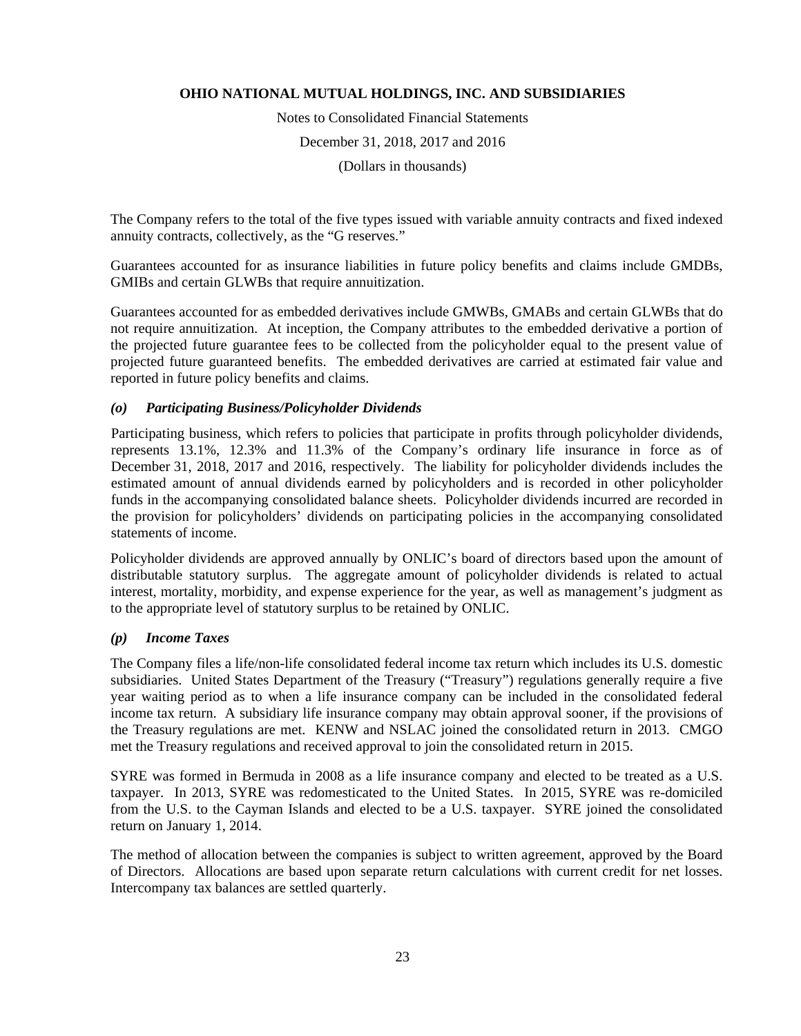The Company refers to the total of the five types issued with variable annuity contracts and fixed indexed annuity contracts, collectively, as the "G reserves."

Guarantees accounted for as insurance liabilities in future policy benefits and claims include GMDBs, GMIBs and certain GLWBs that require annuitization.

Guarantees accounted for as embedded derivatives include GMWBs, GMABs and certain GLWBs that do not require annuitization. At inception, the Company attributes to the embedded derivative a portion of the projected future guarantee fees to be collected from the policyholder equal to the present value of projected future guaranteed benefits. The embedded derivatives are carried at estimated fair value and reported in future policy benefits and claims.

### *(o) Participating Business/Policyholder Dividends*

Participating business, which refers to policies that participate in profits through policyholder dividends, represents 13.1%, 12.3% and 11.3% of the Company's ordinary life insurance in force as of December 31, 2018, 2017 and 2016, respectively. The liability for policyholder dividends includes the estimated amount of annual dividends earned by policyholders and is recorded in other policyholder funds in the accompanying consolidated balance sheets. Policyholder dividends incurred are recorded in the provision for policyholders' dividends on participating policies in the accompanying consolidated statements of income.

Policyholder dividends are approved annually by ONLIC's board of directors based upon the amount of distributable statutory surplus. The aggregate amount of policyholder dividends is related to actual interest, mortality, morbidity, and expense experience for the year, as well as management's judgment as to the appropriate level of statutory surplus to be retained by ONLIC.

### *(p) Income Taxes*

The Company files a life/non-life consolidated federal income tax return which includes its U.S. domestic subsidiaries. United States Department of the Treasury ("Treasury") regulations generally require a five year waiting period as to when a life insurance company can be included in the consolidated federal income tax return. A subsidiary life insurance company may obtain approval sooner, if the provisions of the Treasury regulations are met. KENW and NSLAC joined the consolidated return in 2013. CMGO met the Treasury regulations and received approval to join the consolidated return in 2015.

SYRE was formed in Bermuda in 2008 as a life insurance company and elected to be treated as a U.S. taxpayer. In 2013, SYRE was redomesticated to the United States. In 2015, SYRE was re-domiciled from the U.S. to the Cayman Islands and elected to be a U.S. taxpayer. SYRE joined the consolidated return on January 1, 2014.

The method of allocation between the companies is subject to written agreement, approved by the Board of Directors. Allocations are based upon separate return calculations with current credit for net losses. Intercompany tax balances are settled quarterly.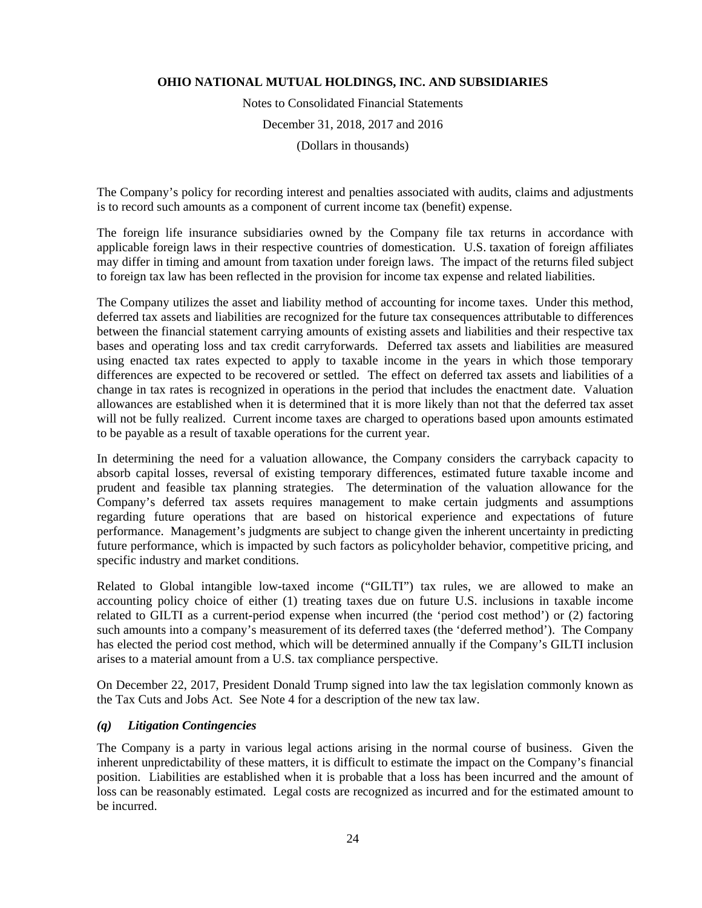The Company's policy for recording interest and penalties associated with audits, claims and adjustments is to record such amounts as a component of current income tax (benefit) expense.

The foreign life insurance subsidiaries owned by the Company file tax returns in accordance with applicable foreign laws in their respective countries of domestication. U.S. taxation of foreign affiliates may differ in timing and amount from taxation under foreign laws. The impact of the returns filed subject to foreign tax law has been reflected in the provision for income tax expense and related liabilities.

The Company utilizes the asset and liability method of accounting for income taxes. Under this method, deferred tax assets and liabilities are recognized for the future tax consequences attributable to differences between the financial statement carrying amounts of existing assets and liabilities and their respective tax bases and operating loss and tax credit carryforwards. Deferred tax assets and liabilities are measured using enacted tax rates expected to apply to taxable income in the years in which those temporary differences are expected to be recovered or settled. The effect on deferred tax assets and liabilities of a change in tax rates is recognized in operations in the period that includes the enactment date. Valuation allowances are established when it is determined that it is more likely than not that the deferred tax asset will not be fully realized. Current income taxes are charged to operations based upon amounts estimated to be payable as a result of taxable operations for the current year.

In determining the need for a valuation allowance, the Company considers the carryback capacity to absorb capital losses, reversal of existing temporary differences, estimated future taxable income and prudent and feasible tax planning strategies. The determination of the valuation allowance for the Company's deferred tax assets requires management to make certain judgments and assumptions regarding future operations that are based on historical experience and expectations of future performance. Management's judgments are subject to change given the inherent uncertainty in predicting future performance, which is impacted by such factors as policyholder behavior, competitive pricing, and specific industry and market conditions.

Related to Global intangible low-taxed income ("GILTI") tax rules, we are allowed to make an accounting policy choice of either (1) treating taxes due on future U.S. inclusions in taxable income related to GILTI as a current-period expense when incurred (the 'period cost method') or (2) factoring such amounts into a company's measurement of its deferred taxes (the 'deferred method'). The Company has elected the period cost method, which will be determined annually if the Company's GILTI inclusion arises to a material amount from a U.S. tax compliance perspective.

On December 22, 2017, President Donald Trump signed into law the tax legislation commonly known as the Tax Cuts and Jobs Act. See Note 4 for a description of the new tax law.

### *(q) Litigation Contingencies*

The Company is a party in various legal actions arising in the normal course of business. Given the inherent unpredictability of these matters, it is difficult to estimate the impact on the Company's financial position. Liabilities are established when it is probable that a loss has been incurred and the amount of loss can be reasonably estimated. Legal costs are recognized as incurred and for the estimated amount to be incurred.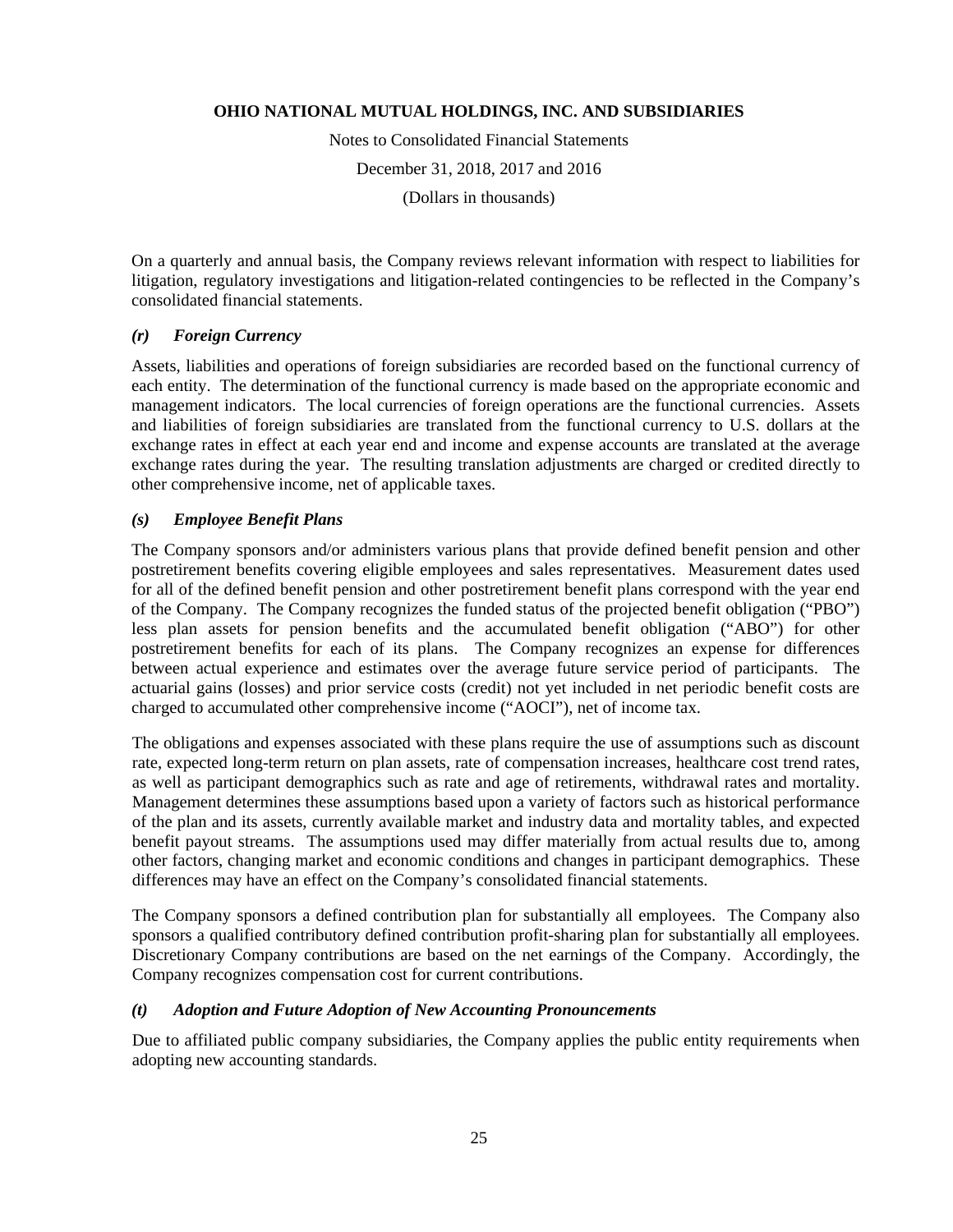On a quarterly and annual basis, the Company reviews relevant information with respect to liabilities for litigation, regulatory investigations and litigation-related contingencies to be reflected in the Company's consolidated financial statements.

### *(r) Foreign Currency*

Assets, liabilities and operations of foreign subsidiaries are recorded based on the functional currency of each entity. The determination of the functional currency is made based on the appropriate economic and management indicators. The local currencies of foreign operations are the functional currencies. Assets and liabilities of foreign subsidiaries are translated from the functional currency to U.S. dollars at the exchange rates in effect at each year end and income and expense accounts are translated at the average exchange rates during the year. The resulting translation adjustments are charged or credited directly to other comprehensive income, net of applicable taxes.

### *(s) Employee Benefit Plans*

The Company sponsors and/or administers various plans that provide defined benefit pension and other postretirement benefits covering eligible employees and sales representatives. Measurement dates used for all of the defined benefit pension and other postretirement benefit plans correspond with the year end of the Company. The Company recognizes the funded status of the projected benefit obligation ("PBO") less plan assets for pension benefits and the accumulated benefit obligation ("ABO") for other postretirement benefits for each of its plans. The Company recognizes an expense for differences between actual experience and estimates over the average future service period of participants. The actuarial gains (losses) and prior service costs (credit) not yet included in net periodic benefit costs are charged to accumulated other comprehensive income ("AOCI"), net of income tax.

The obligations and expenses associated with these plans require the use of assumptions such as discount rate, expected long-term return on plan assets, rate of compensation increases, healthcare cost trend rates, as well as participant demographics such as rate and age of retirements, withdrawal rates and mortality. Management determines these assumptions based upon a variety of factors such as historical performance of the plan and its assets, currently available market and industry data and mortality tables, and expected benefit payout streams. The assumptions used may differ materially from actual results due to, among other factors, changing market and economic conditions and changes in participant demographics. These differences may have an effect on the Company's consolidated financial statements.

The Company sponsors a defined contribution plan for substantially all employees. The Company also sponsors a qualified contributory defined contribution profit-sharing plan for substantially all employees. Discretionary Company contributions are based on the net earnings of the Company. Accordingly, the Company recognizes compensation cost for current contributions.

### *(t) Adoption and Future Adoption of New Accounting Pronouncements*

Due to affiliated public company subsidiaries, the Company applies the public entity requirements when adopting new accounting standards.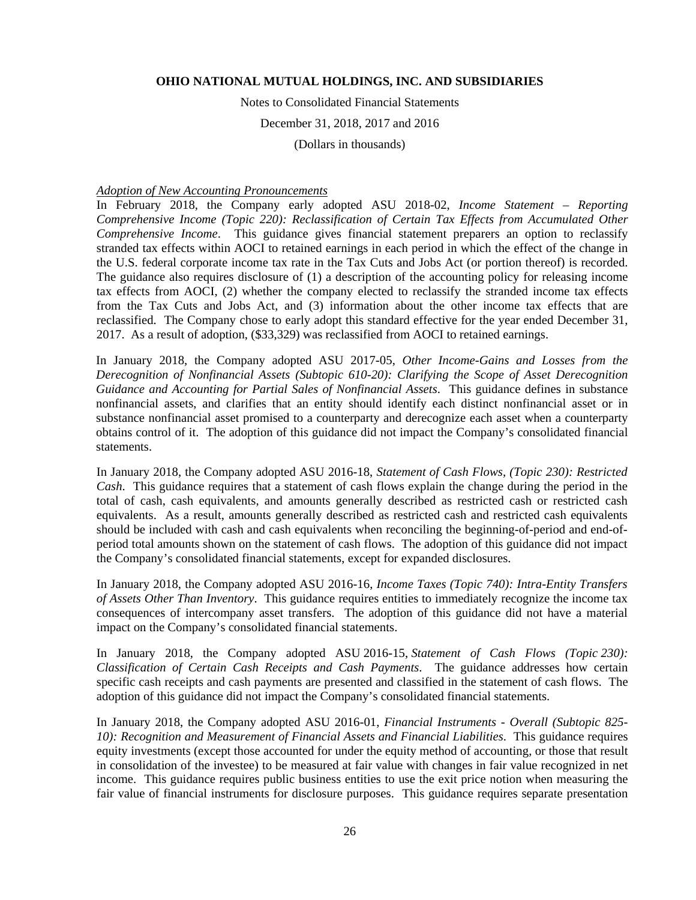*Adoption of New Accounting Pronouncements*

In February 2018, the Company early adopted ASU 2018-02, *Income Statement – Reporting Comprehensive Income (Topic 220): Reclassification of Certain Tax Effects from Accumulated Other Comprehensive Income*. This guidance gives financial statement preparers an option to reclassify stranded tax effects within AOCI to retained earnings in each period in which the effect of the change in the U.S. federal corporate income tax rate in the Tax Cuts and Jobs Act (or portion thereof) is recorded. The guidance also requires disclosure of (1) a description of the accounting policy for releasing income tax effects from AOCI, (2) whether the company elected to reclassify the stranded income tax effects from the Tax Cuts and Jobs Act, and (3) information about the other income tax effects that are reclassified. The Company chose to early adopt this standard effective for the year ended December 31, 2017. As a result of adoption, ($33,329) was reclassified from AOCI to retained earnings.

In January 2018, the Company adopted ASU 2017-05, *Other Income-Gains and Losses from the Derecognition of Nonfinancial Assets (Subtopic 610-20): Clarifying the Scope of Asset Derecognition Guidance and Accounting for Partial Sales of Nonfinancial Assets*. This guidance defines in substance nonfinancial assets, and clarifies that an entity should identify each distinct nonfinancial asset or in substance nonfinancial asset promised to a counterparty and derecognize each asset when a counterparty obtains control of it. The adoption of this guidance did not impact the Company's consolidated financial statements.

In January 2018, the Company adopted ASU 2016-18, *Statement of Cash Flows, (Topic 230): Restricted Cash*. This guidance requires that a statement of cash flows explain the change during the period in the total of cash, cash equivalents, and amounts generally described as restricted cash or restricted cash equivalents. As a result, amounts generally described as restricted cash and restricted cash equivalents should be included with cash and cash equivalents when reconciling the beginning-of-period and end-of-period total amounts shown on the statement of cash flows. The adoption of this guidance did not impact the Company's consolidated financial statements, except for expanded disclosures.

In January 2018, the Company adopted ASU 2016-16, *Income Taxes (Topic 740): Intra-Entity Transfers of Assets Other Than Inventory*. This guidance requires entities to immediately recognize the income tax consequences of intercompany asset transfers. The adoption of this guidance did not have a material impact on the Company's consolidated financial statements.

In January 2018, the Company adopted ASU 2016-15, *Statement of Cash Flows (Topic 230): Classification of Certain Cash Receipts and Cash Payments*. The guidance addresses how certain specific cash receipts and cash payments are presented and classified in the statement of cash flows. The adoption of this guidance did not impact the Company's consolidated financial statements.

In January 2018, the Company adopted ASU 2016-01, *Financial Instruments - Overall (Subtopic 825-10): Recognition and Measurement of Financial Assets and Financial Liabilities*. This guidance requires equity investments (except those accounted for under the equity method of accounting, or those that result in consolidation of the investee) to be measured at fair value with changes in fair value recognized in net income. This guidance requires public business entities to use the exit price notion when measuring the fair value of financial instruments for disclosure purposes. This guidance requires separate presentation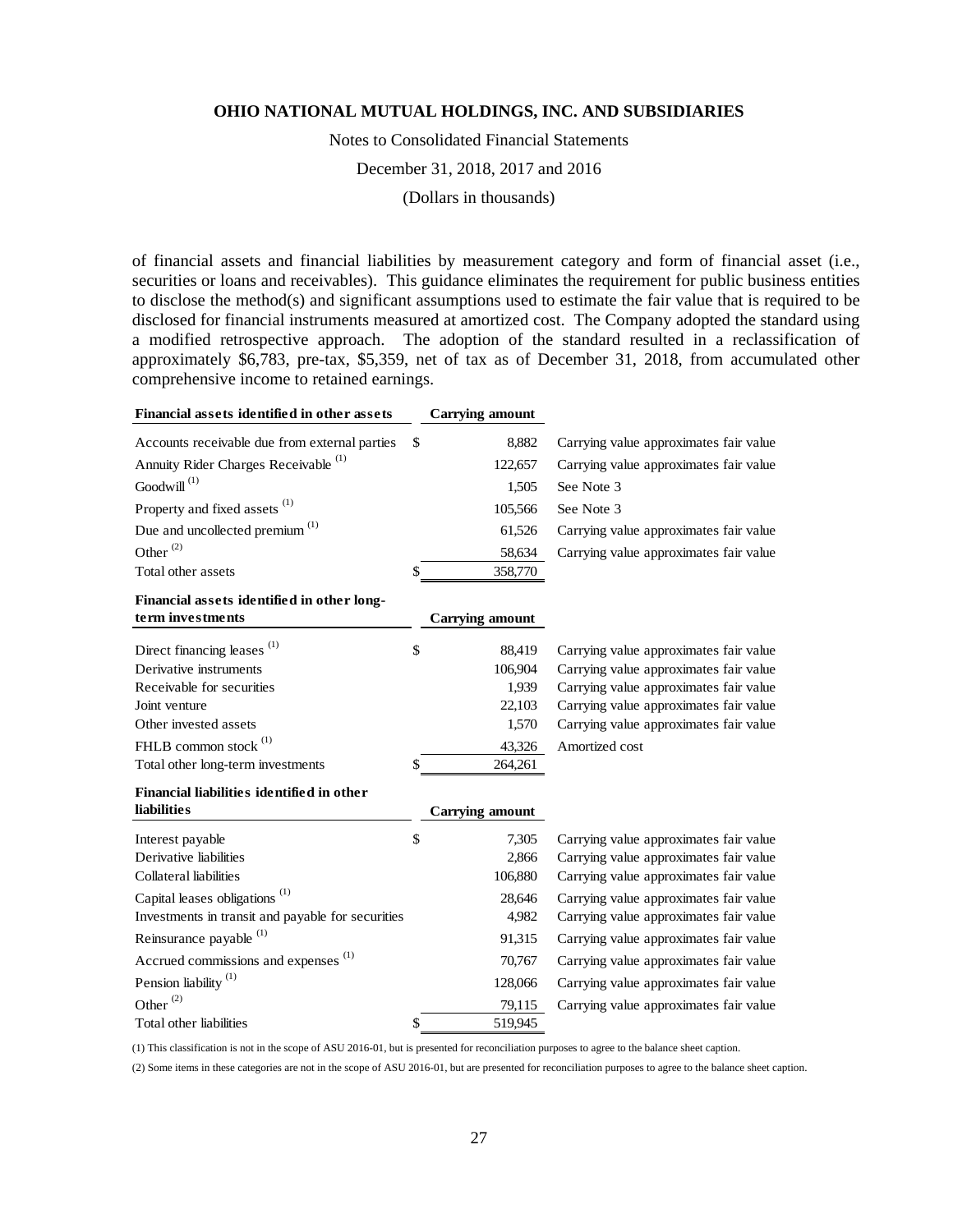of financial assets and financial liabilities by measurement category and form of financial asset (i.e., securities or loans and receivables). This guidance eliminates the requirement for public business entities to disclose the method(s) and significant assumptions used to estimate the fair value that is required to be disclosed for financial instruments measured at amortized cost. The Company adopted the standard using a modified retrospective approach. The adoption of the standard resulted in a reclassification of approximately $6,783, pre-tax, $5,359, net of tax as of December 31, 2018, from accumulated other comprehensive income to retained earnings.

| **Financial assets identified in other assets** | | **Carrying amount** | |
|---|---|---|---|
| Accounts receivable due from external parties | $ | 8,882 | Carrying value approximates fair value |
| Annuity Rider Charges Receivable [(1)] | | 122,657 | Carrying value approximates fair value |
| Goodwill [(1)] | | 1,505 | See Note 3 |
| Property and fixed assets [(1)] | | 105,566 | See Note 3 |
| Due and uncollected premium [(1)] | | 61,526 | Carrying value approximates fair value |
| Other [(2)] | | 58,634 | Carrying value approximates fair value |
| Total other assets | $ | 358,770 | |

| **Financial assets identified in other long-term investments** | | **Carrying amount** | |
|---|---|---|---|
| Direct financing leases [(1)] | $ | 88,419 | Carrying value approximates fair value |
| Derivative instruments | | 106,904 | Carrying value approximates fair value |
| Receivable for securities | | 1,939 | Carrying value approximates fair value |
| Joint venture | | 22,103 | Carrying value approximates fair value |
| Other invested assets | | 1,570 | Carrying value approximates fair value |
| FHLB common stock [(1)] | | 43,326 | Amortized cost |
| Total other long-term investments | $ | 264,261 | |

| **Financial liabilities identified in other liabilities** | | **Carrying amount** | |
|---|---|---|---|
| Interest payable | $ | 7,305 | Carrying value approximates fair value |
| Derivative liabilities | | 2,866 | Carrying value approximates fair value |
| Collateral liabilities | | 106,880 | Carrying value approximates fair value |
| Capital leases obligations [(1)] | | 28,646 | Carrying value approximates fair value |
| Investments in transit and payable for securities | | 4,982 | Carrying value approximates fair value |
| Reinsurance payable [(1)] | | 91,315 | Carrying value approximates fair value |
| Accrued commissions and expenses [(1)] | | 70,767 | Carrying value approximates fair value |
| Pension liability [(1)] | | 128,066 | Carrying value approximates fair value |
| Other [(2)] | | 79,115 | Carrying value approximates fair value |
| Total other liabilities | $ | 519,945 | |

(1) This classification is not in the scope of ASU 2016-01, but is presented for reconciliation purposes to agree to the balance sheet caption.

(2) Some items in these categories are not in the scope of ASU 2016-01, but are presented for reconciliation purposes to agree to the balance sheet caption.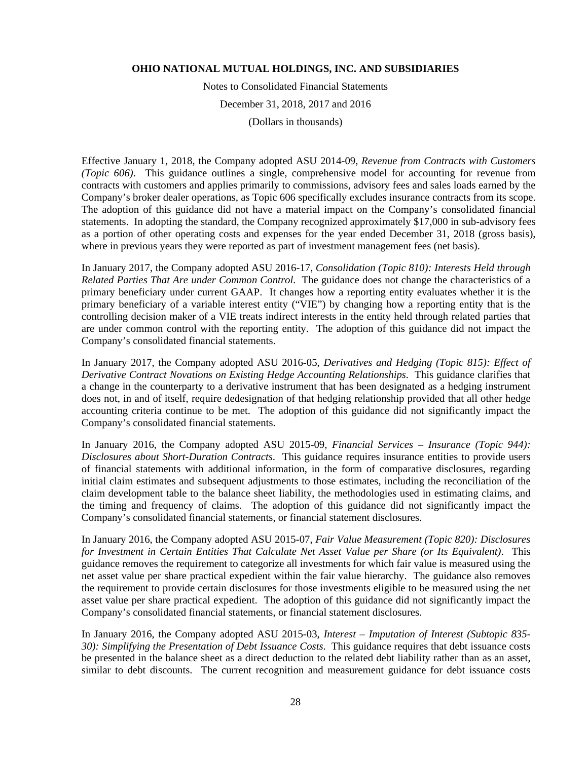Effective January 1, 2018, the Company adopted ASU 2014-09, *Revenue from Contracts with Customers (Topic 606)*. This guidance outlines a single, comprehensive model for accounting for revenue from contracts with customers and applies primarily to commissions, advisory fees and sales loads earned by the Company's broker dealer operations, as Topic 606 specifically excludes insurance contracts from its scope. The adoption of this guidance did not have a material impact on the Company's consolidated financial statements. In adopting the standard, the Company recognized approximately $17,000 in sub-advisory fees as a portion of other operating costs and expenses for the year ended December 31, 2018 (gross basis), where in previous years they were reported as part of investment management fees (net basis).

In January 2017, the Company adopted ASU 2016-17, *Consolidation (Topic 810): Interests Held through Related Parties That Are under Common Control.* The guidance does not change the characteristics of a primary beneficiary under current GAAP. It changes how a reporting entity evaluates whether it is the primary beneficiary of a variable interest entity ("VIE") by changing how a reporting entity that is the controlling decision maker of a VIE treats indirect interests in the entity held through related parties that are under common control with the reporting entity. The adoption of this guidance did not impact the Company's consolidated financial statements.

In January 2017, the Company adopted ASU 2016-05, *Derivatives and Hedging (Topic 815): Effect of Derivative Contract Novations on Existing Hedge Accounting Relationships*. This guidance clarifies that a change in the counterparty to a derivative instrument that has been designated as a hedging instrument does not, in and of itself, require dedesignation of that hedging relationship provided that all other hedge accounting criteria continue to be met. The adoption of this guidance did not significantly impact the Company's consolidated financial statements.

In January 2016, the Company adopted ASU 2015-09, *Financial Services – Insurance (Topic 944): Disclosures about Short-Duration Contracts*. This guidance requires insurance entities to provide users of financial statements with additional information, in the form of comparative disclosures, regarding initial claim estimates and subsequent adjustments to those estimates, including the reconciliation of the claim development table to the balance sheet liability, the methodologies used in estimating claims, and the timing and frequency of claims. The adoption of this guidance did not significantly impact the Company's consolidated financial statements, or financial statement disclosures.

In January 2016, the Company adopted ASU 2015-07, *Fair Value Measurement (Topic 820): Disclosures for Investment in Certain Entities That Calculate Net Asset Value per Share (or Its Equivalent)*. This guidance removes the requirement to categorize all investments for which fair value is measured using the net asset value per share practical expedient within the fair value hierarchy. The guidance also removes the requirement to provide certain disclosures for those investments eligible to be measured using the net asset value per share practical expedient. The adoption of this guidance did not significantly impact the Company's consolidated financial statements, or financial statement disclosures.

In January 2016, the Company adopted ASU 2015-03, *Interest – Imputation of Interest (Subtopic 835-30): Simplifying the Presentation of Debt Issuance Costs*. This guidance requires that debt issuance costs be presented in the balance sheet as a direct deduction to the related debt liability rather than as an asset, similar to debt discounts. The current recognition and measurement guidance for debt issuance costs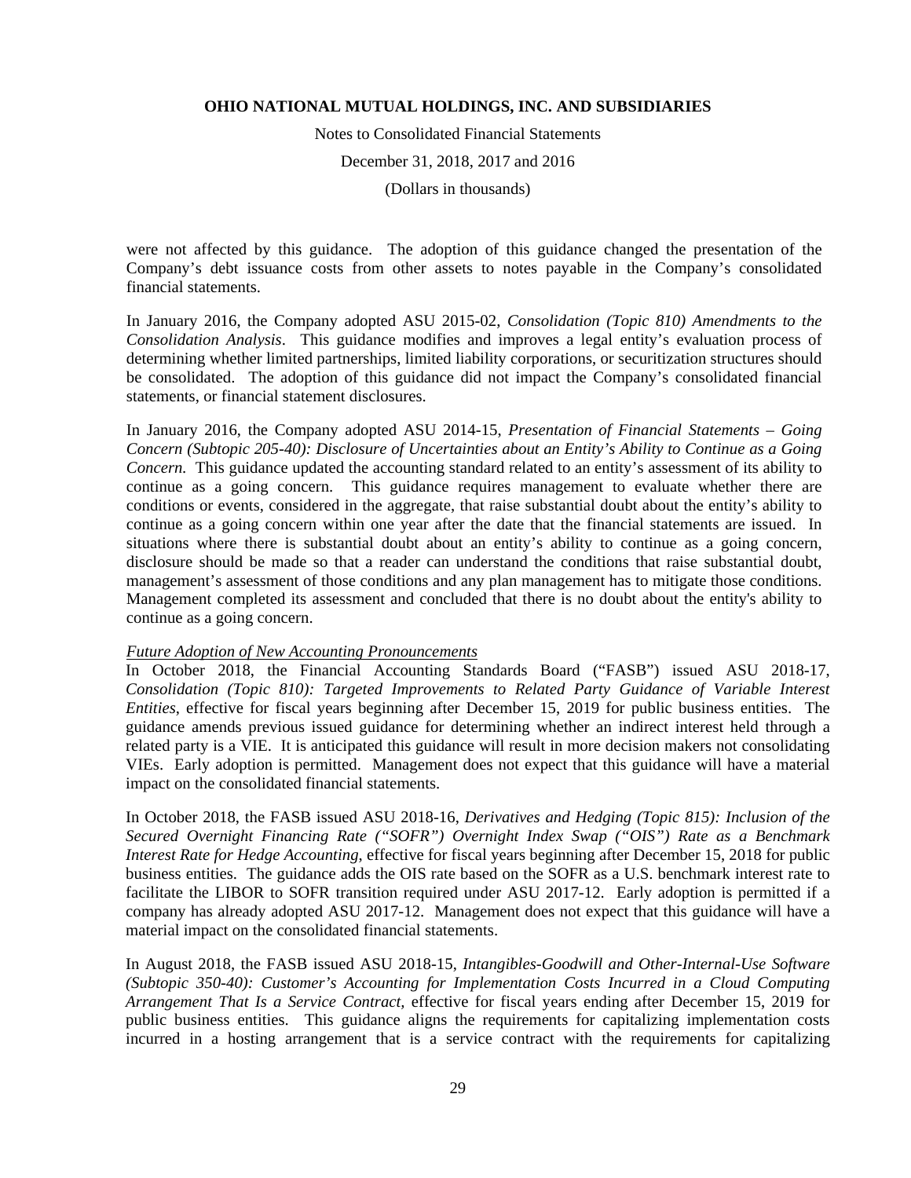were not affected by this guidance. The adoption of this guidance changed the presentation of the Company's debt issuance costs from other assets to notes payable in the Company's consolidated financial statements.

In January 2016, the Company adopted ASU 2015-02, *Consolidation (Topic 810) Amendments to the Consolidation Analysis*. This guidance modifies and improves a legal entity's evaluation process of determining whether limited partnerships, limited liability corporations, or securitization structures should be consolidated. The adoption of this guidance did not impact the Company's consolidated financial statements, or financial statement disclosures.

In January 2016, the Company adopted ASU 2014-15, *Presentation of Financial Statements – Going Concern (Subtopic 205-40): Disclosure of Uncertainties about an Entity's Ability to Continue as a Going Concern.* This guidance updated the accounting standard related to an entity's assessment of its ability to continue as a going concern. This guidance requires management to evaluate whether there are conditions or events, considered in the aggregate, that raise substantial doubt about the entity's ability to continue as a going concern within one year after the date that the financial statements are issued. In situations where there is substantial doubt about an entity's ability to continue as a going concern, disclosure should be made so that a reader can understand the conditions that raise substantial doubt, management's assessment of those conditions and any plan management has to mitigate those conditions. Management completed its assessment and concluded that there is no doubt about the entity's ability to continue as a going concern.

*Future Adoption of New Accounting Pronouncements*

In October 2018, the Financial Accounting Standards Board ("FASB") issued ASU 2018-17, *Consolidation (Topic 810): Targeted Improvements to Related Party Guidance of Variable Interest Entities*, effective for fiscal years beginning after December 15, 2019 for public business entities. The guidance amends previous issued guidance for determining whether an indirect interest held through a related party is a VIE. It is anticipated this guidance will result in more decision makers not consolidating VIEs. Early adoption is permitted. Management does not expect that this guidance will have a material impact on the consolidated financial statements.

In October 2018, the FASB issued ASU 2018-16, *Derivatives and Hedging (Topic 815): Inclusion of the Secured Overnight Financing Rate ("SOFR") Overnight Index Swap ("OIS") Rate as a Benchmark Interest Rate for Hedge Accounting*, effective for fiscal years beginning after December 15, 2018 for public business entities. The guidance adds the OIS rate based on the SOFR as a U.S. benchmark interest rate to facilitate the LIBOR to SOFR transition required under ASU 2017-12. Early adoption is permitted if a company has already adopted ASU 2017-12. Management does not expect that this guidance will have a material impact on the consolidated financial statements.

In August 2018, the FASB issued ASU 2018-15, *Intangibles-Goodwill and Other-Internal-Use Software (Subtopic 350-40): Customer's Accounting for Implementation Costs Incurred in a Cloud Computing Arrangement That Is a Service Contract,* effective for fiscal years ending after December 15, 2019 for public business entities. This guidance aligns the requirements for capitalizing implementation costs incurred in a hosting arrangement that is a service contract with the requirements for capitalizing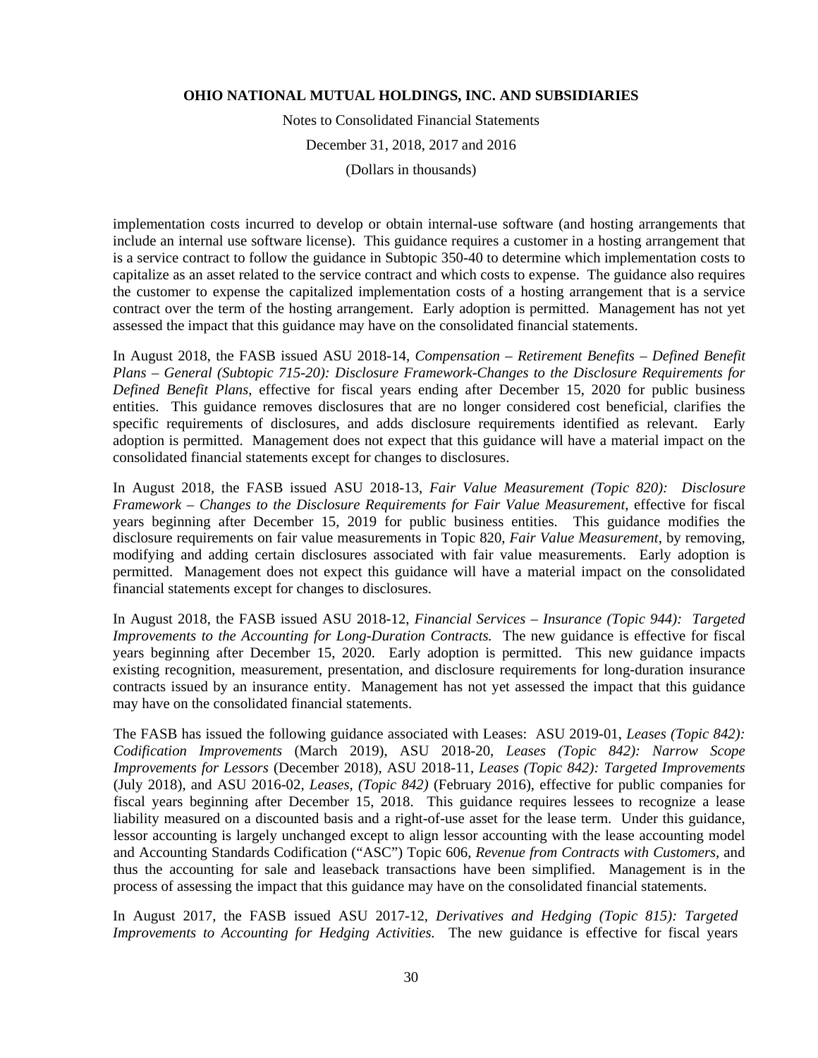implementation costs incurred to develop or obtain internal-use software (and hosting arrangements that include an internal use software license). This guidance requires a customer in a hosting arrangement that is a service contract to follow the guidance in Subtopic 350-40 to determine which implementation costs to capitalize as an asset related to the service contract and which costs to expense. The guidance also requires the customer to expense the capitalized implementation costs of a hosting arrangement that is a service contract over the term of the hosting arrangement. Early adoption is permitted. Management has not yet assessed the impact that this guidance may have on the consolidated financial statements.

In August 2018, the FASB issued ASU 2018-14, *Compensation – Retirement Benefits – Defined Benefit Plans – General (Subtopic 715-20): Disclosure Framework-Changes to the Disclosure Requirements for Defined Benefit Plans*, effective for fiscal years ending after December 15, 2020 for public business entities. This guidance removes disclosures that are no longer considered cost beneficial, clarifies the specific requirements of disclosures, and adds disclosure requirements identified as relevant. Early adoption is permitted. Management does not expect that this guidance will have a material impact on the consolidated financial statements except for changes to disclosures.

In August 2018, the FASB issued ASU 2018-13, *Fair Value Measurement (Topic 820): Disclosure Framework – Changes to the Disclosure Requirements for Fair Value Measurement*, effective for fiscal years beginning after December 15, 2019 for public business entities. This guidance modifies the disclosure requirements on fair value measurements in Topic 820, *Fair Value Measurement*, by removing, modifying and adding certain disclosures associated with fair value measurements. Early adoption is permitted. Management does not expect this guidance will have a material impact on the consolidated financial statements except for changes to disclosures.

In August 2018, the FASB issued ASU 2018-12, *Financial Services – Insurance (Topic 944): Targeted Improvements to the Accounting for Long-Duration Contracts.* The new guidance is effective for fiscal years beginning after December 15, 2020. Early adoption is permitted. This new guidance impacts existing recognition, measurement, presentation, and disclosure requirements for long-duration insurance contracts issued by an insurance entity. Management has not yet assessed the impact that this guidance may have on the consolidated financial statements.

The FASB has issued the following guidance associated with Leases: ASU 2019-01, *Leases (Topic 842): Codification Improvements* (March 2019), ASU 2018-20, *Leases (Topic 842): Narrow Scope Improvements for Lessors* (December 2018), ASU 2018-11, *Leases (Topic 842): Targeted Improvements* (July 2018), and ASU 2016-02, *Leases, (Topic 842)* (February 2016), effective for public companies for fiscal years beginning after December 15, 2018. This guidance requires lessees to recognize a lease liability measured on a discounted basis and a right-of-use asset for the lease term. Under this guidance, lessor accounting is largely unchanged except to align lessor accounting with the lease accounting model and Accounting Standards Codification ("ASC") Topic 606, *Revenue from Contracts with Customers*, and thus the accounting for sale and leaseback transactions have been simplified. Management is in the process of assessing the impact that this guidance may have on the consolidated financial statements.

In August 2017, the FASB issued ASU 2017-12, *Derivatives and Hedging (Topic 815): Targeted Improvements to Accounting for Hedging Activities.* The new guidance is effective for fiscal years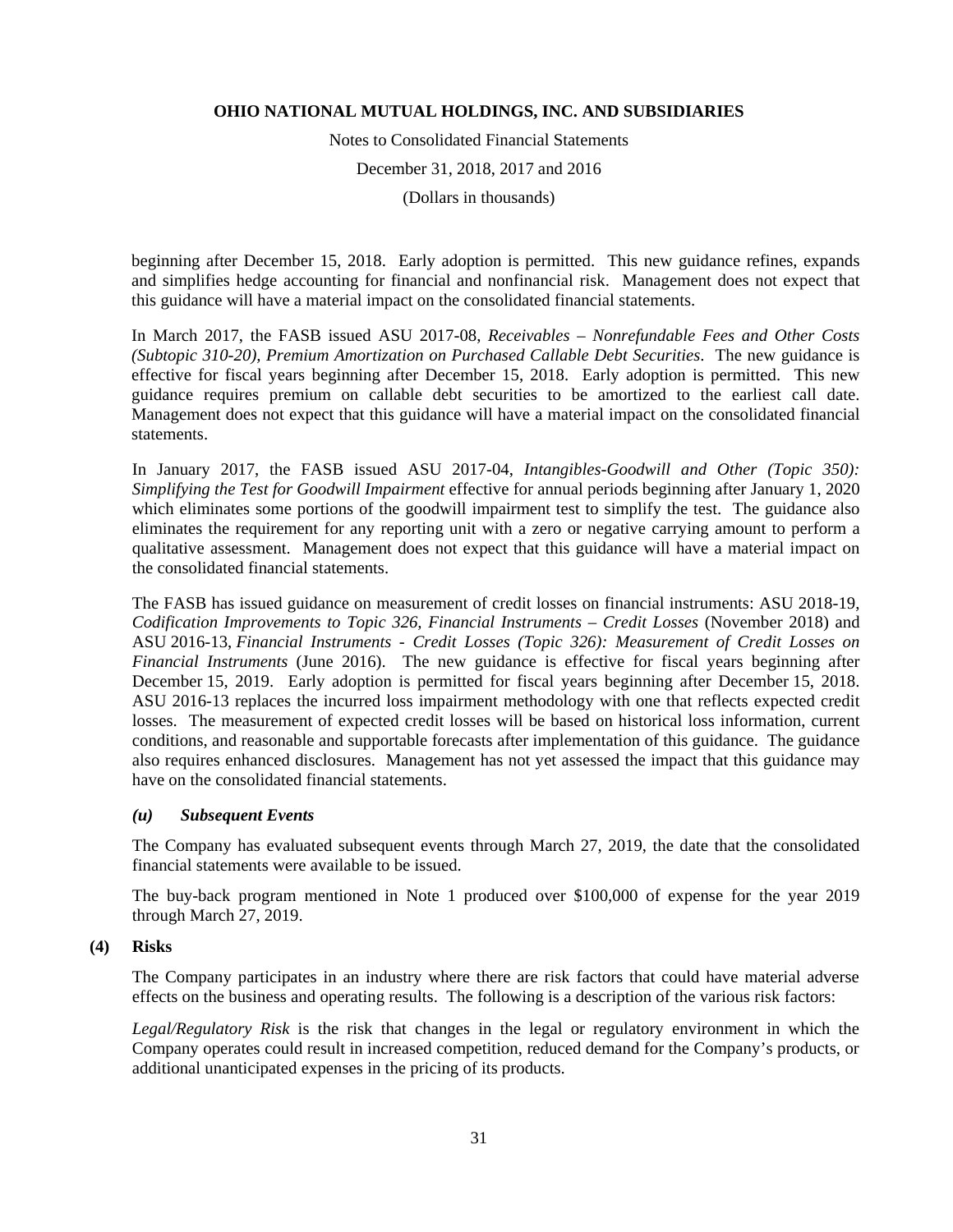beginning after December 15, 2018. Early adoption is permitted. This new guidance refines, expands and simplifies hedge accounting for financial and nonfinancial risk. Management does not expect that this guidance will have a material impact on the consolidated financial statements.

In March 2017, the FASB issued ASU 2017-08, *Receivables – Nonrefundable Fees and Other Costs (Subtopic 310-20), Premium Amortization on Purchased Callable Debt Securities*. The new guidance is effective for fiscal years beginning after December 15, 2018. Early adoption is permitted. This new guidance requires premium on callable debt securities to be amortized to the earliest call date. Management does not expect that this guidance will have a material impact on the consolidated financial statements.

In January 2017, the FASB issued ASU 2017-04, *Intangibles-Goodwill and Other (Topic 350): Simplifying the Test for Goodwill Impairment* effective for annual periods beginning after January 1, 2020 which eliminates some portions of the goodwill impairment test to simplify the test. The guidance also eliminates the requirement for any reporting unit with a zero or negative carrying amount to perform a qualitative assessment. Management does not expect that this guidance will have a material impact on the consolidated financial statements.

The FASB has issued guidance on measurement of credit losses on financial instruments: ASU 2018-19, *Codification Improvements to Topic 326, Financial Instruments – Credit Losses* (November 2018) and ASU 2016-13, *Financial Instruments - Credit Losses (Topic 326): Measurement of Credit Losses on Financial Instruments* (June 2016). The new guidance is effective for fiscal years beginning after December 15, 2019. Early adoption is permitted for fiscal years beginning after December 15, 2018. ASU 2016-13 replaces the incurred loss impairment methodology with one that reflects expected credit losses. The measurement of expected credit losses will be based on historical loss information, current conditions, and reasonable and supportable forecasts after implementation of this guidance. The guidance also requires enhanced disclosures. Management has not yet assessed the impact that this guidance may have on the consolidated financial statements.

### *(u) Subsequent Events*

The Company has evaluated subsequent events through March 27, 2019, the date that the consolidated financial statements were available to be issued.

The buy-back program mentioned in Note 1 produced over $100,000 of expense for the year 2019 through March 27, 2019.

## (4) Risks

The Company participates in an industry where there are risk factors that could have material adverse effects on the business and operating results. The following is a description of the various risk factors:

*Legal/Regulatory Risk* is the risk that changes in the legal or regulatory environment in which the Company operates could result in increased competition, reduced demand for the Company's products, or additional unanticipated expenses in the pricing of its products.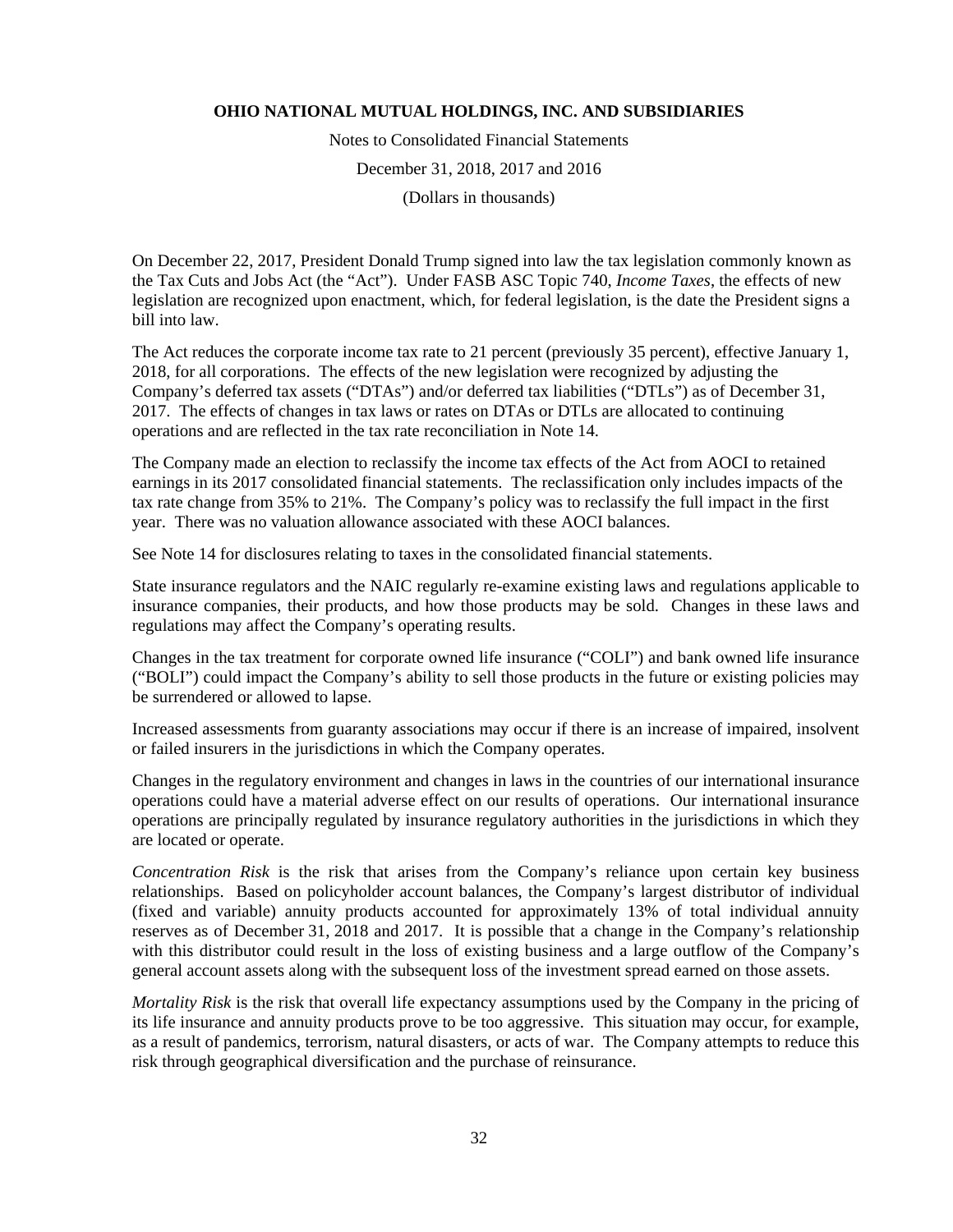On December 22, 2017, President Donald Trump signed into law the tax legislation commonly known as the Tax Cuts and Jobs Act (the "Act"). Under FASB ASC Topic 740, *Income Taxes*, the effects of new legislation are recognized upon enactment, which, for federal legislation, is the date the President signs a bill into law.

The Act reduces the corporate income tax rate to 21 percent (previously 35 percent), effective January 1, 2018, for all corporations. The effects of the new legislation were recognized by adjusting the Company's deferred tax assets ("DTAs") and/or deferred tax liabilities ("DTLs") as of December 31, 2017. The effects of changes in tax laws or rates on DTAs or DTLs are allocated to continuing operations and are reflected in the tax rate reconciliation in Note 14.

The Company made an election to reclassify the income tax effects of the Act from AOCI to retained earnings in its 2017 consolidated financial statements. The reclassification only includes impacts of the tax rate change from 35% to 21%. The Company's policy was to reclassify the full impact in the first year. There was no valuation allowance associated with these AOCI balances.

See Note 14 for disclosures relating to taxes in the consolidated financial statements.

State insurance regulators and the NAIC regularly re-examine existing laws and regulations applicable to insurance companies, their products, and how those products may be sold. Changes in these laws and regulations may affect the Company's operating results.

Changes in the tax treatment for corporate owned life insurance ("COLI") and bank owned life insurance ("BOLI") could impact the Company's ability to sell those products in the future or existing policies may be surrendered or allowed to lapse.

Increased assessments from guaranty associations may occur if there is an increase of impaired, insolvent or failed insurers in the jurisdictions in which the Company operates.

Changes in the regulatory environment and changes in laws in the countries of our international insurance operations could have a material adverse effect on our results of operations. Our international insurance operations are principally regulated by insurance regulatory authorities in the jurisdictions in which they are located or operate.

*Concentration Risk* is the risk that arises from the Company's reliance upon certain key business relationships. Based on policyholder account balances, the Company's largest distributor of individual (fixed and variable) annuity products accounted for approximately 13% of total individual annuity reserves as of December 31, 2018 and 2017. It is possible that a change in the Company's relationship with this distributor could result in the loss of existing business and a large outflow of the Company's general account assets along with the subsequent loss of the investment spread earned on those assets.

*Mortality Risk* is the risk that overall life expectancy assumptions used by the Company in the pricing of its life insurance and annuity products prove to be too aggressive. This situation may occur, for example, as a result of pandemics, terrorism, natural disasters, or acts of war. The Company attempts to reduce this risk through geographical diversification and the purchase of reinsurance.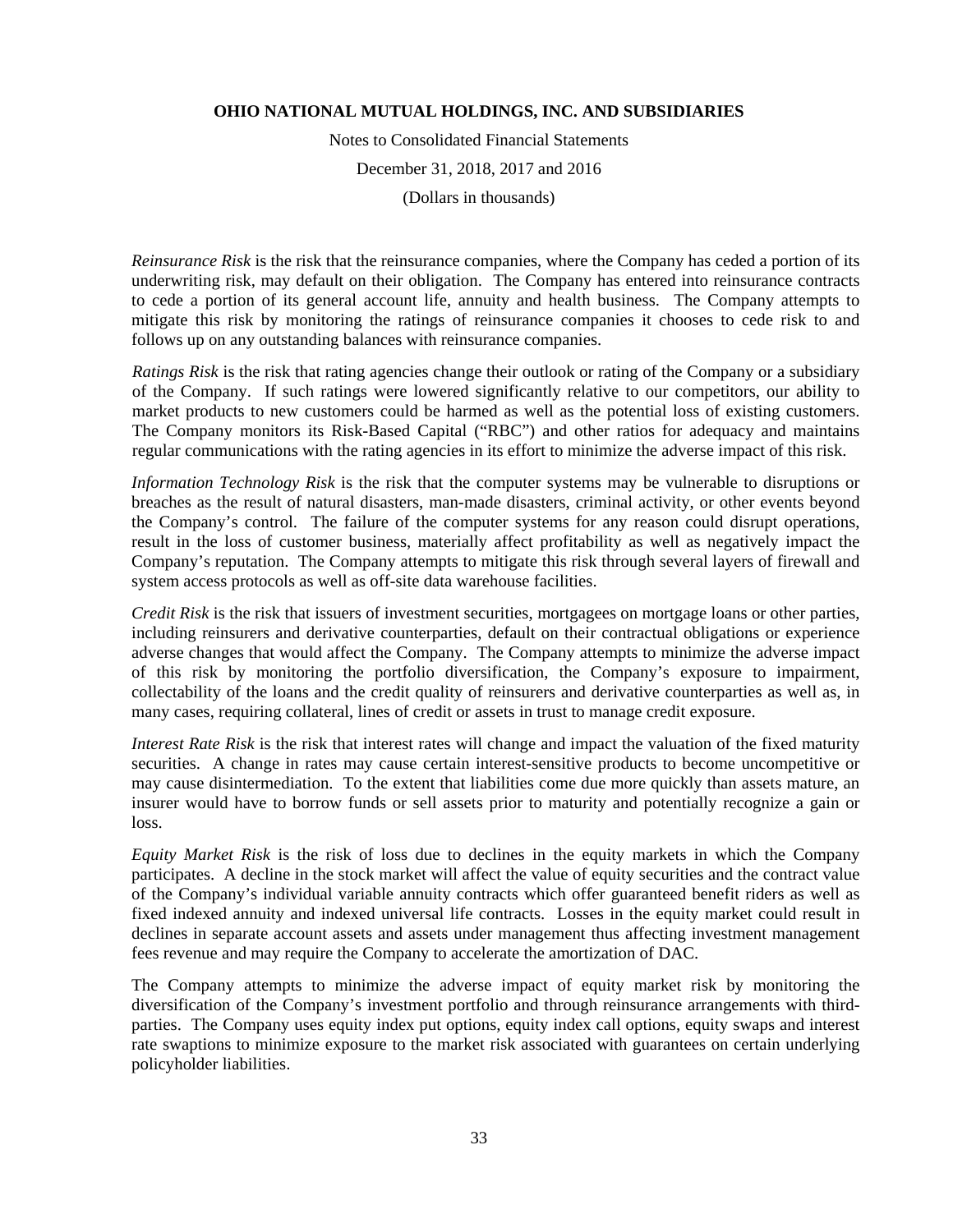*Reinsurance Risk* is the risk that the reinsurance companies, where the Company has ceded a portion of its underwriting risk, may default on their obligation. The Company has entered into reinsurance contracts to cede a portion of its general account life, annuity and health business. The Company attempts to mitigate this risk by monitoring the ratings of reinsurance companies it chooses to cede risk to and follows up on any outstanding balances with reinsurance companies.

*Ratings Risk* is the risk that rating agencies change their outlook or rating of the Company or a subsidiary of the Company. If such ratings were lowered significantly relative to our competitors, our ability to market products to new customers could be harmed as well as the potential loss of existing customers. The Company monitors its Risk-Based Capital ("RBC") and other ratios for adequacy and maintains regular communications with the rating agencies in its effort to minimize the adverse impact of this risk.

*Information Technology Risk* is the risk that the computer systems may be vulnerable to disruptions or breaches as the result of natural disasters, man-made disasters, criminal activity, or other events beyond the Company's control. The failure of the computer systems for any reason could disrupt operations, result in the loss of customer business, materially affect profitability as well as negatively impact the Company's reputation. The Company attempts to mitigate this risk through several layers of firewall and system access protocols as well as off-site data warehouse facilities.

*Credit Risk* is the risk that issuers of investment securities, mortgagees on mortgage loans or other parties, including reinsurers and derivative counterparties, default on their contractual obligations or experience adverse changes that would affect the Company. The Company attempts to minimize the adverse impact of this risk by monitoring the portfolio diversification, the Company's exposure to impairment, collectability of the loans and the credit quality of reinsurers and derivative counterparties as well as, in many cases, requiring collateral, lines of credit or assets in trust to manage credit exposure.

*Interest Rate Risk* is the risk that interest rates will change and impact the valuation of the fixed maturity securities. A change in rates may cause certain interest-sensitive products to become uncompetitive or may cause disintermediation. To the extent that liabilities come due more quickly than assets mature, an insurer would have to borrow funds or sell assets prior to maturity and potentially recognize a gain or loss.

*Equity Market Risk* is the risk of loss due to declines in the equity markets in which the Company participates. A decline in the stock market will affect the value of equity securities and the contract value of the Company's individual variable annuity contracts which offer guaranteed benefit riders as well as fixed indexed annuity and indexed universal life contracts. Losses in the equity market could result in declines in separate account assets and assets under management thus affecting investment management fees revenue and may require the Company to accelerate the amortization of DAC.

The Company attempts to minimize the adverse impact of equity market risk by monitoring the diversification of the Company's investment portfolio and through reinsurance arrangements with third-parties. The Company uses equity index put options, equity index call options, equity swaps and interest rate swaptions to minimize exposure to the market risk associated with guarantees on certain underlying policyholder liabilities.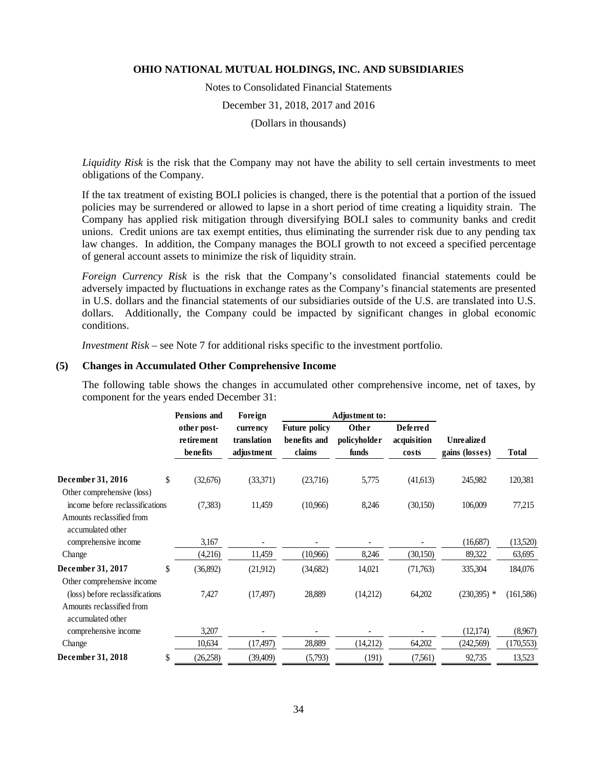*Liquidity Risk* is the risk that the Company may not have the ability to sell certain investments to meet obligations of the Company.

If the tax treatment of existing BOLI policies is changed, there is the potential that a portion of the issued policies may be surrendered or allowed to lapse in a short period of time creating a liquidity strain. The Company has applied risk mitigation through diversifying BOLI sales to community banks and credit unions. Credit unions are tax exempt entities, thus eliminating the surrender risk due to any pending tax law changes. In addition, the Company manages the BOLI growth to not exceed a specified percentage of general account assets to minimize the risk of liquidity strain.

*Foreign Currency Risk* is the risk that the Company's consolidated financial statements could be adversely impacted by fluctuations in exchange rates as the Company's financial statements are presented in U.S. dollars and the financial statements of our subsidiaries outside of the U.S. are translated into U.S. dollars. Additionally, the Company could be impacted by significant changes in global economic conditions.

*Investment Risk* – see Note 7 for additional risks specific to the investment portfolio.

## (5) Changes in Accumulated Other Comprehensive Income

The following table shows the changes in accumulated other comprehensive income, net of taxes, by component for the years ended December 31:

| | Pensions and other post-retirement benefits | Foreign currency translation adjustment | Adjustment to: Future policy benefits and claims | Adjustment to: Other policyholder funds | Adjustment to: Deferred acquisition costs | Unrealized gains (losses) | Total |
|---|---|---|---|---|---|---|---|
| **December 31, 2016** | $ (32,676) | (33,371) | (23,716) | 5,775 | (41,613) | 245,982 | 120,381 |
| Other comprehensive (loss) income before reclassifications | (7,383) | 11,459 | (10,966) | 8,246 | (30,150) | 106,009 | 77,215 |
| Amounts reclassified from accumulated other comprehensive income | 3,167 | - | - | - | - | (16,687) | (13,520) |
| Change | (4,216) | 11,459 | (10,966) | 8,246 | (30,150) | 89,322 | 63,695 |
| **December 31, 2017** | $ (36,892) | (21,912) | (34,682) | 14,021 | (71,763) | 335,304 | 184,076 |
| Other comprehensive income (loss) before reclassifications | 7,427 | (17,497) | 28,889 | (14,212) | 64,202 | (230,395) * | (161,586) |
| Amounts reclassified from accumulated other comprehensive income | 3,207 | - | - | - | - | (12,174) | (8,967) |
| Change | 10,634 | (17,497) | 28,889 | (14,212) | 64,202 | (242,569) | (170,553) |
| **December 31, 2018** | $ (26,258) | (39,409) | (5,793) | (191) | (7,561) | 92,735 | 13,523 |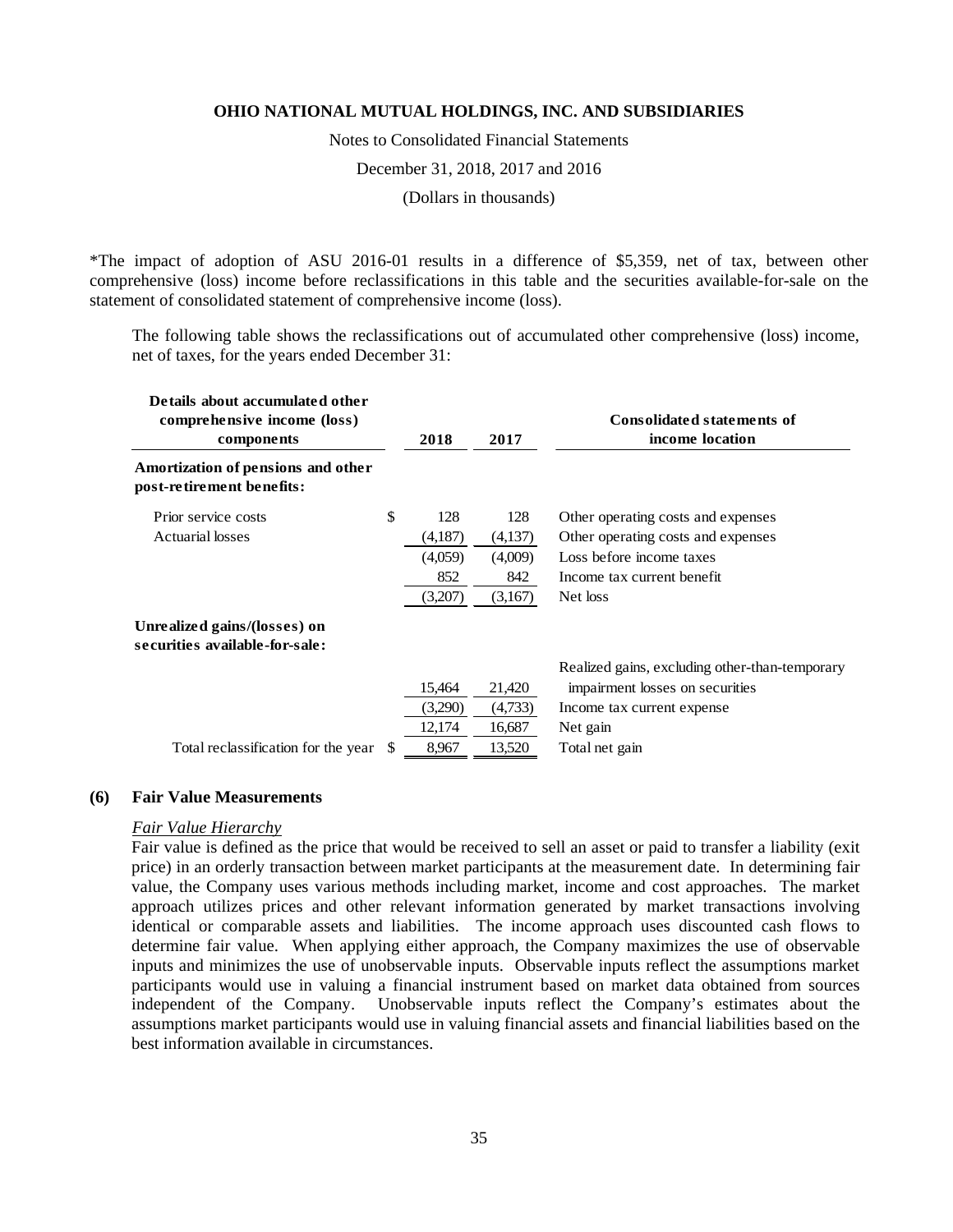*The impact of adoption of ASU 2016-01 results in a difference of $5,359, net of tax, between other comprehensive (loss) income before reclassifications in this table and the securities available-for-sale on the statement of consolidated statement of comprehensive income (loss).

The following table shows the reclassifications out of accumulated other comprehensive (loss) income, net of taxes, for the years ended December 31:

| Details about accumulated other comprehensive income (loss) components | | 2018 | 2017 | Consolidated statements of income location |
|---|---|---|---|---|
| **Amortization of pensions and other post-retirement benefits:** | | | | |
| Prior service costs | $ | 128 | 128 | Other operating costs and expenses |
| Actuarial losses | | (4,187) | (4,137) | Other operating costs and expenses |
| | | (4,059) | (4,009) | Loss before income taxes |
| | | 852 | 842 | Income tax current benefit |
| | | (3,207) | (3,167) | Net loss |
| **Unrealized gains/(losses) on securities available-for-sale:** | | | | |
| | | 15,464 | 21,420 | Realized gains, excluding other-than-temporary impairment losses on securities |
| | | (3,290) | (4,733) | Income tax current expense |
| | | 12,174 | 16,687 | Net gain |
| Total reclassification for the year | $ | 8,967 | 13,520 | Total net gain |

## (6) Fair Value Measurements

*Fair Value Hierarchy*

Fair value is defined as the price that would be received to sell an asset or paid to transfer a liability (exit price) in an orderly transaction between market participants at the measurement date. In determining fair value, the Company uses various methods including market, income and cost approaches. The market approach utilizes prices and other relevant information generated by market transactions involving identical or comparable assets and liabilities. The income approach uses discounted cash flows to determine fair value. When applying either approach, the Company maximizes the use of observable inputs and minimizes the use of unobservable inputs. Observable inputs reflect the assumptions market participants would use in valuing a financial instrument based on market data obtained from sources independent of the Company. Unobservable inputs reflect the Company's estimates about the assumptions market participants would use in valuing financial assets and financial liabilities based on the best information available in circumstances.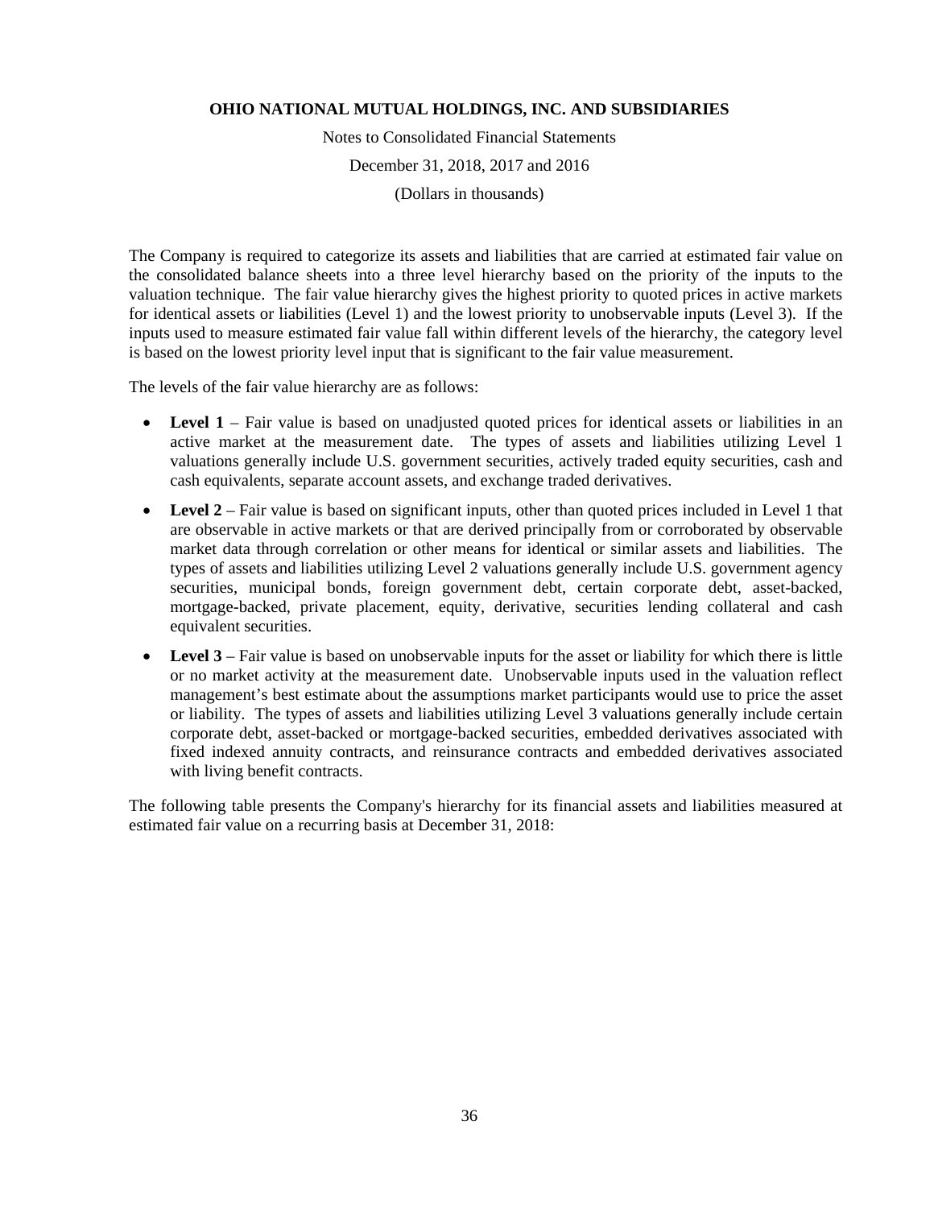The Company is required to categorize its assets and liabilities that are carried at estimated fair value on the consolidated balance sheets into a three level hierarchy based on the priority of the inputs to the valuation technique. The fair value hierarchy gives the highest priority to quoted prices in active markets for identical assets or liabilities (Level 1) and the lowest priority to unobservable inputs (Level 3). If the inputs used to measure estimated fair value fall within different levels of the hierarchy, the category level is based on the lowest priority level input that is significant to the fair value measurement.

The levels of the fair value hierarchy are as follows:

- **Level 1** – Fair value is based on unadjusted quoted prices for identical assets or liabilities in an active market at the measurement date. The types of assets and liabilities utilizing Level 1 valuations generally include U.S. government securities, actively traded equity securities, cash and cash equivalents, separate account assets, and exchange traded derivatives.
- **Level 2** – Fair value is based on significant inputs, other than quoted prices included in Level 1 that are observable in active markets or that are derived principally from or corroborated by observable market data through correlation or other means for identical or similar assets and liabilities. The types of assets and liabilities utilizing Level 2 valuations generally include U.S. government agency securities, municipal bonds, foreign government debt, certain corporate debt, asset-backed, mortgage-backed, private placement, equity, derivative, securities lending collateral and cash equivalent securities.
- **Level 3** – Fair value is based on unobservable inputs for the asset or liability for which there is little or no market activity at the measurement date. Unobservable inputs used in the valuation reflect management's best estimate about the assumptions market participants would use to price the asset or liability. The types of assets and liabilities utilizing Level 3 valuations generally include certain corporate debt, asset-backed or mortgage-backed securities, embedded derivatives associated with fixed indexed annuity contracts, and reinsurance contracts and embedded derivatives associated with living benefit contracts.

The following table presents the Company's hierarchy for its financial assets and liabilities measured at estimated fair value on a recurring basis at December 31, 2018: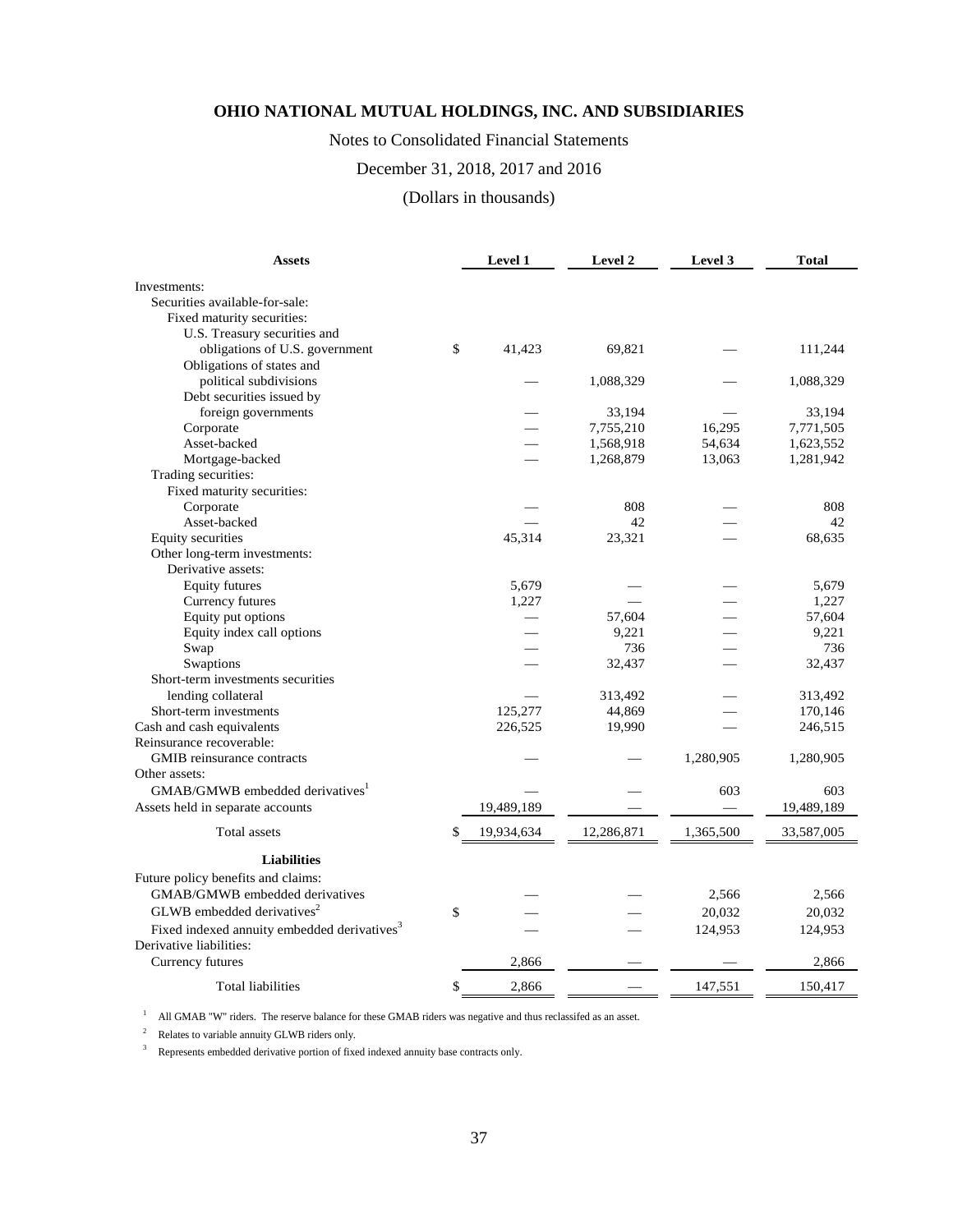**OHIO NATIONAL MUTUAL HOLDINGS, INC. AND SUBSIDIARIES**

Notes to Consolidated Financial Statements

December 31, 2018, 2017 and 2016

(Dollars in thousands)

| Assets | Level 1 | Level 2 | Level 3 | Total |
|---|---|---|---|---|
| Investments: | | | | |
| Securities available-for-sale: | | | | |
| Fixed maturity securities: | | | | |
| U.S. Treasury securities and obligations of U.S. government | $ 41,423 | 69,821 | — | 111,244 |
| Obligations of states and political subdivisions | — | 1,088,329 | — | 1,088,329 |
| Debt securities issued by foreign governments | — | 33,194 | — | 33,194 |
| Corporate | — | 7,755,210 | 16,295 | 7,771,505 |
| Asset-backed | — | 1,568,918 | 54,634 | 1,623,552 |
| Mortgage-backed | — | 1,268,879 | 13,063 | 1,281,942 |
| Trading securities: | | | | |
| Fixed maturity securities: | | | | |
| Corporate | — | 808 | — | 808 |
| Asset-backed | — | 42 | — | 42 |
| Equity securities | 45,314 | 23,321 | — | 68,635 |
| Other long-term investments: | | | | |
| Derivative assets: | | | | |
| Equity futures | 5,679 | — | — | 5,679 |
| Currency futures | 1,227 | — | — | 1,227 |
| Equity put options | — | 57,604 | — | 57,604 |
| Equity index call options | — | 9,221 | — | 9,221 |
| Swap | — | 736 | — | 736 |
| Swaptions | — | 32,437 | — | 32,437 |
| Short-term investments securities lending collateral | — | 313,492 | — | 313,492 |
| Short-term investments | 125,277 | 44,869 | — | 170,146 |
| Cash and cash equivalents | 226,525 | 19,990 | — | 246,515 |
| Reinsurance recoverable: | | | | |
| GMIB reinsurance contracts | — | — | 1,280,905 | 1,280,905 |
| Other assets: | | | | |
| GMAB/GMWB embedded derivatives[1] | — | — | 603 | 603 |
| Assets held in separate accounts | 19,489,189 | — | — | 19,489,189 |
| Total assets | $ 19,934,634 | 12,286,871 | 1,365,500 | 33,587,005 |
| **Liabilities** | | | | |
| Future policy benefits and claims: | | | | |
| GMAB/GMWB embedded derivatives | — | — | 2,566 | 2,566 |
| GLWB embedded derivatives[2] | $ — | — | 20,032 | 20,032 |
| Fixed indexed annuity embedded derivatives[3] | — | — | 124,953 | 124,953 |
| Derivative liabilities: | | | | |
| Currency futures | 2,866 | — | — | 2,866 |
| Total liabilities | $ 2,866 | — | 147,551 | 150,417 |

[1] All GMAB "W" riders. The reserve balance for these GMAB riders was negative and thus reclassifed as an asset.

[2] Relates to variable annuity GLWB riders only.

[3] Represents embedded derivative portion of fixed indexed annuity base contracts only.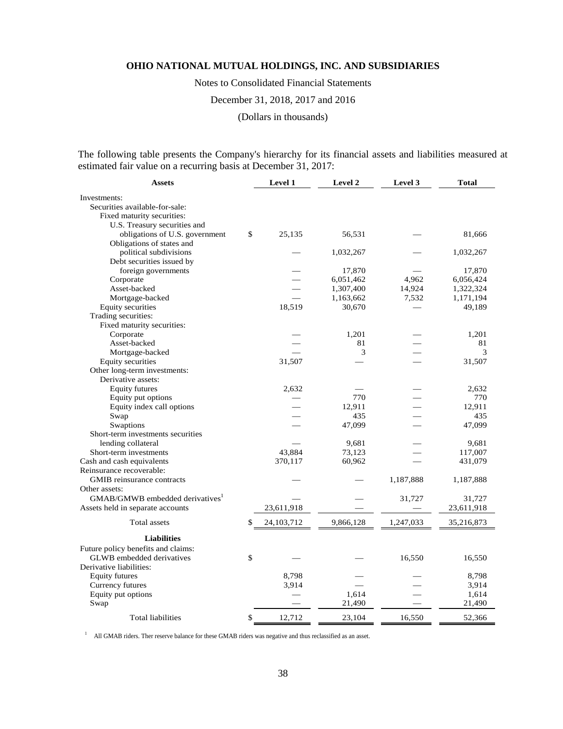The following table presents the Company's hierarchy for its financial assets and liabilities measured at estimated fair value on a recurring basis at December 31, 2017:

| Assets | Level 1 | Level 2 | Level 3 | Total |
|---|---|---|---|---|
| Investments: | | | | |
| Securities available-for-sale: | | | | |
| Fixed maturity securities: | | | | |
| U.S. Treasury securities and obligations of U.S. government | $ 25,135 | 56,531 | — | 81,666 |
| Obligations of states and political subdivisions | — | 1,032,267 | — | 1,032,267 |
| Debt securities issued by foreign governments | — | 17,870 | — | 17,870 |
| Corporate | — | 6,051,462 | 4,962 | 6,056,424 |
| Asset-backed | — | 1,307,400 | 14,924 | 1,322,324 |
| Mortgage-backed | — | 1,163,662 | 7,532 | 1,171,194 |
| Equity securities | 18,519 | 30,670 | — | 49,189 |
| Trading securities: | | | | |
| Fixed maturity securities: | | | | |
| Corporate | — | 1,201 | — | 1,201 |
| Asset-backed | — | 81 | — | 81 |
| Mortgage-backed | — | 3 | — | 3 |
| Equity securities | 31,507 | — | — | 31,507 |
| Other long-term investments: | | | | |
| Derivative assets: | | | | |
| Equity futures | 2,632 | — | — | 2,632 |
| Equity put options | — | 770 | — | 770 |
| Equity index call options | — | 12,911 | — | 12,911 |
| Swap | — | 435 | — | 435 |
| Swaptions | — | 47,099 | — | 47,099 |
| Short-term investments securities lending collateral | — | 9,681 | — | 9,681 |
| Short-term investments | 43,884 | 73,123 | — | 117,007 |
| Cash and cash equivalents | 370,117 | 60,962 | — | 431,079 |
| Reinsurance recoverable: | | | | |
| GMIB reinsurance contracts | — | — | 1,187,888 | 1,187,888 |
| Other assets: | | | | |
| GMAB/GMWB embedded derivatives[1] | — | — | 31,727 | 31,727 |
| Assets held in separate accounts | 23,611,918 | — | — | 23,611,918 |
| Total assets | $ 24,103,712 | 9,866,128 | 1,247,033 | 35,216,873 |
| **Liabilities** | | | | |
| Future policy benefits and claims: | | | | |
| GLWB embedded derivatives | $ — | — | 16,550 | 16,550 |
| Derivative liabilities: | | | | |
| Equity futures | 8,798 | — | — | 8,798 |
| Currency futures | 3,914 | — | — | 3,914 |
| Equity put options | — | 1,614 | — | 1,614 |
| Swap | — | 21,490 | — | 21,490 |
| Total liabilities | $ 12,712 | 23,104 | 16,550 | 52,366 |

[1] All GMAB riders. Ther reserve balance for these GMAB riders was negative and thus reclassified as an asset.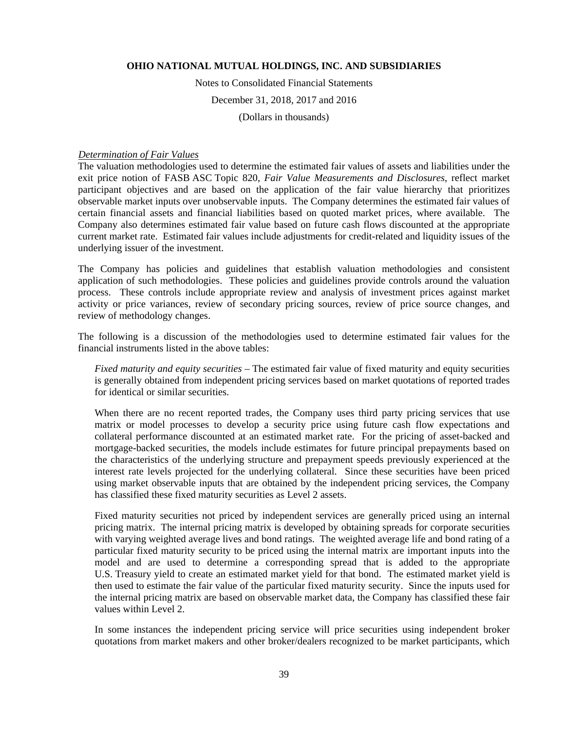*Determination of Fair Values*

The valuation methodologies used to determine the estimated fair values of assets and liabilities under the exit price notion of FASB ASC Topic 820, *Fair Value Measurements and Disclosures*, reflect market participant objectives and are based on the application of the fair value hierarchy that prioritizes observable market inputs over unobservable inputs. The Company determines the estimated fair values of certain financial assets and financial liabilities based on quoted market prices, where available. The Company also determines estimated fair value based on future cash flows discounted at the appropriate current market rate. Estimated fair values include adjustments for credit-related and liquidity issues of the underlying issuer of the investment.

The Company has policies and guidelines that establish valuation methodologies and consistent application of such methodologies. These policies and guidelines provide controls around the valuation process. These controls include appropriate review and analysis of investment prices against market activity or price variances, review of secondary pricing sources, review of price source changes, and review of methodology changes.

The following is a discussion of the methodologies used to determine estimated fair values for the financial instruments listed in the above tables:

*Fixed maturity and equity securities* – The estimated fair value of fixed maturity and equity securities is generally obtained from independent pricing services based on market quotations of reported trades for identical or similar securities.

When there are no recent reported trades, the Company uses third party pricing services that use matrix or model processes to develop a security price using future cash flow expectations and collateral performance discounted at an estimated market rate. For the pricing of asset-backed and mortgage-backed securities, the models include estimates for future principal prepayments based on the characteristics of the underlying structure and prepayment speeds previously experienced at the interest rate levels projected for the underlying collateral. Since these securities have been priced using market observable inputs that are obtained by the independent pricing services, the Company has classified these fixed maturity securities as Level 2 assets.

Fixed maturity securities not priced by independent services are generally priced using an internal pricing matrix. The internal pricing matrix is developed by obtaining spreads for corporate securities with varying weighted average lives and bond ratings. The weighted average life and bond rating of a particular fixed maturity security to be priced using the internal matrix are important inputs into the model and are used to determine a corresponding spread that is added to the appropriate U.S. Treasury yield to create an estimated market yield for that bond. The estimated market yield is then used to estimate the fair value of the particular fixed maturity security. Since the inputs used for the internal pricing matrix are based on observable market data, the Company has classified these fair values within Level 2.

In some instances the independent pricing service will price securities using independent broker quotations from market makers and other broker/dealers recognized to be market participants, which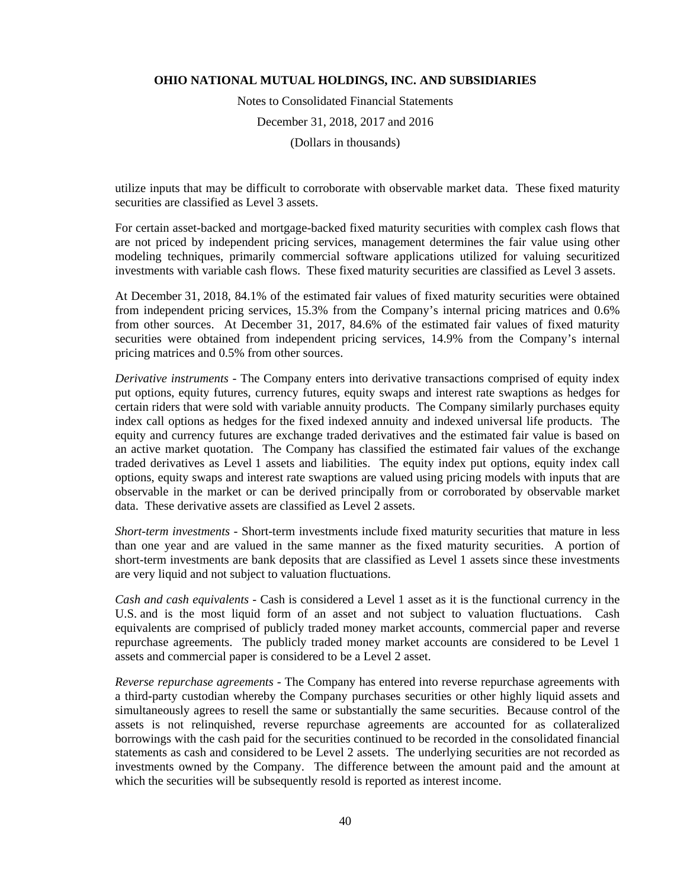utilize inputs that may be difficult to corroborate with observable market data. These fixed maturity securities are classified as Level 3 assets.

For certain asset-backed and mortgage-backed fixed maturity securities with complex cash flows that are not priced by independent pricing services, management determines the fair value using other modeling techniques, primarily commercial software applications utilized for valuing securitized investments with variable cash flows. These fixed maturity securities are classified as Level 3 assets.

At December 31, 2018, 84.1% of the estimated fair values of fixed maturity securities were obtained from independent pricing services, 15.3% from the Company's internal pricing matrices and 0.6% from other sources. At December 31, 2017, 84.6% of the estimated fair values of fixed maturity securities were obtained from independent pricing services, 14.9% from the Company's internal pricing matrices and 0.5% from other sources.

*Derivative instruments* - The Company enters into derivative transactions comprised of equity index put options, equity futures, currency futures, equity swaps and interest rate swaptions as hedges for certain riders that were sold with variable annuity products. The Company similarly purchases equity index call options as hedges for the fixed indexed annuity and indexed universal life products. The equity and currency futures are exchange traded derivatives and the estimated fair value is based on an active market quotation. The Company has classified the estimated fair values of the exchange traded derivatives as Level 1 assets and liabilities. The equity index put options, equity index call options, equity swaps and interest rate swaptions are valued using pricing models with inputs that are observable in the market or can be derived principally from or corroborated by observable market data. These derivative assets are classified as Level 2 assets.

*Short-term investments* - Short-term investments include fixed maturity securities that mature in less than one year and are valued in the same manner as the fixed maturity securities. A portion of short-term investments are bank deposits that are classified as Level 1 assets since these investments are very liquid and not subject to valuation fluctuations.

*Cash and cash equivalents* - Cash is considered a Level 1 asset as it is the functional currency in the U.S. and is the most liquid form of an asset and not subject to valuation fluctuations. Cash equivalents are comprised of publicly traded money market accounts, commercial paper and reverse repurchase agreements. The publicly traded money market accounts are considered to be Level 1 assets and commercial paper is considered to be a Level 2 asset.

*Reverse repurchase agreements* - The Company has entered into reverse repurchase agreements with a third-party custodian whereby the Company purchases securities or other highly liquid assets and simultaneously agrees to resell the same or substantially the same securities. Because control of the assets is not relinquished, reverse repurchase agreements are accounted for as collateralized borrowings with the cash paid for the securities continued to be recorded in the consolidated financial statements as cash and considered to be Level 2 assets. The underlying securities are not recorded as investments owned by the Company. The difference between the amount paid and the amount at which the securities will be subsequently resold is reported as interest income.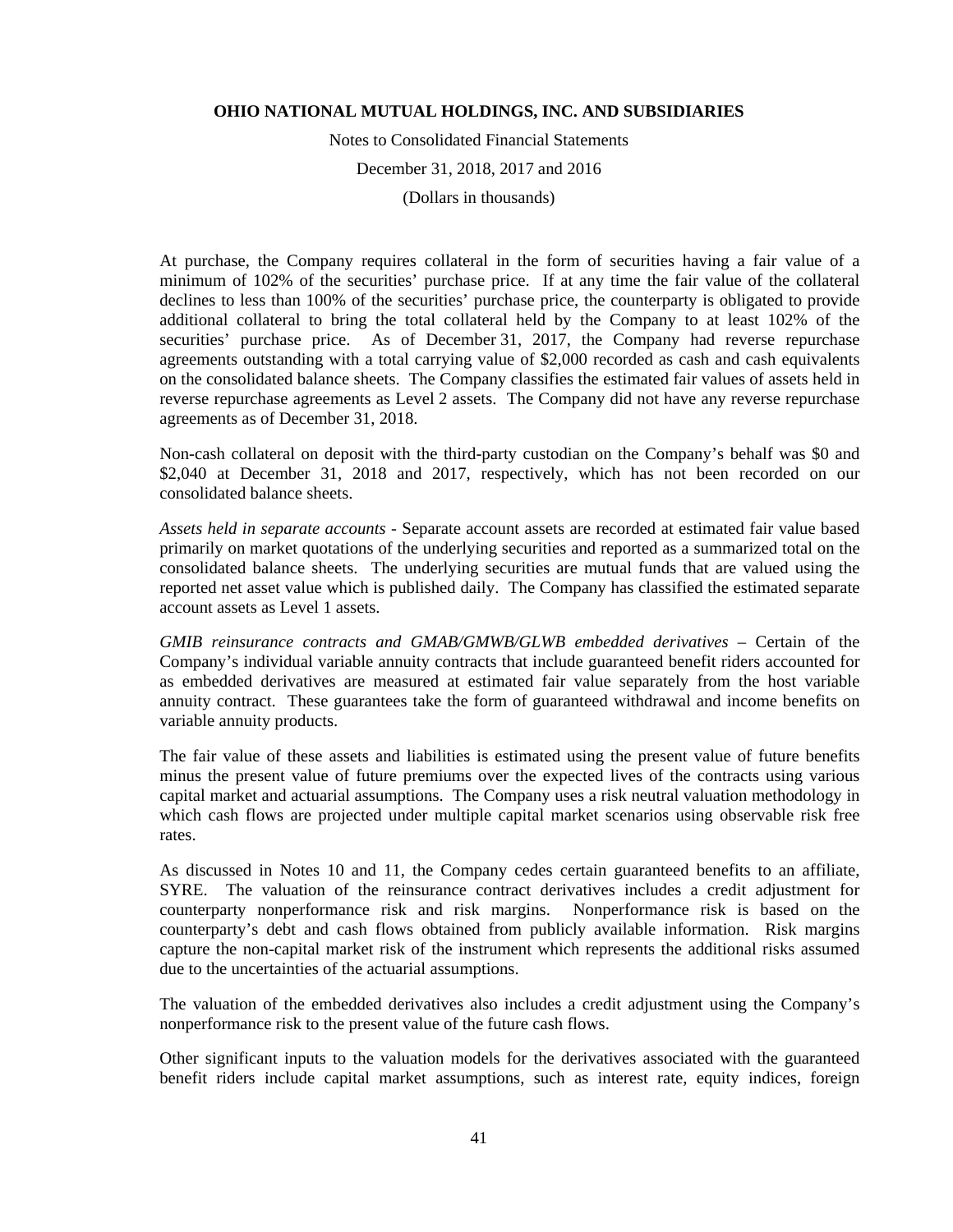At purchase, the Company requires collateral in the form of securities having a fair value of a minimum of 102% of the securities' purchase price. If at any time the fair value of the collateral declines to less than 100% of the securities' purchase price, the counterparty is obligated to provide additional collateral to bring the total collateral held by the Company to at least 102% of the securities' purchase price. As of December 31, 2017, the Company had reverse repurchase agreements outstanding with a total carrying value of $2,000 recorded as cash and cash equivalents on the consolidated balance sheets. The Company classifies the estimated fair values of assets held in reverse repurchase agreements as Level 2 assets. The Company did not have any reverse repurchase agreements as of December 31, 2018.

Non-cash collateral on deposit with the third-party custodian on the Company's behalf was $0 and $2,040 at December 31, 2018 and 2017, respectively, which has not been recorded on our consolidated balance sheets.

*Assets held in separate accounts* - Separate account assets are recorded at estimated fair value based primarily on market quotations of the underlying securities and reported as a summarized total on the consolidated balance sheets. The underlying securities are mutual funds that are valued using the reported net asset value which is published daily. The Company has classified the estimated separate account assets as Level 1 assets.

*GMIB reinsurance contracts and GMAB/GMWB/GLWB embedded derivatives* – Certain of the Company's individual variable annuity contracts that include guaranteed benefit riders accounted for as embedded derivatives are measured at estimated fair value separately from the host variable annuity contract. These guarantees take the form of guaranteed withdrawal and income benefits on variable annuity products.

The fair value of these assets and liabilities is estimated using the present value of future benefits minus the present value of future premiums over the expected lives of the contracts using various capital market and actuarial assumptions. The Company uses a risk neutral valuation methodology in which cash flows are projected under multiple capital market scenarios using observable risk free rates.

As discussed in Notes 10 and 11, the Company cedes certain guaranteed benefits to an affiliate, SYRE. The valuation of the reinsurance contract derivatives includes a credit adjustment for counterparty nonperformance risk and risk margins. Nonperformance risk is based on the counterparty's debt and cash flows obtained from publicly available information. Risk margins capture the non-capital market risk of the instrument which represents the additional risks assumed due to the uncertainties of the actuarial assumptions.

The valuation of the embedded derivatives also includes a credit adjustment using the Company's nonperformance risk to the present value of the future cash flows.

Other significant inputs to the valuation models for the derivatives associated with the guaranteed benefit riders include capital market assumptions, such as interest rate, equity indices, foreign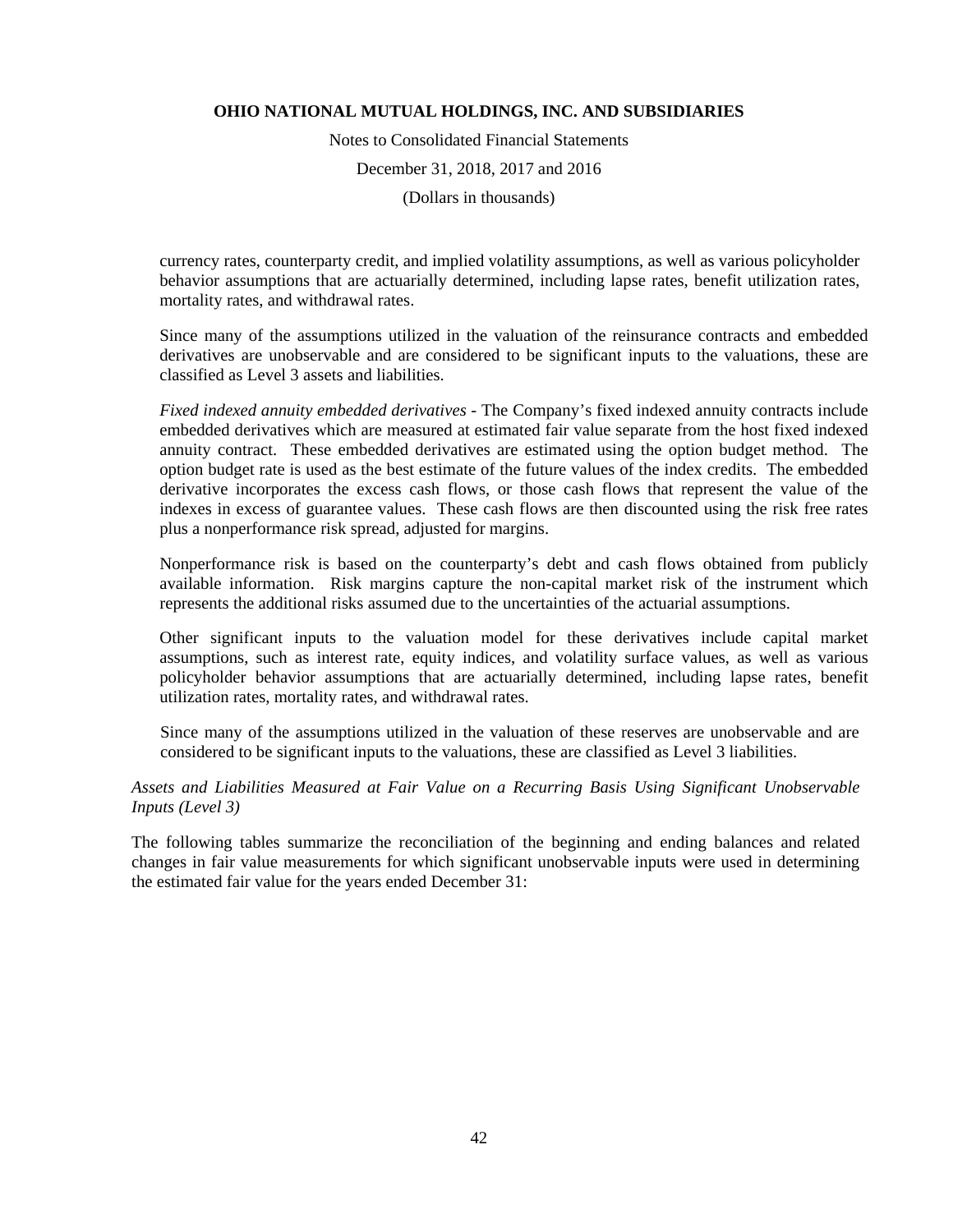currency rates, counterparty credit, and implied volatility assumptions, as well as various policyholder behavior assumptions that are actuarially determined, including lapse rates, benefit utilization rates, mortality rates, and withdrawal rates.

Since many of the assumptions utilized in the valuation of the reinsurance contracts and embedded derivatives are unobservable and are considered to be significant inputs to the valuations, these are classified as Level 3 assets and liabilities.

*Fixed indexed annuity embedded derivatives* - The Company's fixed indexed annuity contracts include embedded derivatives which are measured at estimated fair value separate from the host fixed indexed annuity contract. These embedded derivatives are estimated using the option budget method. The option budget rate is used as the best estimate of the future values of the index credits. The embedded derivative incorporates the excess cash flows, or those cash flows that represent the value of the indexes in excess of guarantee values. These cash flows are then discounted using the risk free rates plus a nonperformance risk spread, adjusted for margins.

Nonperformance risk is based on the counterparty's debt and cash flows obtained from publicly available information. Risk margins capture the non-capital market risk of the instrument which represents the additional risks assumed due to the uncertainties of the actuarial assumptions.

Other significant inputs to the valuation model for these derivatives include capital market assumptions, such as interest rate, equity indices, and volatility surface values, as well as various policyholder behavior assumptions that are actuarially determined, including lapse rates, benefit utilization rates, mortality rates, and withdrawal rates.

Since many of the assumptions utilized in the valuation of these reserves are unobservable and are considered to be significant inputs to the valuations, these are classified as Level 3 liabilities.

*Assets and Liabilities Measured at Fair Value on a Recurring Basis Using Significant Unobservable Inputs (Level 3)*

The following tables summarize the reconciliation of the beginning and ending balances and related changes in fair value measurements for which significant unobservable inputs were used in determining the estimated fair value for the years ended December 31: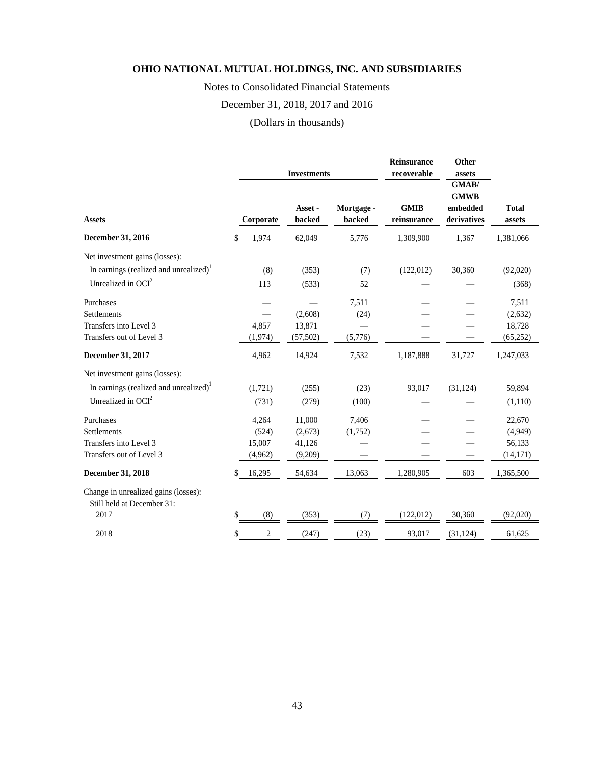# OHIO NATIONAL MUTUAL HOLDINGS, INC. AND SUBSIDIARIES

Notes to Consolidated Financial Statements

December 31, 2018, 2017 and 2016

(Dollars in thousands)

| | Investments | | | Reinsurance recoverable | Other assets | |
|---|---|---|---|---|---|---|
| **Assets** | **Corporate** | **Asset - backed** | **Mortgage - backed** | **GMIB reinsurance** | **GMAB/ GMWB embedded derivatives** | **Total assets** |
| **December 31, 2016** | $ 1,974 | 62,049 | 5,776 | 1,309,900 | 1,367 | 1,381,066 |
| Net investment gains (losses): | | | | | | |
| In earnings (realized and unrealized)[1] | (8) | (353) | (7) | (122,012) | 30,360 | (92,020) |
| Unrealized in OCI[2] | 113 | (533) | 52 | — | — | (368) |
| Purchases | — | — | 7,511 | — | — | 7,511 |
| Settlements | — | (2,608) | (24) | — | — | (2,632) |
| Transfers into Level 3 | 4,857 | 13,871 | — | — | — | 18,728 |
| Transfers out of Level 3 | (1,974) | (57,502) | (5,776) | — | — | (65,252) |
| **December 31, 2017** | 4,962 | 14,924 | 7,532 | 1,187,888 | 31,727 | 1,247,033 |
| Net investment gains (losses): | | | | | | |
| In earnings (realized and unrealized)[1] | (1,721) | (255) | (23) | 93,017 | (31,124) | 59,894 |
| Unrealized in OCI[2] | (731) | (279) | (100) | — | — | (1,110) |
| Purchases | 4,264 | 11,000 | 7,406 | — | — | 22,670 |
| Settlements | (524) | (2,673) | (1,752) | — | — | (4,949) |
| Transfers into Level 3 | 15,007 | 41,126 | — | — | — | 56,133 |
| Transfers out of Level 3 | (4,962) | (9,209) | — | — | — | (14,171) |
| **December 31, 2018** | $ 16,295 | 54,634 | 13,063 | 1,280,905 | 603 | 1,365,500 |
| Change in unrealized gains (losses): Still held at December 31: | | | | | | |
| 2017 | $ (8) | (353) | (7) | (122,012) | 30,360 | (92,020) |
| 2018 | $ 2 | (247) | (23) | 93,017 | (31,124) | 61,625 |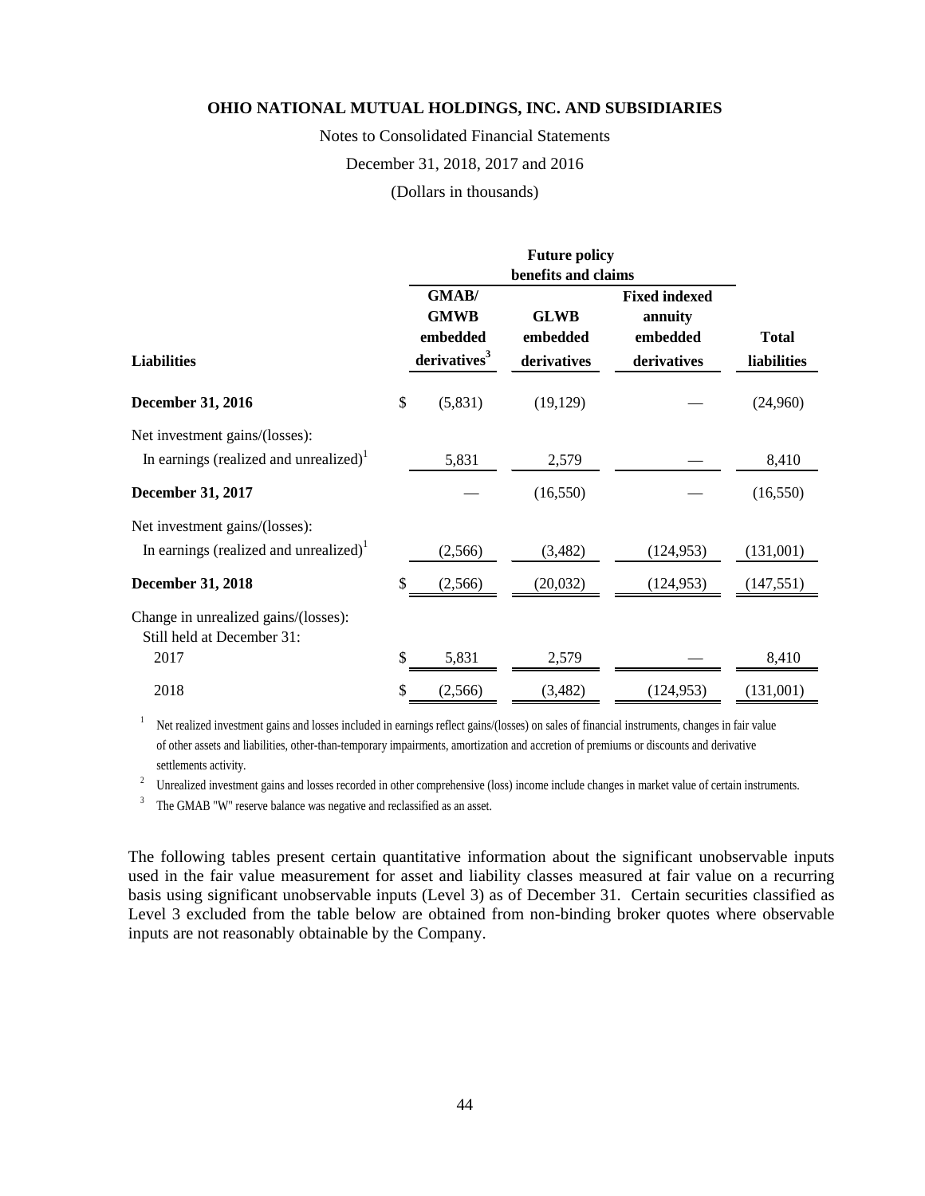| Liabilities | Future policy benefits and claims | | | |
|---|---|---|---|---|
| | GMAB/ GMWB embedded derivatives[3] | GLWB embedded derivatives | Fixed indexed annuity embedded derivatives | Total liabilities |
| **December 31, 2016** | $ (5,831) | (19,129) | — | (24,960) |
| Net investment gains/(losses): | | | | |
| In earnings (realized and unrealized)[1] | 5,831 | 2,579 | — | 8,410 |
| **December 31, 2017** | — | (16,550) | — | (16,550) |
| Net investment gains/(losses): | | | | |
| In earnings (realized and unrealized)[1] | (2,566) | (3,482) | (124,953) | (131,001) |
| **December 31, 2018** | $ (2,566) | (20,032) | (124,953) | (147,551) |
| Change in unrealized gains/(losses): Still held at December 31: | | | | |
| 2017 | $ 5,831 | 2,579 | — | 8,410 |
| 2018 | $ (2,566) | (3,482) | (124,953) | (131,001) |

[1] Net realized investment gains and losses included in earnings reflect gains/(losses) on sales of financial instruments, changes in fair value of other assets and liabilities, other-than-temporary impairments, amortization and accretion of premiums or discounts and derivative settlements activity.

[2] Unrealized investment gains and losses recorded in other comprehensive (loss) income include changes in market value of certain instruments.

[3] The GMAB "W" reserve balance was negative and reclassified as an asset.

The following tables present certain quantitative information about the significant unobservable inputs used in the fair value measurement for asset and liability classes measured at fair value on a recurring basis using significant unobservable inputs (Level 3) as of December 31. Certain securities classified as Level 3 excluded from the table below are obtained from non-binding broker quotes where observable inputs are not reasonably obtainable by the Company.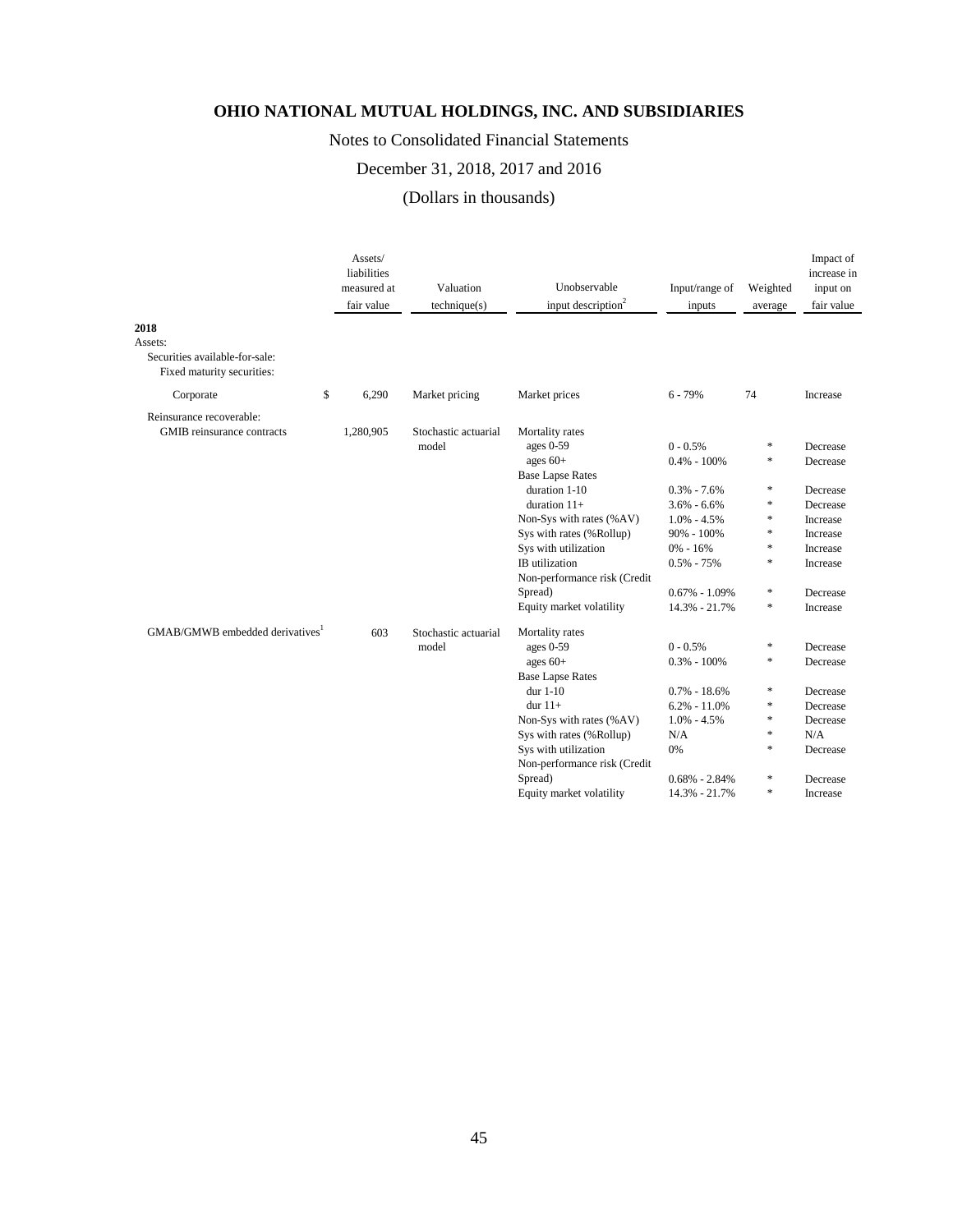**OHIO NATIONAL MUTUAL HOLDINGS, INC. AND SUBSIDIARIES**

Notes to Consolidated Financial Statements

December 31, 2018, 2017 and 2016

(Dollars in thousands)

| | Assets/ liabilities measured at fair value | Valuation technique(s) | Unobservable input description[2] | Input/range of inputs | Weighted average | Impact of increase in input on fair value |
|---|---|---|---|---|---|---|
| **2018** | | | | | | |
| Assets: | | | | | | |
| Securities available-for-sale: | | | | | | |
| Fixed maturity securities: | | | | | | |
| Corporate | $ 6,290 | Market pricing | Market prices | 6 - 79% | 74 | Increase |
| Reinsurance recoverable: | | | | | | |
| GMIB reinsurance contracts | 1,280,905 | Stochastic actuarial model | Mortality rates | | | |
| | | | ages 0-59 | 0 - 0.5% | * | Decrease |
| | | | ages 60+ | 0.4% - 100% | * | Decrease |
| | | | Base Lapse Rates | | | |
| | | | duration 1-10 | 0.3% - 7.6% | * | Decrease |
| | | | duration 11+ | 3.6% - 6.6% | * | Decrease |
| | | | Non-Sys with rates (%AV) | 1.0% - 4.5% | * | Increase |
| | | | Sys with rates (%Rollup) | 90% - 100% | * | Increase |
| | | | Sys with utilization | 0% - 16% | * | Increase |
| | | | IB utilization | 0.5% - 75% | * | Increase |
| | | | Non-performance risk (Credit Spread) | 0.67% - 1.09% | * | Decrease |
| | | | Equity market volatility | 14.3% - 21.7% | * | Increase |
| GMAB/GMWB embedded derivatives[1] | 603 | Stochastic actuarial model | Mortality rates | | | |
| | | | ages 0-59 | 0 - 0.5% | * | Decrease |
| | | | ages 60+ | 0.3% - 100% | * | Decrease |
| | | | Base Lapse Rates | | | |
| | | | dur 1-10 | 0.7% - 18.6% | * | Decrease |
| | | | dur 11+ | 6.2% - 11.0% | * | Decrease |
| | | | Non-Sys with rates (%AV) | 1.0% - 4.5% | * | Decrease |
| | | | Sys with rates (%Rollup) | N/A | * | N/A |
| | | | Sys with utilization | 0% | * | Decrease |
| | | | Non-performance risk (Credit Spread) | 0.68% - 2.84% | * | Decrease |
| | | | Equity market volatility | 14.3% - 21.7% | * | Increase |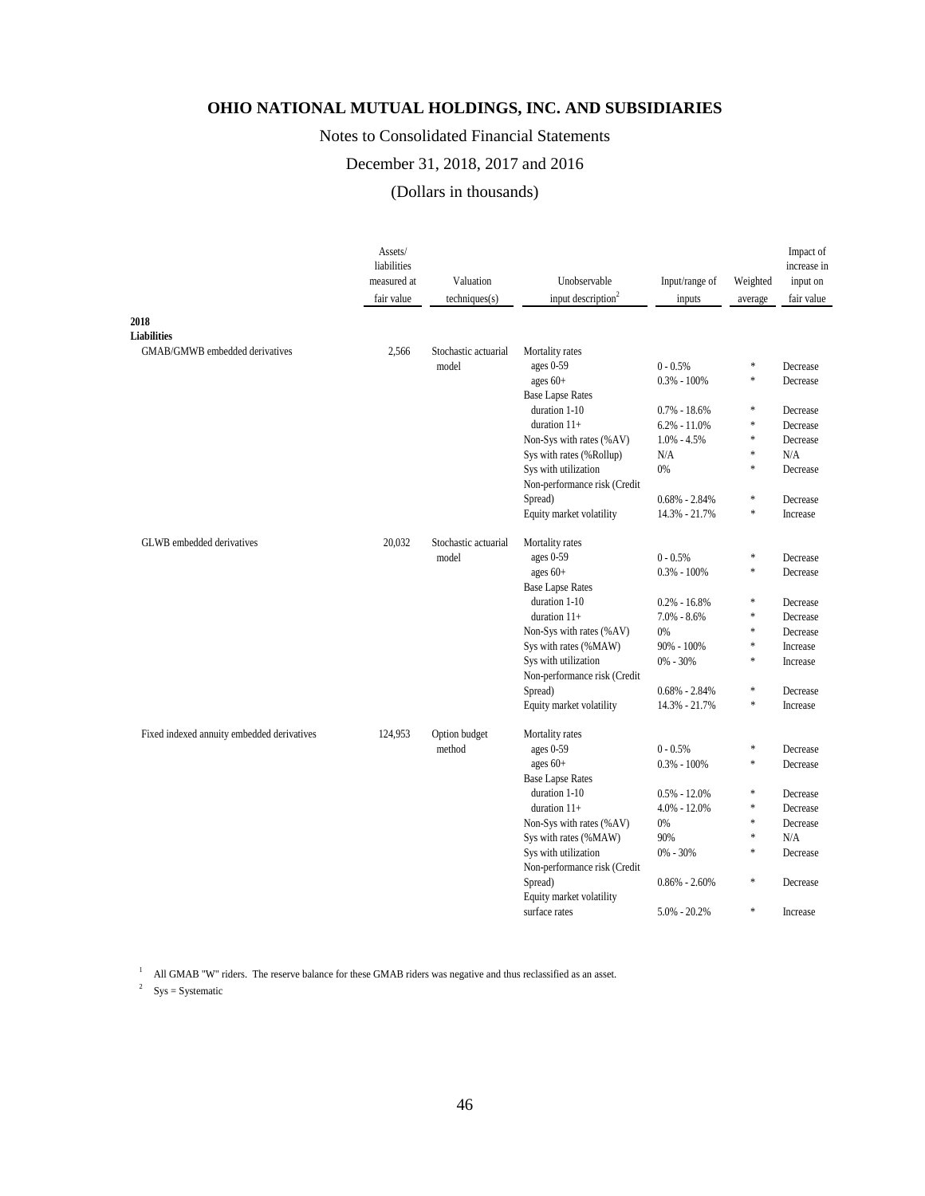# OHIO NATIONAL MUTUAL HOLDINGS, INC. AND SUBSIDIARIES

Notes to Consolidated Financial Statements

December 31, 2018, 2017 and 2016

(Dollars in thousands)

| | Assets/ liabilities measured at fair value | Valuation techniques(s) | Unobservable input description[2] | Input/range of inputs | Weighted average | Impact of increase in input on fair value |
|---|---|---|---|---|---|---|
| **2018** | | | | | | |
| **Liabilities** | | | | | | |
| GMAB/GMWB embedded derivatives | 2,566 | Stochastic actuarial model | Mortality rates | | | |
| | | | ages 0-59 | 0 - 0.5% | * | Decrease |
| | | | ages 60+ | 0.3% - 100% | * | Decrease |
| | | | Base Lapse Rates | | | |
| | | | duration 1-10 | 0.7% - 18.6% | * | Decrease |
| | | | duration 11+ | 6.2% - 11.0% | * | Decrease |
| | | | Non-Sys with rates (%AV) | 1.0% - 4.5% | * | Decrease |
| | | | Sys with rates (%Rollup) | N/A | * | N/A |
| | | | Sys with utilization | 0% | * | Decrease |
| | | | Non-performance risk (Credit Spread) | 0.68% - 2.84% | * | Decrease |
| | | | Equity market volatility | 14.3% - 21.7% | * | Increase |
| GLWB embedded derivatives | 20,032 | Stochastic actuarial model | Mortality rates | | | |
| | | | ages 0-59 | 0 - 0.5% | * | Decrease |
| | | | ages 60+ | 0.3% - 100% | * | Decrease |
| | | | Base Lapse Rates | | | |
| | | | duration 1-10 | 0.2% - 16.8% | * | Decrease |
| | | | duration 11+ | 7.0% - 8.6% | * | Decrease |
| | | | Non-Sys with rates (%AV) | 0% | * | Decrease |
| | | | Sys with rates (%MAW) | 90% - 100% | * | Increase |
| | | | Sys with utilization | 0% - 30% | * | Increase |
| | | | Non-performance risk (Credit Spread) | 0.68% - 2.84% | * | Decrease |
| | | | Equity market volatility | 14.3% - 21.7% | * | Increase |
| Fixed indexed annuity embedded derivatives | 124,953 | Option budget method | Mortality rates | | | |
| | | | ages 0-59 | 0 - 0.5% | * | Decrease |
| | | | ages 60+ | 0.3% - 100% | * | Decrease |
| | | | Base Lapse Rates | | | |
| | | | duration 1-10 | 0.5% - 12.0% | * | Decrease |
| | | | duration 11+ | 4.0% - 12.0% | * | Decrease |
| | | | Non-Sys with rates (%AV) | 0% | * | Decrease |
| | | | Sys with rates (%MAW) | 90% | * | N/A |
| | | | Sys with utilization | 0% - 30% | * | Decrease |
| | | | Non-performance risk (Credit Spread) | 0.86% - 2.60% | * | Decrease |
| | | | Equity market volatility surface rates | 5.0% - 20.2% | * | Increase |

[1] All GMAB "W" riders. The reserve balance for these GMAB riders was negative and thus reclassified as an asset.

[2] Sys = Systematic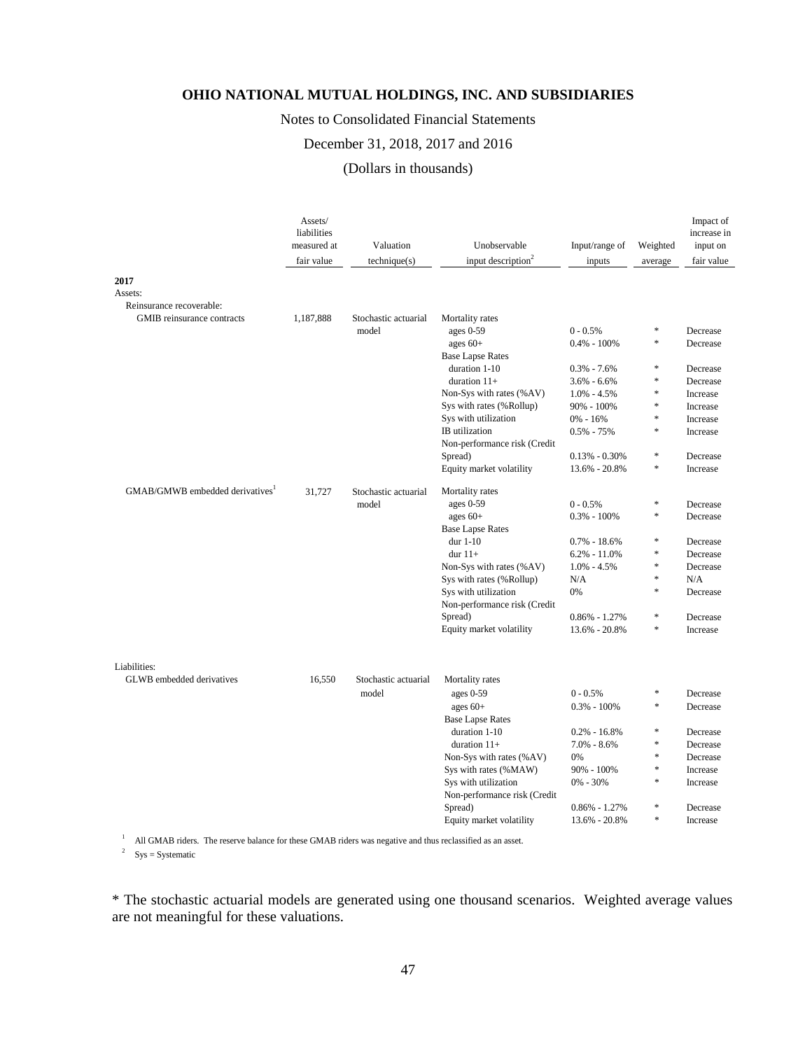# OHIO NATIONAL MUTUAL HOLDINGS, INC. AND SUBSIDIARIES

Notes to Consolidated Financial Statements

December 31, 2018, 2017 and 2016

(Dollars in thousands)

| | Assets/ liabilities measured at fair value | Valuation technique(s) | Unobservable input description[2] | Input/range of inputs | Weighted average | Impact of increase in input on fair value |
|---|---|---|---|---|---|---|
| **2017** | | | | | | |
| Assets: | | | | | | |
| Reinsurance recoverable: | | | | | | |
| GMIB reinsurance contracts | 1,187,888 | Stochastic actuarial model | Mortality rates | | | |
| | | | ages 0-59 | 0 - 0.5% | * | Decrease |
| | | | ages 60+ | 0.4% - 100% | * | Decrease |
| | | | Base Lapse Rates | | | |
| | | | duration 1-10 | 0.3% - 7.6% | * | Decrease |
| | | | duration 11+ | 3.6% - 6.6% | * | Decrease |
| | | | Non-Sys with rates (%AV) | 1.0% - 4.5% | * | Increase |
| | | | Sys with rates (%Rollup) | 90% - 100% | * | Increase |
| | | | Sys with utilization | 0% - 16% | * | Increase |
| | | | IB utilization | 0.5% - 75% | * | Increase |
| | | | Non-performance risk (Credit Spread) | 0.13% - 0.30% | * | Decrease |
| | | | Equity market volatility | 13.6% - 20.8% | * | Increase |
| GMAB/GMWB embedded derivatives[1] | 31,727 | Stochastic actuarial model | Mortality rates | | | |
| | | | ages 0-59 | 0 - 0.5% | * | Decrease |
| | | | ages 60+ | 0.3% - 100% | * | Decrease |
| | | | Base Lapse Rates | | | |
| | | | dur 1-10 | 0.7% - 18.6% | * | Decrease |
| | | | dur 11+ | 6.2% - 11.0% | * | Decrease |
| | | | Non-Sys with rates (%AV) | 1.0% - 4.5% | * | Decrease |
| | | | Sys with rates (%Rollup) | N/A | * | N/A |
| | | | Sys with utilization | 0% | * | Decrease |
| | | | Non-performance risk (Credit Spread) | 0.86% - 1.27% | * | Decrease |
| | | | Equity market volatility | 13.6% - 20.8% | * | Increase |
| Liabilities: | | | | | | |
| GLWB embedded derivatives | 16,550 | Stochastic actuarial model | Mortality rates | | | |
| | | | ages 0-59 | 0 - 0.5% | * | Decrease |
| | | | ages 60+ | 0.3% - 100% | * | Decrease |
| | | | Base Lapse Rates | | | |
| | | | duration 1-10 | 0.2% - 16.8% | * | Decrease |
| | | | duration 11+ | 7.0% - 8.6% | * | Decrease |
| | | | Non-Sys with rates (%AV) | 0% | * | Decrease |
| | | | Sys with rates (%MAW) | 90% - 100% | * | Increase |
| | | | Sys with utilization | 0% - 30% | * | Increase |
| | | | Non-performance risk (Credit Spread) | 0.86% - 1.27% | * | Decrease |
| | | | Equity market volatility | 13.6% - 20.8% | * | Increase |

[1] All GMAB riders. The reserve balance for these GMAB riders was negative and thus reclassified as an asset.

[2] Sys = Systematic

* The stochastic actuarial models are generated using one thousand scenarios. Weighted average values are not meaningful for these valuations.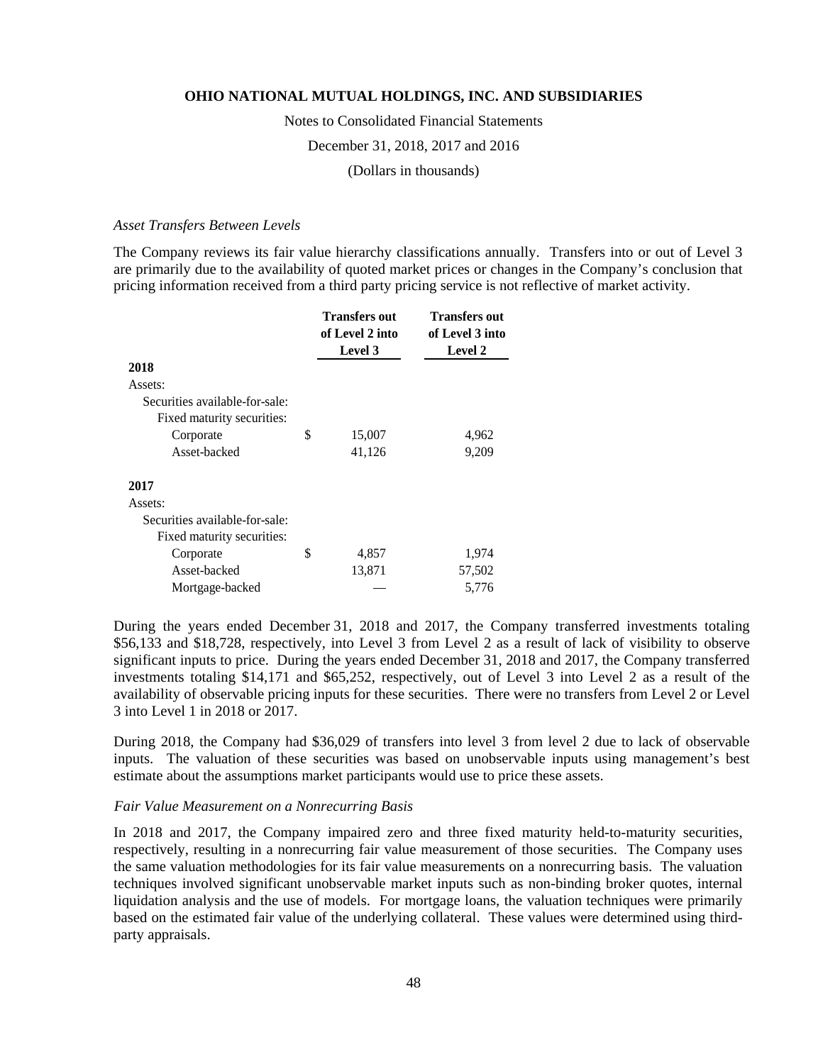*Asset Transfers Between Levels*

The Company reviews its fair value hierarchy classifications annually. Transfers into or out of Level 3 are primarily due to the availability of quoted market prices or changes in the Company's conclusion that pricing information received from a third party pricing service is not reflective of market activity.

| | Transfers out of Level 2 into Level 3 | Transfers out of Level 3 into Level 2 |
|---|---|---|
| **2018** | | |
| Assets: | | |
| Securities available-for-sale: | | |
| Fixed maturity securities: | | |
| Corporate | $ 15,007 | 4,962 |
| Asset-backed | 41,126 | 9,209 |
| **2017** | | |
| Assets: | | |
| Securities available-for-sale: | | |
| Fixed maturity securities: | | |
| Corporate | $ 4,857 | 1,974 |
| Asset-backed | 13,871 | 57,502 |
| Mortgage-backed | — | 5,776 |

During the years ended December 31, 2018 and 2017, the Company transferred investments totaling \$56,133 and \$18,728, respectively, into Level 3 from Level 2 as a result of lack of visibility to observe significant inputs to price. During the years ended December 31, 2018 and 2017, the Company transferred investments totaling \$14,171 and \$65,252, respectively, out of Level 3 into Level 2 as a result of the availability of observable pricing inputs for these securities. There were no transfers from Level 2 or Level 3 into Level 1 in 2018 or 2017.

During 2018, the Company had \$36,029 of transfers into level 3 from level 2 due to lack of observable inputs. The valuation of these securities was based on unobservable inputs using management's best estimate about the assumptions market participants would use to price these assets.

*Fair Value Measurement on a Nonrecurring Basis*

In 2018 and 2017, the Company impaired zero and three fixed maturity held-to-maturity securities, respectively, resulting in a nonrecurring fair value measurement of those securities. The Company uses the same valuation methodologies for its fair value measurements on a nonrecurring basis. The valuation techniques involved significant unobservable market inputs such as non-binding broker quotes, internal liquidation analysis and the use of models. For mortgage loans, the valuation techniques were primarily based on the estimated fair value of the underlying collateral. These values were determined using third-party appraisals.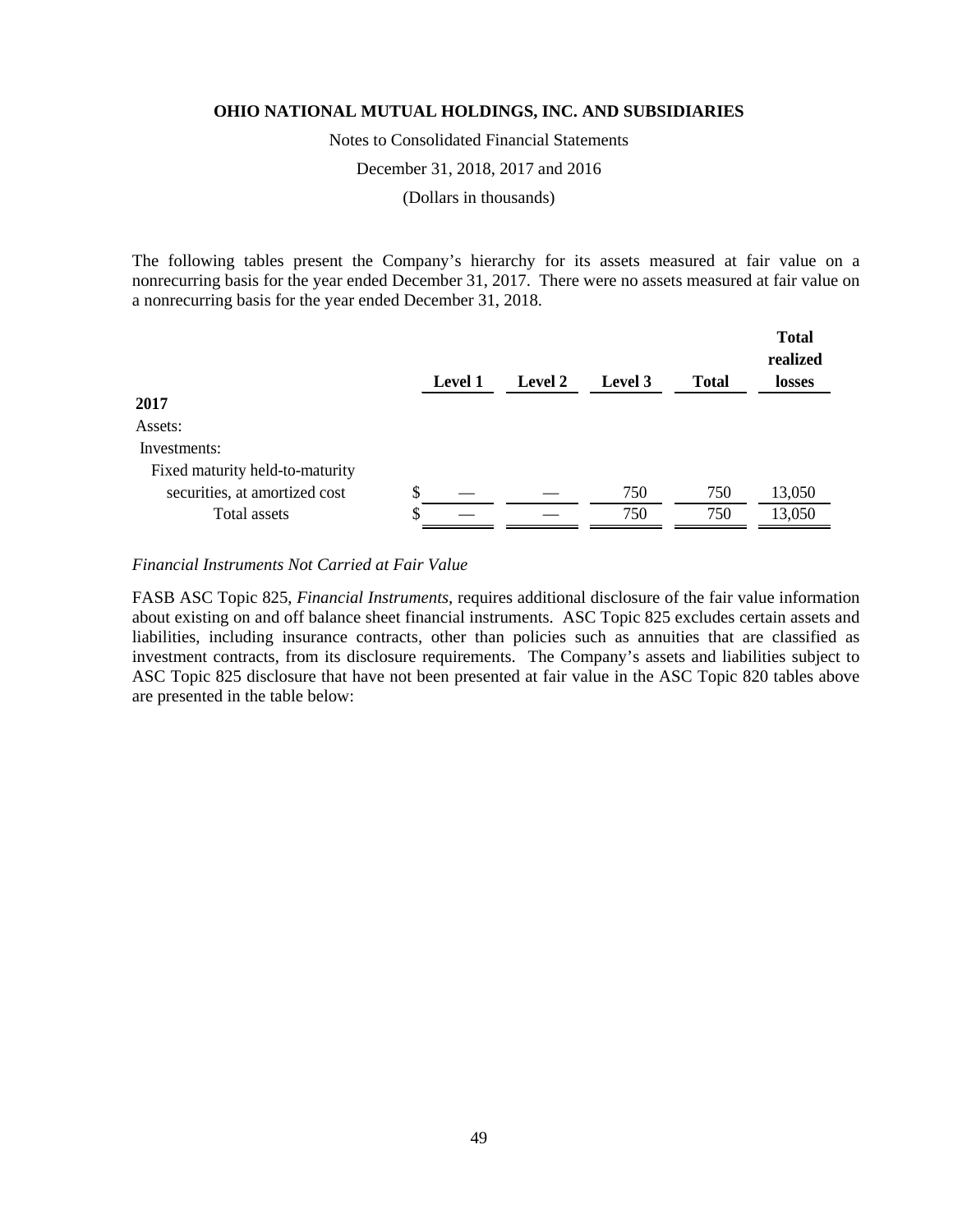The following tables present the Company's hierarchy for its assets measured at fair value on a nonrecurring basis for the year ended December 31, 2017. There were no assets measured at fair value on a nonrecurring basis for the year ended December 31, 2018.

| | Level 1 | Level 2 | Level 3 | Total | Total realized losses |
|---|---|---|---|---|---|
| **2017** | | | | | |
| Assets: | | | | | |
| Investments: | | | | | |
| Fixed maturity held-to-maturity securities, at amortized cost | $ — | — | 750 | 750 | 13,050 |
| Total assets | $ — | — | 750 | 750 | 13,050 |

*Financial Instruments Not Carried at Fair Value*

FASB ASC Topic 825, *Financial Instruments*, requires additional disclosure of the fair value information about existing on and off balance sheet financial instruments. ASC Topic 825 excludes certain assets and liabilities, including insurance contracts, other than policies such as annuities that are classified as investment contracts, from its disclosure requirements. The Company's assets and liabilities subject to ASC Topic 825 disclosure that have not been presented at fair value in the ASC Topic 820 tables above are presented in the table below: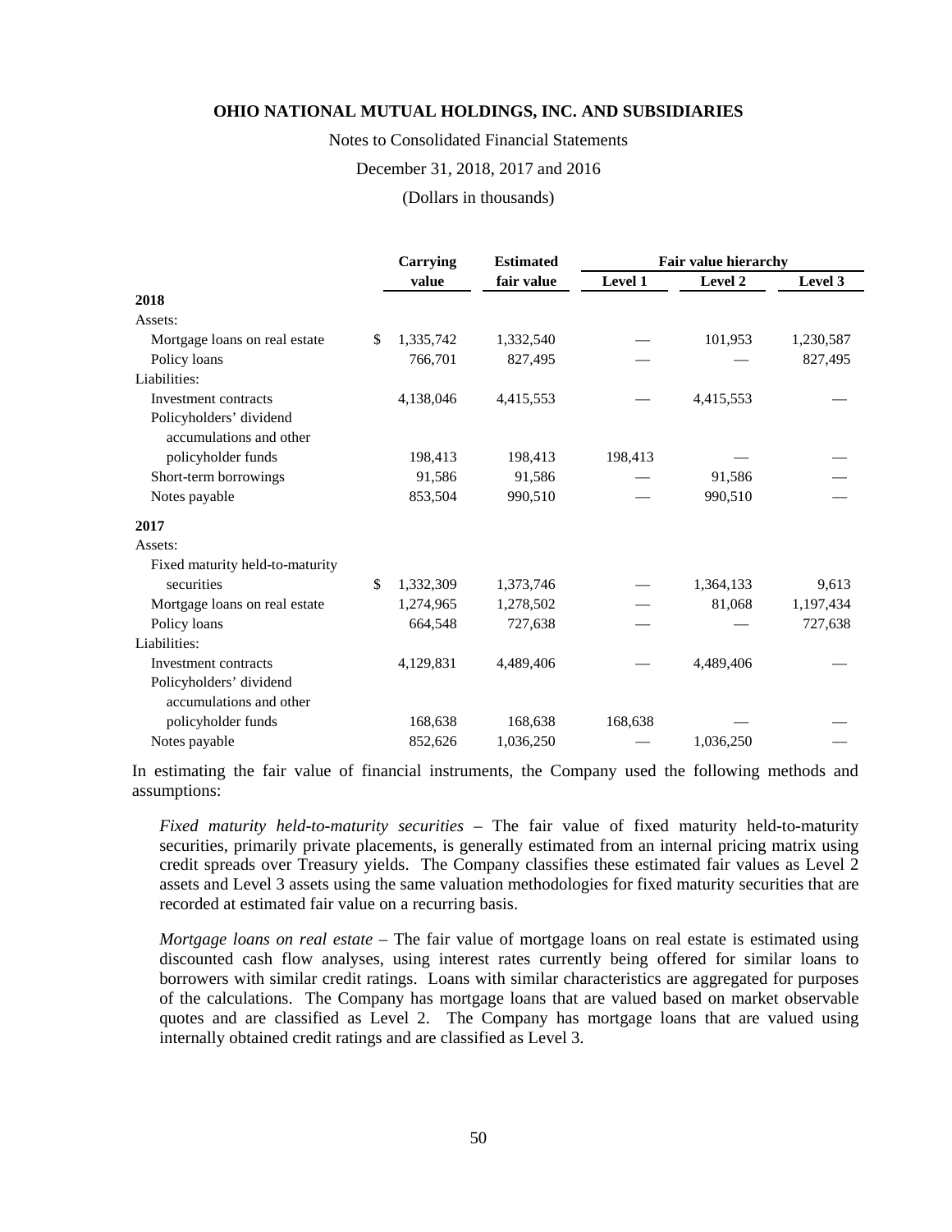|  | Carrying | Estimated | Fair value hierarchy | | |
|---|---|---|---|---|---|
|  | value | fair value | Level 1 | Level 2 | Level 3 |
| **2018** | | | | | |
| Assets: | | | | | |
| Mortgage loans on real estate | $ 1,335,742 | 1,332,540 | — | 101,953 | 1,230,587 |
| Policy loans | 766,701 | 827,495 | — | — | 827,495 |
| Liabilities: | | | | | |
| Investment contracts | 4,138,046 | 4,415,553 | — | 4,415,553 | — |
| Policyholders' dividend accumulations and other policyholder funds | 198,413 | 198,413 | 198,413 | — | — |
| Short-term borrowings | 91,586 | 91,586 | — | 91,586 | — |
| Notes payable | 853,504 | 990,510 | — | 990,510 | — |
| **2017** | | | | | |
| Assets: | | | | | |
| Fixed maturity held-to-maturity securities | $ 1,332,309 | 1,373,746 | — | 1,364,133 | 9,613 |
| Mortgage loans on real estate | 1,274,965 | 1,278,502 | — | 81,068 | 1,197,434 |
| Policy loans | 664,548 | 727,638 | — | — | 727,638 |
| Liabilities: | | | | | |
| Investment contracts | 4,129,831 | 4,489,406 | — | 4,489,406 | — |
| Policyholders' dividend accumulations and other policyholder funds | 168,638 | 168,638 | 168,638 | — | — |
| Notes payable | 852,626 | 1,036,250 | — | 1,036,250 | — |

In estimating the fair value of financial instruments, the Company used the following methods and assumptions:

*Fixed maturity held-to-maturity securities* – The fair value of fixed maturity held-to-maturity securities, primarily private placements, is generally estimated from an internal pricing matrix using credit spreads over Treasury yields. The Company classifies these estimated fair values as Level 2 assets and Level 3 assets using the same valuation methodologies for fixed maturity securities that are recorded at estimated fair value on a recurring basis.

*Mortgage loans on real estate* – The fair value of mortgage loans on real estate is estimated using discounted cash flow analyses, using interest rates currently being offered for similar loans to borrowers with similar credit ratings. Loans with similar characteristics are aggregated for purposes of the calculations. The Company has mortgage loans that are valued based on market observable quotes and are classified as Level 2. The Company has mortgage loans that are valued using internally obtained credit ratings and are classified as Level 3.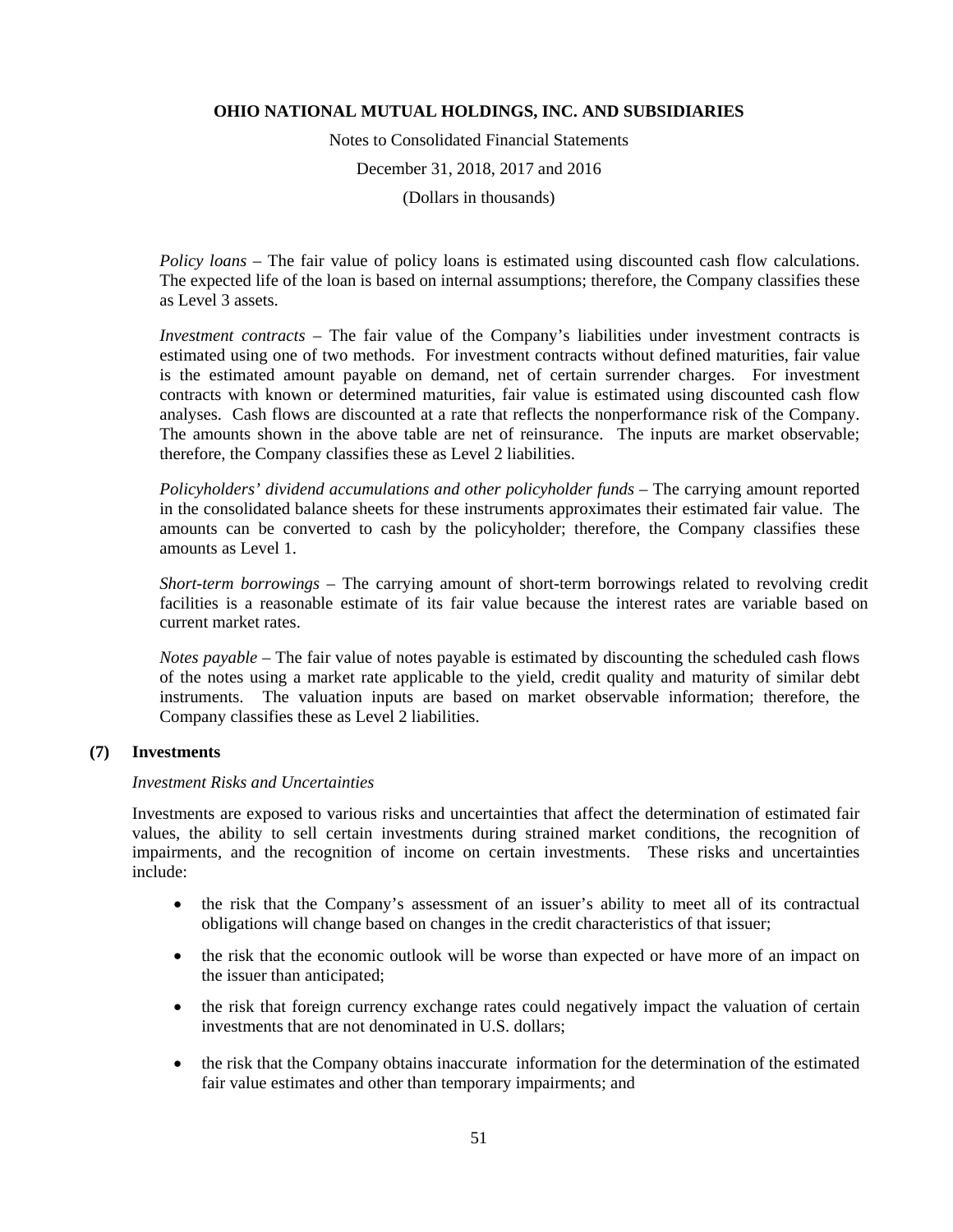*Policy loans* – The fair value of policy loans is estimated using discounted cash flow calculations. The expected life of the loan is based on internal assumptions; therefore, the Company classifies these as Level 3 assets.

*Investment contracts* – The fair value of the Company's liabilities under investment contracts is estimated using one of two methods. For investment contracts without defined maturities, fair value is the estimated amount payable on demand, net of certain surrender charges. For investment contracts with known or determined maturities, fair value is estimated using discounted cash flow analyses. Cash flows are discounted at a rate that reflects the nonperformance risk of the Company. The amounts shown in the above table are net of reinsurance. The inputs are market observable; therefore, the Company classifies these as Level 2 liabilities.

*Policyholders' dividend accumulations and other policyholder funds* – The carrying amount reported in the consolidated balance sheets for these instruments approximates their estimated fair value. The amounts can be converted to cash by the policyholder; therefore, the Company classifies these amounts as Level 1.

*Short-term borrowings* – The carrying amount of short-term borrowings related to revolving credit facilities is a reasonable estimate of its fair value because the interest rates are variable based on current market rates.

*Notes payable* – The fair value of notes payable is estimated by discounting the scheduled cash flows of the notes using a market rate applicable to the yield, credit quality and maturity of similar debt instruments. The valuation inputs are based on market observable information; therefore, the Company classifies these as Level 2 liabilities.

## (7) Investments

*Investment Risks and Uncertainties*

Investments are exposed to various risks and uncertainties that affect the determination of estimated fair values, the ability to sell certain investments during strained market conditions, the recognition of impairments, and the recognition of income on certain investments. These risks and uncertainties include:

- the risk that the Company's assessment of an issuer's ability to meet all of its contractual obligations will change based on changes in the credit characteristics of that issuer;
- the risk that the economic outlook will be worse than expected or have more of an impact on the issuer than anticipated;
- the risk that foreign currency exchange rates could negatively impact the valuation of certain investments that are not denominated in U.S. dollars;
- the risk that the Company obtains inaccurate information for the determination of the estimated fair value estimates and other than temporary impairments; and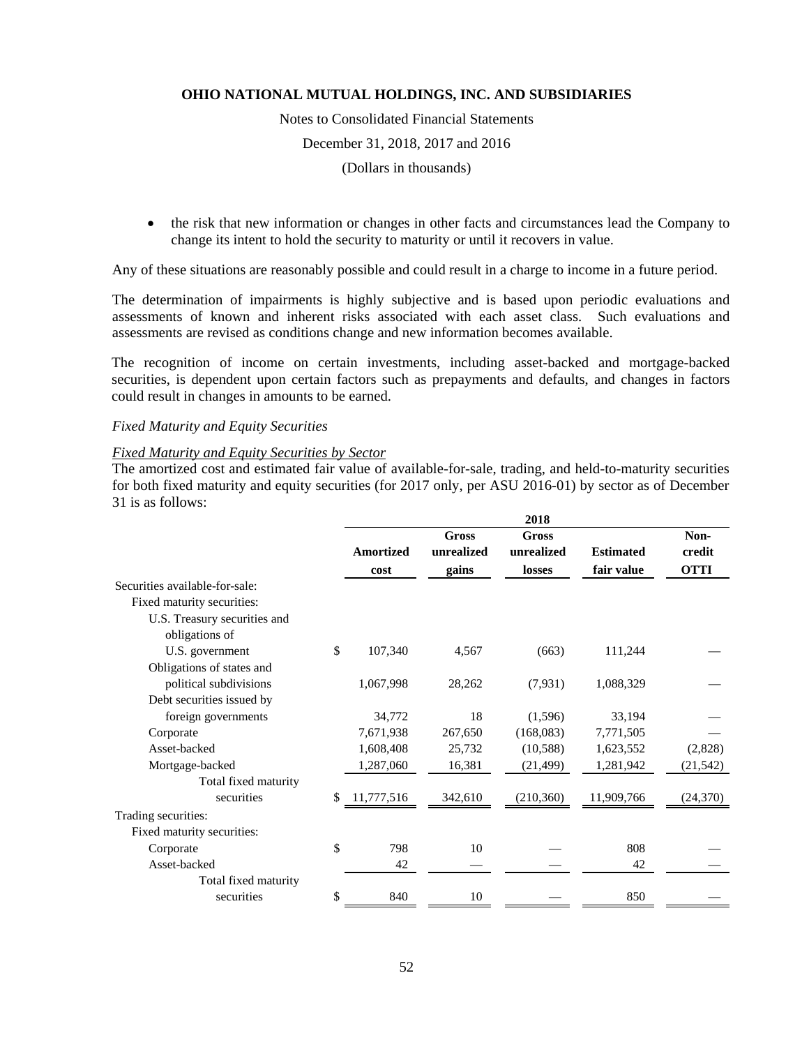- the risk that new information or changes in other facts and circumstances lead the Company to change its intent to hold the security to maturity or until it recovers in value.

Any of these situations are reasonably possible and could result in a charge to income in a future period.

The determination of impairments is highly subjective and is based upon periodic evaluations and assessments of known and inherent risks associated with each asset class. Such evaluations and assessments are revised as conditions change and new information becomes available.

The recognition of income on certain investments, including asset-backed and mortgage-backed securities, is dependent upon certain factors such as prepayments and defaults, and changes in factors could result in changes in amounts to be earned.

*Fixed Maturity and Equity Securities*

*Fixed Maturity and Equity Securities by Sector*

The amortized cost and estimated fair value of available-for-sale, trading, and held-to-maturity securities for both fixed maturity and equity securities (for 2017 only, per ASU 2016-01) by sector as of December 31 is as follows:

| | 2018 | | | | |
|---|---|---|---|---|---|
| | Amortized cost | Gross unrealized gains | Gross unrealized losses | Estimated fair value | Non-credit OTTI |
| Securities available-for-sale: | | | | | |
| Fixed maturity securities: | | | | | |
| U.S. Treasury securities and obligations of U.S. government | $ 107,340 | 4,567 | (663) | 111,244 | — |
| Obligations of states and political subdivisions | 1,067,998 | 28,262 | (7,931) | 1,088,329 | — |
| Debt securities issued by foreign governments | 34,772 | 18 | (1,596) | 33,194 | — |
| Corporate | 7,671,938 | 267,650 | (168,083) | 7,771,505 | — |
| Asset-backed | 1,608,408 | 25,732 | (10,588) | 1,623,552 | (2,828) |
| Mortgage-backed | 1,287,060 | 16,381 | (21,499) | 1,281,942 | (21,542) |
| Total fixed maturity securities | $ 11,777,516 | 342,610 | (210,360) | 11,909,766 | (24,370) |
| Trading securities: | | | | | |
| Fixed maturity securities: | | | | | |
| Corporate | $ 798 | 10 | — | 808 | — |
| Asset-backed | 42 | — | — | 42 | — |
| Total fixed maturity securities | $ 840 | 10 | — | 850 | — |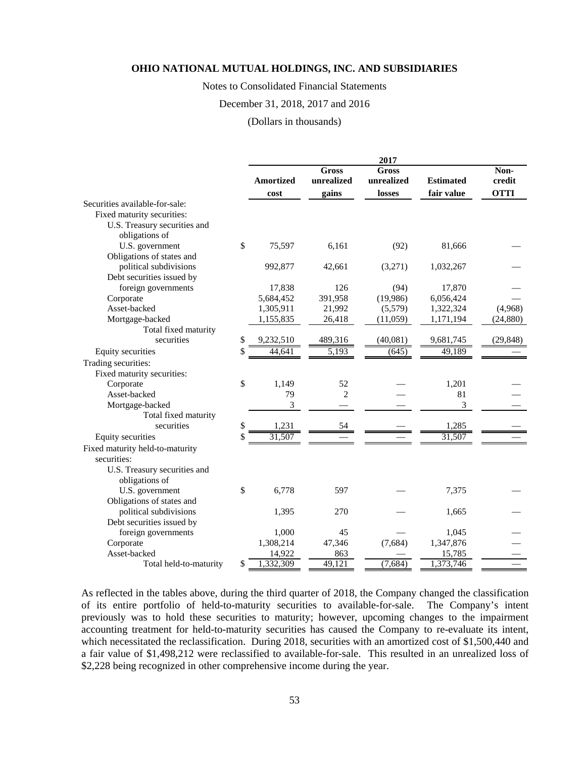# OHIO NATIONAL MUTUAL HOLDINGS, INC. AND SUBSIDIARIES

Notes to Consolidated Financial Statements

December 31, 2018, 2017 and 2016

(Dollars in thousands)

| | 2017 | | | | |
|---|---|---|---|---|---|
| | Amortized cost | Gross unrealized gains | Gross unrealized losses | Estimated fair value | Non-credit OTTI |
| Securities available-for-sale: | | | | | |
| Fixed maturity securities: | | | | | |
| U.S. Treasury securities and obligations of U.S. government | $ 75,597 | 6,161 | (92) | 81,666 | — |
| Obligations of states and political subdivisions | 992,877 | 42,661 | (3,271) | 1,032,267 | — |
| Debt securities issued by foreign governments | 17,838 | 126 | (94) | 17,870 | — |
| Corporate | 5,684,452 | 391,958 | (19,986) | 6,056,424 | — |
| Asset-backed | 1,305,911 | 21,992 | (5,579) | 1,322,324 | (4,968) |
| Mortgage-backed | 1,155,835 | 26,418 | (11,059) | 1,171,194 | (24,880) |
| Total fixed maturity securities | $ 9,232,510 | 489,316 | (40,081) | 9,681,745 | (29,848) |
| Equity securities | $ 44,641 | 5,193 | (645) | 49,189 | — |
| Trading securities: | | | | | |
| Fixed maturity securities: | | | | | |
| Corporate | $ 1,149 | 52 | — | 1,201 | — |
| Asset-backed | 79 | 2 | — | 81 | — |
| Mortgage-backed | 3 | — | — | 3 | — |
| Total fixed maturity securities | $ 1,231 | 54 | — | 1,285 | — |
| Equity securities | $ 31,507 | — | — | 31,507 | — |
| Fixed maturity held-to-maturity securities: | | | | | |
| U.S. Treasury securities and obligations of U.S. government | $ 6,778 | 597 | — | 7,375 | — |
| Obligations of states and political subdivisions | 1,395 | 270 | — | 1,665 | — |
| Debt securities issued by foreign governments | 1,000 | 45 | — | 1,045 | — |
| Corporate | 1,308,214 | 47,346 | (7,684) | 1,347,876 | — |
| Asset-backed | 14,922 | 863 | — | 15,785 | — |
| Total held-to-maturity | $ 1,332,309 | 49,121 | (7,684) | 1,373,746 | — |

As reflected in the tables above, during the third quarter of 2018, the Company changed the classification of its entire portfolio of held-to-maturity securities to available-for-sale. The Company's intent previously was to hold these securities to maturity; however, upcoming changes to the impairment accounting treatment for held-to-maturity securities has caused the Company to re-evaluate its intent, which necessitated the reclassification. During 2018, securities with an amortized cost of $1,500,440 and a fair value of $1,498,212 were reclassified to available-for-sale. This resulted in an unrealized loss of $2,228 being recognized in other comprehensive income during the year.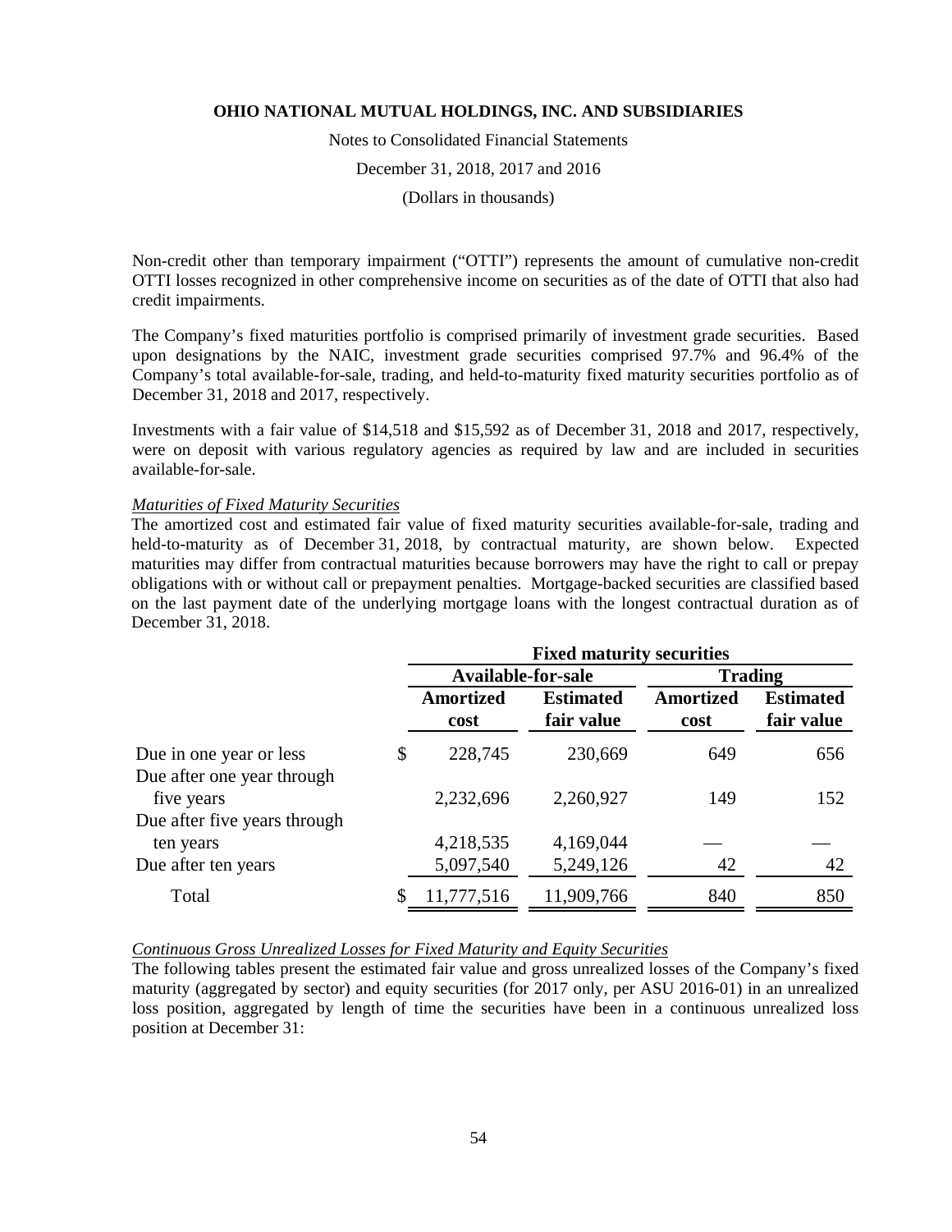Non-credit other than temporary impairment ("OTTI") represents the amount of cumulative non-credit OTTI losses recognized in other comprehensive income on securities as of the date of OTTI that also had credit impairments.

The Company's fixed maturities portfolio is comprised primarily of investment grade securities. Based upon designations by the NAIC, investment grade securities comprised 97.7% and 96.4% of the Company's total available-for-sale, trading, and held-to-maturity fixed maturity securities portfolio as of December 31, 2018 and 2017, respectively.

Investments with a fair value of $14,518 and $15,592 as of December 31, 2018 and 2017, respectively, were on deposit with various regulatory agencies as required by law and are included in securities available-for-sale.

*Maturities of Fixed Maturity Securities*

The amortized cost and estimated fair value of fixed maturity securities available-for-sale, trading and held-to-maturity as of December 31, 2018, by contractual maturity, are shown below. Expected maturities may differ from contractual maturities because borrowers may have the right to call or prepay obligations with or without call or prepayment penalties. Mortgage-backed securities are classified based on the last payment date of the underlying mortgage loans with the longest contractual duration as of December 31, 2018.

| | **Fixed maturity securities** | | | |
|---|---|---|---|---|
| | **Available-for-sale** | | **Trading** | |
| | **Amortized cost** | **Estimated fair value** | **Amortized cost** | **Estimated fair value** |
| Due in one year or less | $ 228,745 | 230,669 | 649 | 656 |
| Due after one year through five years | 2,232,696 | 2,260,927 | 149 | 152 |
| Due after five years through ten years | 4,218,535 | 4,169,044 | — | — |
| Due after ten years | 5,097,540 | 5,249,126 | 42 | 42 |
| Total | $ 11,777,516 | 11,909,766 | 840 | 850 |

*Continuous Gross Unrealized Losses for Fixed Maturity and Equity Securities*

The following tables present the estimated fair value and gross unrealized losses of the Company's fixed maturity (aggregated by sector) and equity securities (for 2017 only, per ASU 2016-01) in an unrealized loss position, aggregated by length of time the securities have been in a continuous unrealized loss position at December 31: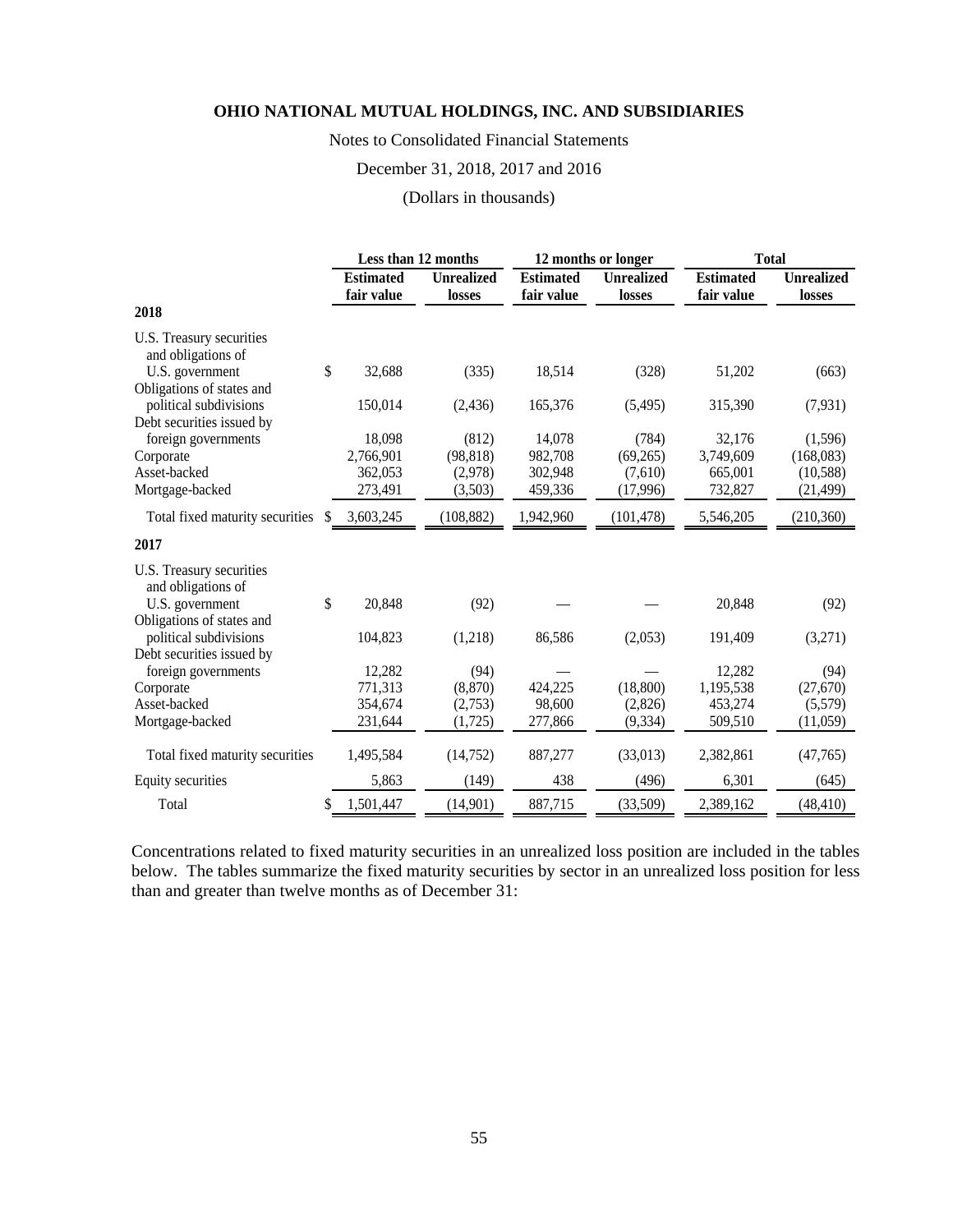**OHIO NATIONAL MUTUAL HOLDINGS, INC. AND SUBSIDIARIES**

Notes to Consolidated Financial Statements

December 31, 2018, 2017 and 2016

(Dollars in thousands)

| | Less than 12 months | | 12 months or longer | | Total | |
|---|---|---|---|---|---|---|
| | Estimated fair value | Unrealized losses | Estimated fair value | Unrealized losses | Estimated fair value | Unrealized losses |
| **2018** | | | | | | |
| U.S. Treasury securities and obligations of U.S. government | $ 32,688 | (335) | 18,514 | (328) | 51,202 | (663) |
| Obligations of states and political subdivisions | 150,014 | (2,436) | 165,376 | (5,495) | 315,390 | (7,931) |
| Debt securities issued by foreign governments | 18,098 | (812) | 14,078 | (784) | 32,176 | (1,596) |
| Corporate | 2,766,901 | (98,818) | 982,708 | (69,265) | 3,749,609 | (168,083) |
| Asset-backed | 362,053 | (2,978) | 302,948 | (7,610) | 665,001 | (10,588) |
| Mortgage-backed | 273,491 | (3,503) | 459,336 | (17,996) | 732,827 | (21,499) |
| Total fixed maturity securities | $ 3,603,245 | (108,882) | 1,942,960 | (101,478) | 5,546,205 | (210,360) |
| **2017** | | | | | | |
| U.S. Treasury securities and obligations of U.S. government | $ 20,848 | (92) | — | — | 20,848 | (92) |
| Obligations of states and political subdivisions | 104,823 | (1,218) | 86,586 | (2,053) | 191,409 | (3,271) |
| Debt securities issued by foreign governments | 12,282 | (94) | — | — | 12,282 | (94) |
| Corporate | 771,313 | (8,870) | 424,225 | (18,800) | 1,195,538 | (27,670) |
| Asset-backed | 354,674 | (2,753) | 98,600 | (2,826) | 453,274 | (5,579) |
| Mortgage-backed | 231,644 | (1,725) | 277,866 | (9,334) | 509,510 | (11,059) |
| Total fixed maturity securities | 1,495,584 | (14,752) | 887,277 | (33,013) | 2,382,861 | (47,765) |
| Equity securities | 5,863 | (149) | 438 | (496) | 6,301 | (645) |
| Total | $ 1,501,447 | (14,901) | 887,715 | (33,509) | 2,389,162 | (48,410) |

Concentrations related to fixed maturity securities in an unrealized loss position are included in the tables below. The tables summarize the fixed maturity securities by sector in an unrealized loss position for less than and greater than twelve months as of December 31: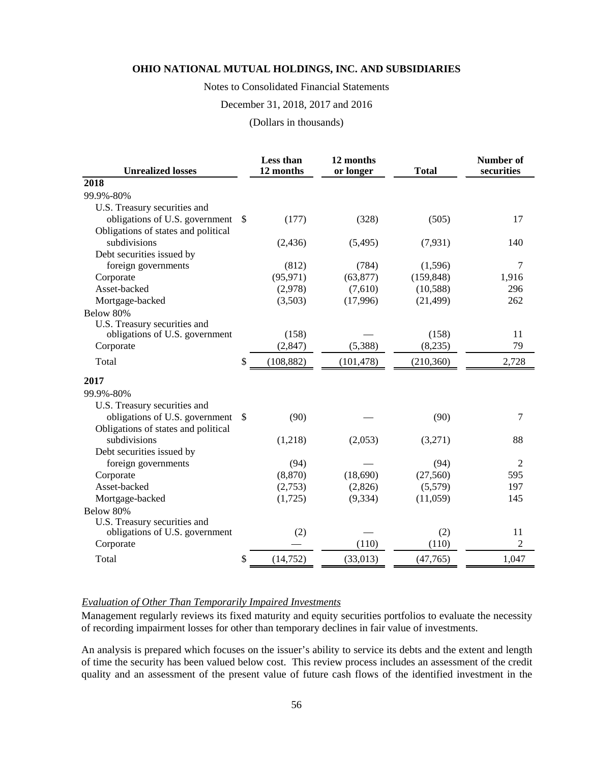**OHIO NATIONAL MUTUAL HOLDINGS, INC. AND SUBSIDIARIES**

Notes to Consolidated Financial Statements

December 31, 2018, 2017 and 2016

(Dollars in thousands)

| Unrealized losses | Less than 12 months | 12 months or longer | Total | Number of securities |
|---|---|---|---|---|
| **2018** | | | | |
| 99.9%-80% | | | | |
| U.S. Treasury securities and obligations of U.S. government | $ (177) | (328) | (505) | 17 |
| Obligations of states and political subdivisions | (2,436) | (5,495) | (7,931) | 140 |
| Debt securities issued by foreign governments | (812) | (784) | (1,596) | 7 |
| Corporate | (95,971) | (63,877) | (159,848) | 1,916 |
| Asset-backed | (2,978) | (7,610) | (10,588) | 296 |
| Mortgage-backed | (3,503) | (17,996) | (21,499) | 262 |
| Below 80% | | | | |
| U.S. Treasury securities and obligations of U.S. government | (158) | — | (158) | 11 |
| Corporate | (2,847) | (5,388) | (8,235) | 79 |
| Total | $ (108,882) | (101,478) | (210,360) | 2,728 |
| **2017** | | | | |
| 99.9%-80% | | | | |
| U.S. Treasury securities and obligations of U.S. government | $ (90) | — | (90) | 7 |
| Obligations of states and political subdivisions | (1,218) | (2,053) | (3,271) | 88 |
| Debt securities issued by foreign governments | (94) | — | (94) | 2 |
| Corporate | (8,870) | (18,690) | (27,560) | 595 |
| Asset-backed | (2,753) | (2,826) | (5,579) | 197 |
| Mortgage-backed | (1,725) | (9,334) | (11,059) | 145 |
| Below 80% | | | | |
| U.S. Treasury securities and obligations of U.S. government | (2) | — | (2) | 11 |
| Corporate | — | (110) | (110) | 2 |
| Total | $ (14,752) | (33,013) | (47,765) | 1,047 |

*Evaluation of Other Than Temporarily Impaired Investments*

Management regularly reviews its fixed maturity and equity securities portfolios to evaluate the necessity of recording impairment losses for other than temporary declines in fair value of investments.

An analysis is prepared which focuses on the issuer's ability to service its debts and the extent and length of time the security has been valued below cost. This review process includes an assessment of the credit quality and an assessment of the present value of future cash flows of the identified investment in the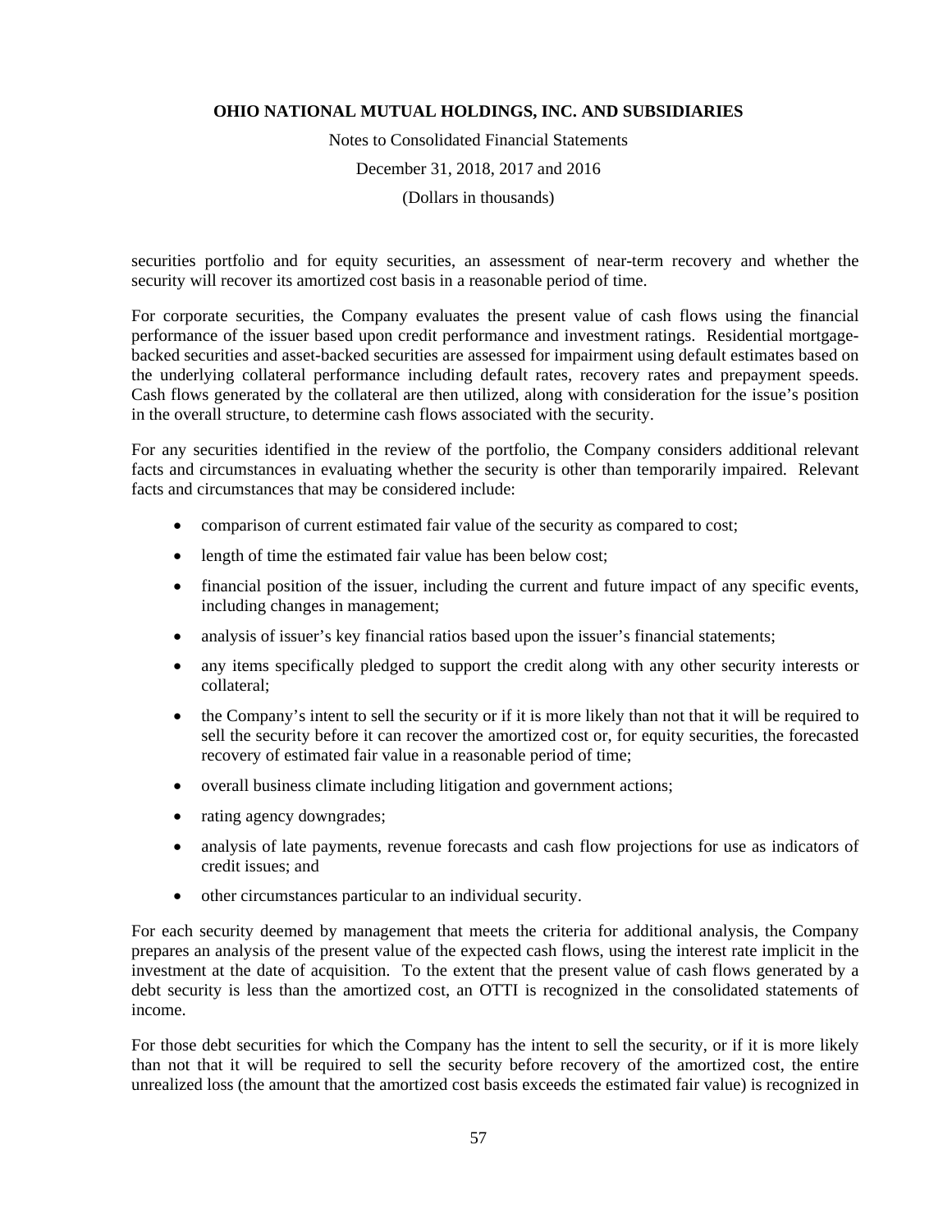securities portfolio and for equity securities, an assessment of near-term recovery and whether the security will recover its amortized cost basis in a reasonable period of time.

For corporate securities, the Company evaluates the present value of cash flows using the financial performance of the issuer based upon credit performance and investment ratings. Residential mortgage-backed securities and asset-backed securities are assessed for impairment using default estimates based on the underlying collateral performance including default rates, recovery rates and prepayment speeds. Cash flows generated by the collateral are then utilized, along with consideration for the issue's position in the overall structure, to determine cash flows associated with the security.

For any securities identified in the review of the portfolio, the Company considers additional relevant facts and circumstances in evaluating whether the security is other than temporarily impaired. Relevant facts and circumstances that may be considered include:

- comparison of current estimated fair value of the security as compared to cost;
- length of time the estimated fair value has been below cost;
- financial position of the issuer, including the current and future impact of any specific events, including changes in management;
- analysis of issuer's key financial ratios based upon the issuer's financial statements;
- any items specifically pledged to support the credit along with any other security interests or collateral;
- the Company's intent to sell the security or if it is more likely than not that it will be required to sell the security before it can recover the amortized cost or, for equity securities, the forecasted recovery of estimated fair value in a reasonable period of time;
- overall business climate including litigation and government actions;
- rating agency downgrades;
- analysis of late payments, revenue forecasts and cash flow projections for use as indicators of credit issues; and
- other circumstances particular to an individual security.

For each security deemed by management that meets the criteria for additional analysis, the Company prepares an analysis of the present value of the expected cash flows, using the interest rate implicit in the investment at the date of acquisition. To the extent that the present value of cash flows generated by a debt security is less than the amortized cost, an OTTI is recognized in the consolidated statements of income.

For those debt securities for which the Company has the intent to sell the security, or if it is more likely than not that it will be required to sell the security before recovery of the amortized cost, the entire unrealized loss (the amount that the amortized cost basis exceeds the estimated fair value) is recognized in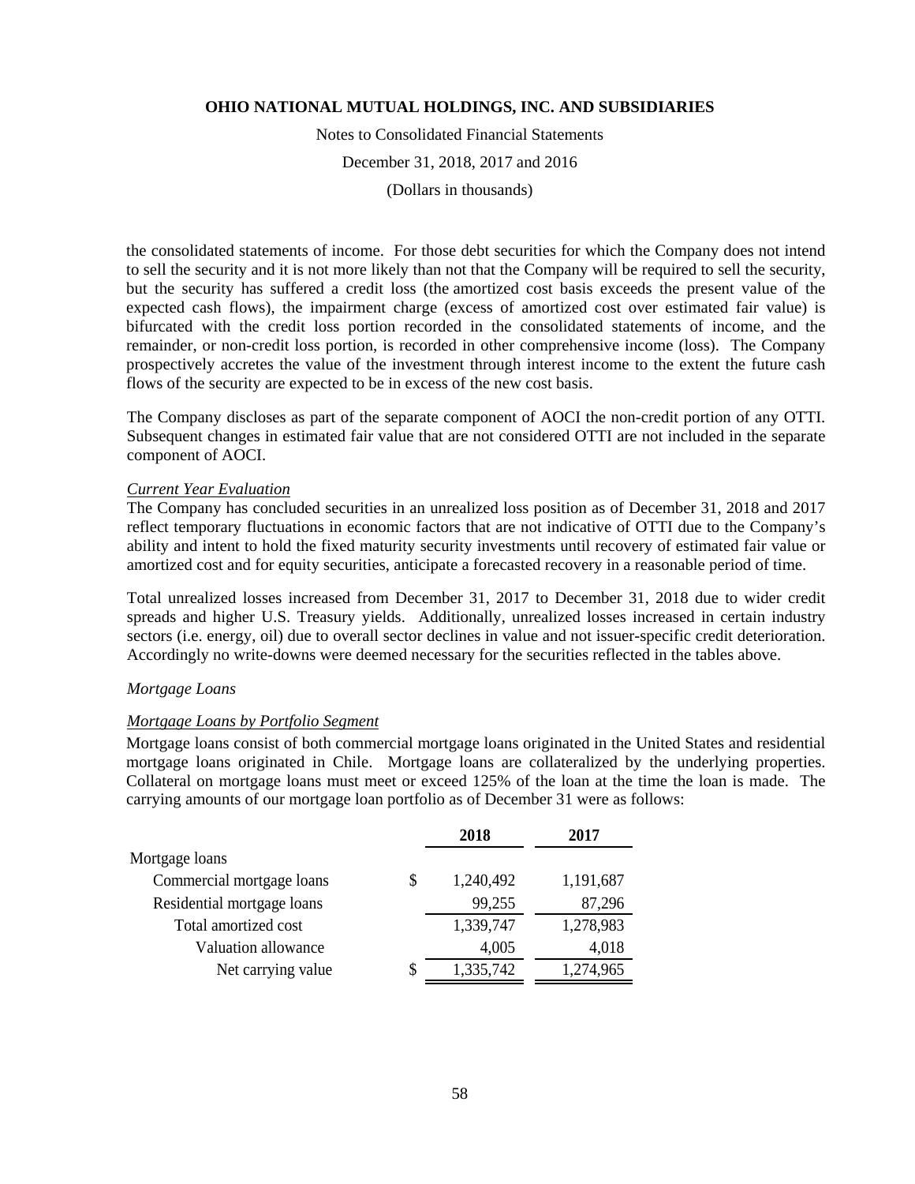the consolidated statements of income. For those debt securities for which the Company does not intend to sell the security and it is not more likely than not that the Company will be required to sell the security, but the security has suffered a credit loss (the amortized cost basis exceeds the present value of the expected cash flows), the impairment charge (excess of amortized cost over estimated fair value) is bifurcated with the credit loss portion recorded in the consolidated statements of income, and the remainder, or non-credit loss portion, is recorded in other comprehensive income (loss). The Company prospectively accretes the value of the investment through interest income to the extent the future cash flows of the security are expected to be in excess of the new cost basis.

The Company discloses as part of the separate component of AOCI the non-credit portion of any OTTI. Subsequent changes in estimated fair value that are not considered OTTI are not included in the separate component of AOCI.

*Current Year Evaluation*

The Company has concluded securities in an unrealized loss position as of December 31, 2018 and 2017 reflect temporary fluctuations in economic factors that are not indicative of OTTI due to the Company's ability and intent to hold the fixed maturity security investments until recovery of estimated fair value or amortized cost and for equity securities, anticipate a forecasted recovery in a reasonable period of time.

Total unrealized losses increased from December 31, 2017 to December 31, 2018 due to wider credit spreads and higher U.S. Treasury yields. Additionally, unrealized losses increased in certain industry sectors (i.e. energy, oil) due to overall sector declines in value and not issuer-specific credit deterioration. Accordingly no write-downs were deemed necessary for the securities reflected in the tables above.

*Mortgage Loans*

*Mortgage Loans by Portfolio Segment*

Mortgage loans consist of both commercial mortgage loans originated in the United States and residential mortgage loans originated in Chile. Mortgage loans are collateralized by the underlying properties. Collateral on mortgage loans must meet or exceed 125% of the loan at the time the loan is made. The carrying amounts of our mortgage loan portfolio as of December 31 were as follows:

| | | 2018 | 2017 |
|---|---|---|---|
| Mortgage loans | | | |
| Commercial mortgage loans | $ | 1,240,492 | 1,191,687 |
| Residential mortgage loans | | 99,255 | 87,296 |
| Total amortized cost | | 1,339,747 | 1,278,983 |
| Valuation allowance | | 4,005 | 4,018 |
| Net carrying value | $ | 1,335,742 | 1,274,965 |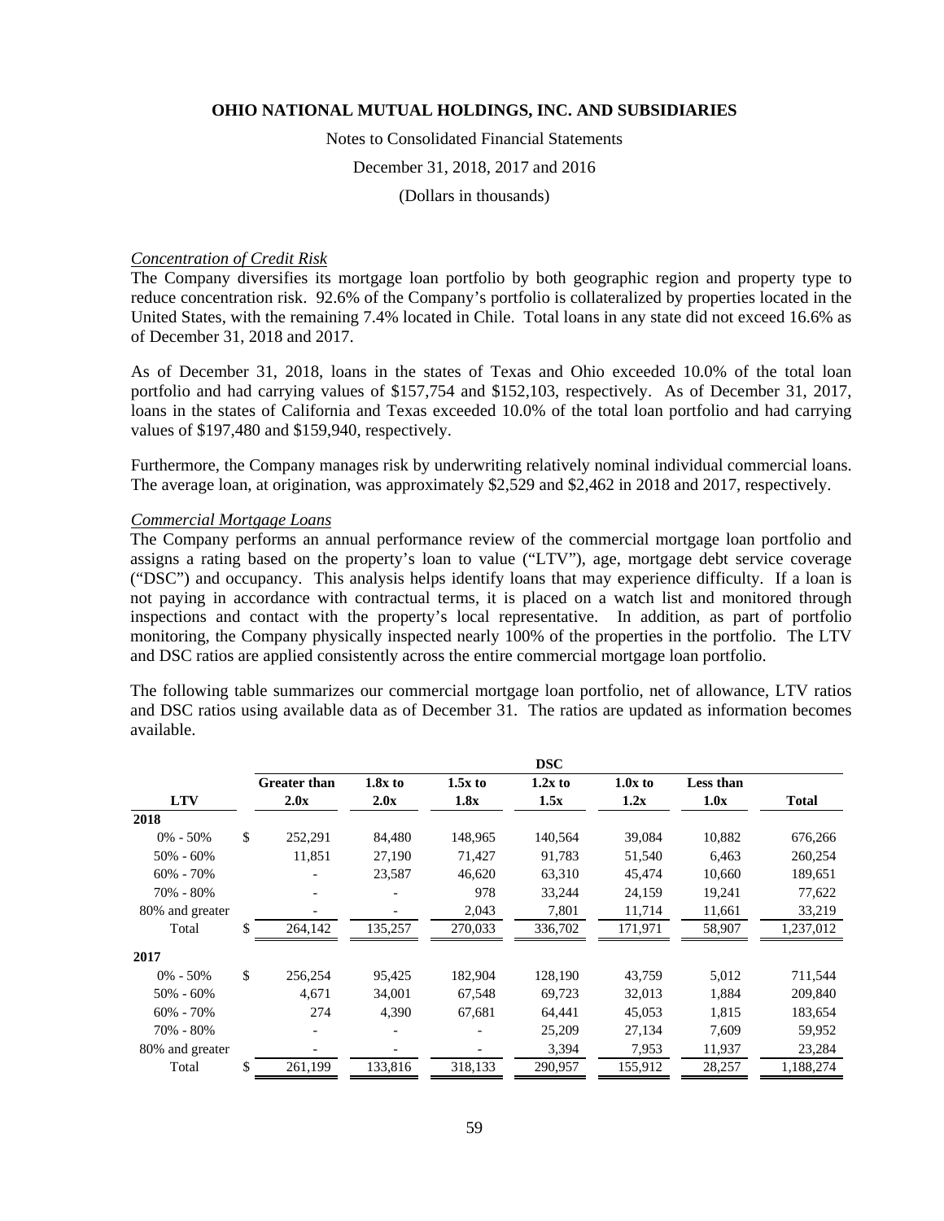*Concentration of Credit Risk*

The Company diversifies its mortgage loan portfolio by both geographic region and property type to reduce concentration risk. 92.6% of the Company's portfolio is collateralized by properties located in the United States, with the remaining 7.4% located in Chile. Total loans in any state did not exceed 16.6% as of December 31, 2018 and 2017.

As of December 31, 2018, loans in the states of Texas and Ohio exceeded 10.0% of the total loan portfolio and had carrying values of $157,754 and $152,103, respectively. As of December 31, 2017, loans in the states of California and Texas exceeded 10.0% of the total loan portfolio and had carrying values of $197,480 and $159,940, respectively.

Furthermore, the Company manages risk by underwriting relatively nominal individual commercial loans. The average loan, at origination, was approximately $2,529 and $2,462 in 2018 and 2017, respectively.

*Commercial Mortgage Loans*

The Company performs an annual performance review of the commercial mortgage loan portfolio and assigns a rating based on the property's loan to value ("LTV"), age, mortgage debt service coverage ("DSC") and occupancy. This analysis helps identify loans that may experience difficulty. If a loan is not paying in accordance with contractual terms, it is placed on a watch list and monitored through inspections and contact with the property's local representative. In addition, as part of portfolio monitoring, the Company physically inspected nearly 100% of the properties in the portfolio. The LTV and DSC ratios are applied consistently across the entire commercial mortgage loan portfolio.

The following table summarizes our commercial mortgage loan portfolio, net of allowance, LTV ratios and DSC ratios using available data as of December 31. The ratios are updated as information becomes available.

| | DSC | | | | | | |
|---|---|---|---|---|---|---|---|
| **LTV** | **Greater than 2.0x** | **1.8x to 2.0x** | **1.5x to 1.8x** | **1.2x to 1.5x** | **1.0x to 1.2x** | **Less than 1.0x** | **Total** |
| **2018** | | | | | | | |
| 0% - 50% | $ 252,291 | 84,480 | 148,965 | 140,564 | 39,084 | 10,882 | 676,266 |
| 50% - 60% | 11,851 | 27,190 | 71,427 | 91,783 | 51,540 | 6,463 | 260,254 |
| 60% - 70% | - | 23,587 | 46,620 | 63,310 | 45,474 | 10,660 | 189,651 |
| 70% - 80% | - | - | 978 | 33,244 | 24,159 | 19,241 | 77,622 |
| 80% and greater | - | - | 2,043 | 7,801 | 11,714 | 11,661 | 33,219 |
| Total | $ 264,142 | 135,257 | 270,033 | 336,702 | 171,971 | 58,907 | 1,237,012 |
| **2017** | | | | | | | |
| 0% - 50% | $ 256,254 | 95,425 | 182,904 | 128,190 | 43,759 | 5,012 | 711,544 |
| 50% - 60% | 4,671 | 34,001 | 67,548 | 69,723 | 32,013 | 1,884 | 209,840 |
| 60% - 70% | 274 | 4,390 | 67,681 | 64,441 | 45,053 | 1,815 | 183,654 |
| 70% - 80% | - | - | - | 25,209 | 27,134 | 7,609 | 59,952 |
| 80% and greater | - | - | - | 3,394 | 7,953 | 11,937 | 23,284 |
| Total | $ 261,199 | 133,816 | 318,133 | 290,957 | 155,912 | 28,257 | 1,188,274 |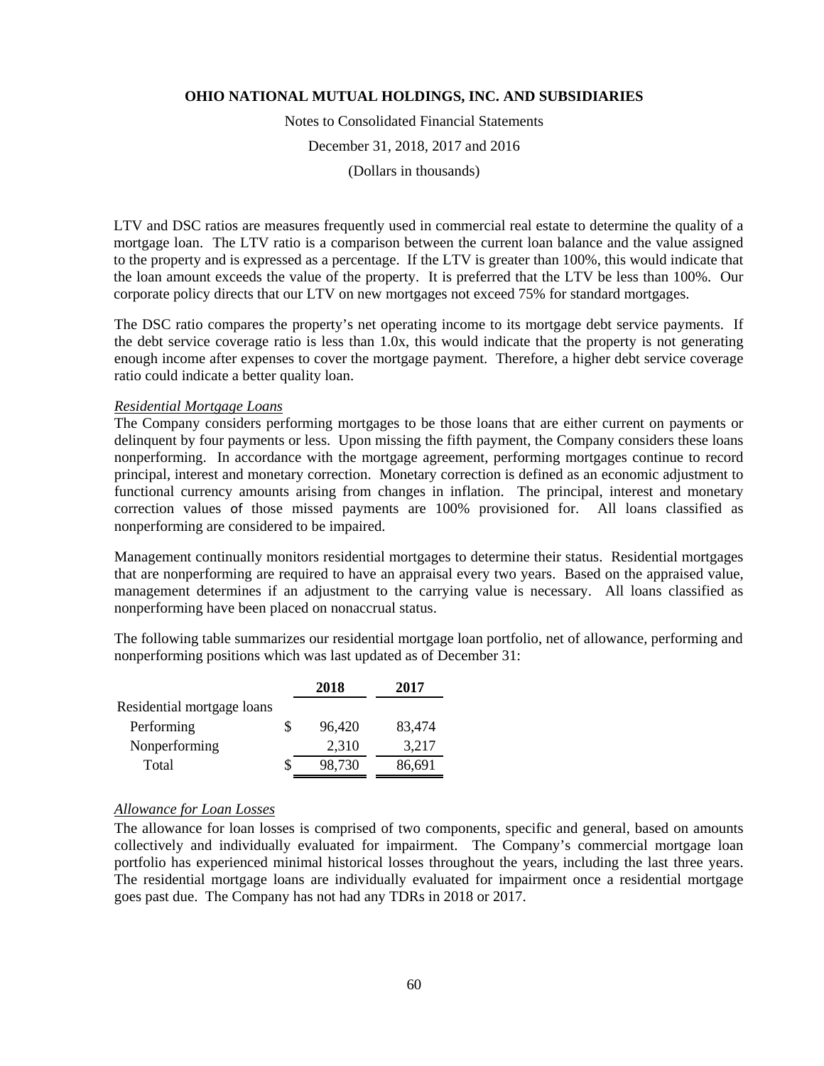LTV and DSC ratios are measures frequently used in commercial real estate to determine the quality of a mortgage loan. The LTV ratio is a comparison between the current loan balance and the value assigned to the property and is expressed as a percentage. If the LTV is greater than 100%, this would indicate that the loan amount exceeds the value of the property. It is preferred that the LTV be less than 100%. Our corporate policy directs that our LTV on new mortgages not exceed 75% for standard mortgages.

The DSC ratio compares the property's net operating income to its mortgage debt service payments. If the debt service coverage ratio is less than 1.0x, this would indicate that the property is not generating enough income after expenses to cover the mortgage payment. Therefore, a higher debt service coverage ratio could indicate a better quality loan.

*Residential Mortgage Loans*

The Company considers performing mortgages to be those loans that are either current on payments or delinquent by four payments or less. Upon missing the fifth payment, the Company considers these loans nonperforming. In accordance with the mortgage agreement, performing mortgages continue to record principal, interest and monetary correction. Monetary correction is defined as an economic adjustment to functional currency amounts arising from changes in inflation. The principal, interest and monetary correction values of those missed payments are 100% provisioned for. All loans classified as nonperforming are considered to be impaired.

Management continually monitors residential mortgages to determine their status. Residential mortgages that are nonperforming are required to have an appraisal every two years. Based on the appraised value, management determines if an adjustment to the carrying value is necessary. All loans classified as nonperforming have been placed on nonaccrual status.

The following table summarizes our residential mortgage loan portfolio, net of allowance, performing and nonperforming positions which was last updated as of December 31:

| | 2018 | 2017 |
|---|---|---|
| Residential mortgage loans | | |
| Performing | $ 96,420 | 83,474 |
| Nonperforming | 2,310 | 3,217 |
| Total | $ 98,730 | 86,691 |

*Allowance for Loan Losses*

The allowance for loan losses is comprised of two components, specific and general, based on amounts collectively and individually evaluated for impairment. The Company's commercial mortgage loan portfolio has experienced minimal historical losses throughout the years, including the last three years. The residential mortgage loans are individually evaluated for impairment once a residential mortgage goes past due. The Company has not had any TDRs in 2018 or 2017.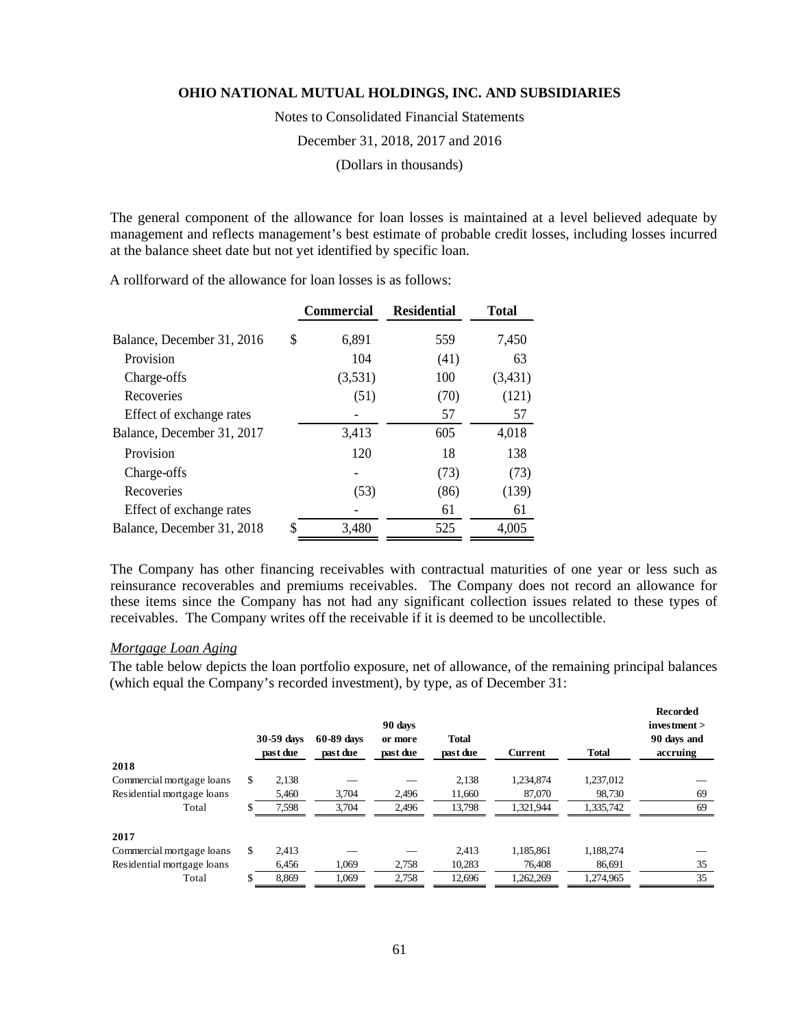The general component of the allowance for loan losses is maintained at a level believed adequate by management and reflects management's best estimate of probable credit losses, including losses incurred at the balance sheet date but not yet identified by specific loan.

A rollforward of the allowance for loan losses is as follows:

| | Commercial | Residential | Total |
|---|---|---|---|
| Balance, December 31, 2016 | $ 6,891 | 559 | 7,450 |
| Provision | 104 | (41) | 63 |
| Charge-offs | (3,531) | 100 | (3,431) |
| Recoveries | (51) | (70) | (121) |
| Effect of exchange rates | - | 57 | 57 |
| Balance, December 31, 2017 | 3,413 | 605 | 4,018 |
| Provision | 120 | 18 | 138 |
| Charge-offs | - | (73) | (73) |
| Recoveries | (53) | (86) | (139) |
| Effect of exchange rates | - | 61 | 61 |
| Balance, December 31, 2018 | $ 3,480 | 525 | 4,005 |

The Company has other financing receivables with contractual maturities of one year or less such as reinsurance recoverables and premiums receivables. The Company does not record an allowance for these items since the Company has not had any significant collection issues related to these types of receivables. The Company writes off the receivable if it is deemed to be uncollectible.

*Mortgage Loan Aging*

The table below depicts the loan portfolio exposure, net of allowance, of the remaining principal balances (which equal the Company's recorded investment), by type, as of December 31:

| | 30-59 days past due | 60-89 days past due | 90 days or more past due | Total past due | Current | Total | Recorded investment > 90 days and accruing |
|---|---|---|---|---|---|---|---|
| **2018** | | | | | | | |
| Commercial mortgage loans | $ 2,138 | — | — | 2,138 | 1,234,874 | 1,237,012 | — |
| Residential mortgage loans | 5,460 | 3,704 | 2,496 | 11,660 | 87,070 | 98,730 | 69 |
| Total | $ 7,598 | 3,704 | 2,496 | 13,798 | 1,321,944 | 1,335,742 | 69 |
| **2017** | | | | | | | |
| Commercial mortgage loans | $ 2,413 | — | — | 2,413 | 1,185,861 | 1,188,274 | — |
| Residential mortgage loans | 6,456 | 1,069 | 2,758 | 10,283 | 76,408 | 86,691 | 35 |
| Total | $ 8,869 | 1,069 | 2,758 | 12,696 | 1,262,269 | 1,274,965 | 35 |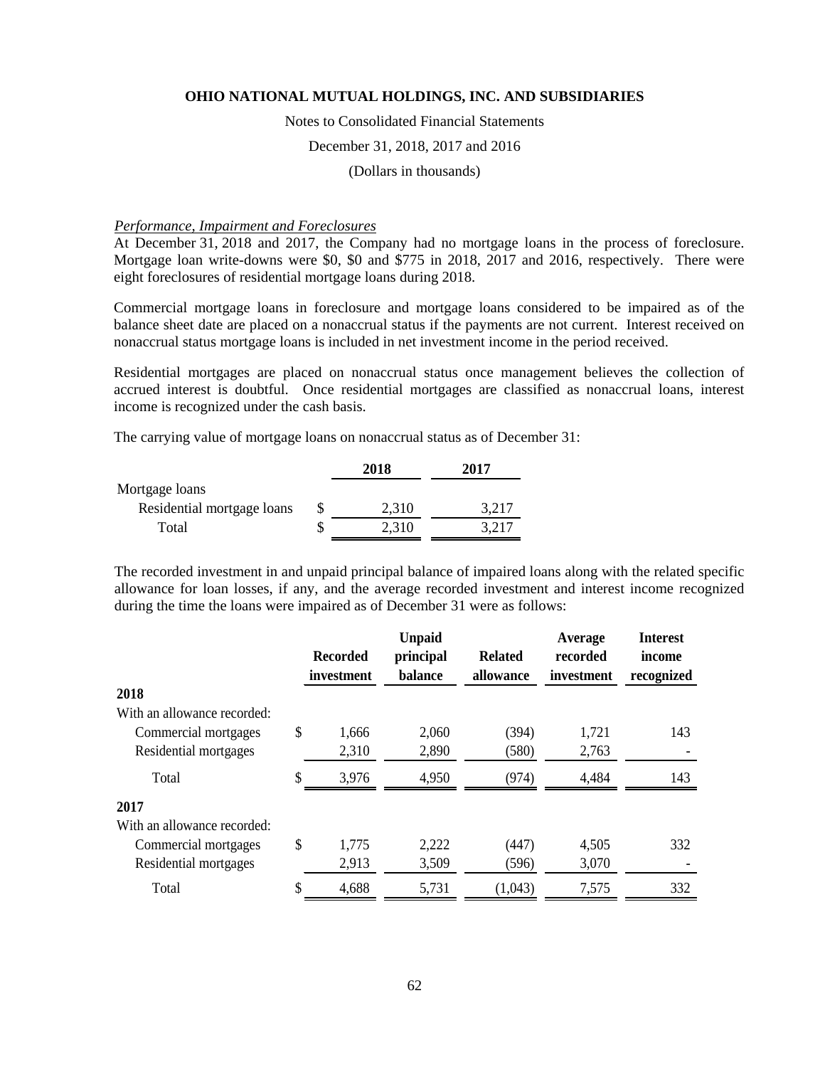**OHIO NATIONAL MUTUAL HOLDINGS, INC. AND SUBSIDIARIES**

Notes to Consolidated Financial Statements

December 31, 2018, 2017 and 2016

(Dollars in thousands)

*Performance, Impairment and Foreclosures*

At December 31, 2018 and 2017, the Company had no mortgage loans in the process of foreclosure. Mortgage loan write-downs were $0, $0 and $775 in 2018, 2017 and 2016, respectively. There were eight foreclosures of residential mortgage loans during 2018.

Commercial mortgage loans in foreclosure and mortgage loans considered to be impaired as of the balance sheet date are placed on a nonaccrual status if the payments are not current. Interest received on nonaccrual status mortgage loans is included in net investment income in the period received.

Residential mortgages are placed on nonaccrual status once management believes the collection of accrued interest is doubtful. Once residential mortgages are classified as nonaccrual loans, interest income is recognized under the cash basis.

The carrying value of mortgage loans on nonaccrual status as of December 31:

| | 2018 | 2017 |
|---|---|---|
| Mortgage loans | | |
| Residential mortgage loans | $ 2,310 | 3,217 |
| Total | $ 2,310 | 3,217 |

The recorded investment in and unpaid principal balance of impaired loans along with the related specific allowance for loan losses, if any, and the average recorded investment and interest income recognized during the time the loans were impaired as of December 31 were as follows:

| | Recorded investment | Unpaid principal balance | Related allowance | Average recorded investment | Interest income recognized |
|---|---|---|---|---|---|
| **2018** | | | | | |
| With an allowance recorded: | | | | | |
| Commercial mortgages | $ 1,666 | 2,060 | (394) | 1,721 | 143 |
| Residential mortgages | 2,310 | 2,890 | (580) | 2,763 | - |
| Total | $ 3,976 | 4,950 | (974) | 4,484 | 143 |
| **2017** | | | | | |
| With an allowance recorded: | | | | | |
| Commercial mortgages | $ 1,775 | 2,222 | (447) | 4,505 | 332 |
| Residential mortgages | 2,913 | 3,509 | (596) | 3,070 | - |
| Total | $ 4,688 | 5,731 | (1,043) | 7,575 | 332 |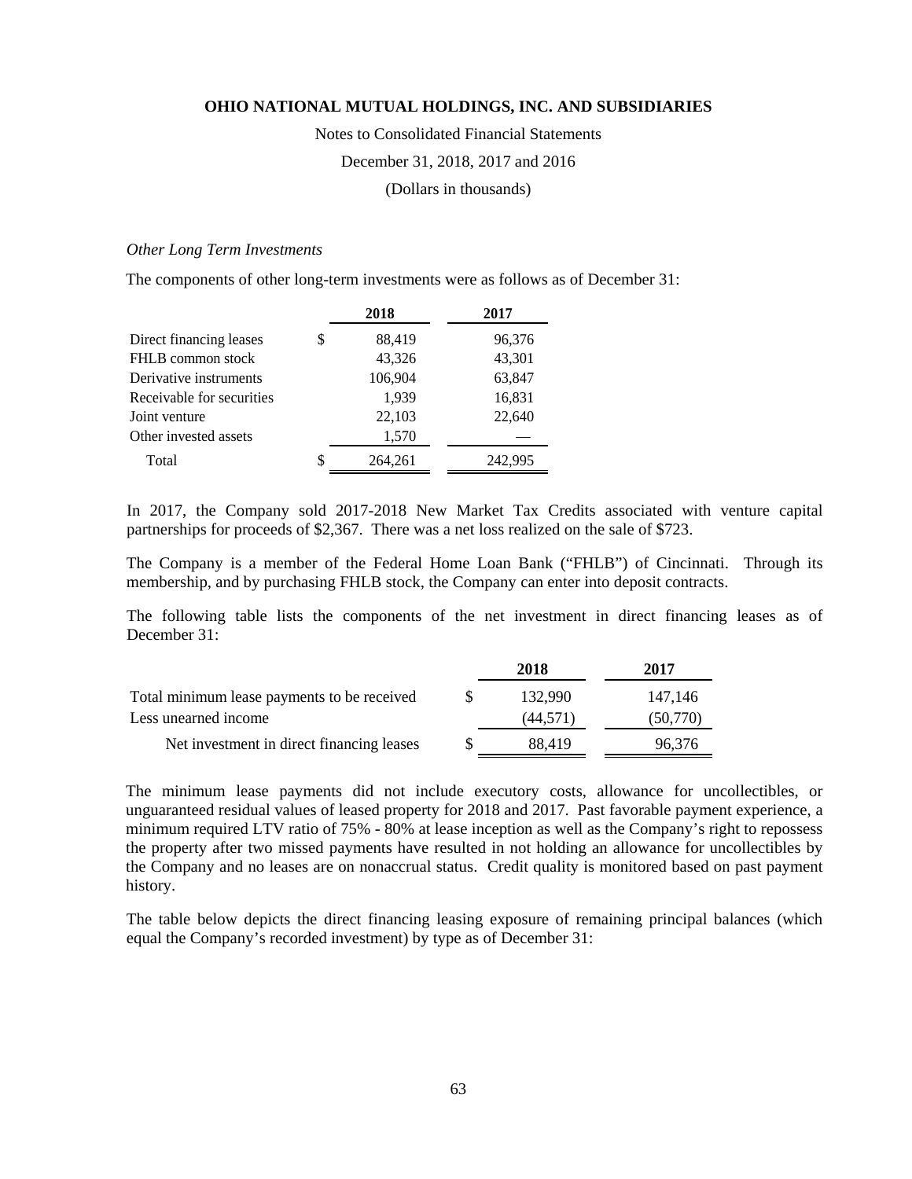*Other Long Term Investments*

The components of other long-term investments were as follows as of December 31:

| | 2018 | 2017 |
|---|---|---|
| Direct financing leases | $ 88,419 | 96,376 |
| FHLB common stock | 43,326 | 43,301 |
| Derivative instruments | 106,904 | 63,847 |
| Receivable for securities | 1,939 | 16,831 |
| Joint venture | 22,103 | 22,640 |
| Other invested assets | 1,570 | — |
| Total | $ 264,261 | 242,995 |

In 2017, the Company sold 2017-2018 New Market Tax Credits associated with venture capital partnerships for proceeds of $2,367. There was a net loss realized on the sale of $723.

The Company is a member of the Federal Home Loan Bank ("FHLB") of Cincinnati. Through its membership, and by purchasing FHLB stock, the Company can enter into deposit contracts.

The following table lists the components of the net investment in direct financing leases as of December 31:

| | 2018 | 2017 |
|---|---|---|
| Total minimum lease payments to be received | $ 132,990 | 147,146 |
| Less unearned income | (44,571) | (50,770) |
| Net investment in direct financing leases | $ 88,419 | 96,376 |

The minimum lease payments did not include executory costs, allowance for uncollectibles, or unguaranteed residual values of leased property for 2018 and 2017. Past favorable payment experience, a minimum required LTV ratio of 75% - 80% at lease inception as well as the Company's right to repossess the property after two missed payments have resulted in not holding an allowance for uncollectibles by the Company and no leases are on nonaccrual status. Credit quality is monitored based on past payment history.

The table below depicts the direct financing leasing exposure of remaining principal balances (which equal the Company's recorded investment) by type as of December 31: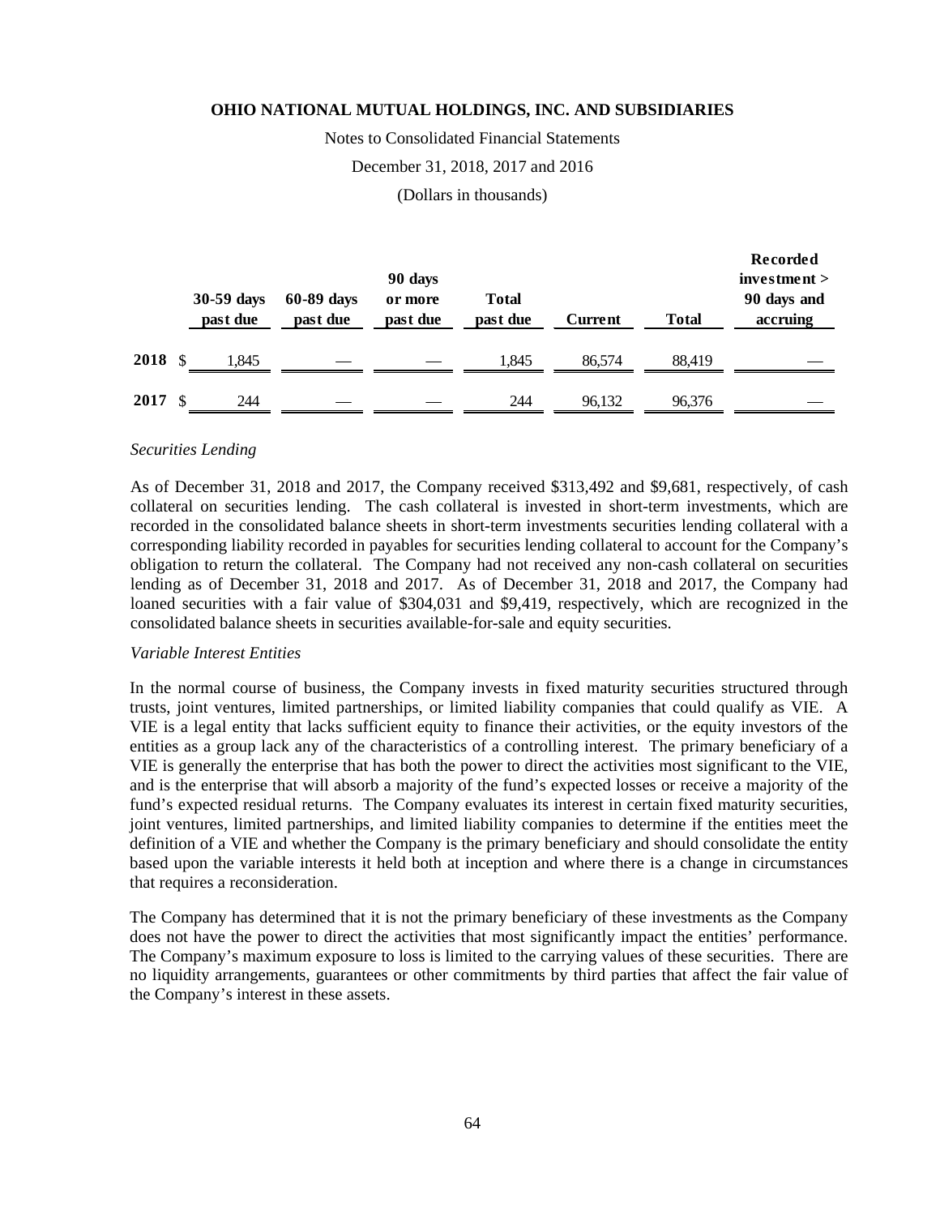| | 30-59 days past due | 60-89 days past due | 90 days or more past due | Total past due | Current | Total | Recorded investment > 90 days and accruing |
|---|---|---|---|---|---|---|---|
| **2018** | $ 1,845 | — | — | 1,845 | 86,574 | 88,419 | — |
| **2017** | $ 244 | — | — | 244 | 96,132 | 96,376 | — |

*Securities Lending*

As of December 31, 2018 and 2017, the Company received $313,492 and $9,681, respectively, of cash collateral on securities lending. The cash collateral is invested in short-term investments, which are recorded in the consolidated balance sheets in short-term investments securities lending collateral with a corresponding liability recorded in payables for securities lending collateral to account for the Company's obligation to return the collateral. The Company had not received any non-cash collateral on securities lending as of December 31, 2018 and 2017. As of December 31, 2018 and 2017, the Company had loaned securities with a fair value of $304,031 and $9,419, respectively, which are recognized in the consolidated balance sheets in securities available-for-sale and equity securities.

*Variable Interest Entities*

In the normal course of business, the Company invests in fixed maturity securities structured through trusts, joint ventures, limited partnerships, or limited liability companies that could qualify as VIE. A VIE is a legal entity that lacks sufficient equity to finance their activities, or the equity investors of the entities as a group lack any of the characteristics of a controlling interest. The primary beneficiary of a VIE is generally the enterprise that has both the power to direct the activities most significant to the VIE, and is the enterprise that will absorb a majority of the fund's expected losses or receive a majority of the fund's expected residual returns. The Company evaluates its interest in certain fixed maturity securities, joint ventures, limited partnerships, and limited liability companies to determine if the entities meet the definition of a VIE and whether the Company is the primary beneficiary and should consolidate the entity based upon the variable interests it held both at inception and where there is a change in circumstances that requires a reconsideration.

The Company has determined that it is not the primary beneficiary of these investments as the Company does not have the power to direct the activities that most significantly impact the entities' performance. The Company's maximum exposure to loss is limited to the carrying values of these securities. There are no liquidity arrangements, guarantees or other commitments by third parties that affect the fair value of the Company's interest in these assets.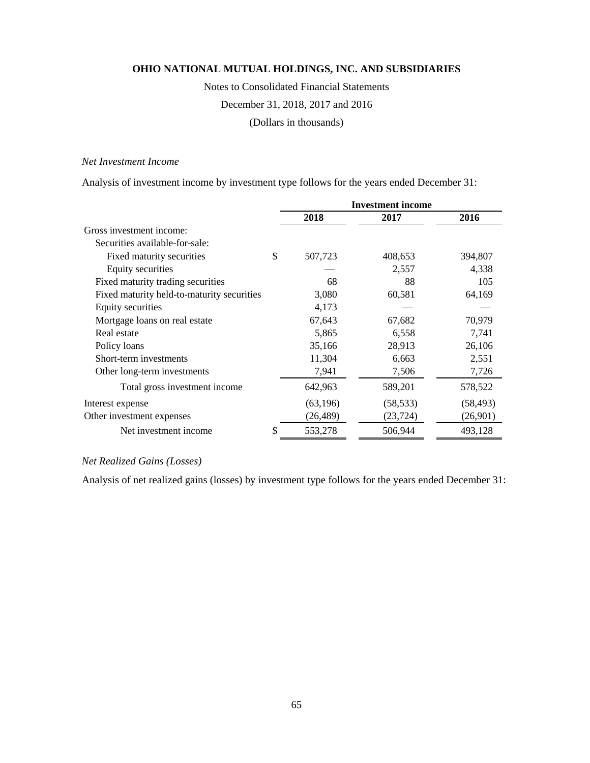**OHIO NATIONAL MUTUAL HOLDINGS, INC. AND SUBSIDIARIES**

Notes to Consolidated Financial Statements

December 31, 2018, 2017 and 2016

(Dollars in thousands)

*Net Investment Income*

Analysis of investment income by investment type follows for the years ended December 31:

| | Investment income | | |
|---|---|---|---|
| | 2018 | 2017 | 2016 |
| Gross investment income: | | | |
| Securities available-for-sale: | | | |
| Fixed maturity securities | $ 507,723 | 408,653 | 394,807 |
| Equity securities | — | 2,557 | 4,338 |
| Fixed maturity trading securities | 68 | 88 | 105 |
| Fixed maturity held-to-maturity securities | 3,080 | 60,581 | 64,169 |
| Equity securities | 4,173 | — | — |
| Mortgage loans on real estate | 67,643 | 67,682 | 70,979 |
| Real estate | 5,865 | 6,558 | 7,741 |
| Policy loans | 35,166 | 28,913 | 26,106 |
| Short-term investments | 11,304 | 6,663 | 2,551 |
| Other long-term investments | 7,941 | 7,506 | 7,726 |
| Total gross investment income | 642,963 | 589,201 | 578,522 |
| Interest expense | (63,196) | (58,533) | (58,493) |
| Other investment expenses | (26,489) | (23,724) | (26,901) |
| Net investment income | $ 553,278 | 506,944 | 493,128 |

*Net Realized Gains (Losses)*

Analysis of net realized gains (losses) by investment type follows for the years ended December 31: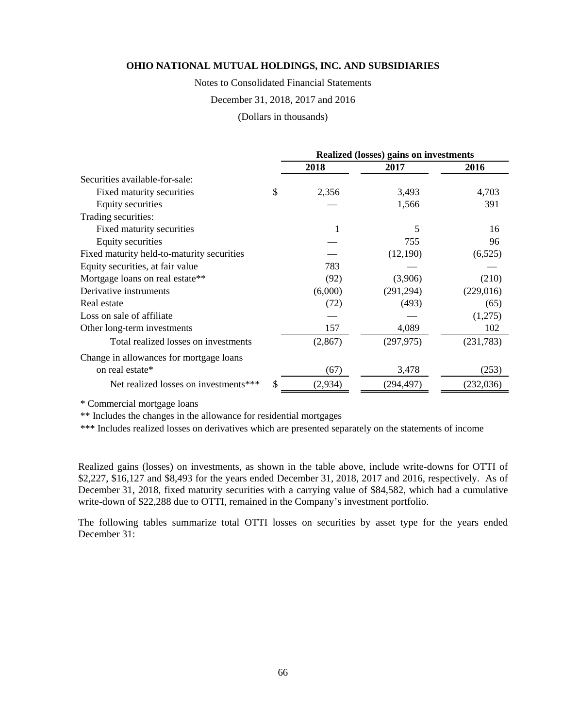| | Realized (losses) gains on investments | | |
|---|---|---|---|
| | 2018 | 2017 | 2016 |
| Securities available-for-sale: | | | |
| Fixed maturity securities | $ 2,356 | 3,493 | 4,703 |
| Equity securities | — | 1,566 | 391 |
| Trading securities: | | | |
| Fixed maturity securities | 1 | 5 | 16 |
| Equity securities | — | 755 | 96 |
| Fixed maturity held-to-maturity securities | — | (12,190) | (6,525) |
| Equity securities, at fair value | 783 | — | — |
| Mortgage loans on real estate** | (92) | (3,906) | (210) |
| Derivative instruments | (6,000) | (291,294) | (229,016) |
| Real estate | (72) | (493) | (65) |
| Loss on sale of affiliate | — | — | (1,275) |
| Other long-term investments | 157 | 4,089 | 102 |
| Total realized losses on investments | (2,867) | (297,975) | (231,783) |
| Change in allowances for mortgage loans on real estate* | (67) | 3,478 | (253) |
| Net realized losses on investments*** | $ (2,934) | (294,497) | (232,036) |

* Commercial mortgage loans

** Includes the changes in the allowance for residential mortgages

*** Includes realized losses on derivatives which are presented separately on the statements of income

Realized gains (losses) on investments, as shown in the table above, include write-downs for OTTI of $2,227, $16,127 and $8,493 for the years ended December 31, 2018, 2017 and 2016, respectively. As of December 31, 2018, fixed maturity securities with a carrying value of $84,582, which had a cumulative write-down of $22,288 due to OTTI, remained in the Company's investment portfolio.

The following tables summarize total OTTI losses on securities by asset type for the years ended December 31: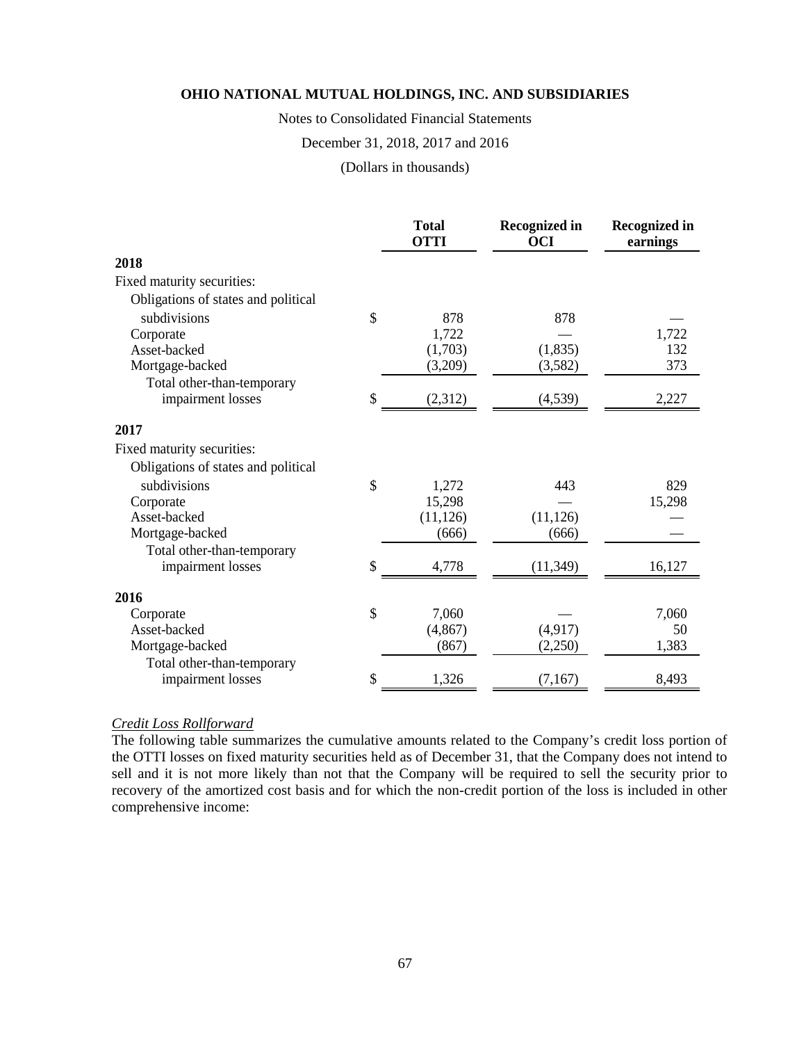|  | Total OTTI | Recognized in OCI | Recognized in earnings |
|---|---|---|---|
| **2018** | | | |
| Fixed maturity securities: | | | |
| Obligations of states and political subdivisions | $ 878 | 878 | — |
| Corporate | 1,722 | — | 1,722 |
| Asset-backed | (1,703) | (1,835) | 132 |
| Mortgage-backed | (3,209) | (3,582) | 373 |
| Total other-than-temporary impairment losses | $ (2,312) | (4,539) | 2,227 |
| **2017** | | | |
| Fixed maturity securities: | | | |
| Obligations of states and political subdivisions | $ 1,272 | 443 | 829 |
| Corporate | 15,298 | — | 15,298 |
| Asset-backed | (11,126) | (11,126) | — |
| Mortgage-backed | (666) | (666) | — |
| Total other-than-temporary impairment losses | $ 4,778 | (11,349) | 16,127 |
| **2016** | | | |
| Corporate | $ 7,060 | — | 7,060 |
| Asset-backed | (4,867) | (4,917) | 50 |
| Mortgage-backed | (867) | (2,250) | 1,383 |
| Total other-than-temporary impairment losses | $ 1,326 | (7,167) | 8,493 |

*Credit Loss Rollforward*

The following table summarizes the cumulative amounts related to the Company's credit loss portion of the OTTI losses on fixed maturity securities held as of December 31, that the Company does not intend to sell and it is not more likely than not that the Company will be required to sell the security prior to recovery of the amortized cost basis and for which the non-credit portion of the loss is included in other comprehensive income: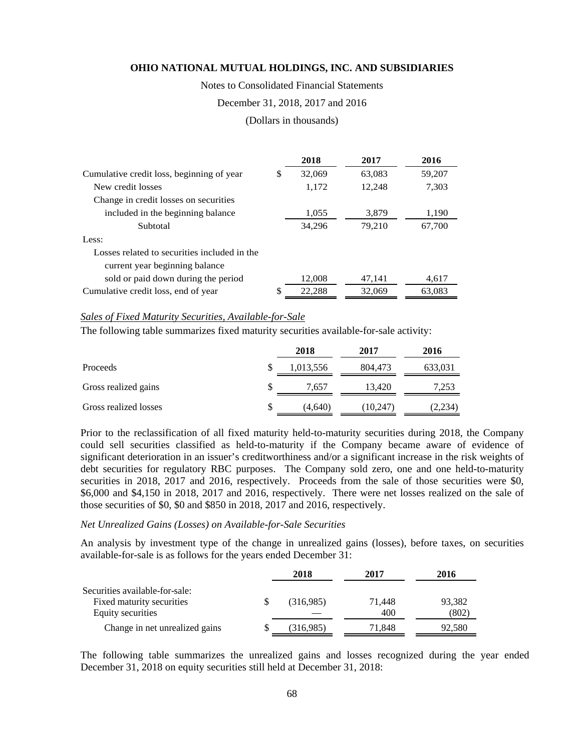| | 2018 | 2017 | 2016 |
|---|---|---|---|
| Cumulative credit loss, beginning of year | $ 32,069 | 63,083 | 59,207 |
| New credit losses | 1,172 | 12,248 | 7,303 |
| Change in credit losses on securities included in the beginning balance | 1,055 | 3,879 | 1,190 |
| Subtotal | 34,296 | 79,210 | 67,700 |
| Less: | | | |
| Losses related to securities included in the current year beginning balance sold or paid down during the period | 12,008 | 47,141 | 4,617 |
| Cumulative credit loss, end of year | $ 22,288 | 32,069 | 63,083 |

*Sales of Fixed Maturity Securities, Available-for-Sale*

The following table summarizes fixed maturity securities available-for-sale activity:

| | 2018 | 2017 | 2016 |
|---|---|---|---|
| Proceeds | $ 1,013,556 | 804,473 | 633,031 |
| Gross realized gains | $ 7,657 | 13,420 | 7,253 |
| Gross realized losses | $ (4,640) | (10,247) | (2,234) |

Prior to the reclassification of all fixed maturity held-to-maturity securities during 2018, the Company could sell securities classified as held-to-maturity if the Company became aware of evidence of significant deterioration in an issuer's creditworthiness and/or a significant increase in the risk weights of debt securities for regulatory RBC purposes. The Company sold zero, one and one held-to-maturity securities in 2018, 2017 and 2016, respectively. Proceeds from the sale of those securities were $0, $6,000 and $4,150 in 2018, 2017 and 2016, respectively. There were net losses realized on the sale of those securities of $0, $0 and $850 in 2018, 2017 and 2016, respectively.

*Net Unrealized Gains (Losses) on Available-for-Sale Securities*

An analysis by investment type of the change in unrealized gains (losses), before taxes, on securities available-for-sale is as follows for the years ended December 31:

| | 2018 | 2017 | 2016 |
|---|---|---|---|
| Securities available-for-sale: | | | |
| Fixed maturity securities | $ (316,985) | 71,448 | 93,382 |
| Equity securities | — | 400 | (802) |
| Change in net unrealized gains | $ (316,985) | 71,848 | 92,580 |

The following table summarizes the unrealized gains and losses recognized during the year ended December 31, 2018 on equity securities still held at December 31, 2018: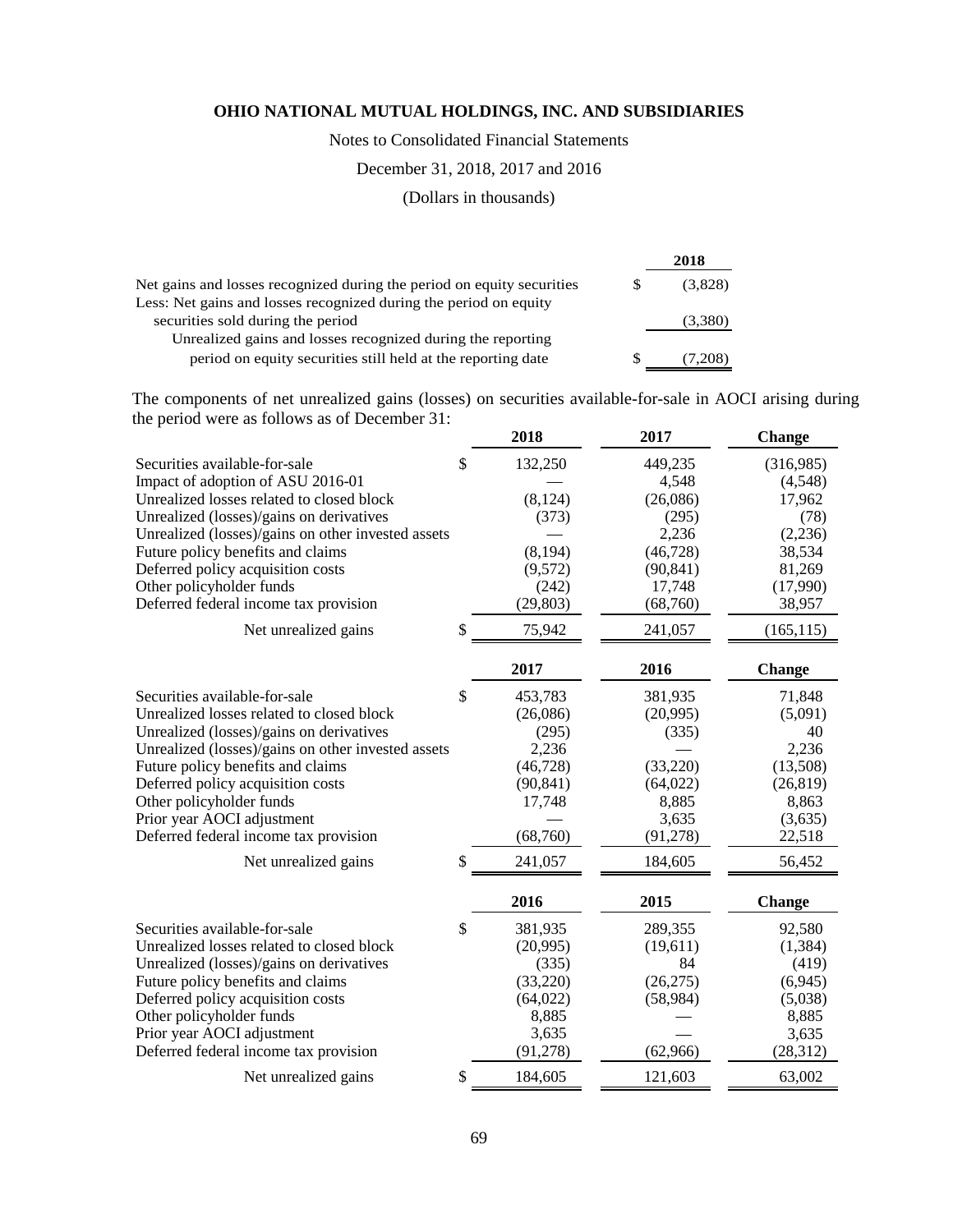# OHIO NATIONAL MUTUAL HOLDINGS, INC. AND SUBSIDIARIES

Notes to Consolidated Financial Statements

December 31, 2018, 2017 and 2016

(Dollars in thousands)

| | 2018 |
|---|---|
| Net gains and losses recognized during the period on equity securities | $ (3,828) |
| Less: Net gains and losses recognized during the period on equity securities sold during the period | (3,380) |
| Unrealized gains and losses recognized during the reporting period on equity securities still held at the reporting date | $ (7,208) |

The components of net unrealized gains (losses) on securities available-for-sale in AOCI arising during the period were as follows as of December 31:

| | 2018 | 2017 | Change |
|---|---|---|---|
| Securities available-for-sale | $ 132,250 | 449,235 | (316,985) |
| Impact of adoption of ASU 2016-01 | — | 4,548 | (4,548) |
| Unrealized losses related to closed block | (8,124) | (26,086) | 17,962 |
| Unrealized (losses)/gains on derivatives | (373) | (295) | (78) |
| Unrealized (losses)/gains on other invested assets | — | 2,236 | (2,236) |
| Future policy benefits and claims | (8,194) | (46,728) | 38,534 |
| Deferred policy acquisition costs | (9,572) | (90,841) | 81,269 |
| Other policyholder funds | (242) | 17,748 | (17,990) |
| Deferred federal income tax provision | (29,803) | (68,760) | 38,957 |
| Net unrealized gains | $ 75,942 | 241,057 | (165,115) |

| | 2017 | 2016 | Change |
|---|---|---|---|
| Securities available-for-sale | $ 453,783 | 381,935 | 71,848 |
| Unrealized losses related to closed block | (26,086) | (20,995) | (5,091) |
| Unrealized (losses)/gains on derivatives | (295) | (335) | 40 |
| Unrealized (losses)/gains on other invested assets | 2,236 | — | 2,236 |
| Future policy benefits and claims | (46,728) | (33,220) | (13,508) |
| Deferred policy acquisition costs | (90,841) | (64,022) | (26,819) |
| Other policyholder funds | 17,748 | 8,885 | 8,863 |
| Prior year AOCI adjustment | — | 3,635 | (3,635) |
| Deferred federal income tax provision | (68,760) | (91,278) | 22,518 |
| Net unrealized gains | $ 241,057 | 184,605 | 56,452 |

| | 2016 | 2015 | Change |
|---|---|---|---|
| Securities available-for-sale | $ 381,935 | 289,355 | 92,580 |
| Unrealized losses related to closed block | (20,995) | (19,611) | (1,384) |
| Unrealized (losses)/gains on derivatives | (335) | 84 | (419) |
| Future policy benefits and claims | (33,220) | (26,275) | (6,945) |
| Deferred policy acquisition costs | (64,022) | (58,984) | (5,038) |
| Other policyholder funds | 8,885 | — | 8,885 |
| Prior year AOCI adjustment | 3,635 | — | 3,635 |
| Deferred federal income tax provision | (91,278) | (62,966) | (28,312) |
| Net unrealized gains | $ 184,605 | 121,603 | 63,002 |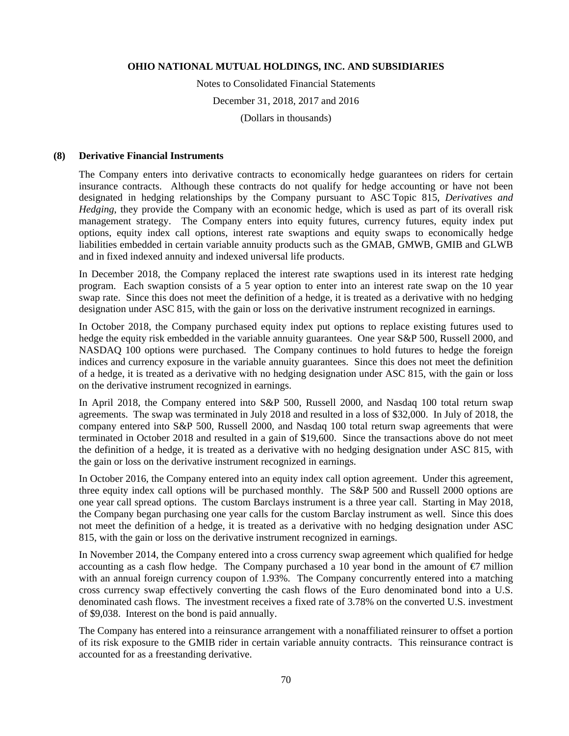### (8) Derivative Financial Instruments

The Company enters into derivative contracts to economically hedge guarantees on riders for certain insurance contracts. Although these contracts do not qualify for hedge accounting or have not been designated in hedging relationships by the Company pursuant to ASC Topic 815, *Derivatives and Hedging*, they provide the Company with an economic hedge, which is used as part of its overall risk management strategy. The Company enters into equity futures, currency futures, equity index put options, equity index call options, interest rate swaptions and equity swaps to economically hedge liabilities embedded in certain variable annuity products such as the GMAB, GMWB, GMIB and GLWB and in fixed indexed annuity and indexed universal life products.

In December 2018, the Company replaced the interest rate swaptions used in its interest rate hedging program. Each swaption consists of a 5 year option to enter into an interest rate swap on the 10 year swap rate. Since this does not meet the definition of a hedge, it is treated as a derivative with no hedging designation under ASC 815, with the gain or loss on the derivative instrument recognized in earnings.

In October 2018, the Company purchased equity index put options to replace existing futures used to hedge the equity risk embedded in the variable annuity guarantees. One year S&P 500, Russell 2000, and NASDAQ 100 options were purchased. The Company continues to hold futures to hedge the foreign indices and currency exposure in the variable annuity guarantees. Since this does not meet the definition of a hedge, it is treated as a derivative with no hedging designation under ASC 815, with the gain or loss on the derivative instrument recognized in earnings.

In April 2018, the Company entered into S&P 500, Russell 2000, and Nasdaq 100 total return swap agreements. The swap was terminated in July 2018 and resulted in a loss of $32,000. In July of 2018, the company entered into S&P 500, Russell 2000, and Nasdaq 100 total return swap agreements that were terminated in October 2018 and resulted in a gain of $19,600. Since the transactions above do not meet the definition of a hedge, it is treated as a derivative with no hedging designation under ASC 815, with the gain or loss on the derivative instrument recognized in earnings.

In October 2016, the Company entered into an equity index call option agreement. Under this agreement, three equity index call options will be purchased monthly. The S&P 500 and Russell 2000 options are one year call spread options. The custom Barclays instrument is a three year call. Starting in May 2018, the Company began purchasing one year calls for the custom Barclay instrument as well. Since this does not meet the definition of a hedge, it is treated as a derivative with no hedging designation under ASC 815, with the gain or loss on the derivative instrument recognized in earnings.

In November 2014, the Company entered into a cross currency swap agreement which qualified for hedge accounting as a cash flow hedge. The Company purchased a 10 year bond in the amount of €7 million with an annual foreign currency coupon of 1.93%. The Company concurrently entered into a matching cross currency swap effectively converting the cash flows of the Euro denominated bond into a U.S. denominated cash flows. The investment receives a fixed rate of 3.78% on the converted U.S. investment of $9,038. Interest on the bond is paid annually.

The Company has entered into a reinsurance arrangement with a nonaffiliated reinsurer to offset a portion of its risk exposure to the GMIB rider in certain variable annuity contracts. This reinsurance contract is accounted for as a freestanding derivative.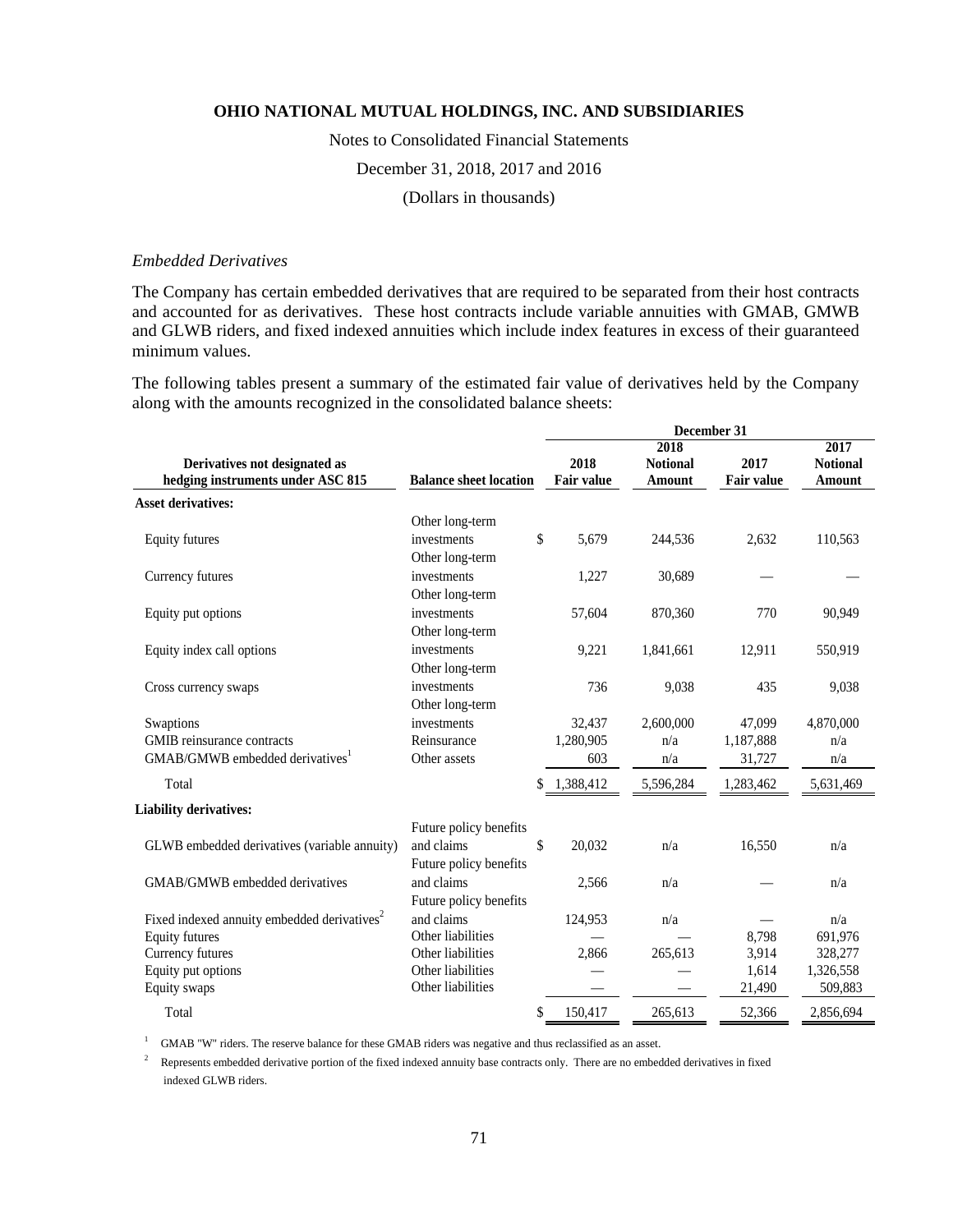*Embedded Derivatives*

The Company has certain embedded derivatives that are required to be separated from their host contracts and accounted for as derivatives. These host contracts include variable annuities with GMAB, GMWB and GLWB riders, and fixed indexed annuities which include index features in excess of their guaranteed minimum values.

The following tables present a summary of the estimated fair value of derivatives held by the Company along with the amounts recognized in the consolidated balance sheets:

| Derivatives not designated as hedging instruments under ASC 815 | Balance sheet location | December 31 2018 Fair value | 2018 Notional Amount | 2017 Fair value | 2017 Notional Amount |
|---|---|---|---|---|---|
| **Asset derivatives:** | | | | | |
| Equity futures | Other long-term investments | $ 5,679 | 244,536 | 2,632 | 110,563 |
| Currency futures | Other long-term investments | 1,227 | 30,689 | — | — |
| Equity put options | Other long-term investments | 57,604 | 870,360 | 770 | 90,949 |
| Equity index call options | Other long-term investments | 9,221 | 1,841,661 | 12,911 | 550,919 |
| Cross currency swaps | Other long-term investments | 736 | 9,038 | 435 | 9,038 |
| Swaptions | Other long-term investments | 32,437 | 2,600,000 | 47,099 | 4,870,000 |
| GMIB reinsurance contracts | Reinsurance | 1,280,905 | n/a | 1,187,888 | n/a |
| GMAB/GMWB embedded derivatives[1] | Other assets | 603 | n/a | 31,727 | n/a |
| Total | | $ 1,388,412 | 5,596,284 | 1,283,462 | 5,631,469 |
| **Liability derivatives:** | | | | | |
| GLWB embedded derivatives (variable annuity) | Future policy benefits and claims | $ 20,032 | n/a | 16,550 | n/a |
| GMAB/GMWB embedded derivatives | Future policy benefits and claims | 2,566 | n/a | — | n/a |
| Fixed indexed annuity embedded derivatives[2] | Future policy benefits and claims | 124,953 | n/a | — | n/a |
| Equity futures | Other liabilities | — | — | 8,798 | 691,976 |
| Currency futures | Other liabilities | 2,866 | 265,613 | 3,914 | 328,277 |
| Equity put options | Other liabilities | — | — | 1,614 | 1,326,558 |
| Equity swaps | Other liabilities | — | — | 21,490 | 509,883 |
| Total | | $ 150,417 | 265,613 | 52,366 | 2,856,694 |

[1] GMAB "W" riders. The reserve balance for these GMAB riders was negative and thus reclassified as an asset.

[2] Represents embedded derivative portion of the fixed indexed annuity base contracts only. There are no embedded derivatives in fixed indexed GLWB riders.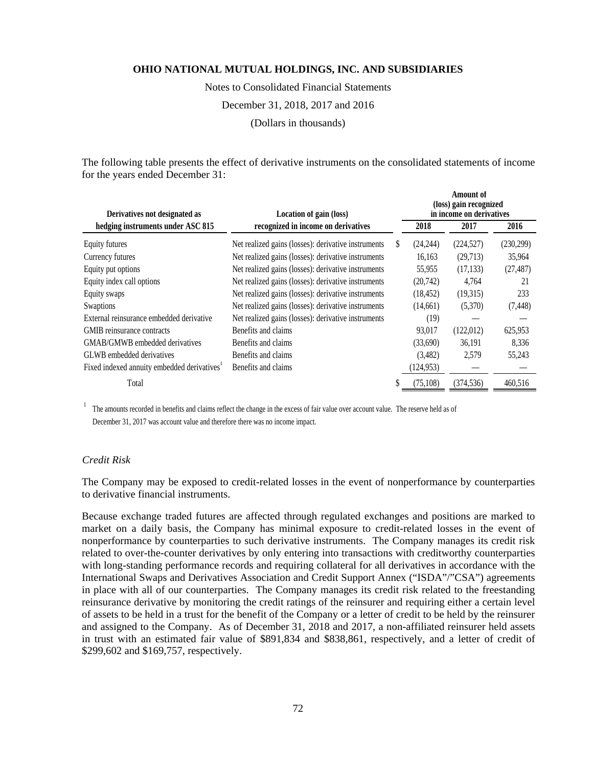The following table presents the effect of derivative instruments on the consolidated statements of income for the years ended December 31:

| Derivatives not designated as hedging instruments under ASC 815 | Location of gain (loss) recognized in income on derivatives | Amount of (loss) gain recognized in income on derivatives | | |
|---|---|---|---|---|
| | | 2018 | 2017 | 2016 |
| Equity futures | Net realized gains (losses): derivative instruments | $ (24,244) | (224,527) | (230,299) |
| Currency futures | Net realized gains (losses): derivative instruments | 16,163 | (29,713) | 35,964 |
| Equity put options | Net realized gains (losses): derivative instruments | 55,955 | (17,133) | (27,487) |
| Equity index call options | Net realized gains (losses): derivative instruments | (20,742) | 4,764 | 21 |
| Equity swaps | Net realized gains (losses): derivative instruments | (18,452) | (19,315) | 233 |
| Swaptions | Net realized gains (losses): derivative instruments | (14,661) | (5,370) | (7,448) |
| External reinsurance embedded derivative | Net realized gains (losses): derivative instruments | (19) | — | — |
| GMIB reinsurance contracts | Benefits and claims | 93,017 | (122,012) | 625,953 |
| GMAB/GMWB embedded derivatives | Benefits and claims | (33,690) | 36,191 | 8,336 |
| GLWB embedded derivatives | Benefits and claims | (3,482) | 2,579 | 55,243 |
| Fixed indexed annuity embedded derivatives[1] | Benefits and claims | (124,953) | — | — |
| Total | | $ (75,108) | (374,536) | 460,516 |

[1] The amounts recorded in benefits and claims reflect the change in the excess of fair value over account value. The reserve held as of December 31, 2017 was account value and therefore there was no income impact.

*Credit Risk*

The Company may be exposed to credit-related losses in the event of nonperformance by counterparties to derivative financial instruments.

Because exchange traded futures are affected through regulated exchanges and positions are marked to market on a daily basis, the Company has minimal exposure to credit-related losses in the event of nonperformance by counterparties to such derivative instruments. The Company manages its credit risk related to over-the-counter derivatives by only entering into transactions with creditworthy counterparties with long-standing performance records and requiring collateral for all derivatives in accordance with the International Swaps and Derivatives Association and Credit Support Annex ("ISDA"/"CSA") agreements in place with all of our counterparties. The Company manages its credit risk related to the freestanding reinsurance derivative by monitoring the credit ratings of the reinsurer and requiring either a certain level of assets to be held in a trust for the benefit of the Company or a letter of credit to be held by the reinsurer and assigned to the Company. As of December 31, 2018 and 2017, a non-affiliated reinsurer held assets in trust with an estimated fair value of $891,834 and $838,861, respectively, and a letter of credit of $299,602 and $169,757, respectively.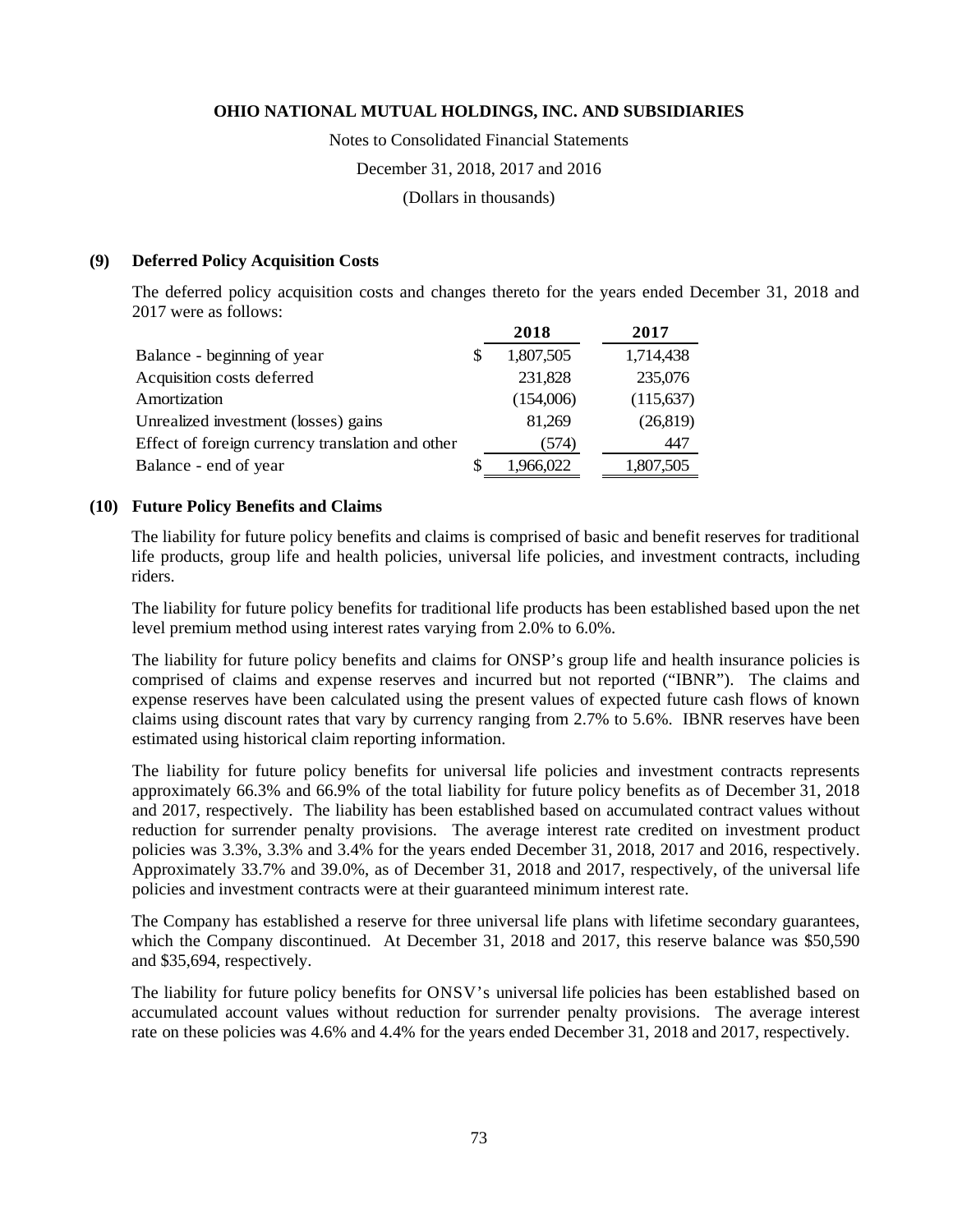**OHIO NATIONAL MUTUAL HOLDINGS, INC. AND SUBSIDIARIES**

Notes to Consolidated Financial Statements

December 31, 2018, 2017 and 2016

(Dollars in thousands)

## (9) Deferred Policy Acquisition Costs

The deferred policy acquisition costs and changes thereto for the years ended December 31, 2018 and 2017 were as follows:

| | 2018 | 2017 |
|---|---|---|
| Balance - beginning of year | $ 1,807,505 | 1,714,438 |
| Acquisition costs deferred | 231,828 | 235,076 |
| Amortization | (154,006) | (115,637) |
| Unrealized investment (losses) gains | 81,269 | (26,819) |
| Effect of foreign currency translation and other | (574) | 447 |
| Balance - end of year | $ 1,966,022 | 1,807,505 |

## (10) Future Policy Benefits and Claims

The liability for future policy benefits and claims is comprised of basic and benefit reserves for traditional life products, group life and health policies, universal life policies, and investment contracts, including riders.

The liability for future policy benefits for traditional life products has been established based upon the net level premium method using interest rates varying from 2.0% to 6.0%.

The liability for future policy benefits and claims for ONSP's group life and health insurance policies is comprised of claims and expense reserves and incurred but not reported ("IBNR"). The claims and expense reserves have been calculated using the present values of expected future cash flows of known claims using discount rates that vary by currency ranging from 2.7% to 5.6%. IBNR reserves have been estimated using historical claim reporting information.

The liability for future policy benefits for universal life policies and investment contracts represents approximately 66.3% and 66.9% of the total liability for future policy benefits as of December 31, 2018 and 2017, respectively. The liability has been established based on accumulated contract values without reduction for surrender penalty provisions. The average interest rate credited on investment product policies was 3.3%, 3.3% and 3.4% for the years ended December 31, 2018, 2017 and 2016, respectively. Approximately 33.7% and 39.0%, as of December 31, 2018 and 2017, respectively, of the universal life policies and investment contracts were at their guaranteed minimum interest rate.

The Company has established a reserve for three universal life plans with lifetime secondary guarantees, which the Company discontinued. At December 31, 2018 and 2017, this reserve balance was $50,590 and $35,694, respectively.

The liability for future policy benefits for ONSV's universal life policies has been established based on accumulated account values without reduction for surrender penalty provisions. The average interest rate on these policies was 4.6% and 4.4% for the years ended December 31, 2018 and 2017, respectively.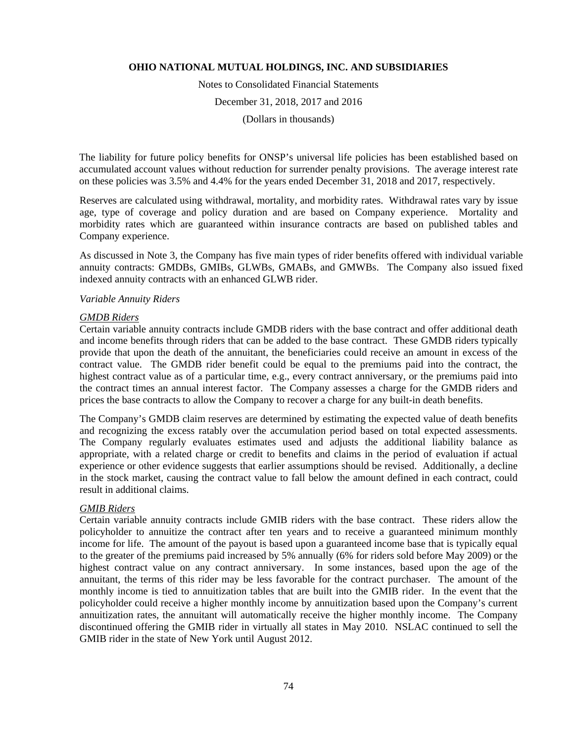The liability for future policy benefits for ONSP's universal life policies has been established based on accumulated account values without reduction for surrender penalty provisions. The average interest rate on these policies was 3.5% and 4.4% for the years ended December 31, 2018 and 2017, respectively.

Reserves are calculated using withdrawal, mortality, and morbidity rates. Withdrawal rates vary by issue age, type of coverage and policy duration and are based on Company experience. Mortality and morbidity rates which are guaranteed within insurance contracts are based on published tables and Company experience.

As discussed in Note 3, the Company has five main types of rider benefits offered with individual variable annuity contracts: GMDBs, GMIBs, GLWBs, GMABs, and GMWBs. The Company also issued fixed indexed annuity contracts with an enhanced GLWB rider.

*Variable Annuity Riders*

*GMDB Riders*

Certain variable annuity contracts include GMDB riders with the base contract and offer additional death and income benefits through riders that can be added to the base contract. These GMDB riders typically provide that upon the death of the annuitant, the beneficiaries could receive an amount in excess of the contract value. The GMDB rider benefit could be equal to the premiums paid into the contract, the highest contract value as of a particular time, e.g., every contract anniversary, or the premiums paid into the contract times an annual interest factor. The Company assesses a charge for the GMDB riders and prices the base contracts to allow the Company to recover a charge for any built-in death benefits.

The Company's GMDB claim reserves are determined by estimating the expected value of death benefits and recognizing the excess ratably over the accumulation period based on total expected assessments. The Company regularly evaluates estimates used and adjusts the additional liability balance as appropriate, with a related charge or credit to benefits and claims in the period of evaluation if actual experience or other evidence suggests that earlier assumptions should be revised. Additionally, a decline in the stock market, causing the contract value to fall below the amount defined in each contract, could result in additional claims.

*GMIB Riders*

Certain variable annuity contracts include GMIB riders with the base contract. These riders allow the policyholder to annuitize the contract after ten years and to receive a guaranteed minimum monthly income for life. The amount of the payout is based upon a guaranteed income base that is typically equal to the greater of the premiums paid increased by 5% annually (6% for riders sold before May 2009) or the highest contract value on any contract anniversary. In some instances, based upon the age of the annuitant, the terms of this rider may be less favorable for the contract purchaser. The amount of the monthly income is tied to annuitization tables that are built into the GMIB rider. In the event that the policyholder could receive a higher monthly income by annuitization based upon the Company's current annuitization rates, the annuitant will automatically receive the higher monthly income. The Company discontinued offering the GMIB rider in virtually all states in May 2010. NSLAC continued to sell the GMIB rider in the state of New York until August 2012.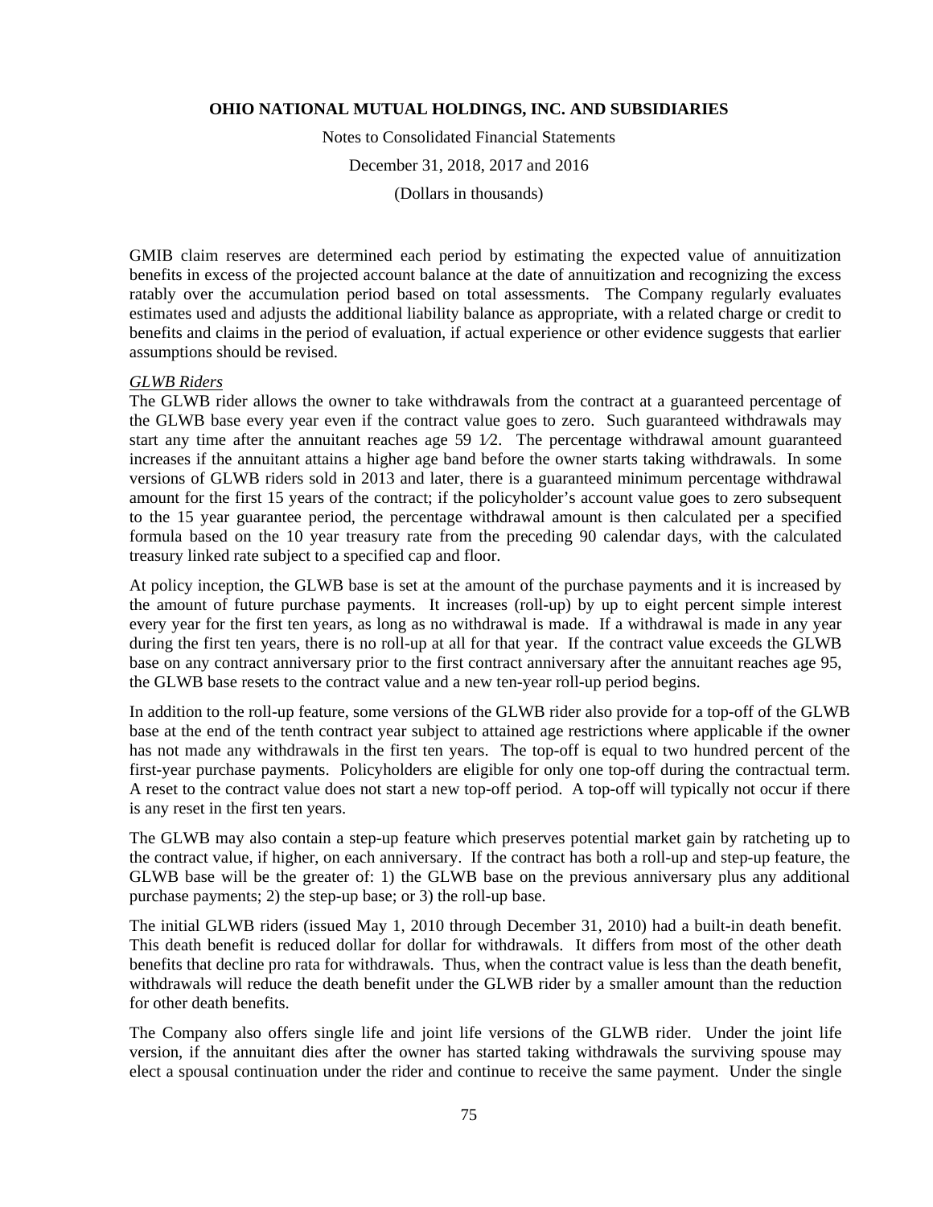GMIB claim reserves are determined each period by estimating the expected value of annuitization benefits in excess of the projected account balance at the date of annuitization and recognizing the excess ratably over the accumulation period based on total assessments. The Company regularly evaluates estimates used and adjusts the additional liability balance as appropriate, with a related charge or credit to benefits and claims in the period of evaluation, if actual experience or other evidence suggests that earlier assumptions should be revised.

*GLWB Riders*

The GLWB rider allows the owner to take withdrawals from the contract at a guaranteed percentage of the GLWB base every year even if the contract value goes to zero. Such guaranteed withdrawals may start any time after the annuitant reaches age 59 1⁄2. The percentage withdrawal amount guaranteed increases if the annuitant attains a higher age band before the owner starts taking withdrawals. In some versions of GLWB riders sold in 2013 and later, there is a guaranteed minimum percentage withdrawal amount for the first 15 years of the contract; if the policyholder's account value goes to zero subsequent to the 15 year guarantee period, the percentage withdrawal amount is then calculated per a specified formula based on the 10 year treasury rate from the preceding 90 calendar days, with the calculated treasury linked rate subject to a specified cap and floor.

At policy inception, the GLWB base is set at the amount of the purchase payments and it is increased by the amount of future purchase payments. It increases (roll-up) by up to eight percent simple interest every year for the first ten years, as long as no withdrawal is made. If a withdrawal is made in any year during the first ten years, there is no roll-up at all for that year. If the contract value exceeds the GLWB base on any contract anniversary prior to the first contract anniversary after the annuitant reaches age 95, the GLWB base resets to the contract value and a new ten-year roll-up period begins.

In addition to the roll-up feature, some versions of the GLWB rider also provide for a top-off of the GLWB base at the end of the tenth contract year subject to attained age restrictions where applicable if the owner has not made any withdrawals in the first ten years. The top-off is equal to two hundred percent of the first-year purchase payments. Policyholders are eligible for only one top-off during the contractual term. A reset to the contract value does not start a new top-off period. A top-off will typically not occur if there is any reset in the first ten years.

The GLWB may also contain a step-up feature which preserves potential market gain by ratcheting up to the contract value, if higher, on each anniversary. If the contract has both a roll-up and step-up feature, the GLWB base will be the greater of: 1) the GLWB base on the previous anniversary plus any additional purchase payments; 2) the step-up base; or 3) the roll-up base.

The initial GLWB riders (issued May 1, 2010 through December 31, 2010) had a built-in death benefit. This death benefit is reduced dollar for dollar for withdrawals. It differs from most of the other death benefits that decline pro rata for withdrawals. Thus, when the contract value is less than the death benefit, withdrawals will reduce the death benefit under the GLWB rider by a smaller amount than the reduction for other death benefits.

The Company also offers single life and joint life versions of the GLWB rider. Under the joint life version, if the annuitant dies after the owner has started taking withdrawals the surviving spouse may elect a spousal continuation under the rider and continue to receive the same payment. Under the single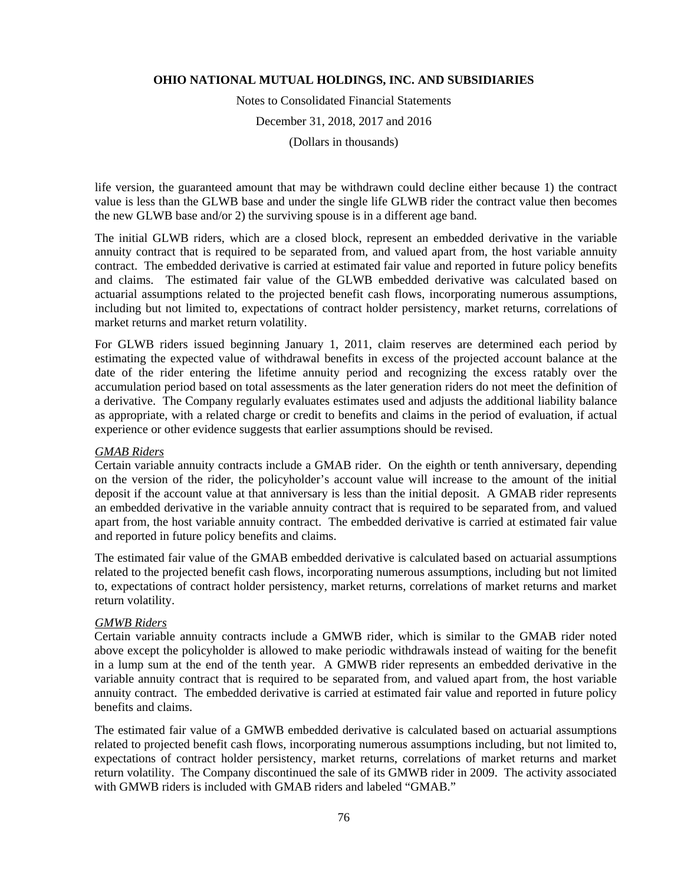life version, the guaranteed amount that may be withdrawn could decline either because 1) the contract value is less than the GLWB base and under the single life GLWB rider the contract value then becomes the new GLWB base and/or 2) the surviving spouse is in a different age band.

The initial GLWB riders, which are a closed block, represent an embedded derivative in the variable annuity contract that is required to be separated from, and valued apart from, the host variable annuity contract. The embedded derivative is carried at estimated fair value and reported in future policy benefits and claims. The estimated fair value of the GLWB embedded derivative was calculated based on actuarial assumptions related to the projected benefit cash flows, incorporating numerous assumptions, including but not limited to, expectations of contract holder persistency, market returns, correlations of market returns and market return volatility.

For GLWB riders issued beginning January 1, 2011, claim reserves are determined each period by estimating the expected value of withdrawal benefits in excess of the projected account balance at the date of the rider entering the lifetime annuity period and recognizing the excess ratably over the accumulation period based on total assessments as the later generation riders do not meet the definition of a derivative. The Company regularly evaluates estimates used and adjusts the additional liability balance as appropriate, with a related charge or credit to benefits and claims in the period of evaluation, if actual experience or other evidence suggests that earlier assumptions should be revised.

*GMAB Riders*

Certain variable annuity contracts include a GMAB rider. On the eighth or tenth anniversary, depending on the version of the rider, the policyholder's account value will increase to the amount of the initial deposit if the account value at that anniversary is less than the initial deposit. A GMAB rider represents an embedded derivative in the variable annuity contract that is required to be separated from, and valued apart from, the host variable annuity contract. The embedded derivative is carried at estimated fair value and reported in future policy benefits and claims.

The estimated fair value of the GMAB embedded derivative is calculated based on actuarial assumptions related to the projected benefit cash flows, incorporating numerous assumptions, including but not limited to, expectations of contract holder persistency, market returns, correlations of market returns and market return volatility.

*GMWB Riders*

Certain variable annuity contracts include a GMWB rider, which is similar to the GMAB rider noted above except the policyholder is allowed to make periodic withdrawals instead of waiting for the benefit in a lump sum at the end of the tenth year. A GMWB rider represents an embedded derivative in the variable annuity contract that is required to be separated from, and valued apart from, the host variable annuity contract. The embedded derivative is carried at estimated fair value and reported in future policy benefits and claims.

The estimated fair value of a GMWB embedded derivative is calculated based on actuarial assumptions related to projected benefit cash flows, incorporating numerous assumptions including, but not limited to, expectations of contract holder persistency, market returns, correlations of market returns and market return volatility. The Company discontinued the sale of its GMWB rider in 2009. The activity associated with GMWB riders is included with GMAB riders and labeled "GMAB."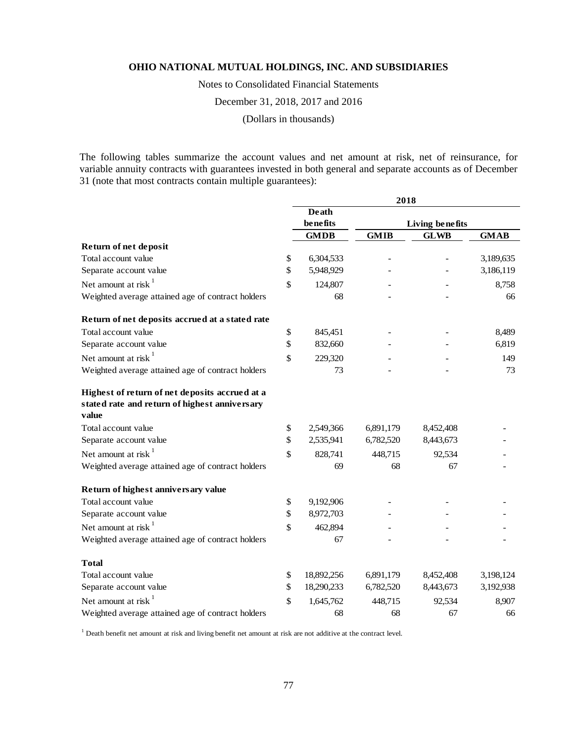**OHIO NATIONAL MUTUAL HOLDINGS, INC. AND SUBSIDIARIES**

Notes to Consolidated Financial Statements

December 31, 2018, 2017 and 2016

(Dollars in thousands)

The following tables summarize the account values and net amount at risk, net of reinsurance, for variable annuity contracts with guarantees invested in both general and separate accounts as of December 31 (note that most contracts contain multiple guarantees):

| | | 2018 | | | |
|---|---|---|---|---|---|
| | | Death benefits | Living benefits | | |
| | | GMDB | GMIB | GLWB | GMAB |
| **Return of net deposit** | | | | | |
| Total account value | $ | 6,304,533 | - | - | 3,189,635 |
| Separate account value | $ | 5,948,929 | - | - | 3,186,119 |
| Net amount at risk [1] | $ | 124,807 | - | - | 8,758 |
| Weighted average attained age of contract holders | | 68 | - | - | 66 |
| **Return of net deposits accrued at a stated rate** | | | | | |
| Total account value | $ | 845,451 | - | - | 8,489 |
| Separate account value | $ | 832,660 | - | - | 6,819 |
| Net amount at risk [1] | $ | 229,320 | - | - | 149 |
| Weighted average attained age of contract holders | | 73 | - | - | 73 |
| **Highest of return of net deposits accrued at a stated rate and return of highest anniversary value** | | | | | |
| Total account value | $ | 2,549,366 | 6,891,179 | 8,452,408 | - |
| Separate account value | $ | 2,535,941 | 6,782,520 | 8,443,673 | - |
| Net amount at risk [1] | $ | 828,741 | 448,715 | 92,534 | - |
| Weighted average attained age of contract holders | | 69 | 68 | 67 | - |
| **Return of highest anniversary value** | | | | | |
| Total account value | $ | 9,192,906 | - | - | - |
| Separate account value | $ | 8,972,703 | - | - | - |
| Net amount at risk [1] | $ | 462,894 | - | - | - |
| Weighted average attained age of contract holders | | 67 | - | - | - |
| **Total** | | | | | |
| Total account value | $ | 18,892,256 | 6,891,179 | 8,452,408 | 3,198,124 |
| Separate account value | $ | 18,290,233 | 6,782,520 | 8,443,673 | 3,192,938 |
| Net amount at risk [1] | $ | 1,645,762 | 448,715 | 92,534 | 8,907 |
| Weighted average attained age of contract holders | | 68 | 68 | 67 | 66 |

[1] Death benefit net amount at risk and living benefit net amount at risk are not additive at the contract level.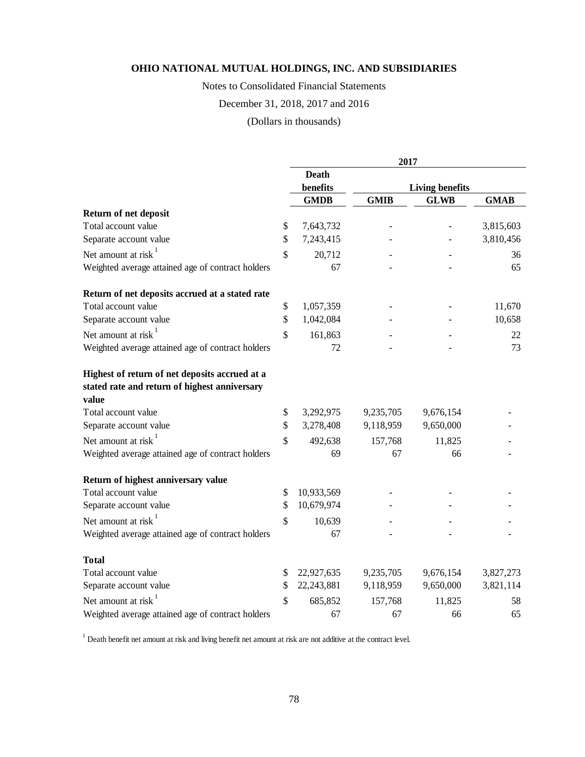**OHIO NATIONAL MUTUAL HOLDINGS, INC. AND SUBSIDIARIES**

Notes to Consolidated Financial Statements

December 31, 2018, 2017 and 2016

(Dollars in thousands)

| | 2017 | | | |
|---|---|---|---|---|
| | Death benefits | Living benefits | | |
| | GMDB | GMIB | GLWB | GMAB |
| **Return of net deposit** | | | | |
| Total account value | $ 7,643,732 | - | - | 3,815,603 |
| Separate account value | $ 7,243,415 | - | - | 3,810,456 |
| Net amount at risk [1] | $ 20,712 | - | - | 36 |
| Weighted average attained age of contract holders | 67 | - | - | 65 |
| **Return of net deposits accrued at a stated rate** | | | | |
| Total account value | $ 1,057,359 | - | - | 11,670 |
| Separate account value | $ 1,042,084 | - | - | 10,658 |
| Net amount at risk [1] | $ 161,863 | - | - | 22 |
| Weighted average attained age of contract holders | 72 | - | - | 73 |
| **Highest of return of net deposits accrued at a stated rate and return of highest anniversary value** | | | | |
| Total account value | $ 3,292,975 | 9,235,705 | 9,676,154 | - |
| Separate account value | $ 3,278,408 | 9,118,959 | 9,650,000 | - |
| Net amount at risk [1] | $ 492,638 | 157,768 | 11,825 | - |
| Weighted average attained age of contract holders | 69 | 67 | 66 | - |
| **Return of highest anniversary value** | | | | |
| Total account value | $ 10,933,569 | - | - | - |
| Separate account value | $ 10,679,974 | - | - | - |
| Net amount at risk [1] | $ 10,639 | - | - | - |
| Weighted average attained age of contract holders | 67 | - | - | - |
| **Total** | | | | |
| Total account value | $ 22,927,635 | 9,235,705 | 9,676,154 | 3,827,273 |
| Separate account value | $ 22,243,881 | 9,118,959 | 9,650,000 | 3,821,114 |
| Net amount at risk [1] | $ 685,852 | 157,768 | 11,825 | 58 |
| Weighted average attained age of contract holders | 67 | 67 | 66 | 65 |

[1] Death benefit net amount at risk and living benefit net amount at risk are not additive at the contract level.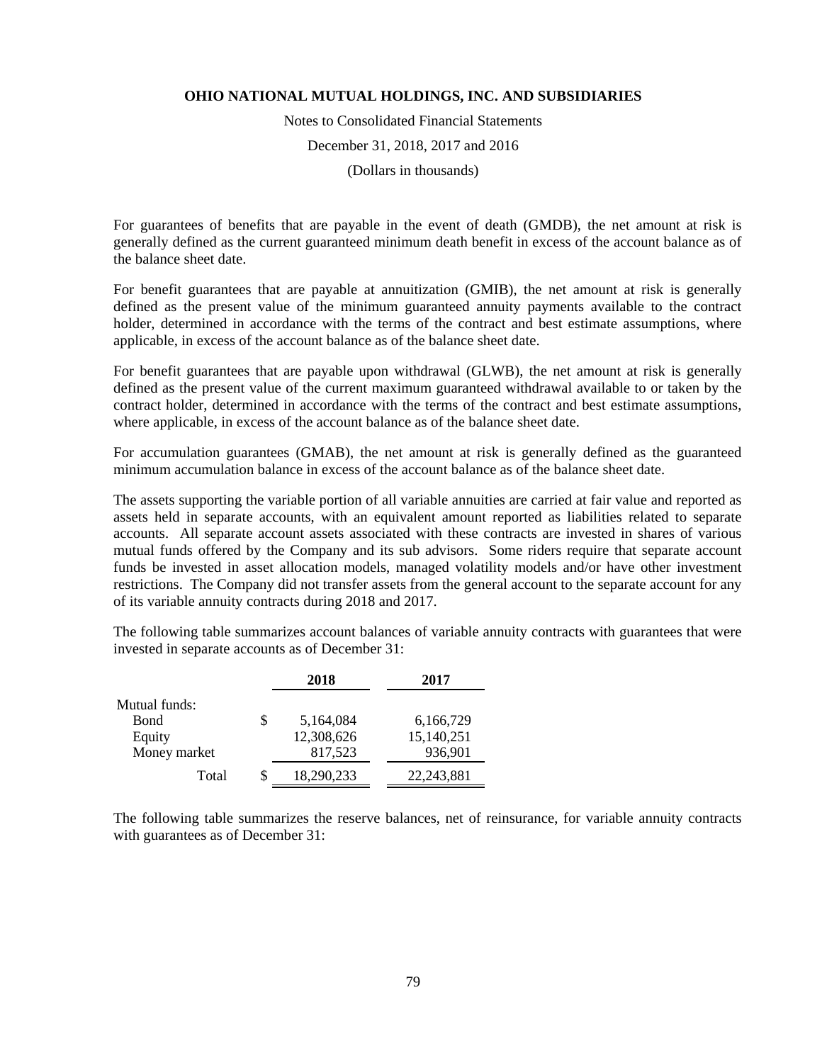For guarantees of benefits that are payable in the event of death (GMDB), the net amount at risk is generally defined as the current guaranteed minimum death benefit in excess of the account balance as of the balance sheet date.

For benefit guarantees that are payable at annuitization (GMIB), the net amount at risk is generally defined as the present value of the minimum guaranteed annuity payments available to the contract holder, determined in accordance with the terms of the contract and best estimate assumptions, where applicable, in excess of the account balance as of the balance sheet date.

For benefit guarantees that are payable upon withdrawal (GLWB), the net amount at risk is generally defined as the present value of the current maximum guaranteed withdrawal available to or taken by the contract holder, determined in accordance with the terms of the contract and best estimate assumptions, where applicable, in excess of the account balance as of the balance sheet date.

For accumulation guarantees (GMAB), the net amount at risk is generally defined as the guaranteed minimum accumulation balance in excess of the account balance as of the balance sheet date.

The assets supporting the variable portion of all variable annuities are carried at fair value and reported as assets held in separate accounts, with an equivalent amount reported as liabilities related to separate accounts. All separate account assets associated with these contracts are invested in shares of various mutual funds offered by the Company and its sub advisors. Some riders require that separate account funds be invested in asset allocation models, managed volatility models and/or have other investment restrictions. The Company did not transfer assets from the general account to the separate account for any of its variable annuity contracts during 2018 and 2017.

The following table summarizes account balances of variable annuity contracts with guarantees that were invested in separate accounts as of December 31:

| | 2018 | 2017 |
|---|---|---|
| Mutual funds: | | |
| Bond | $ 5,164,084 | 6,166,729 |
| Equity | 12,308,626 | 15,140,251 |
| Money market | 817,523 | 936,901 |
| Total | $ 18,290,233 | 22,243,881 |

The following table summarizes the reserve balances, net of reinsurance, for variable annuity contracts with guarantees as of December 31: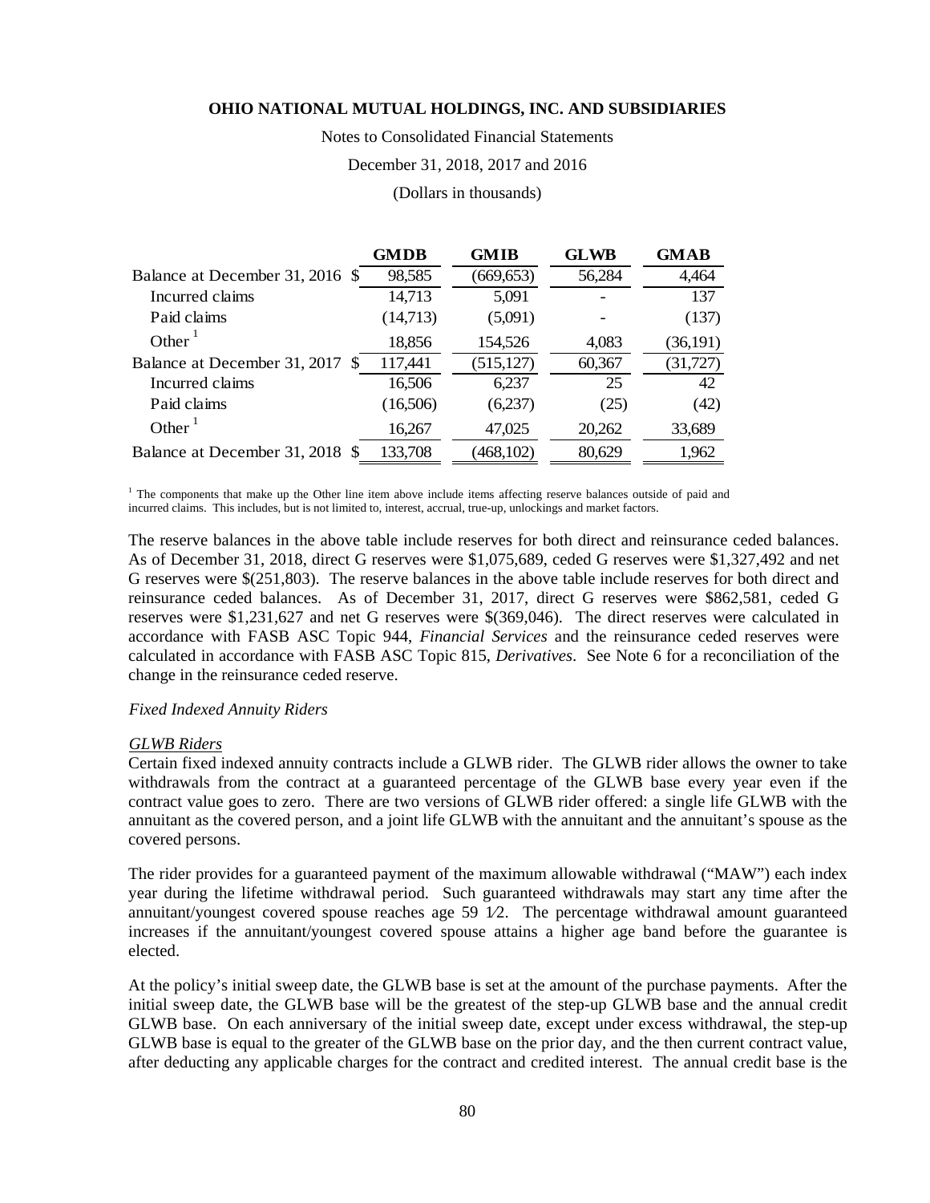| | GMDB | GMIB | GLWB | GMAB |
|---|---|---|---|---|
| Balance at December 31, 2016 | $ 98,585 | (669,653) | 56,284 | 4,464 |
| Incurred claims | 14,713 | 5,091 | - | 137 |
| Paid claims | (14,713) | (5,091) | - | (137) |
| Other [1] | 18,856 | 154,526 | 4,083 | (36,191) |
| Balance at December 31, 2017 | $ 117,441 | (515,127) | 60,367 | (31,727) |
| Incurred claims | 16,506 | 6,237 | 25 | 42 |
| Paid claims | (16,506) | (6,237) | (25) | (42) |
| Other [1] | 16,267 | 47,025 | 20,262 | 33,689 |
| Balance at December 31, 2018 | $ 133,708 | (468,102) | 80,629 | 1,962 |

[1] The components that make up the Other line item above include items affecting reserve balances outside of paid and incurred claims. This includes, but is not limited to, interest, accrual, true-up, unlockings and market factors.

The reserve balances in the above table include reserves for both direct and reinsurance ceded balances. As of December 31, 2018, direct G reserves were $1,075,689, ceded G reserves were $1,327,492 and net G reserves were $(251,803). The reserve balances in the above table include reserves for both direct and reinsurance ceded balances. As of December 31, 2017, direct G reserves were $862,581, ceded G reserves were $1,231,627 and net G reserves were $(369,046). The direct reserves were calculated in accordance with FASB ASC Topic 944, *Financial Services* and the reinsurance ceded reserves were calculated in accordance with FASB ASC Topic 815, *Derivatives*. See Note 6 for a reconciliation of the change in the reinsurance ceded reserve.

*Fixed Indexed Annuity Riders*

*GLWB Riders*

Certain fixed indexed annuity contracts include a GLWB rider. The GLWB rider allows the owner to take withdrawals from the contract at a guaranteed percentage of the GLWB base every year even if the contract value goes to zero. There are two versions of GLWB rider offered: a single life GLWB with the annuitant as the covered person, and a joint life GLWB with the annuitant and the annuitant's spouse as the covered persons.

The rider provides for a guaranteed payment of the maximum allowable withdrawal ("MAW") each index year during the lifetime withdrawal period. Such guaranteed withdrawals may start any time after the annuitant/youngest covered spouse reaches age 59 1⁄2. The percentage withdrawal amount guaranteed increases if the annuitant/youngest covered spouse attains a higher age band before the guarantee is elected.

At the policy's initial sweep date, the GLWB base is set at the amount of the purchase payments. After the initial sweep date, the GLWB base will be the greatest of the step-up GLWB base and the annual credit GLWB base. On each anniversary of the initial sweep date, except under excess withdrawal, the step-up GLWB base is equal to the greater of the GLWB base on the prior day, and the then current contract value, after deducting any applicable charges for the contract and credited interest. The annual credit base is the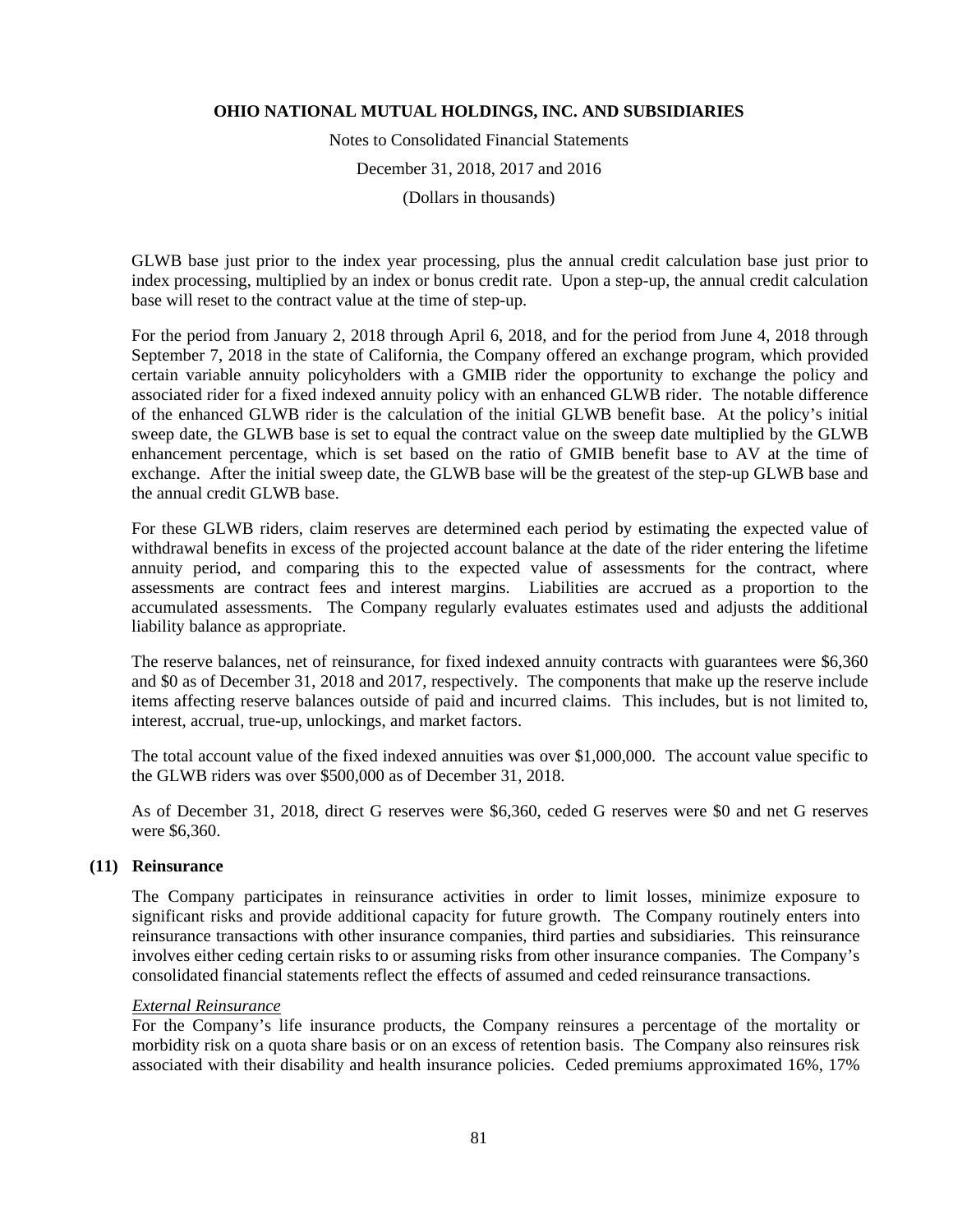GLWB base just prior to the index year processing, plus the annual credit calculation base just prior to index processing, multiplied by an index or bonus credit rate. Upon a step-up, the annual credit calculation base will reset to the contract value at the time of step-up.

For the period from January 2, 2018 through April 6, 2018, and for the period from June 4, 2018 through September 7, 2018 in the state of California, the Company offered an exchange program, which provided certain variable annuity policyholders with a GMIB rider the opportunity to exchange the policy and associated rider for a fixed indexed annuity policy with an enhanced GLWB rider. The notable difference of the enhanced GLWB rider is the calculation of the initial GLWB benefit base. At the policy's initial sweep date, the GLWB base is set to equal the contract value on the sweep date multiplied by the GLWB enhancement percentage, which is set based on the ratio of GMIB benefit base to AV at the time of exchange. After the initial sweep date, the GLWB base will be the greatest of the step-up GLWB base and the annual credit GLWB base.

For these GLWB riders, claim reserves are determined each period by estimating the expected value of withdrawal benefits in excess of the projected account balance at the date of the rider entering the lifetime annuity period, and comparing this to the expected value of assessments for the contract, where assessments are contract fees and interest margins. Liabilities are accrued as a proportion to the accumulated assessments. The Company regularly evaluates estimates used and adjusts the additional liability balance as appropriate.

The reserve balances, net of reinsurance, for fixed indexed annuity contracts with guarantees were $6,360 and $0 as of December 31, 2018 and 2017, respectively. The components that make up the reserve include items affecting reserve balances outside of paid and incurred claims. This includes, but is not limited to, interest, accrual, true-up, unlockings, and market factors.

The total account value of the fixed indexed annuities was over $1,000,000. The account value specific to the GLWB riders was over $500,000 as of December 31, 2018.

As of December 31, 2018, direct G reserves were $6,360, ceded G reserves were $0 and net G reserves were $6,360.

## (11) Reinsurance

The Company participates in reinsurance activities in order to limit losses, minimize exposure to significant risks and provide additional capacity for future growth. The Company routinely enters into reinsurance transactions with other insurance companies, third parties and subsidiaries. This reinsurance involves either ceding certain risks to or assuming risks from other insurance companies. The Company's consolidated financial statements reflect the effects of assumed and ceded reinsurance transactions.

*External Reinsurance*

For the Company's life insurance products, the Company reinsures a percentage of the mortality or morbidity risk on a quota share basis or on an excess of retention basis. The Company also reinsures risk associated with their disability and health insurance policies. Ceded premiums approximated 16%, 17%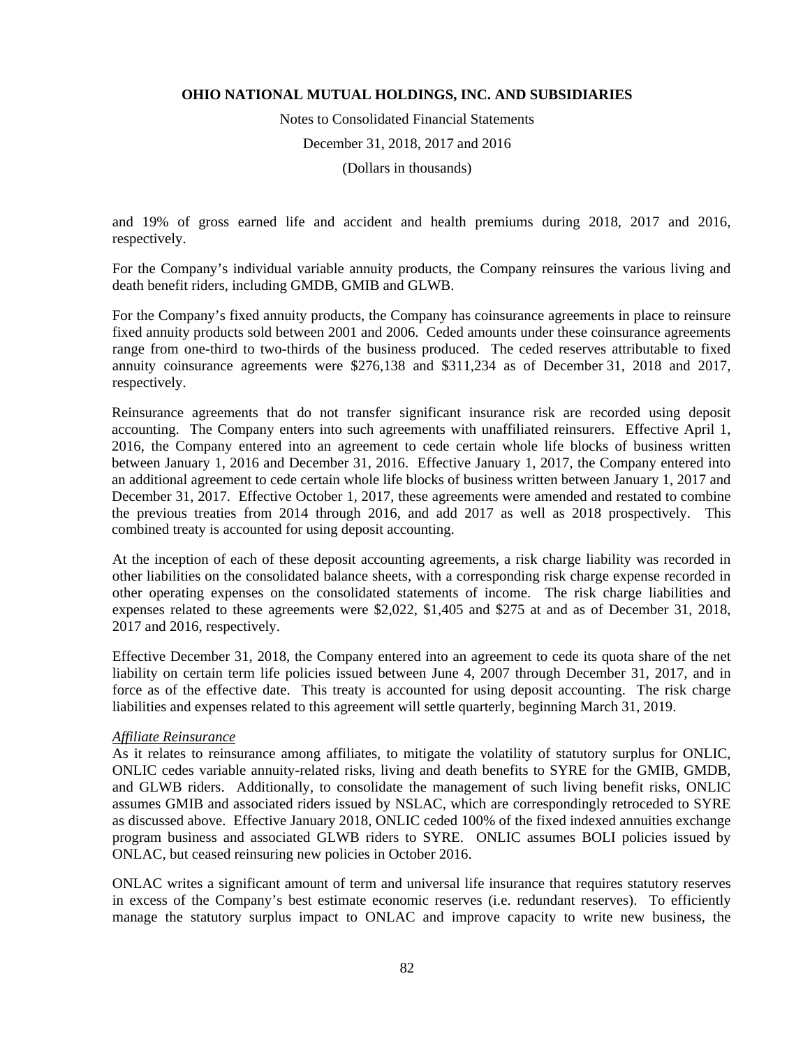and 19% of gross earned life and accident and health premiums during 2018, 2017 and 2016, respectively.

For the Company's individual variable annuity products, the Company reinsures the various living and death benefit riders, including GMDB, GMIB and GLWB.

For the Company's fixed annuity products, the Company has coinsurance agreements in place to reinsure fixed annuity products sold between 2001 and 2006. Ceded amounts under these coinsurance agreements range from one-third to two-thirds of the business produced. The ceded reserves attributable to fixed annuity coinsurance agreements were $276,138 and $311,234 as of December 31, 2018 and 2017, respectively.

Reinsurance agreements that do not transfer significant insurance risk are recorded using deposit accounting. The Company enters into such agreements with unaffiliated reinsurers. Effective April 1, 2016, the Company entered into an agreement to cede certain whole life blocks of business written between January 1, 2016 and December 31, 2016. Effective January 1, 2017, the Company entered into an additional agreement to cede certain whole life blocks of business written between January 1, 2017 and December 31, 2017. Effective October 1, 2017, these agreements were amended and restated to combine the previous treaties from 2014 through 2016, and add 2017 as well as 2018 prospectively. This combined treaty is accounted for using deposit accounting.

At the inception of each of these deposit accounting agreements, a risk charge liability was recorded in other liabilities on the consolidated balance sheets, with a corresponding risk charge expense recorded in other operating expenses on the consolidated statements of income. The risk charge liabilities and expenses related to these agreements were $2,022, $1,405 and $275 at and as of December 31, 2018, 2017 and 2016, respectively.

Effective December 31, 2018, the Company entered into an agreement to cede its quota share of the net liability on certain term life policies issued between June 4, 2007 through December 31, 2017, and in force as of the effective date. This treaty is accounted for using deposit accounting. The risk charge liabilities and expenses related to this agreement will settle quarterly, beginning March 31, 2019.

*Affiliate Reinsurance*

As it relates to reinsurance among affiliates, to mitigate the volatility of statutory surplus for ONLIC, ONLIC cedes variable annuity-related risks, living and death benefits to SYRE for the GMIB, GMDB, and GLWB riders. Additionally, to consolidate the management of such living benefit risks, ONLIC assumes GMIB and associated riders issued by NSLAC, which are correspondingly retroceded to SYRE as discussed above. Effective January 2018, ONLIC ceded 100% of the fixed indexed annuities exchange program business and associated GLWB riders to SYRE. ONLIC assumes BOLI policies issued by ONLAC, but ceased reinsuring new policies in October 2016.

ONLAC writes a significant amount of term and universal life insurance that requires statutory reserves in excess of the Company's best estimate economic reserves (i.e. redundant reserves). To efficiently manage the statutory surplus impact to ONLAC and improve capacity to write new business, the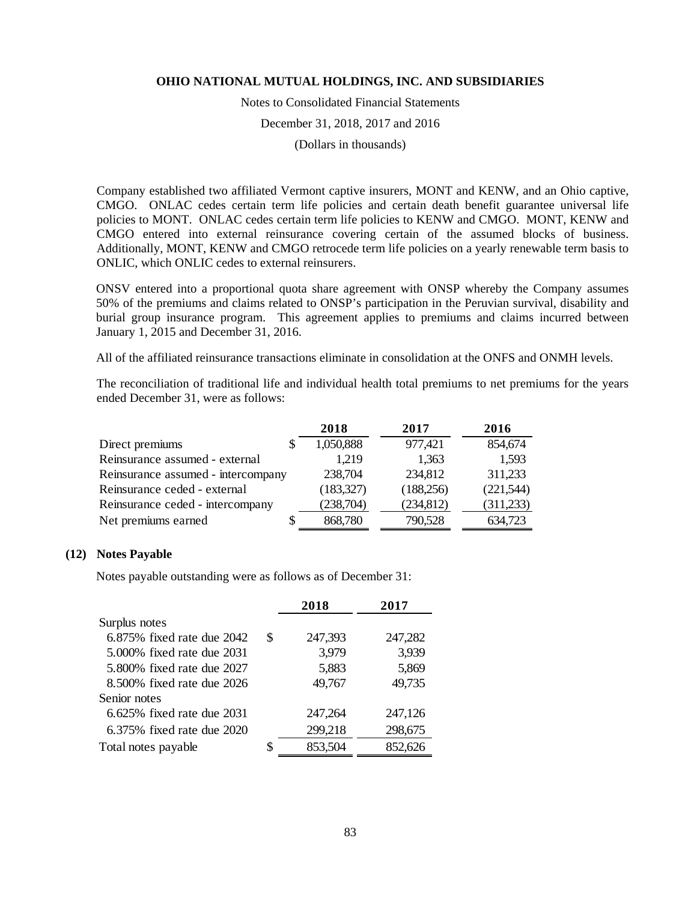Company established two affiliated Vermont captive insurers, MONT and KENW, and an Ohio captive, CMGO. ONLAC cedes certain term life policies and certain death benefit guarantee universal life policies to MONT. ONLAC cedes certain term life policies to KENW and CMGO. MONT, KENW and CMGO entered into external reinsurance covering certain of the assumed blocks of business. Additionally, MONT, KENW and CMGO retrocede term life policies on a yearly renewable term basis to ONLIC, which ONLIC cedes to external reinsurers.

ONSV entered into a proportional quota share agreement with ONSP whereby the Company assumes 50% of the premiums and claims related to ONSP's participation in the Peruvian survival, disability and burial group insurance program. This agreement applies to premiums and claims incurred between January 1, 2015 and December 31, 2016.

All of the affiliated reinsurance transactions eliminate in consolidation at the ONFS and ONMH levels.

The reconciliation of traditional life and individual health total premiums to net premiums for the years ended December 31, were as follows:

| | 2018 | 2017 | 2016 |
|---|---|---|---|
| Direct premiums | $ 1,050,888 | 977,421 | 854,674 |
| Reinsurance assumed - external | 1,219 | 1,363 | 1,593 |
| Reinsurance assumed - intercompany | 238,704 | 234,812 | 311,233 |
| Reinsurance ceded - external | (183,327) | (188,256) | (221,544) |
| Reinsurance ceded - intercompany | (238,704) | (234,812) | (311,233) |
| Net premiums earned | $ 868,780 | 790,528 | 634,723 |

## (12) Notes Payable

Notes payable outstanding were as follows as of December 31:

| | 2018 | 2017 |
|---|---|---|
| Surplus notes | | |
| 6.875% fixed rate due 2042 | $ 247,393 | 247,282 |
| 5.000% fixed rate due 2031 | 3,979 | 3,939 |
| 5.800% fixed rate due 2027 | 5,883 | 5,869 |
| 8.500% fixed rate due 2026 | 49,767 | 49,735 |
| Senior notes | | |
| 6.625% fixed rate due 2031 | 247,264 | 247,126 |
| 6.375% fixed rate due 2020 | 299,218 | 298,675 |
| Total notes payable | $ 853,504 | 852,626 |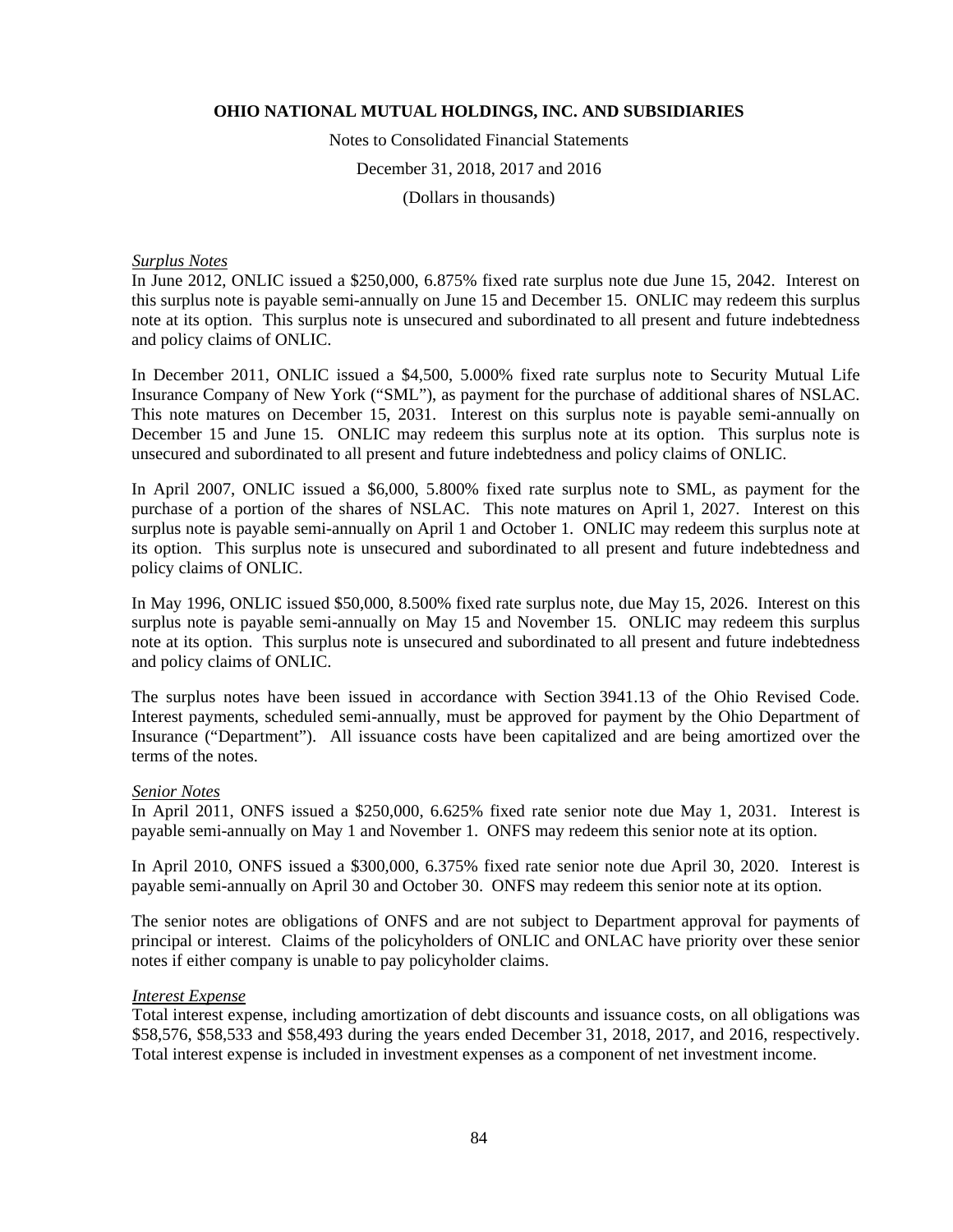*Surplus Notes*

In June 2012, ONLIC issued a $250,000, 6.875% fixed rate surplus note due June 15, 2042. Interest on this surplus note is payable semi-annually on June 15 and December 15. ONLIC may redeem this surplus note at its option. This surplus note is unsecured and subordinated to all present and future indebtedness and policy claims of ONLIC.

In December 2011, ONLIC issued a $4,500, 5.000% fixed rate surplus note to Security Mutual Life Insurance Company of New York ("SML"), as payment for the purchase of additional shares of NSLAC. This note matures on December 15, 2031. Interest on this surplus note is payable semi-annually on December 15 and June 15. ONLIC may redeem this surplus note at its option. This surplus note is unsecured and subordinated to all present and future indebtedness and policy claims of ONLIC.

In April 2007, ONLIC issued a $6,000, 5.800% fixed rate surplus note to SML, as payment for the purchase of a portion of the shares of NSLAC. This note matures on April 1, 2027. Interest on this surplus note is payable semi-annually on April 1 and October 1. ONLIC may redeem this surplus note at its option. This surplus note is unsecured and subordinated to all present and future indebtedness and policy claims of ONLIC.

In May 1996, ONLIC issued $50,000, 8.500% fixed rate surplus note, due May 15, 2026. Interest on this surplus note is payable semi-annually on May 15 and November 15. ONLIC may redeem this surplus note at its option. This surplus note is unsecured and subordinated to all present and future indebtedness and policy claims of ONLIC.

The surplus notes have been issued in accordance with Section 3941.13 of the Ohio Revised Code. Interest payments, scheduled semi-annually, must be approved for payment by the Ohio Department of Insurance ("Department"). All issuance costs have been capitalized and are being amortized over the terms of the notes.

*Senior Notes*

In April 2011, ONFS issued a $250,000, 6.625% fixed rate senior note due May 1, 2031. Interest is payable semi-annually on May 1 and November 1. ONFS may redeem this senior note at its option.

In April 2010, ONFS issued a $300,000, 6.375% fixed rate senior note due April 30, 2020. Interest is payable semi-annually on April 30 and October 30. ONFS may redeem this senior note at its option.

The senior notes are obligations of ONFS and are not subject to Department approval for payments of principal or interest. Claims of the policyholders of ONLIC and ONLAC have priority over these senior notes if either company is unable to pay policyholder claims.

*Interest Expense*

Total interest expense, including amortization of debt discounts and issuance costs, on all obligations was $58,576, $58,533 and $58,493 during the years ended December 31, 2018, 2017, and 2016, respectively. Total interest expense is included in investment expenses as a component of net investment income.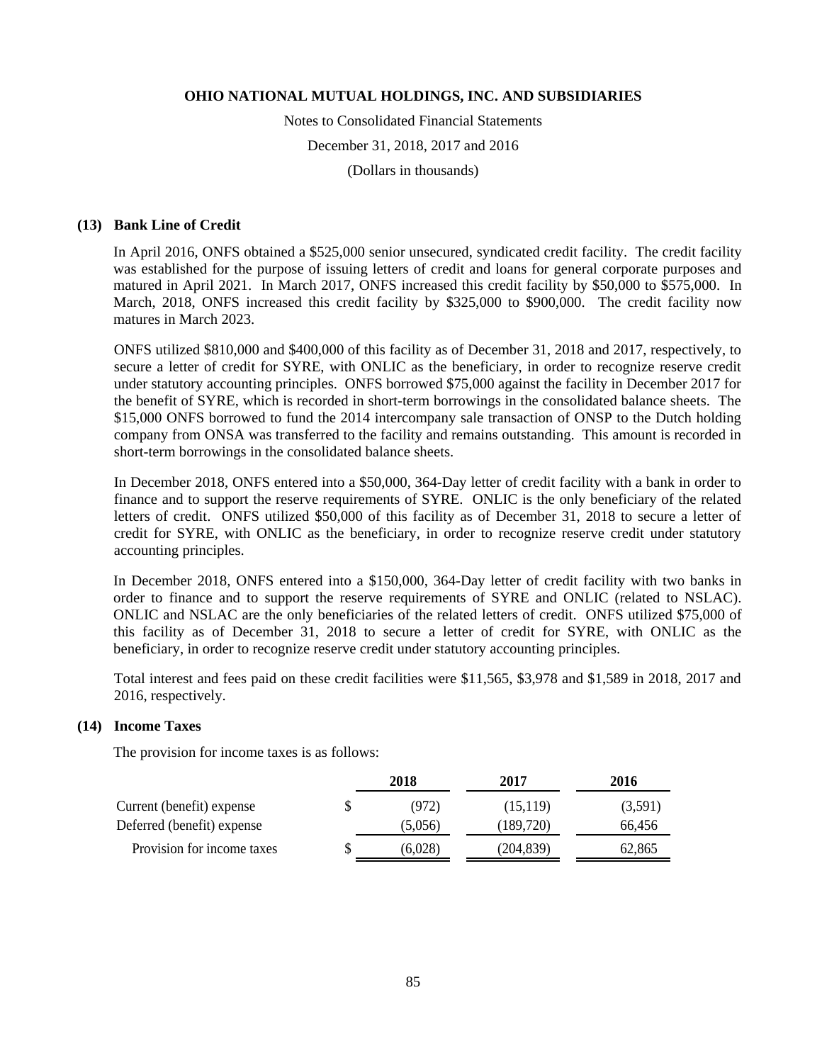# OHIO NATIONAL MUTUAL HOLDINGS, INC. AND SUBSIDIARIES

Notes to Consolidated Financial Statements

December 31, 2018, 2017 and 2016

(Dollars in thousands)

## (13) Bank Line of Credit

In April 2016, ONFS obtained a $525,000 senior unsecured, syndicated credit facility. The credit facility was established for the purpose of issuing letters of credit and loans for general corporate purposes and matured in April 2021. In March 2017, ONFS increased this credit facility by $50,000 to $575,000. In March, 2018, ONFS increased this credit facility by $325,000 to $900,000. The credit facility now matures in March 2023.

ONFS utilized $810,000 and $400,000 of this facility as of December 31, 2018 and 2017, respectively, to secure a letter of credit for SYRE, with ONLIC as the beneficiary, in order to recognize reserve credit under statutory accounting principles. ONFS borrowed $75,000 against the facility in December 2017 for the benefit of SYRE, which is recorded in short-term borrowings in the consolidated balance sheets. The $15,000 ONFS borrowed to fund the 2014 intercompany sale transaction of ONSP to the Dutch holding company from ONSA was transferred to the facility and remains outstanding. This amount is recorded in short-term borrowings in the consolidated balance sheets.

In December 2018, ONFS entered into a $50,000, 364-Day letter of credit facility with a bank in order to finance and to support the reserve requirements of SYRE. ONLIC is the only beneficiary of the related letters of credit. ONFS utilized $50,000 of this facility as of December 31, 2018 to secure a letter of credit for SYRE, with ONLIC as the beneficiary, in order to recognize reserve credit under statutory accounting principles.

In December 2018, ONFS entered into a $150,000, 364-Day letter of credit facility with two banks in order to finance and to support the reserve requirements of SYRE and ONLIC (related to NSLAC). ONLIC and NSLAC are the only beneficiaries of the related letters of credit. ONFS utilized $75,000 of this facility as of December 31, 2018 to secure a letter of credit for SYRE, with ONLIC as the beneficiary, in order to recognize reserve credit under statutory accounting principles.

Total interest and fees paid on these credit facilities were $11,565, $3,978 and $1,589 in 2018, 2017 and 2016, respectively.

## (14) Income Taxes

The provision for income taxes is as follows:

| | 2018 | 2017 | 2016 |
|---|---|---|---|
| Current (benefit) expense | $ (972) | (15,119) | (3,591) |
| Deferred (benefit) expense | (5,056) | (189,720) | 66,456 |
| Provision for income taxes | $ (6,028) | (204,839) | 62,865 |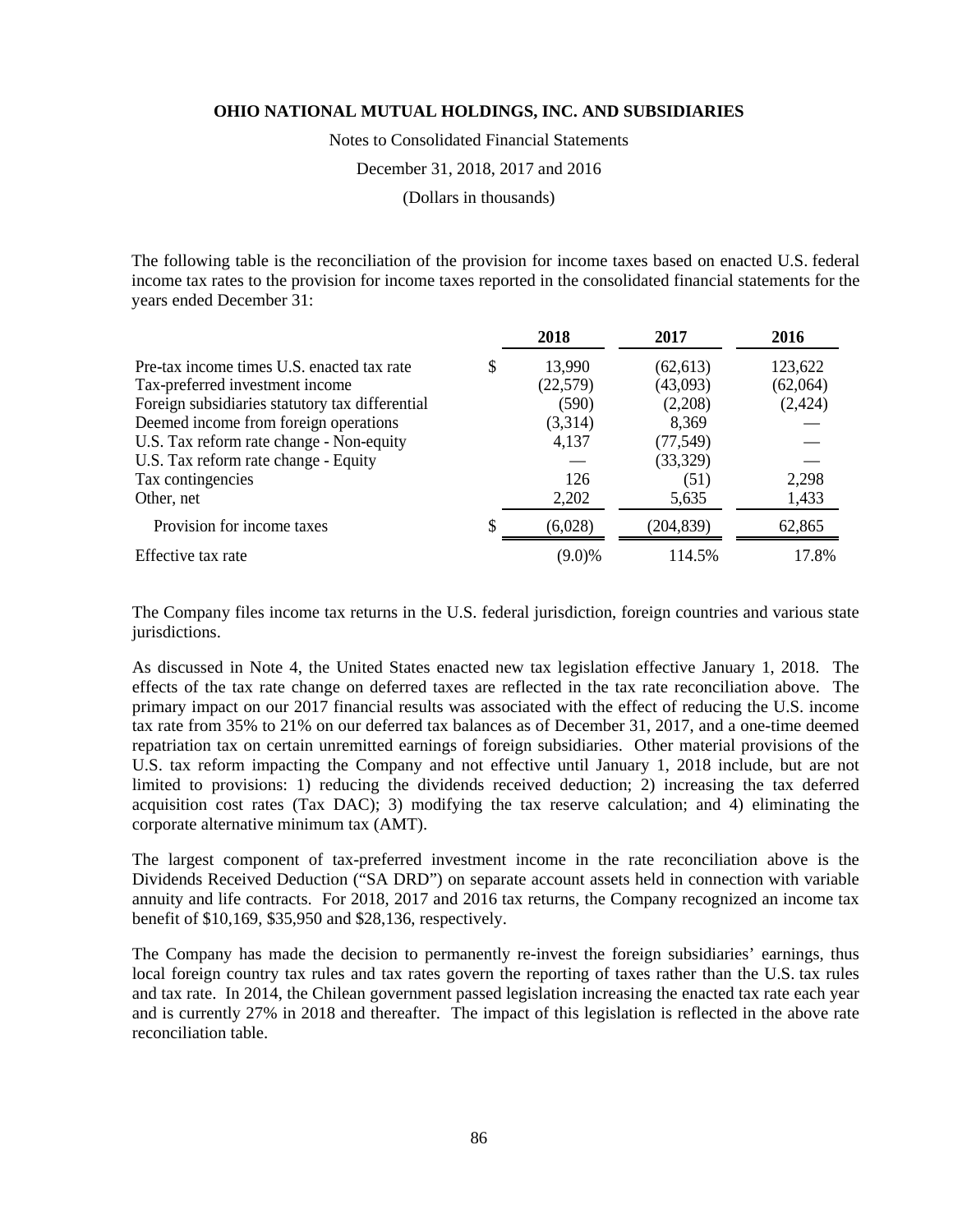OHIO NATIONAL MUTUAL HOLDINGS, INC. AND SUBSIDIARIES

Notes to Consolidated Financial Statements

December 31, 2018, 2017 and 2016

(Dollars in thousands)

The following table is the reconciliation of the provision for income taxes based on enacted U.S. federal income tax rates to the provision for income taxes reported in the consolidated financial statements for the years ended December 31:

| | 2018 | 2017 | 2016 |
|---|---|---|---|
| Pre-tax income times U.S. enacted tax rate | $ 13,990 | (62,613) | 123,622 |
| Tax-preferred investment income | (22,579) | (43,093) | (62,064) |
| Foreign subsidiaries statutory tax differential | (590) | (2,208) | (2,424) |
| Deemed income from foreign operations | (3,314) | 8,369 | — |
| U.S. Tax reform rate change - Non-equity | 4,137 | (77,549) | — |
| U.S. Tax reform rate change - Equity | — | (33,329) | — |
| Tax contingencies | 126 | (51) | 2,298 |
| Other, net | 2,202 | 5,635 | 1,433 |
| Provision for income taxes | $ (6,028) | (204,839) | 62,865 |
| Effective tax rate | (9.0)% | 114.5% | 17.8% |

The Company files income tax returns in the U.S. federal jurisdiction, foreign countries and various state jurisdictions.

As discussed in Note 4, the United States enacted new tax legislation effective January 1, 2018. The effects of the tax rate change on deferred taxes are reflected in the tax rate reconciliation above. The primary impact on our 2017 financial results was associated with the effect of reducing the U.S. income tax rate from 35% to 21% on our deferred tax balances as of December 31, 2017, and a one-time deemed repatriation tax on certain unremitted earnings of foreign subsidiaries. Other material provisions of the U.S. tax reform impacting the Company and not effective until January 1, 2018 include, but are not limited to provisions: 1) reducing the dividends received deduction; 2) increasing the tax deferred acquisition cost rates (Tax DAC); 3) modifying the tax reserve calculation; and 4) eliminating the corporate alternative minimum tax (AMT).

The largest component of tax-preferred investment income in the rate reconciliation above is the Dividends Received Deduction ("SA DRD") on separate account assets held in connection with variable annuity and life contracts. For 2018, 2017 and 2016 tax returns, the Company recognized an income tax benefit of $10,169, $35,950 and $28,136, respectively.

The Company has made the decision to permanently re-invest the foreign subsidiaries' earnings, thus local foreign country tax rules and tax rates govern the reporting of taxes rather than the U.S. tax rules and tax rate. In 2014, the Chilean government passed legislation increasing the enacted tax rate each year and is currently 27% in 2018 and thereafter. The impact of this legislation is reflected in the above rate reconciliation table.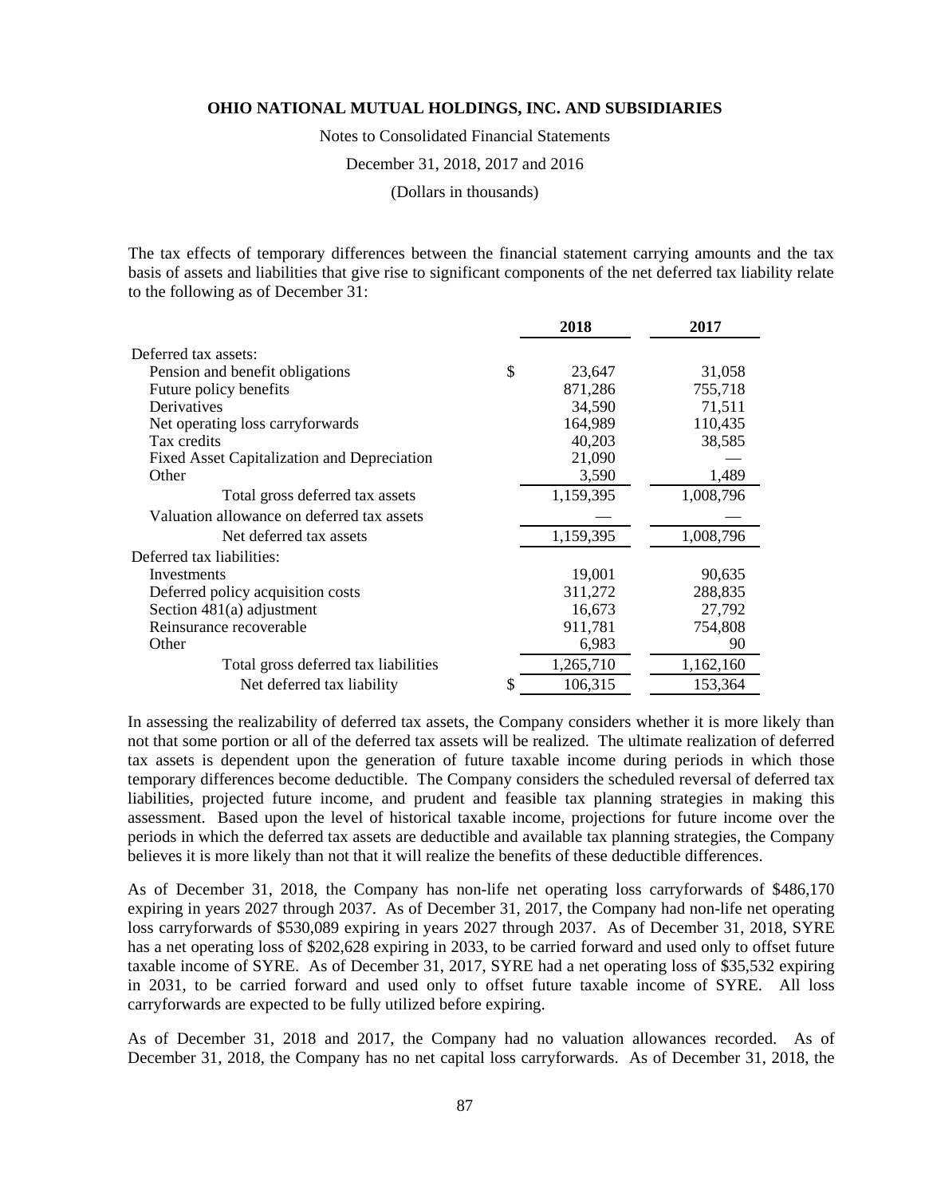The tax effects of temporary differences between the financial statement carrying amounts and the tax basis of assets and liabilities that give rise to significant components of the net deferred tax liability relate to the following as of December 31:

| | 2018 | 2017 |
|---|---|---|
| Deferred tax assets: | | |
| Pension and benefit obligations | $ 23,647 | 31,058 |
| Future policy benefits | 871,286 | 755,718 |
| Derivatives | 34,590 | 71,511 |
| Net operating loss carryforwards | 164,989 | 110,435 |
| Tax credits | 40,203 | 38,585 |
| Fixed Asset Capitalization and Depreciation | 21,090 | — |
| Other | 3,590 | 1,489 |
| Total gross deferred tax assets | 1,159,395 | 1,008,796 |
| Valuation allowance on deferred tax assets | — | — |
| Net deferred tax assets | 1,159,395 | 1,008,796 |
| Deferred tax liabilities: | | |
| Investments | 19,001 | 90,635 |
| Deferred policy acquisition costs | 311,272 | 288,835 |
| Section 481(a) adjustment | 16,673 | 27,792 |
| Reinsurance recoverable | 911,781 | 754,808 |
| Other | 6,983 | 90 |
| Total gross deferred tax liabilities | 1,265,710 | 1,162,160 |
| Net deferred tax liability | $ 106,315 | 153,364 |

In assessing the realizability of deferred tax assets, the Company considers whether it is more likely than not that some portion or all of the deferred tax assets will be realized. The ultimate realization of deferred tax assets is dependent upon the generation of future taxable income during periods in which those temporary differences become deductible. The Company considers the scheduled reversal of deferred tax liabilities, projected future income, and prudent and feasible tax planning strategies in making this assessment. Based upon the level of historical taxable income, projections for future income over the periods in which the deferred tax assets are deductible and available tax planning strategies, the Company believes it is more likely than not that it will realize the benefits of these deductible differences.

As of December 31, 2018, the Company has non-life net operating loss carryforwards of $486,170 expiring in years 2027 through 2037. As of December 31, 2017, the Company had non-life net operating loss carryforwards of $530,089 expiring in years 2027 through 2037. As of December 31, 2018, SYRE has a net operating loss of $202,628 expiring in 2033, to be carried forward and used only to offset future taxable income of SYRE. As of December 31, 2017, SYRE had a net operating loss of $35,532 expiring in 2031, to be carried forward and used only to offset future taxable income of SYRE. All loss carryforwards are expected to be fully utilized before expiring.

As of December 31, 2018 and 2017, the Company had no valuation allowances recorded. As of December 31, 2018, the Company has no net capital loss carryforwards. As of December 31, 2018, the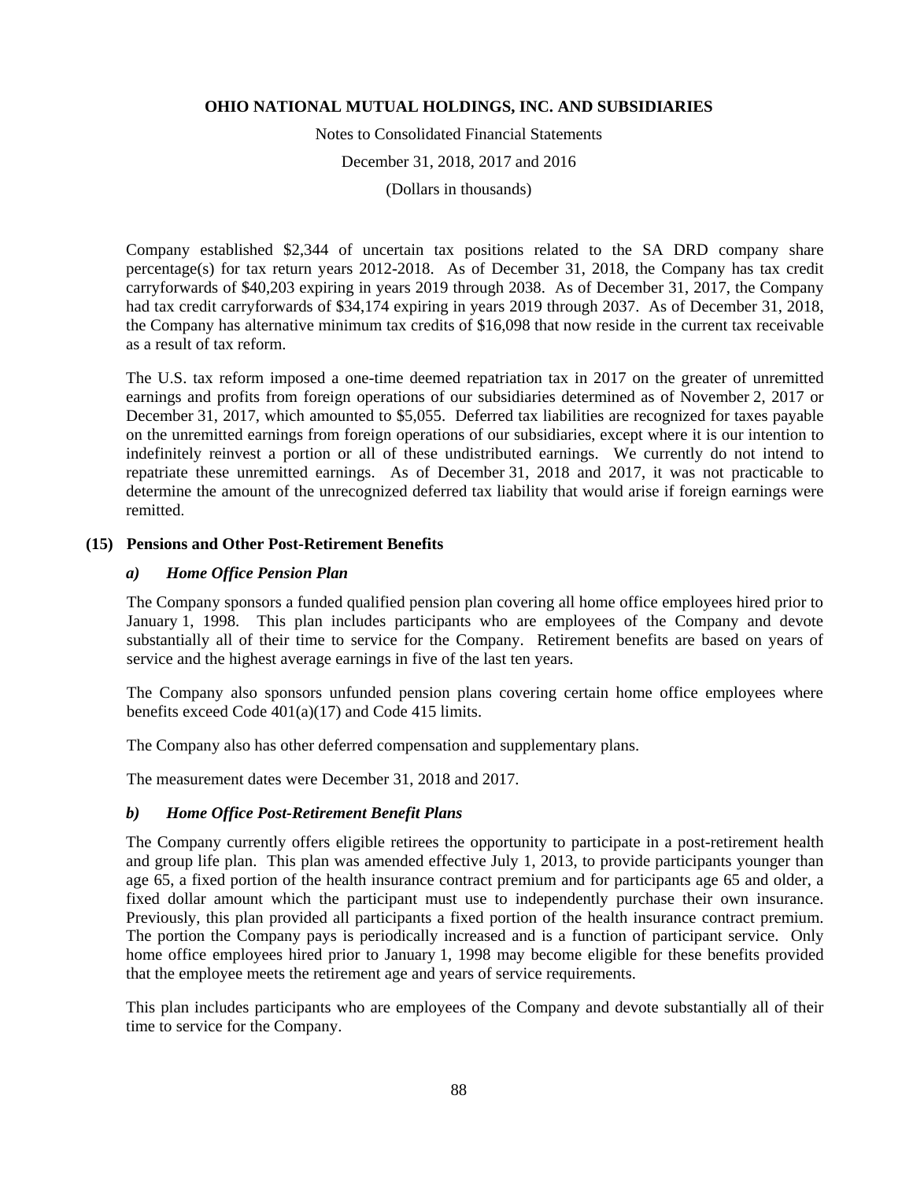Company established $2,344 of uncertain tax positions related to the SA DRD company share percentage(s) for tax return years 2012-2018. As of December 31, 2018, the Company has tax credit carryforwards of $40,203 expiring in years 2019 through 2038. As of December 31, 2017, the Company had tax credit carryforwards of $34,174 expiring in years 2019 through 2037. As of December 31, 2018, the Company has alternative minimum tax credits of $16,098 that now reside in the current tax receivable as a result of tax reform.

The U.S. tax reform imposed a one-time deemed repatriation tax in 2017 on the greater of unremitted earnings and profits from foreign operations of our subsidiaries determined as of November 2, 2017 or December 31, 2017, which amounted to $5,055. Deferred tax liabilities are recognized for taxes payable on the unremitted earnings from foreign operations of our subsidiaries, except where it is our intention to indefinitely reinvest a portion or all of these undistributed earnings. We currently do not intend to repatriate these unremitted earnings. As of December 31, 2018 and 2017, it was not practicable to determine the amount of the unrecognized deferred tax liability that would arise if foreign earnings were remitted.

## (15) Pensions and Other Post-Retirement Benefits

### *a) Home Office Pension Plan*

The Company sponsors a funded qualified pension plan covering all home office employees hired prior to January 1, 1998. This plan includes participants who are employees of the Company and devote substantially all of their time to service for the Company. Retirement benefits are based on years of service and the highest average earnings in five of the last ten years.

The Company also sponsors unfunded pension plans covering certain home office employees where benefits exceed Code 401(a)(17) and Code 415 limits.

The Company also has other deferred compensation and supplementary plans.

The measurement dates were December 31, 2018 and 2017.

### *b) Home Office Post-Retirement Benefit Plans*

The Company currently offers eligible retirees the opportunity to participate in a post-retirement health and group life plan. This plan was amended effective July 1, 2013, to provide participants younger than age 65, a fixed portion of the health insurance contract premium and for participants age 65 and older, a fixed dollar amount which the participant must use to independently purchase their own insurance. Previously, this plan provided all participants a fixed portion of the health insurance contract premium. The portion the Company pays is periodically increased and is a function of participant service. Only home office employees hired prior to January 1, 1998 may become eligible for these benefits provided that the employee meets the retirement age and years of service requirements.

This plan includes participants who are employees of the Company and devote substantially all of their time to service for the Company.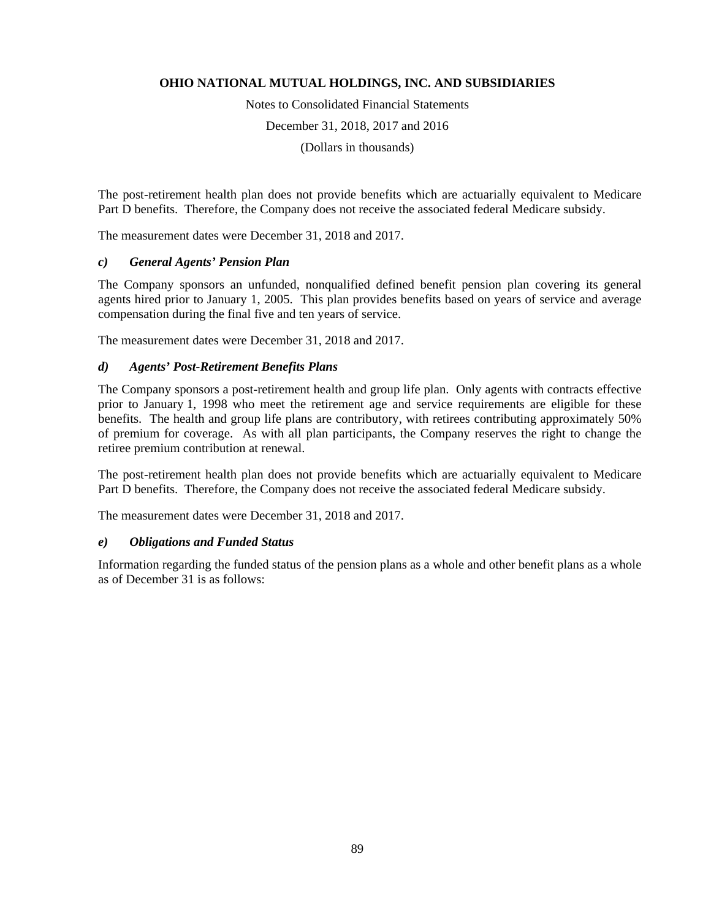The post-retirement health plan does not provide benefits which are actuarially equivalent to Medicare Part D benefits. Therefore, the Company does not receive the associated federal Medicare subsidy.

The measurement dates were December 31, 2018 and 2017.

### *c) General Agents' Pension Plan*

The Company sponsors an unfunded, nonqualified defined benefit pension plan covering its general agents hired prior to January 1, 2005. This plan provides benefits based on years of service and average compensation during the final five and ten years of service.

The measurement dates were December 31, 2018 and 2017.

### *d) Agents' Post-Retirement Benefits Plans*

The Company sponsors a post-retirement health and group life plan. Only agents with contracts effective prior to January 1, 1998 who meet the retirement age and service requirements are eligible for these benefits. The health and group life plans are contributory, with retirees contributing approximately 50% of premium for coverage. As with all plan participants, the Company reserves the right to change the retiree premium contribution at renewal.

The post-retirement health plan does not provide benefits which are actuarially equivalent to Medicare Part D benefits. Therefore, the Company does not receive the associated federal Medicare subsidy.

The measurement dates were December 31, 2018 and 2017.

### *e) Obligations and Funded Status*

Information regarding the funded status of the pension plans as a whole and other benefit plans as a whole as of December 31 is as follows: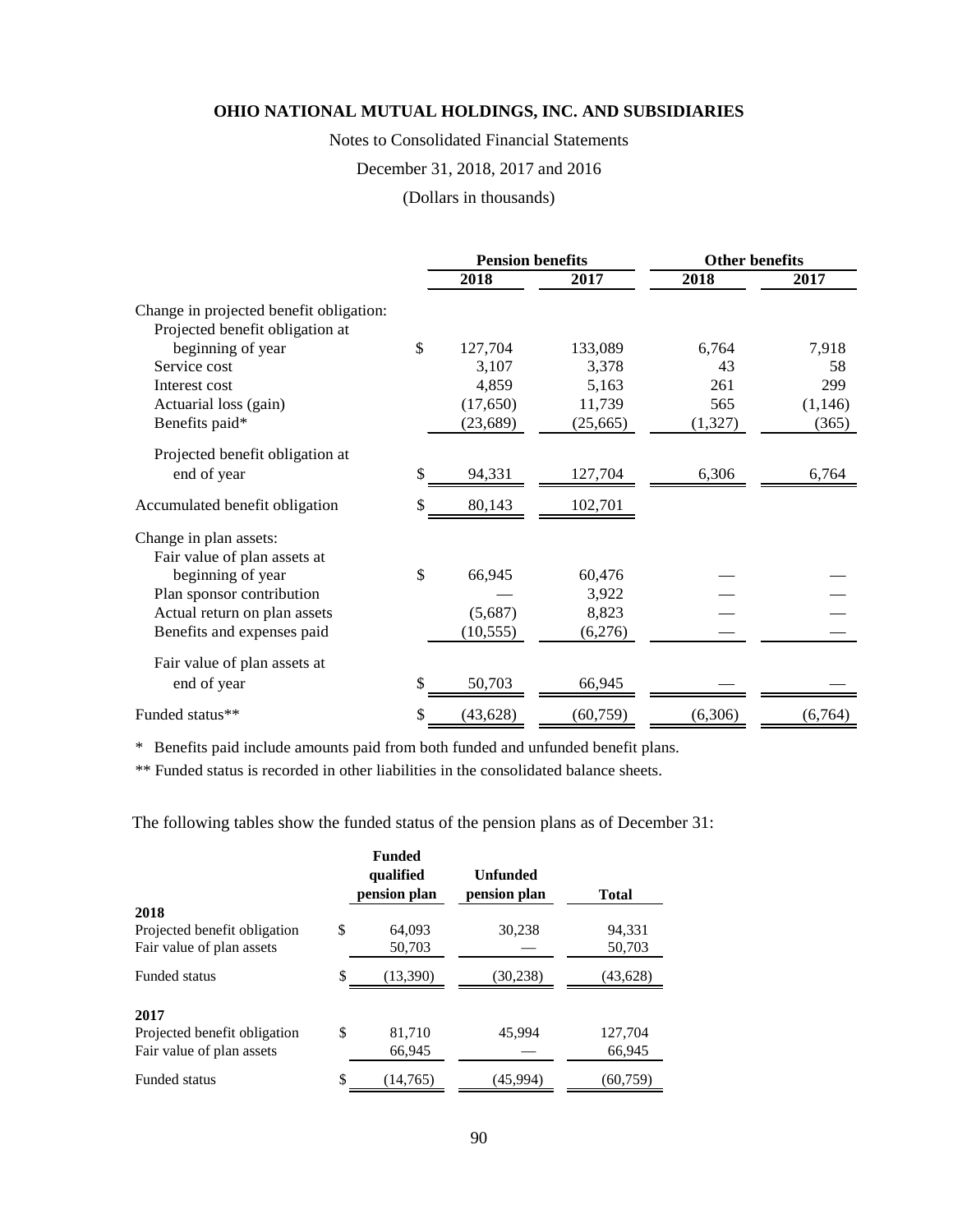**OHIO NATIONAL MUTUAL HOLDINGS, INC. AND SUBSIDIARIES**

Notes to Consolidated Financial Statements

December 31, 2018, 2017 and 2016

(Dollars in thousands)

| | Pension benefits | | Other benefits | |
|---|---|---|---|---|
| | 2018 | 2017 | 2018 | 2017 |
| Change in projected benefit obligation: | | | | |
| Projected benefit obligation at beginning of year | $ 127,704 | 133,089 | 6,764 | 7,918 |
| Service cost | 3,107 | 3,378 | 43 | 58 |
| Interest cost | 4,859 | 5,163 | 261 | 299 |
| Actuarial loss (gain) | (17,650) | 11,739 | 565 | (1,146) |
| Benefits paid* | (23,689) | (25,665) | (1,327) | (365) |
| Projected benefit obligation at end of year | $ 94,331 | 127,704 | 6,306 | 6,764 |
| Accumulated benefit obligation | $ 80,143 | 102,701 | | |
| Change in plan assets: | | | | |
| Fair value of plan assets at beginning of year | $ 66,945 | 60,476 | — | — |
| Plan sponsor contribution | — | 3,922 | — | — |
| Actual return on plan assets | (5,687) | 8,823 | — | — |
| Benefits and expenses paid | (10,555) | (6,276) | — | — |
| Fair value of plan assets at end of year | $ 50,703 | 66,945 | — | — |
| Funded status** | $ (43,628) | (60,759) | (6,306) | (6,764) |

\* Benefits paid include amounts paid from both funded and unfunded benefit plans.

\** Funded status is recorded in other liabilities in the consolidated balance sheets.

The following tables show the funded status of the pension plans as of December 31:

| | Funded qualified pension plan | Unfunded pension plan | Total |
|---|---|---|---|
| **2018** | | | |
| Projected benefit obligation | $ 64,093 | 30,238 | 94,331 |
| Fair value of plan assets | 50,703 | — | 50,703 |
| Funded status | $ (13,390) | (30,238) | (43,628) |
| **2017** | | | |
| Projected benefit obligation | $ 81,710 | 45,994 | 127,704 |
| Fair value of plan assets | 66,945 | — | 66,945 |
| Funded status | $ (14,765) | (45,994) | (60,759) |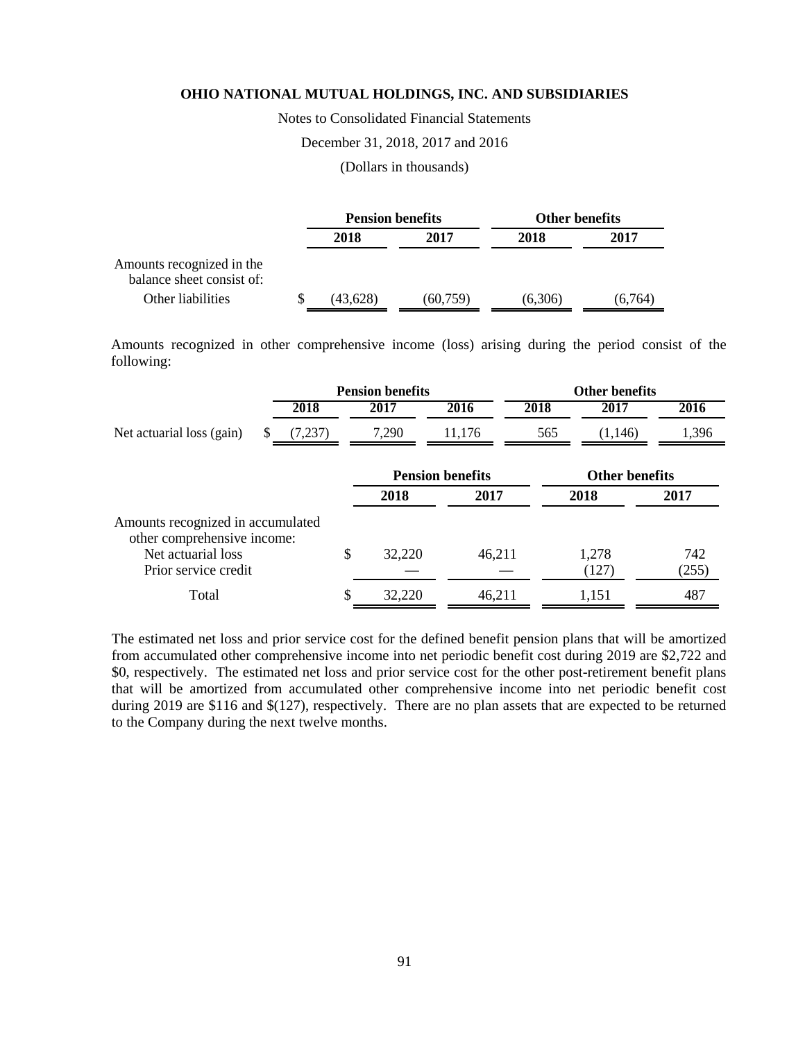**OHIO NATIONAL MUTUAL HOLDINGS, INC. AND SUBSIDIARIES**

Notes to Consolidated Financial Statements

December 31, 2018, 2017 and 2016

(Dollars in thousands)

| | Pension benefits | | Other benefits | |
|---|---|---|---|---|
| | 2018 | 2017 | 2018 | 2017 |
| Amounts recognized in the balance sheet consist of: | | | | |
| Other liabilities | $ (43,628) | (60,759) | (6,306) | (6,764) |

Amounts recognized in other comprehensive income (loss) arising during the period consist of the following:

| | Pension benefits | | | Other benefits | | |
|---|---|---|---|---|---|---|
| | 2018 | 2017 | 2016 | 2018 | 2017 | 2016 |
| Net actuarial loss (gain) | $ (7,237) | 7,290 | 11,176 | 565 | (1,146) | 1,396 |

| | Pension benefits | | Other benefits | |
|---|---|---|---|---|
| | 2018 | 2017 | 2018 | 2017 |
| Amounts recognized in accumulated other comprehensive income: | | | | |
| Net actuarial loss | $ 32,220 | 46,211 | 1,278 | 742 |
| Prior service credit | — | — | (127) | (255) |
| Total | $ 32,220 | 46,211 | 1,151 | 487 |

The estimated net loss and prior service cost for the defined benefit pension plans that will be amortized from accumulated other comprehensive income into net periodic benefit cost during 2019 are $2,722 and $0, respectively. The estimated net loss and prior service cost for the other post-retirement benefit plans that will be amortized from accumulated other comprehensive income into net periodic benefit cost during 2019 are $116 and $(127), respectively. There are no plan assets that are expected to be returned to the Company during the next twelve months.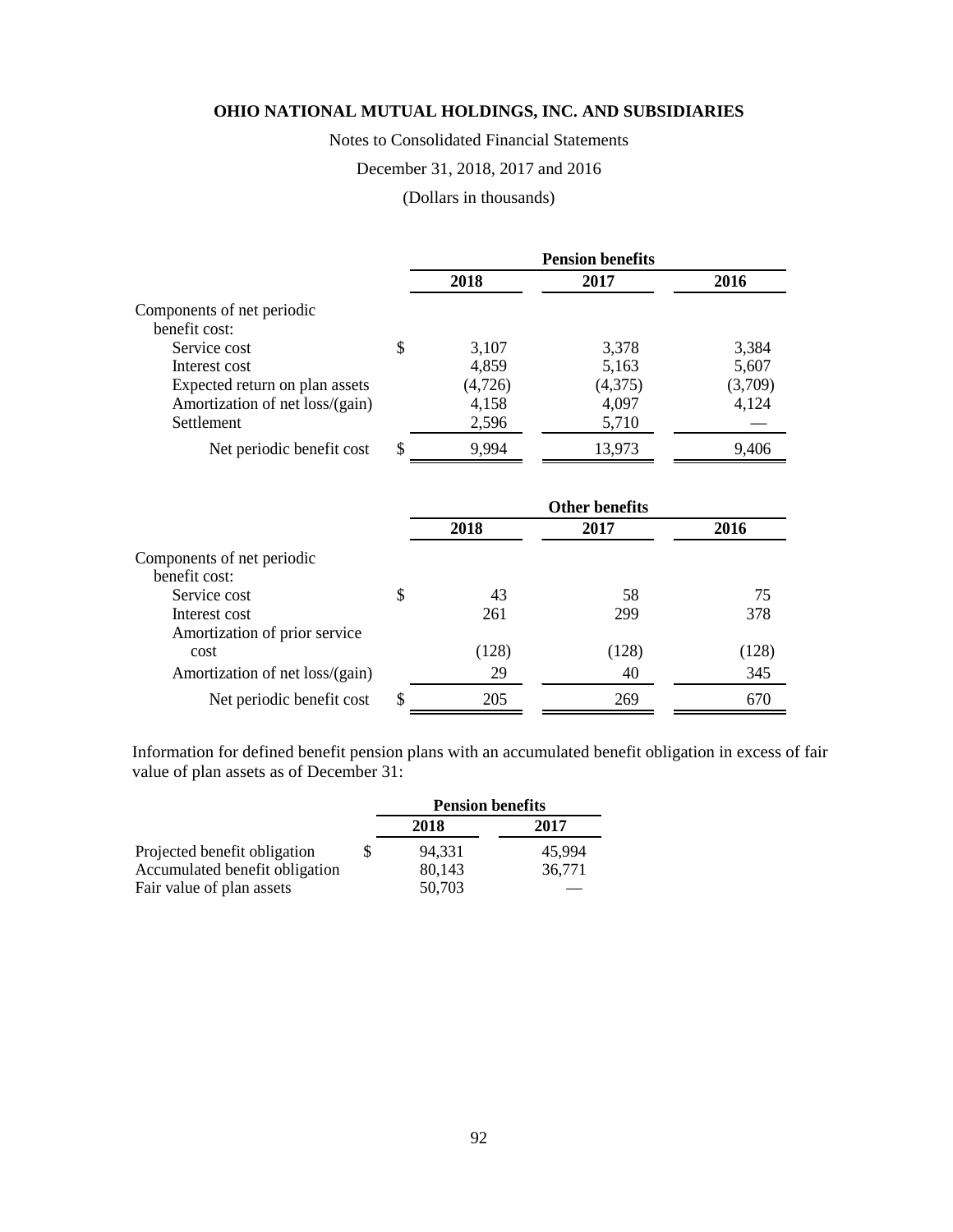**OHIO NATIONAL MUTUAL HOLDINGS, INC. AND SUBSIDIARIES**

Notes to Consolidated Financial Statements

December 31, 2018, 2017 and 2016

(Dollars in thousands)

| | Pension benefits | | |
|---|---|---|---|
| | **2018** | **2017** | **2016** |
| Components of net periodic benefit cost: | | | |
| Service cost | $ 3,107 | 3,378 | 3,384 |
| Interest cost | 4,859 | 5,163 | 5,607 |
| Expected return on plan assets | (4,726) | (4,375) | (3,709) |
| Amortization of net loss/(gain) | 4,158 | 4,097 | 4,124 |
| Settlement | 2,596 | 5,710 | — |
| Net periodic benefit cost | $ 9,994 | 13,973 | 9,406 |

| | Other benefits | | |
|---|---|---|---|
| | **2018** | **2017** | **2016** |
| Components of net periodic benefit cost: | | | |
| Service cost | $ 43 | 58 | 75 |
| Interest cost | 261 | 299 | 378 |
| Amortization of prior service cost | (128) | (128) | (128) |
| Amortization of net loss/(gain) | 29 | 40 | 345 |
| Net periodic benefit cost | $ 205 | 269 | 670 |

Information for defined benefit pension plans with an accumulated benefit obligation in excess of fair value of plan assets as of December 31:

| | Pension benefits | |
|---|---|---|
| | **2018** | **2017** |
| Projected benefit obligation | $ 94,331 | 45,994 |
| Accumulated benefit obligation | 80,143 | 36,771 |
| Fair value of plan assets | 50,703 | — |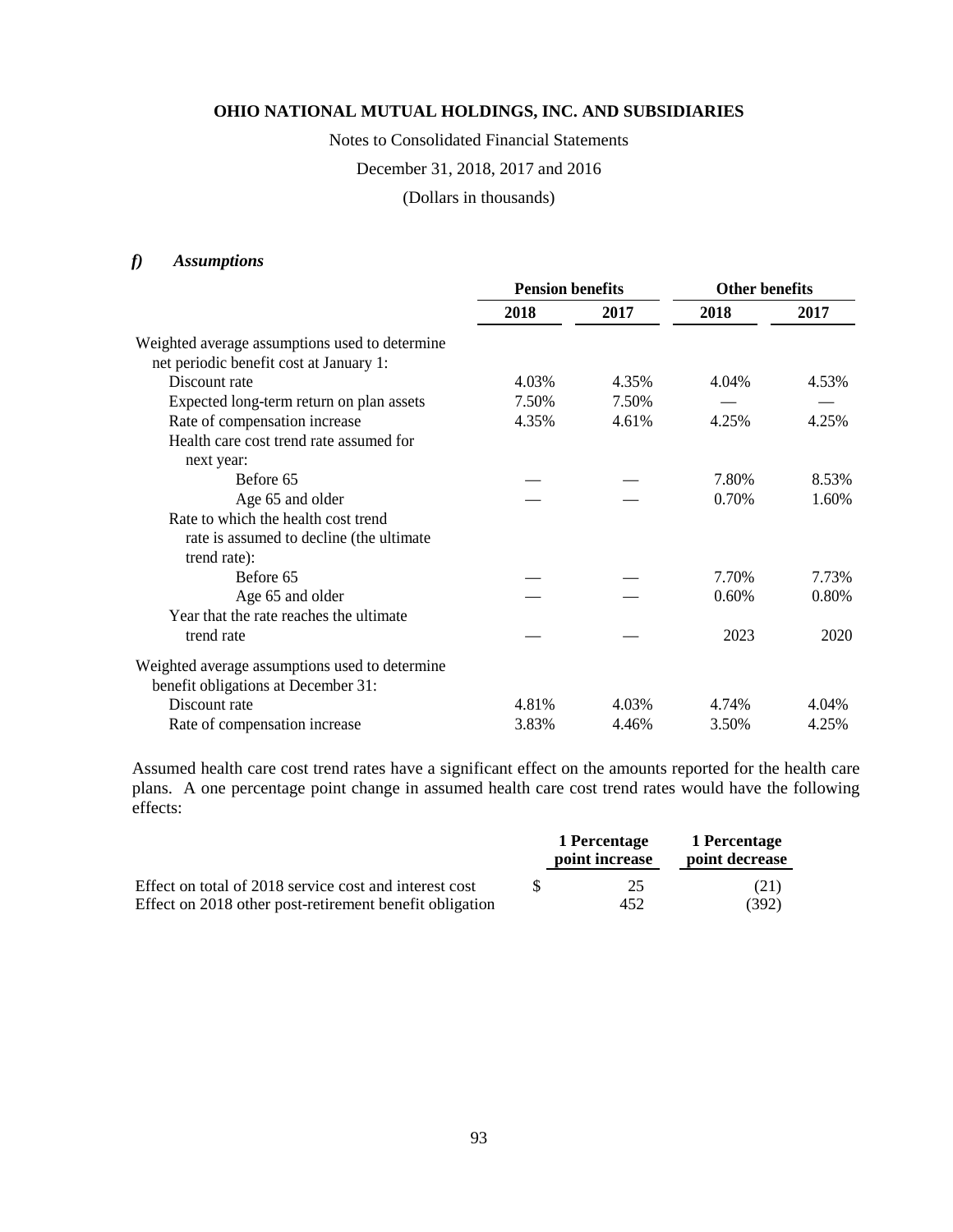### *f) Assumptions*

| | Pension benefits | | Other benefits | |
|---|---|---|---|---|
| | 2018 | 2017 | 2018 | 2017 |
| Weighted average assumptions used to determine net periodic benefit cost at January 1: | | | | |
| Discount rate | 4.03% | 4.35% | 4.04% | 4.53% |
| Expected long-term return on plan assets | 7.50% | 7.50% | — | — |
| Rate of compensation increase | 4.35% | 4.61% | 4.25% | 4.25% |
| Health care cost trend rate assumed for next year: | | | | |
| Before 65 | — | — | 7.80% | 8.53% |
| Age 65 and older | — | — | 0.70% | 1.60% |
| Rate to which the health cost trend rate is assumed to decline (the ultimate trend rate): | | | | |
| Before 65 | — | — | 7.70% | 7.73% |
| Age 65 and older | — | — | 0.60% | 0.80% |
| Year that the rate reaches the ultimate trend rate | — | — | 2023 | 2020 |
| Weighted average assumptions used to determine benefit obligations at December 31: | | | | |
| Discount rate | 4.81% | 4.03% | 4.74% | 4.04% |
| Rate of compensation increase | 3.83% | 4.46% | 3.50% | 4.25% |

Assumed health care cost trend rates have a significant effect on the amounts reported for the health care plans. A one percentage point change in assumed health care cost trend rates would have the following effects:

| | 1 Percentage point increase | 1 Percentage point decrease |
|---|---|---|
| Effect on total of 2018 service cost and interest cost | $ 25 | (21) |
| Effect on 2018 other post-retirement benefit obligation | 452 | (392) |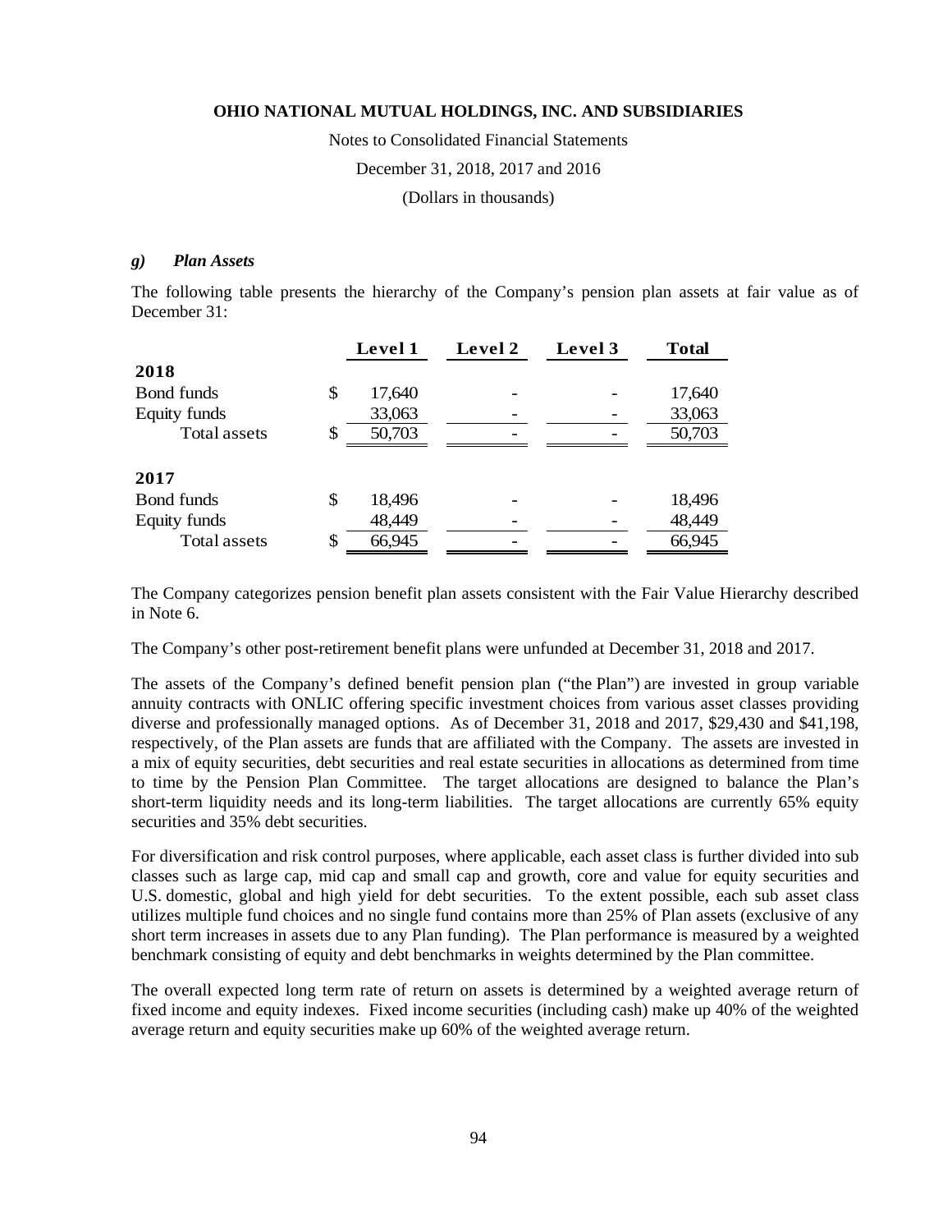### *g) Plan Assets*

The following table presents the hierarchy of the Company's pension plan assets at fair value as of December 31:

| | Level 1 | Level 2 | Level 3 | Total |
|---|---|---|---|---|
| **2018** | | | | |
| Bond funds | $ 17,640 | - | - | 17,640 |
| Equity funds | 33,063 | - | - | 33,063 |
| Total assets | $ 50,703 | - | - | 50,703 |
| **2017** | | | | |
| Bond funds | $ 18,496 | - | - | 18,496 |
| Equity funds | 48,449 | - | - | 48,449 |
| Total assets | $ 66,945 | - | - | 66,945 |

The Company categorizes pension benefit plan assets consistent with the Fair Value Hierarchy described in Note 6.

The Company's other post-retirement benefit plans were unfunded at December 31, 2018 and 2017.

The assets of the Company's defined benefit pension plan ("the Plan") are invested in group variable annuity contracts with ONLIC offering specific investment choices from various asset classes providing diverse and professionally managed options. As of December 31, 2018 and 2017, $29,430 and $41,198, respectively, of the Plan assets are funds that are affiliated with the Company. The assets are invested in a mix of equity securities, debt securities and real estate securities in allocations as determined from time to time by the Pension Plan Committee. The target allocations are designed to balance the Plan's short-term liquidity needs and its long-term liabilities. The target allocations are currently 65% equity securities and 35% debt securities.

For diversification and risk control purposes, where applicable, each asset class is further divided into sub classes such as large cap, mid cap and small cap and growth, core and value for equity securities and U.S. domestic, global and high yield for debt securities. To the extent possible, each sub asset class utilizes multiple fund choices and no single fund contains more than 25% of Plan assets (exclusive of any short term increases in assets due to any Plan funding). The Plan performance is measured by a weighted benchmark consisting of equity and debt benchmarks in weights determined by the Plan committee.

The overall expected long term rate of return on assets is determined by a weighted average return of fixed income and equity indexes. Fixed income securities (including cash) make up 40% of the weighted average return and equity securities make up 60% of the weighted average return.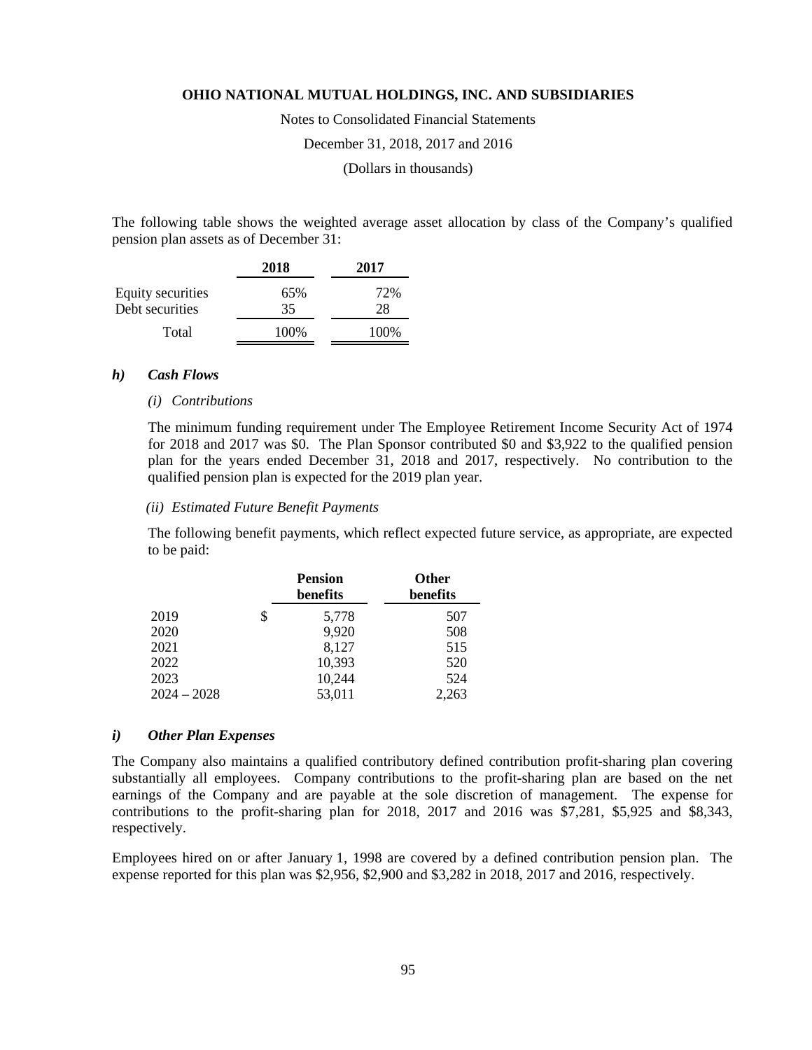The following table shows the weighted average asset allocation by class of the Company's qualified pension plan assets as of December 31:

| | 2018 | 2017 |
|---|---|---|
| Equity securities | 65% | 72% |
| Debt securities | 35 | 28 |
| Total | 100% | 100% |

### *h) Cash Flows*

*(i) Contributions*

The minimum funding requirement under The Employee Retirement Income Security Act of 1974 for 2018 and 2017 was $0. The Plan Sponsor contributed $0 and $3,922 to the qualified pension plan for the years ended December 31, 2018 and 2017, respectively. No contribution to the qualified pension plan is expected for the 2019 plan year.

*(ii) Estimated Future Benefit Payments*

The following benefit payments, which reflect expected future service, as appropriate, are expected to be paid:

| | Pension benefits | Other benefits |
|---|---|---|
| 2019 | $ 5,778 | 507 |
| 2020 | 9,920 | 508 |
| 2021 | 8,127 | 515 |
| 2022 | 10,393 | 520 |
| 2023 | 10,244 | 524 |
| 2024 – 2028 | 53,011 | 2,263 |

### *i) Other Plan Expenses*

The Company also maintains a qualified contributory defined contribution profit-sharing plan covering substantially all employees. Company contributions to the profit-sharing plan are based on the net earnings of the Company and are payable at the sole discretion of management. The expense for contributions to the profit-sharing plan for 2018, 2017 and 2016 was $7,281, $5,925 and $8,343, respectively.

Employees hired on or after January 1, 1998 are covered by a defined contribution pension plan. The expense reported for this plan was $2,956, $2,900 and $3,282 in 2018, 2017 and 2016, respectively.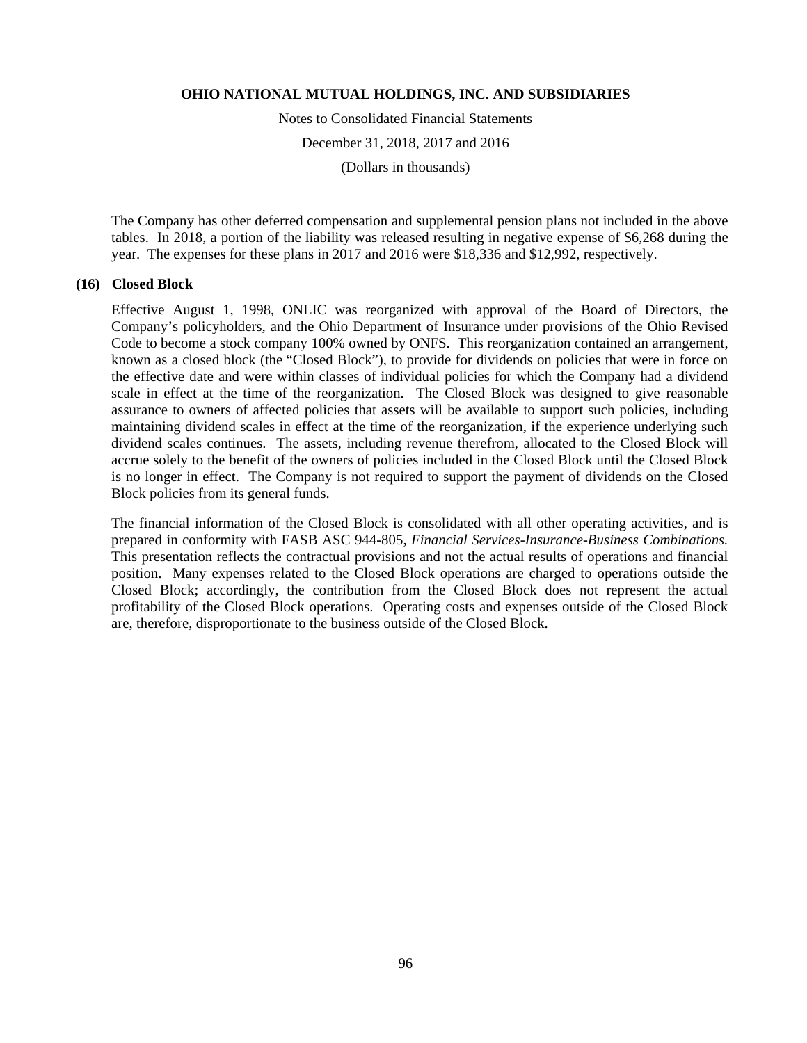The Company has other deferred compensation and supplemental pension plans not included in the above tables. In 2018, a portion of the liability was released resulting in negative expense of $6,268 during the year. The expenses for these plans in 2017 and 2016 were $18,336 and $12,992, respectively.

## (16) Closed Block

Effective August 1, 1998, ONLIC was reorganized with approval of the Board of Directors, the Company's policyholders, and the Ohio Department of Insurance under provisions of the Ohio Revised Code to become a stock company 100% owned by ONFS. This reorganization contained an arrangement, known as a closed block (the "Closed Block"), to provide for dividends on policies that were in force on the effective date and were within classes of individual policies for which the Company had a dividend scale in effect at the time of the reorganization. The Closed Block was designed to give reasonable assurance to owners of affected policies that assets will be available to support such policies, including maintaining dividend scales in effect at the time of the reorganization, if the experience underlying such dividend scales continues. The assets, including revenue therefrom, allocated to the Closed Block will accrue solely to the benefit of the owners of policies included in the Closed Block until the Closed Block is no longer in effect. The Company is not required to support the payment of dividends on the Closed Block policies from its general funds.

The financial information of the Closed Block is consolidated with all other operating activities, and is prepared in conformity with FASB ASC 944-805, *Financial Services-Insurance-Business Combinations.* This presentation reflects the contractual provisions and not the actual results of operations and financial position. Many expenses related to the Closed Block operations are charged to operations outside the Closed Block; accordingly, the contribution from the Closed Block does not represent the actual profitability of the Closed Block operations. Operating costs and expenses outside of the Closed Block are, therefore, disproportionate to the business outside of the Closed Block.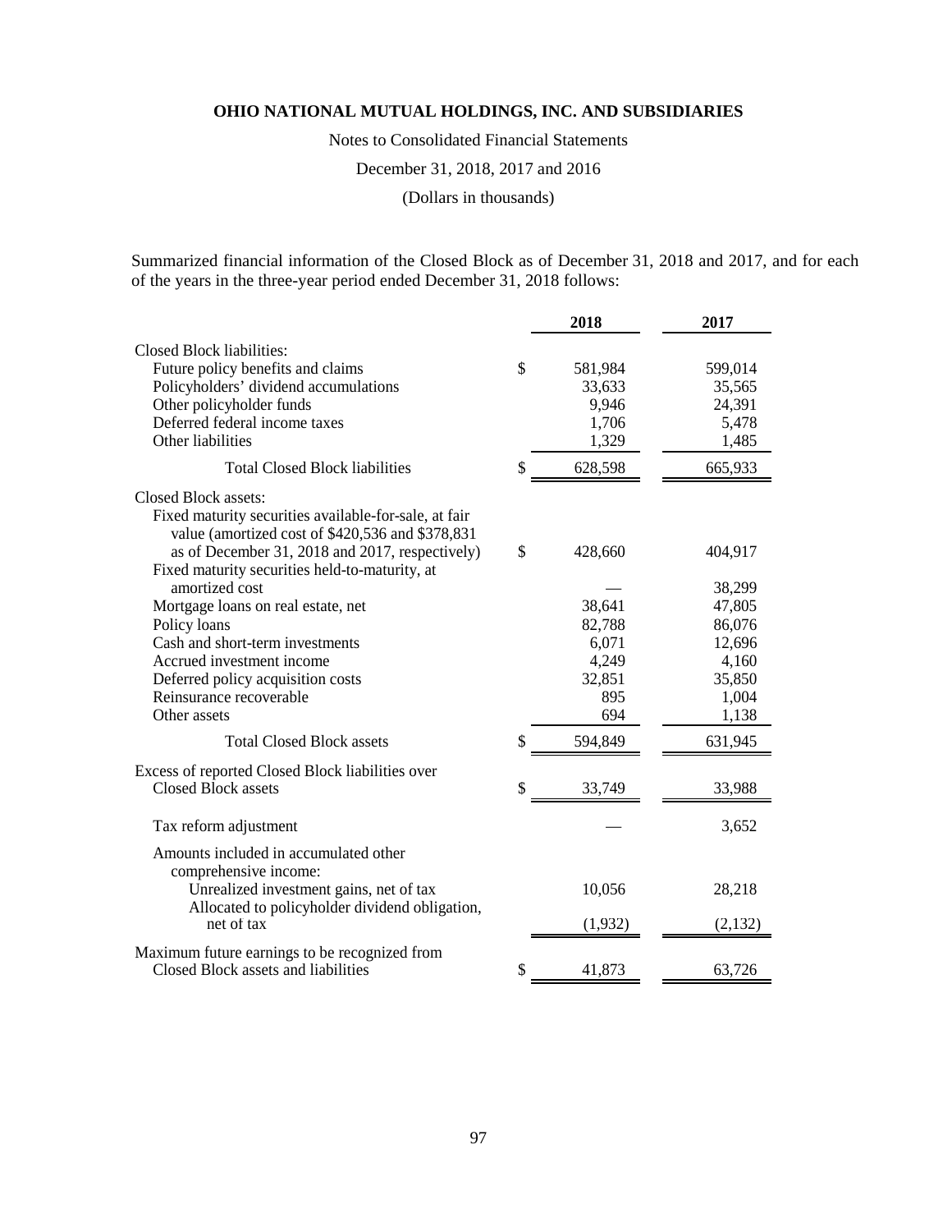**OHIO NATIONAL MUTUAL HOLDINGS, INC. AND SUBSIDIARIES**

Notes to Consolidated Financial Statements

December 31, 2018, 2017 and 2016

(Dollars in thousands)

Summarized financial information of the Closed Block as of December 31, 2018 and 2017, and for each of the years in the three-year period ended December 31, 2018 follows:

| | 2018 | 2017 |
|---|---|---|
| Closed Block liabilities: | | |
| Future policy benefits and claims | $ 581,984 | 599,014 |
| Policyholders' dividend accumulations | 33,633 | 35,565 |
| Other policyholder funds | 9,946 | 24,391 |
| Deferred federal income taxes | 1,706 | 5,478 |
| Other liabilities | 1,329 | 1,485 |
| Total Closed Block liabilities | $ 628,598 | 665,933 |
| Closed Block assets: | | |
| Fixed maturity securities available-for-sale, at fair value (amortized cost of $420,536 and $378,831 as of December 31, 2018 and 2017, respectively) | $ 428,660 | 404,917 |
| Fixed maturity securities held-to-maturity, at amortized cost | — | 38,299 |
| Mortgage loans on real estate, net | 38,641 | 47,805 |
| Policy loans | 82,788 | 86,076 |
| Cash and short-term investments | 6,071 | 12,696 |
| Accrued investment income | 4,249 | 4,160 |
| Deferred policy acquisition costs | 32,851 | 35,850 |
| Reinsurance recoverable | 895 | 1,004 |
| Other assets | 694 | 1,138 |
| Total Closed Block assets | $ 594,849 | 631,945 |
| Excess of reported Closed Block liabilities over Closed Block assets | $ 33,749 | 33,988 |
| Tax reform adjustment | — | 3,652 |
| Amounts included in accumulated other comprehensive income: | | |
| Unrealized investment gains, net of tax | 10,056 | 28,218 |
| Allocated to policyholder dividend obligation, net of tax | (1,932) | (2,132) |
| Maximum future earnings to be recognized from Closed Block assets and liabilities | $ 41,873 | 63,726 |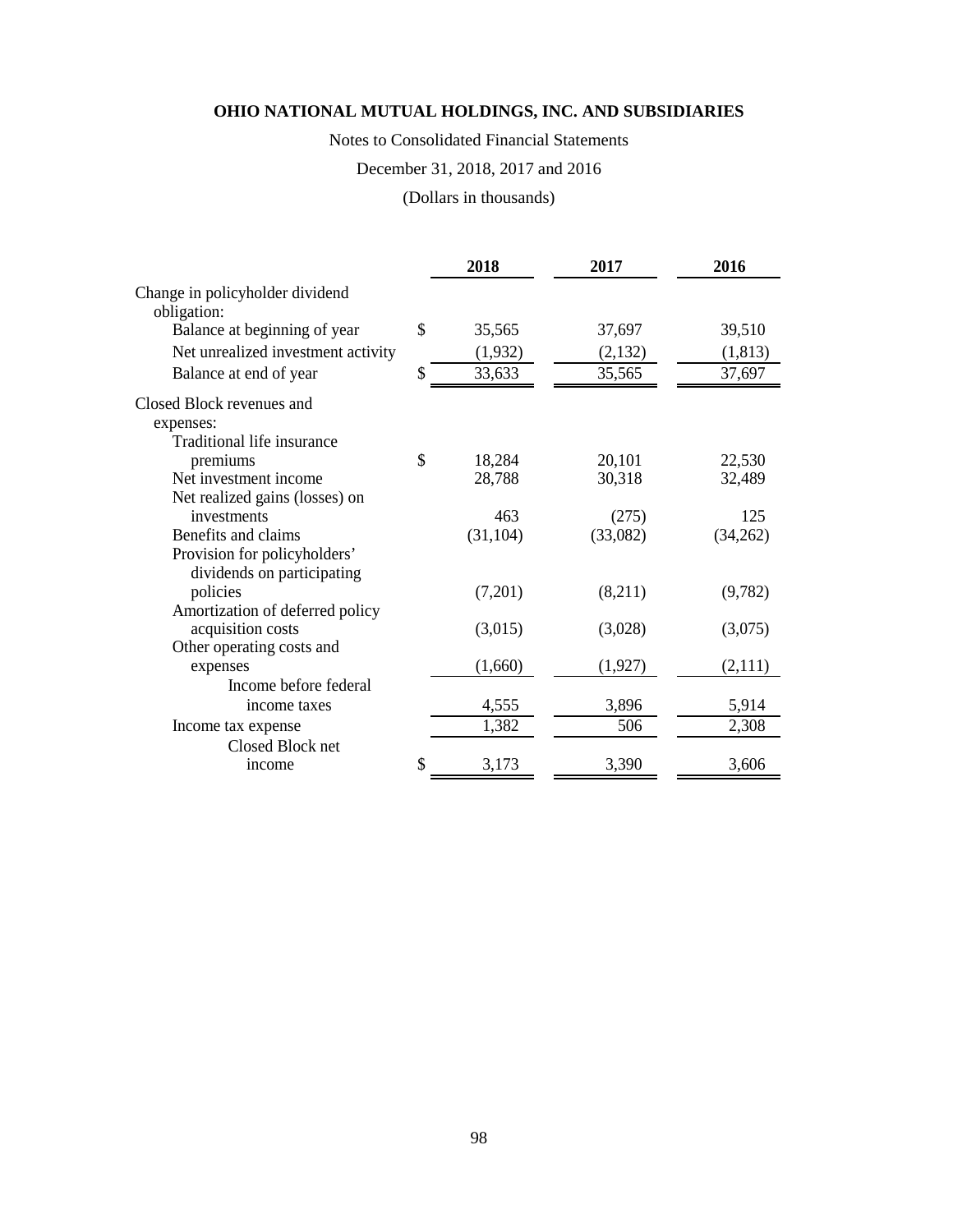**OHIO NATIONAL MUTUAL HOLDINGS, INC. AND SUBSIDIARIES**

Notes to Consolidated Financial Statements

December 31, 2018, 2017 and 2016

(Dollars in thousands)

| | 2018 | 2017 | 2016 |
|---|---|---|---|
| Change in policyholder dividend obligation: | | | |
| Balance at beginning of year | $ 35,565 | 37,697 | 39,510 |
| Net unrealized investment activity | (1,932) | (2,132) | (1,813) |
| Balance at end of year | $ 33,633 | 35,565 | 37,697 |
| Closed Block revenues and expenses: | | | |
| Traditional life insurance premiums | $ 18,284 | 20,101 | 22,530 |
| Net investment income | 28,788 | 30,318 | 32,489 |
| Net realized gains (losses) on investments | 463 | (275) | 125 |
| Benefits and claims | (31,104) | (33,082) | (34,262) |
| Provision for policyholders' dividends on participating policies | (7,201) | (8,211) | (9,782) |
| Amortization of deferred policy acquisition costs | (3,015) | (3,028) | (3,075) |
| Other operating costs and expenses | (1,660) | (1,927) | (2,111) |
| Income before federal income taxes | 4,555 | 3,896 | 5,914 |
| Income tax expense | 1,382 | 506 | 2,308 |
| Closed Block net income | $ 3,173 | 3,390 | 3,606 |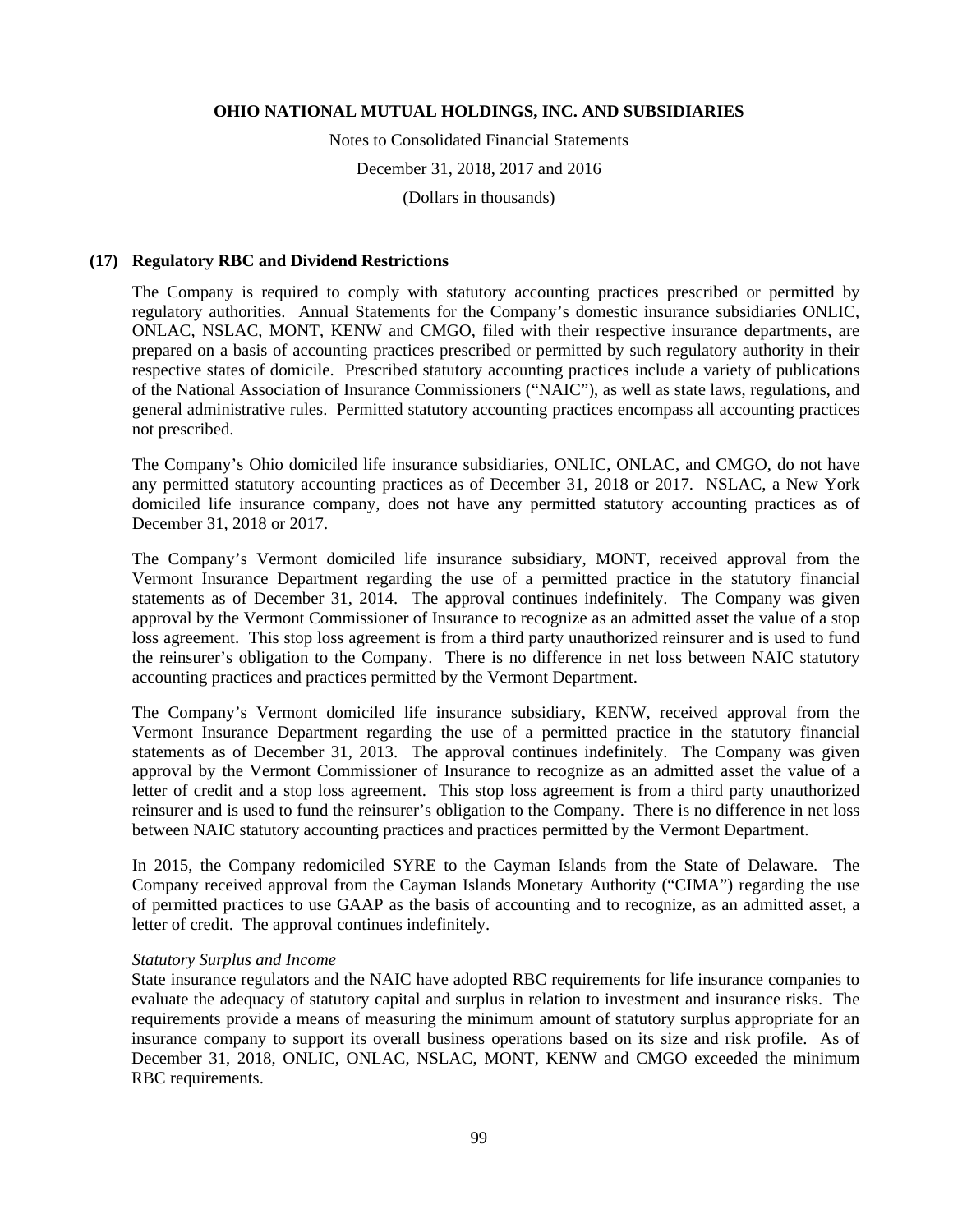## (17) Regulatory RBC and Dividend Restrictions

The Company is required to comply with statutory accounting practices prescribed or permitted by regulatory authorities. Annual Statements for the Company's domestic insurance subsidiaries ONLIC, ONLAC, NSLAC, MONT, KENW and CMGO, filed with their respective insurance departments, are prepared on a basis of accounting practices prescribed or permitted by such regulatory authority in their respective states of domicile. Prescribed statutory accounting practices include a variety of publications of the National Association of Insurance Commissioners ("NAIC"), as well as state laws, regulations, and general administrative rules. Permitted statutory accounting practices encompass all accounting practices not prescribed.

The Company's Ohio domiciled life insurance subsidiaries, ONLIC, ONLAC, and CMGO, do not have any permitted statutory accounting practices as of December 31, 2018 or 2017. NSLAC, a New York domiciled life insurance company, does not have any permitted statutory accounting practices as of December 31, 2018 or 2017.

The Company's Vermont domiciled life insurance subsidiary, MONT, received approval from the Vermont Insurance Department regarding the use of a permitted practice in the statutory financial statements as of December 31, 2014. The approval continues indefinitely. The Company was given approval by the Vermont Commissioner of Insurance to recognize as an admitted asset the value of a stop loss agreement. This stop loss agreement is from a third party unauthorized reinsurer and is used to fund the reinsurer's obligation to the Company. There is no difference in net loss between NAIC statutory accounting practices and practices permitted by the Vermont Department.

The Company's Vermont domiciled life insurance subsidiary, KENW, received approval from the Vermont Insurance Department regarding the use of a permitted practice in the statutory financial statements as of December 31, 2013. The approval continues indefinitely. The Company was given approval by the Vermont Commissioner of Insurance to recognize as an admitted asset the value of a letter of credit and a stop loss agreement. This stop loss agreement is from a third party unauthorized reinsurer and is used to fund the reinsurer's obligation to the Company. There is no difference in net loss between NAIC statutory accounting practices and practices permitted by the Vermont Department.

In 2015, the Company redomiciled SYRE to the Cayman Islands from the State of Delaware. The Company received approval from the Cayman Islands Monetary Authority ("CIMA") regarding the use of permitted practices to use GAAP as the basis of accounting and to recognize, as an admitted asset, a letter of credit. The approval continues indefinitely.

*Statutory Surplus and Income*

State insurance regulators and the NAIC have adopted RBC requirements for life insurance companies to evaluate the adequacy of statutory capital and surplus in relation to investment and insurance risks. The requirements provide a means of measuring the minimum amount of statutory surplus appropriate for an insurance company to support its overall business operations based on its size and risk profile. As of December 31, 2018, ONLIC, ONLAC, NSLAC, MONT, KENW and CMGO exceeded the minimum RBC requirements.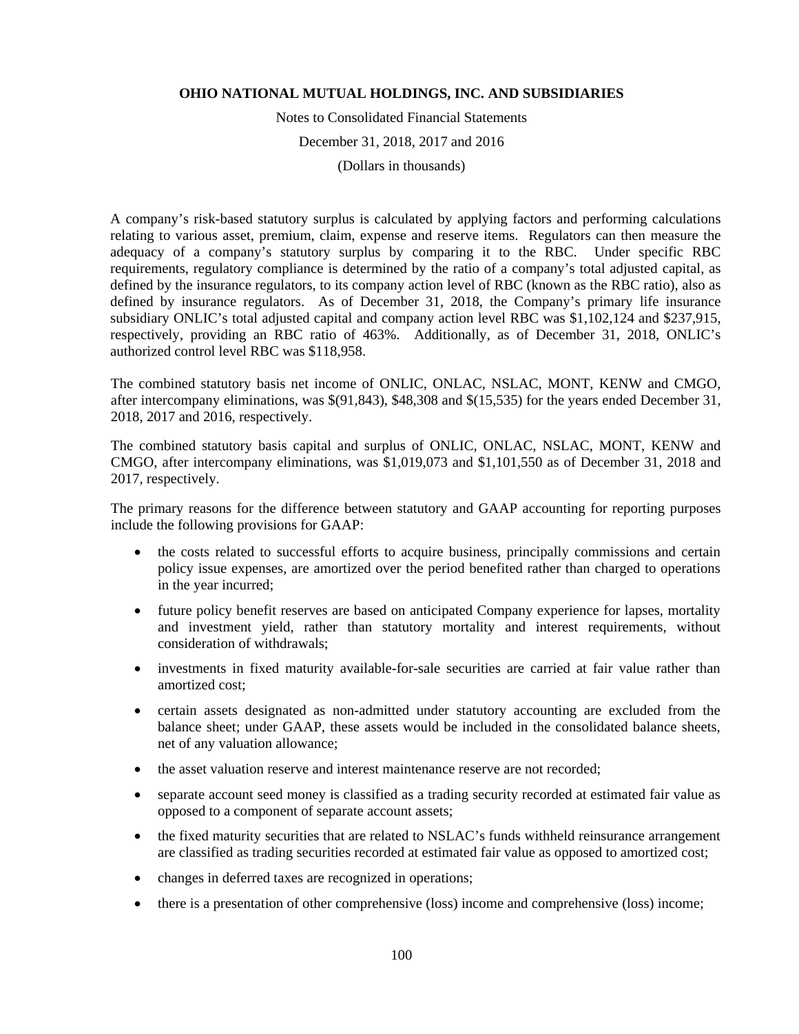A company's risk-based statutory surplus is calculated by applying factors and performing calculations relating to various asset, premium, claim, expense and reserve items. Regulators can then measure the adequacy of a company's statutory surplus by comparing it to the RBC. Under specific RBC requirements, regulatory compliance is determined by the ratio of a company's total adjusted capital, as defined by the insurance regulators, to its company action level of RBC (known as the RBC ratio), also as defined by insurance regulators. As of December 31, 2018, the Company's primary life insurance subsidiary ONLIC's total adjusted capital and company action level RBC was $1,102,124 and $237,915, respectively, providing an RBC ratio of 463%. Additionally, as of December 31, 2018, ONLIC's authorized control level RBC was $118,958.

The combined statutory basis net income of ONLIC, ONLAC, NSLAC, MONT, KENW and CMGO, after intercompany eliminations, was $(91,843), $48,308 and $(15,535) for the years ended December 31, 2018, 2017 and 2016, respectively.

The combined statutory basis capital and surplus of ONLIC, ONLAC, NSLAC, MONT, KENW and CMGO, after intercompany eliminations, was $1,019,073 and $1,101,550 as of December 31, 2018 and 2017, respectively.

The primary reasons for the difference between statutory and GAAP accounting for reporting purposes include the following provisions for GAAP:

- the costs related to successful efforts to acquire business, principally commissions and certain policy issue expenses, are amortized over the period benefited rather than charged to operations in the year incurred;
- future policy benefit reserves are based on anticipated Company experience for lapses, mortality and investment yield, rather than statutory mortality and interest requirements, without consideration of withdrawals;
- investments in fixed maturity available-for-sale securities are carried at fair value rather than amortized cost;
- certain assets designated as non-admitted under statutory accounting are excluded from the balance sheet; under GAAP, these assets would be included in the consolidated balance sheets, net of any valuation allowance;
- the asset valuation reserve and interest maintenance reserve are not recorded;
- separate account seed money is classified as a trading security recorded at estimated fair value as opposed to a component of separate account assets;
- the fixed maturity securities that are related to NSLAC's funds withheld reinsurance arrangement are classified as trading securities recorded at estimated fair value as opposed to amortized cost;
- changes in deferred taxes are recognized in operations;
- there is a presentation of other comprehensive (loss) income and comprehensive (loss) income;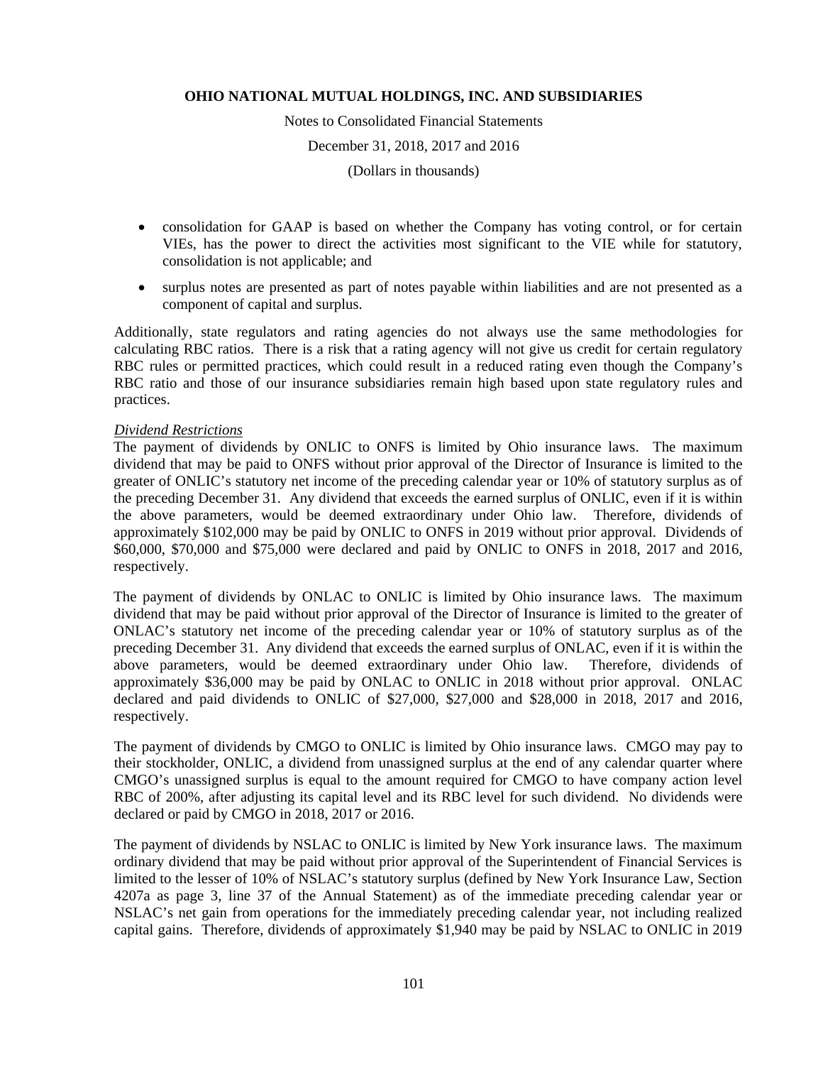- consolidation for GAAP is based on whether the Company has voting control, or for certain VIEs, has the power to direct the activities most significant to the VIE while for statutory, consolidation is not applicable; and
- surplus notes are presented as part of notes payable within liabilities and are not presented as a component of capital and surplus.

Additionally, state regulators and rating agencies do not always use the same methodologies for calculating RBC ratios. There is a risk that a rating agency will not give us credit for certain regulatory RBC rules or permitted practices, which could result in a reduced rating even though the Company's RBC ratio and those of our insurance subsidiaries remain high based upon state regulatory rules and practices.

*Dividend Restrictions*

The payment of dividends by ONLIC to ONFS is limited by Ohio insurance laws. The maximum dividend that may be paid to ONFS without prior approval of the Director of Insurance is limited to the greater of ONLIC's statutory net income of the preceding calendar year or 10% of statutory surplus as of the preceding December 31. Any dividend that exceeds the earned surplus of ONLIC, even if it is within the above parameters, would be deemed extraordinary under Ohio law. Therefore, dividends of approximately $102,000 may be paid by ONLIC to ONFS in 2019 without prior approval. Dividends of $60,000, $70,000 and $75,000 were declared and paid by ONLIC to ONFS in 2018, 2017 and 2016, respectively.

The payment of dividends by ONLAC to ONLIC is limited by Ohio insurance laws. The maximum dividend that may be paid without prior approval of the Director of Insurance is limited to the greater of ONLAC's statutory net income of the preceding calendar year or 10% of statutory surplus as of the preceding December 31. Any dividend that exceeds the earned surplus of ONLAC, even if it is within the above parameters, would be deemed extraordinary under Ohio law. Therefore, dividends of approximately $36,000 may be paid by ONLAC to ONLIC in 2018 without prior approval. ONLAC declared and paid dividends to ONLIC of $27,000, $27,000 and $28,000 in 2018, 2017 and 2016, respectively.

The payment of dividends by CMGO to ONLIC is limited by Ohio insurance laws. CMGO may pay to their stockholder, ONLIC, a dividend from unassigned surplus at the end of any calendar quarter where CMGO's unassigned surplus is equal to the amount required for CMGO to have company action level RBC of 200%, after adjusting its capital level and its RBC level for such dividend. No dividends were declared or paid by CMGO in 2018, 2017 or 2016.

The payment of dividends by NSLAC to ONLIC is limited by New York insurance laws. The maximum ordinary dividend that may be paid without prior approval of the Superintendent of Financial Services is limited to the lesser of 10% of NSLAC's statutory surplus (defined by New York Insurance Law, Section 4207a as page 3, line 37 of the Annual Statement) as of the immediate preceding calendar year or NSLAC's net gain from operations for the immediately preceding calendar year, not including realized capital gains. Therefore, dividends of approximately $1,940 may be paid by NSLAC to ONLIC in 2019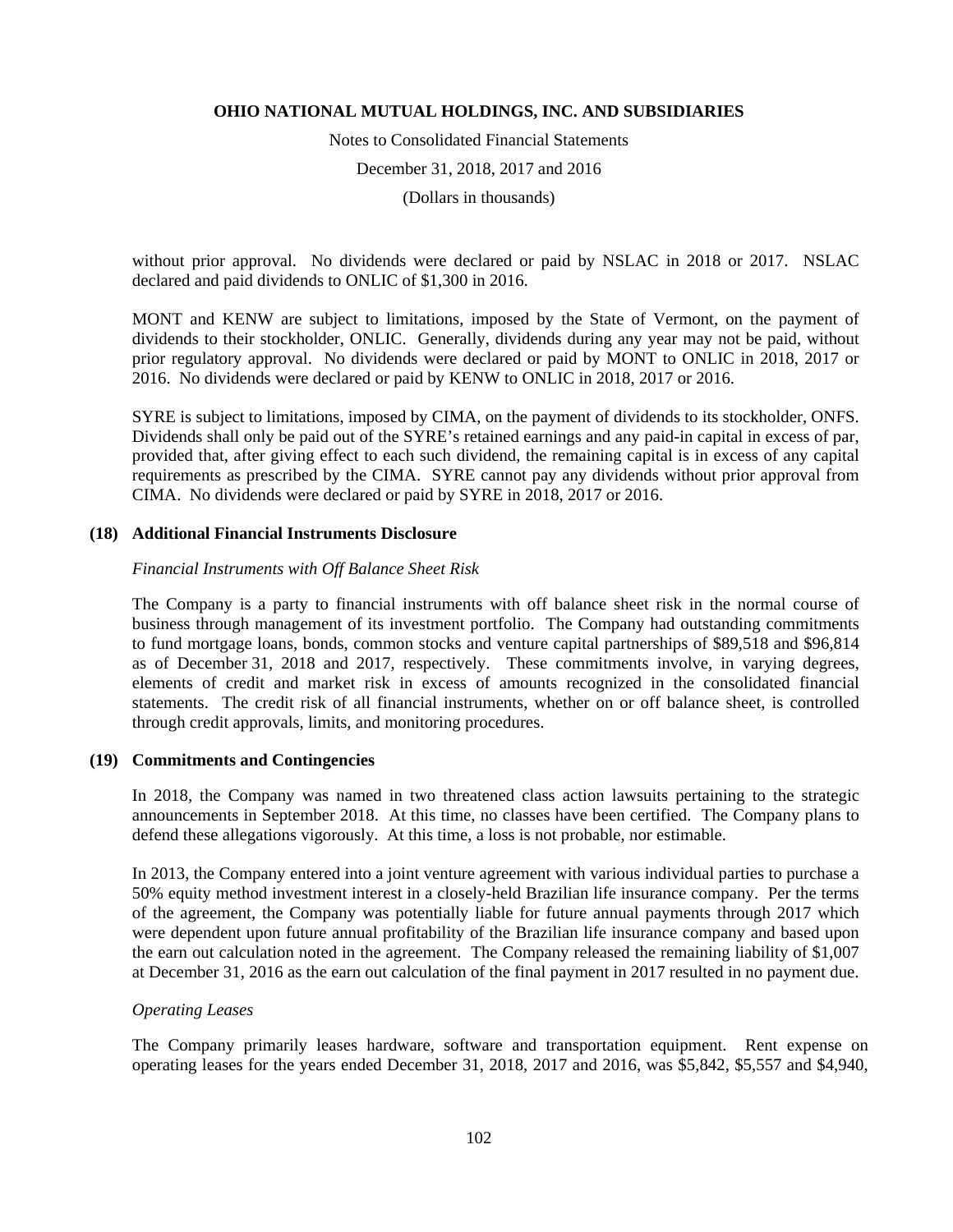without prior approval. No dividends were declared or paid by NSLAC in 2018 or 2017. NSLAC declared and paid dividends to ONLIC of $1,300 in 2016.

MONT and KENW are subject to limitations, imposed by the State of Vermont, on the payment of dividends to their stockholder, ONLIC. Generally, dividends during any year may not be paid, without prior regulatory approval. No dividends were declared or paid by MONT to ONLIC in 2018, 2017 or 2016. No dividends were declared or paid by KENW to ONLIC in 2018, 2017 or 2016.

SYRE is subject to limitations, imposed by CIMA, on the payment of dividends to its stockholder, ONFS. Dividends shall only be paid out of the SYRE's retained earnings and any paid-in capital in excess of par, provided that, after giving effect to each such dividend, the remaining capital is in excess of any capital requirements as prescribed by the CIMA. SYRE cannot pay any dividends without prior approval from CIMA. No dividends were declared or paid by SYRE in 2018, 2017 or 2016.

## (18) Additional Financial Instruments Disclosure

*Financial Instruments with Off Balance Sheet Risk*

The Company is a party to financial instruments with off balance sheet risk in the normal course of business through management of its investment portfolio. The Company had outstanding commitments to fund mortgage loans, bonds, common stocks and venture capital partnerships of $89,518 and $96,814 as of December 31, 2018 and 2017, respectively. These commitments involve, in varying degrees, elements of credit and market risk in excess of amounts recognized in the consolidated financial statements. The credit risk of all financial instruments, whether on or off balance sheet, is controlled through credit approvals, limits, and monitoring procedures.

## (19) Commitments and Contingencies

In 2018, the Company was named in two threatened class action lawsuits pertaining to the strategic announcements in September 2018. At this time, no classes have been certified. The Company plans to defend these allegations vigorously. At this time, a loss is not probable, nor estimable.

In 2013, the Company entered into a joint venture agreement with various individual parties to purchase a 50% equity method investment interest in a closely-held Brazilian life insurance company. Per the terms of the agreement, the Company was potentially liable for future annual payments through 2017 which were dependent upon future annual profitability of the Brazilian life insurance company and based upon the earn out calculation noted in the agreement. The Company released the remaining liability of $1,007 at December 31, 2016 as the earn out calculation of the final payment in 2017 resulted in no payment due.

*Operating Leases*

The Company primarily leases hardware, software and transportation equipment. Rent expense on operating leases for the years ended December 31, 2018, 2017 and 2016, was $5,842, $5,557 and $4,940,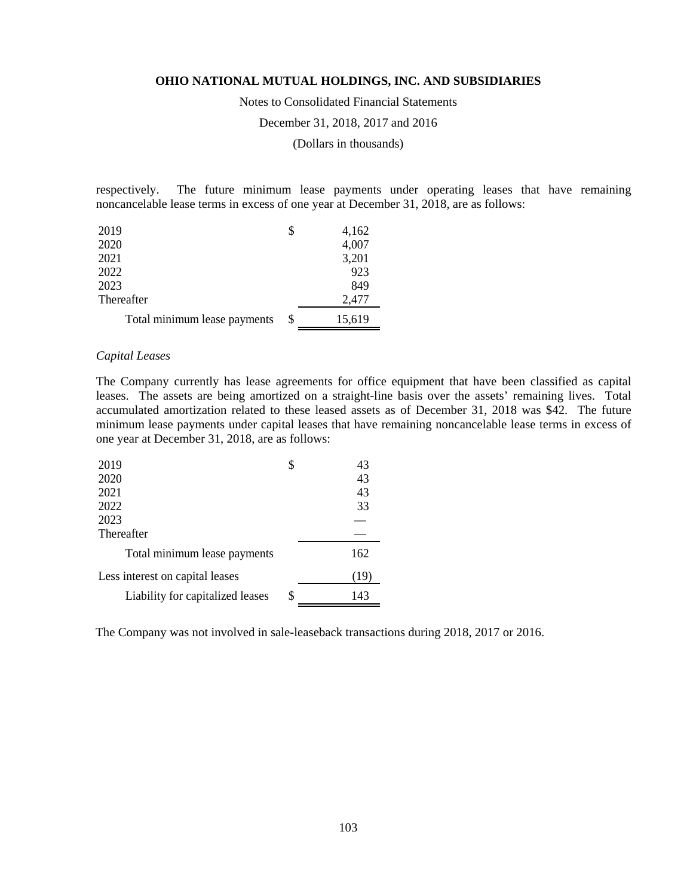respectively. The future minimum lease payments under operating leases that have remaining noncancelable lease terms in excess of one year at December 31, 2018, are as follows:

| | | |
|---|---|---|
| 2019 | $ | 4,162 |
| 2020 | | 4,007 |
| 2021 | | 3,201 |
| 2022 | | 923 |
| 2023 | | 849 |
| Thereafter | | 2,477 |
| Total minimum lease payments | $ | 15,619 |

*Capital Leases*

The Company currently has lease agreements for office equipment that have been classified as capital leases. The assets are being amortized on a straight-line basis over the assets' remaining lives. Total accumulated amortization related to these leased assets as of December 31, 2018 was $42. The future minimum lease payments under capital leases that have remaining noncancelable lease terms in excess of one year at December 31, 2018, are as follows:

| | | |
|---|---|---|
| 2019 | $ | 43 |
| 2020 | | 43 |
| 2021 | | 43 |
| 2022 | | 33 |
| 2023 | | — |
| Thereafter | | — |
| Total minimum lease payments | | 162 |
| Less interest on capital leases | | (19) |
| Liability for capitalized leases | $ | 143 |

The Company was not involved in sale-leaseback transactions during 2018, 2017 or 2016.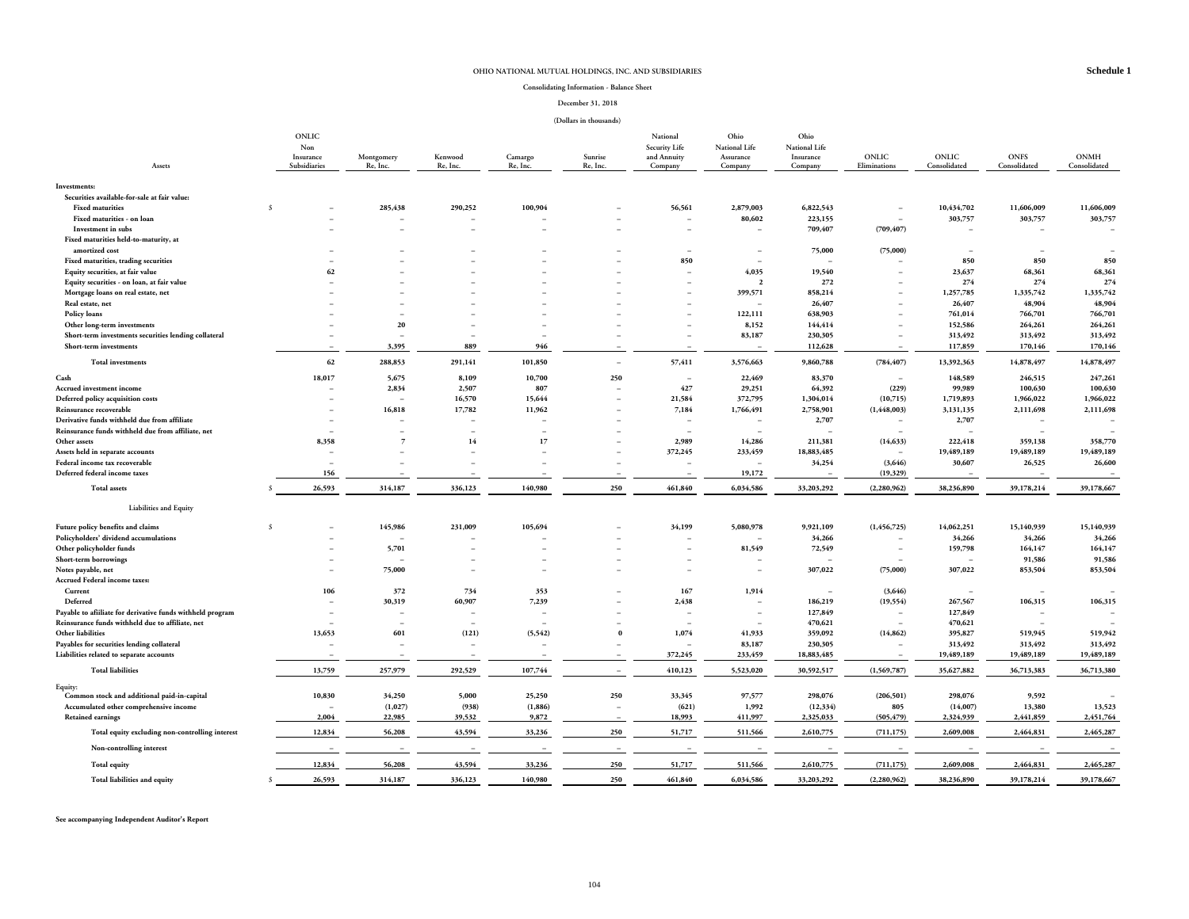OHIO NATIONAL MUTUAL HOLDINGS, INC. AND SUBSIDIARIES

**Schedule 1**

Consolidating Information - Balance Sheet

December 31, 2018

(Dollars in thousands)

| Assets | ONLIC Non Insurance Subsidiaries | Montgomery Re, Inc. | Kenwood Re, Inc. | Camargo Re, Inc. | Sunrise Re, Inc. | National Security Life and Annuity Company | Ohio National Life Assurance Company | Ohio National Life Insurance Company | ONLIC Eliminations | ONLIC Consolidated | ONFS Consolidated | ONMH Consolidated |
|---|---|---|---|---|---|---|---|---|---|---|---|---|
| **Investments:** | | | | | | | | | | | | |
| **Securities available-for-sale at fair value:** | | | | | | | | | | | | |
| **Fixed maturities** | $ – | 285,438 | 290,252 | 100,904 | – | 56,561 | 2,879,003 | 6,822,543 | – | 10,434,702 | 11,606,009 | 11,606,009 |
| **Fixed maturities - on loan** | – | – | – | – | – | – | 80,602 | 223,155 | – | 303,757 | 303,757 | 303,757 |
| **Investment in subs** | – | – | – | – | – | – | – | 709,407 | (709,407) | – | – | – |
| **Fixed maturities held-to-maturity, at amortized cost** | – | – | – | – | – | – | – | 75,000 | (75,000) | – | – | – |
| **Fixed maturities, trading securities** | – | – | – | – | – | 850 | – | – | – | 850 | 850 | 850 |
| **Equity securities, at fair value** | 62 | – | – | – | – | – | 4,035 | 19,540 | – | 23,637 | 68,361 | 68,361 |
| **Equity securities - on loan, at fair value** | – | – | – | – | – | – | 2 | 272 | – | 274 | 274 | 274 |
| **Mortgage loans on real estate, net** | – | – | – | – | – | – | 399,571 | 858,214 | – | 1,257,785 | 1,335,742 | 1,335,742 |
| **Real estate, net** | – | – | – | – | – | – | – | 26,407 | – | 26,407 | 48,904 | 48,904 |
| **Policy loans** | – | – | – | – | – | – | 122,111 | 638,903 | – | 761,014 | 766,701 | 766,701 |
| **Other long-term investments** | – | 20 | – | – | – | – | 8,152 | 144,414 | – | 152,586 | 264,261 | 264,261 |
| **Short-term investments securities lending collateral** | – | – | – | – | – | – | 83,187 | 230,305 | – | 313,492 | 313,492 | 313,492 |
| **Short-term investments** | – | 3,395 | 889 | 946 | – | – | – | 112,628 | – | 117,859 | 170,146 | 170,146 |
| **Total investments** | 62 | 288,853 | 291,141 | 101,850 | – | 57,411 | 3,576,663 | 9,860,788 | (784,407) | 13,392,363 | 14,878,497 | 14,878,497 |
| **Cash** | 18,017 | 5,675 | 8,109 | 10,700 | 250 | – | 22,469 | 83,370 | – | 148,589 | 246,515 | 247,261 |
| **Accrued investment income** | – | 2,834 | 2,507 | 807 | – | 427 | 29,251 | 64,392 | (229) | 99,989 | 100,630 | 100,630 |
| **Deferred policy acquisition costs** | – | – | 16,570 | 15,644 | – | 21,584 | 372,795 | 1,304,014 | (10,715) | 1,719,893 | 1,966,022 | 1,966,022 |
| **Reinsurance recoverable** | – | 16,818 | 17,782 | 11,962 | – | 7,184 | 1,766,491 | 2,758,901 | (1,448,003) | 3,131,135 | 2,111,698 | 2,111,698 |
| **Derivative funds withheld due from affiliate** | – | – | – | – | – | – | – | 2,707 | – | 2,707 | – | – |
| **Reinsurance funds withheld due from affiliate, net** | – | – | – | – | – | – | – | – | – | – | – | – |
| **Other assets** | 8,358 | 7 | 14 | 17 | – | 2,989 | 14,286 | 211,381 | (14,633) | 222,418 | 359,138 | 358,770 |
| **Assets held in separate accounts** | – | – | – | – | – | 372,245 | 233,459 | 18,883,485 | – | 19,489,189 | 19,489,189 | 19,489,189 |
| **Federal income tax recoverable** | – | – | – | – | – | – | – | 34,254 | (3,646) | 30,607 | 26,525 | 26,600 |
| **Deferred federal income taxes** | 156 | – | – | – | – | – | 19,172 | – | (19,329) | – | – | – |
| **Total assets** | $ 26,593 | 314,187 | 336,123 | 140,980 | 250 | 461,840 | 6,034,586 | 33,203,292 | (2,280,962) | 38,236,890 | 39,178,214 | 39,178,667 |
| **Liabilities and Equity** | | | | | | | | | | | | |
| **Future policy benefits and claims** | $ – | 145,986 | 231,009 | 105,694 | – | 34,199 | 5,080,978 | 9,921,109 | (1,456,725) | 14,062,251 | 15,140,939 | 15,140,939 |
| **Policyholders' dividend accumulations** | – | – | – | – | – | – | – | 34,266 | – | 34,266 | 34,266 | 34,266 |
| **Other policyholder funds** | – | 5,701 | – | – | – | – | 81,549 | 72,549 | – | 159,798 | 164,147 | 164,147 |
| **Short-term borrowings** | – | – | – | – | – | – | – | – | – | – | 91,586 | 91,586 |
| **Notes payable, net** | – | 75,000 | – | – | – | – | – | 307,022 | (75,000) | 307,022 | 853,504 | 853,504 |
| **Accrued Federal income taxes:** | | | | | | | | | | | | |
| **Current** | 106 | 372 | 734 | 353 | – | 167 | 1,914 | – | (3,646) | – | – | – |
| **Deferred** | – | 30,319 | 60,907 | 7,239 | – | 2,438 | – | 186,219 | (19,554) | 267,567 | 106,315 | 106,315 |
| **Payable to afiiliate for derivative funds withheld program** | – | – | – | – | – | – | – | 127,849 | – | 127,849 | – | – |
| **Reinsurance funds withheld due to affiliate, net** | – | – | – | – | – | – | – | 470,621 | – | 470,621 | – | – |
| **Other liabilities** | 13,653 | 601 | (121) | (5,542) | 0 | 1,074 | 41,933 | 359,092 | (14,862) | 395,827 | 519,945 | 519,942 |
| **Payables for securities lending collateral** | – | – | – | – | – | – | 83,187 | 230,305 | – | 313,492 | 313,492 | 313,492 |
| **Liabilities related to separate accounts** | – | – | – | – | – | 372,245 | 233,459 | 18,883,485 | – | 19,489,189 | 19,489,189 | 19,489,189 |
| **Total liabilities** | 13,759 | 257,979 | 292,529 | 107,744 | – | 410,123 | 5,523,020 | 30,592,517 | (1,569,787) | 35,627,882 | 36,713,383 | 36,713,380 |
| Equity: | | | | | | | | | | | | |
| **Common stock and additional paid-in-capital** | 10,830 | 34,250 | 5,000 | 25,250 | 250 | 33,345 | 97,577 | 298,076 | (206,501) | 298,076 | 9,592 | – |
| **Accumulated other comprehensive income** | – | (1,027) | (938) | (1,886) | – | (621) | 1,992 | (12,334) | 805 | (14,007) | 13,380 | 13,523 |
| **Retained earnings** | 2,004 | 22,985 | 39,532 | 9,872 | – | 18,993 | 411,997 | 2,325,033 | (505,479) | 2,324,939 | 2,441,859 | 2,451,764 |
| **Total equity excluding non-controlling interest** | 12,834 | 56,208 | 43,594 | 33,236 | 250 | 51,717 | 511,566 | 2,610,775 | (711,175) | 2,609,008 | 2,464,831 | 2,465,287 |
| **Non-controlling interest** | – | – | – | – | – | – | – | – | – | – | – | – |
| **Total equity** | 12,834 | 56,208 | 43,594 | 33,236 | 250 | 51,717 | 511,566 | 2,610,775 | (711,175) | 2,609,008 | 2,464,831 | 2,465,287 |
| **Total liabilities and equity** | $ 26,593 | 314,187 | 336,123 | 140,980 | 250 | 461,840 | 6,034,586 | 33,203,292 | (2,280,962) | 38,236,890 | 39,178,214 | 39,178,667 |

**See accompanying Independent Auditor's Report**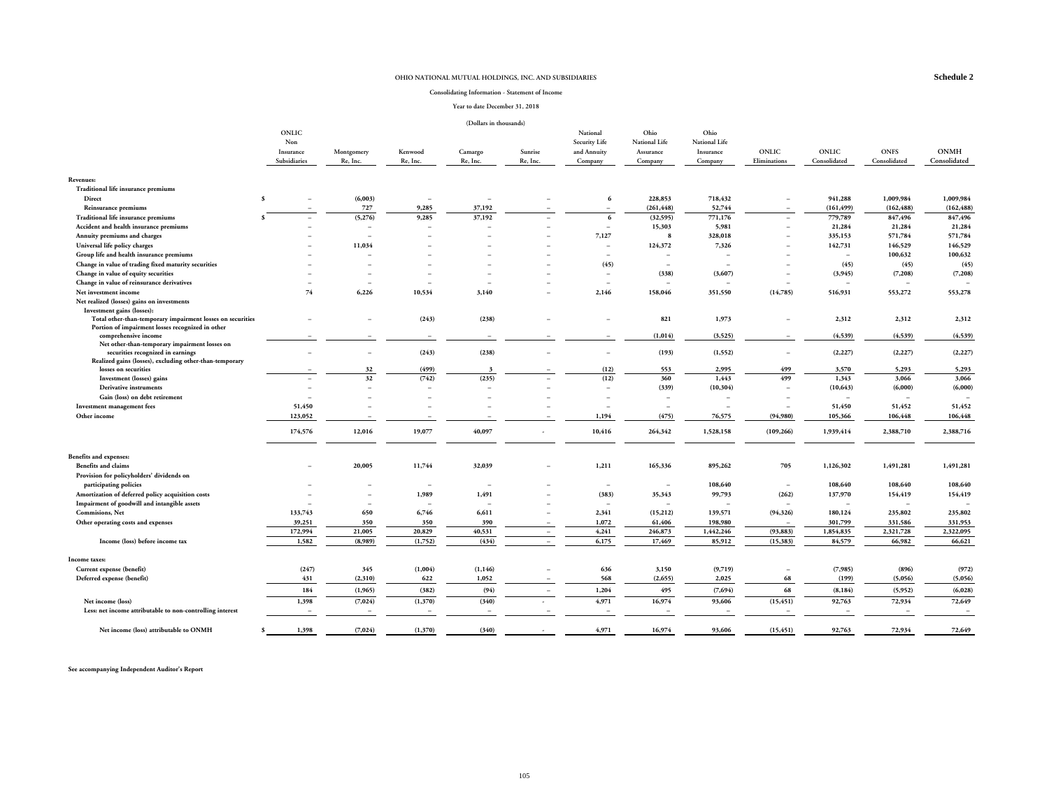OHIO NATIONAL MUTUAL HOLDINGS, INC. AND SUBSIDIARIES

**Schedule 2**

Consolidating Information - Statement of Income

Year to date December 31, 2018

(Dollars in thousands)

| | ONLIC Non Insurance Subsidiaries | Montgomery Re, Inc. | Kenwood Re, Inc. | Camargo Re, Inc. | Sunrise Re, Inc. | National Security Life and Annuity Company | Ohio National Life Assurance Company | Ohio National Life Insurance Company | ONLIC Eliminations | ONLIC Consolidated | ONFS Consolidated | ONMH Consolidated |
|---|---|---|---|---|---|---|---|---|---|---|---|---|
| **Revenues:** | | | | | | | | | | | | |
| Traditional life insurance premiums | | | | | | | | | | | | |
| Direct | $ – | (6,003) | – | – | – | 6 | 228,853 | 718,432 | – | 941,288 | 1,009,984 | 1,009,984 |
| Reinsurance premiums | – | 727 | 9,285 | 37,192 | – | – | (261,448) | 52,744 | – | (161,499) | (162,488) | (162,488) |
| Traditional life insurance premiums | $ – | (5,276) | 9,285 | 37,192 | – | 6 | (32,595) | 771,176 | – | 779,789 | 847,496 | 847,496 |
| Accident and health insurance premiums | – | – | – | – | – | – | 15,303 | 5,981 | – | 21,284 | 21,284 | 21,284 |
| Annuity premiums and charges | – | – | – | – | – | 7,127 | 8 | 328,018 | – | 335,153 | 571,784 | 571,784 |
| Universal life policy charges | – | 11,034 | – | – | – | – | 124,372 | 7,326 | – | 142,731 | 146,529 | 146,529 |
| Group life and health insurance premiums | – | – | – | – | – | – | – | – | – | – | 100,632 | 100,632 |
| Change in value of trading fixed maturity securities | – | – | – | – | – | (45) | – | – | – | (45) | (45) | (45) |
| Change in value of equity securities | – | – | – | – | – | – | (338) | (3,607) | – | (3,945) | (7,208) | (7,208) |
| Change in value of reinsurance derivatives | – | – | – | – | – | – | – | – | – | – | – | – |
| Net investment income | 74 | 6,226 | 10,534 | 3,140 | – | 2,146 | 158,046 | 351,550 | (14,785) | 516,931 | 553,272 | 553,278 |
| Net realized (losses) gains on investments | | | | | | | | | | | | |
| Investment gains (losses): | | | | | | | | | | | | |
| Total other-than-temporary impairment losses on securities | – | – | (243) | (238) | – | – | 821 | 1,973 | – | 2,312 | 2,312 | 2,312 |
| Portion of impairment losses recognized in other comprehensive income | – | – | – | – | – | – | (1,014) | (3,525) | – | (4,539) | (4,539) | (4,539) |
| Net other-than-temporary impairment losses on securities recognized in earnings | – | – | (243) | (238) | – | – | (193) | (1,552) | – | (2,227) | (2,227) | (2,227) |
| Realized gains (losses), excluding other-than-temporary losses on securities | – | 32 | (499) | 3 | – | (12) | 553 | 2,995 | 499 | 3,570 | 5,293 | 5,293 |
| Investment (losses) gains | – | 32 | (742) | (235) | – | (12) | 360 | 1,443 | 499 | 1,343 | 3,066 | 3,066 |
| Derivative instruments | – | – | – | – | – | – | (339) | (10,304) | – | (10,643) | (6,000) | (6,000) |
| Gain (loss) on debt retirement | – | – | – | – | – | – | – | – | – | – | – | – |
| Investment management fees | 51,450 | – | – | – | – | – | – | – | – | 51,450 | 51,452 | 51,452 |
| Other income | 123,052 | – | – | – | – | 1,194 | (475) | 76,575 | (94,980) | 105,366 | 106,448 | 106,448 |
| | 174,576 | 12,016 | 19,077 | 40,097 | - | 10,416 | 264,342 | 1,528,158 | (109,266) | 1,939,414 | 2,388,710 | 2,388,716 |
| **Benefits and expenses:** | | | | | | | | | | | | |
| Benefits and claims | – | 20,005 | 11,744 | 32,039 | – | 1,211 | 165,336 | 895,262 | 705 | 1,126,302 | 1,491,281 | 1,491,281 |
| Provision for policyholders' dividends on participating policies | – | – | – | – | – | – | – | 108,640 | – | 108,640 | 108,640 | 108,640 |
| Amortization of deferred policy acquisition costs | – | – | 1,989 | 1,491 | – | (383) | 35,343 | 99,793 | (262) | 137,970 | 154,419 | 154,419 |
| Impairment of goodwill and intangible assets | – | – | – | – | – | – | – | – | – | – | – | – |
| Commissions, Net | 133,743 | 650 | 6,746 | 6,611 | – | 2,341 | (15,212) | 139,571 | (94,326) | 180,124 | 235,802 | 235,802 |
| Other operating costs and expenses | 39,251 | 350 | 350 | 390 | – | 1,072 | 61,406 | 198,980 | – | 301,799 | 331,586 | 331,953 |
| | 172,994 | 21,005 | 20,829 | 40,531 | – | 4,241 | 246,873 | 1,442,246 | (93,883) | 1,854,835 | 2,321,728 | 2,322,095 |
| Income (loss) before income tax | 1,582 | (8,989) | (1,752) | (434) | – | 6,175 | 17,469 | 85,912 | (15,383) | 84,579 | 66,982 | 66,621 |
| **Income taxes:** | | | | | | | | | | | | |
| Current expense (benefit) | (247) | 345 | (1,004) | (1,146) | – | 636 | 3,150 | (9,719) | – | (7,985) | (896) | (972) |
| Deferred expense (benefit) | 431 | (2,310) | 622 | 1,052 | – | 568 | (2,655) | 2,025 | 68 | (199) | (5,056) | (5,056) |
| | 184 | (1,965) | (382) | (94) | – | 1,204 | 495 | (7,694) | 68 | (8,184) | (5,952) | (6,028) |
| Net income (loss) | 1,398 | (7,024) | (1,370) | (340) | - | 4,971 | 16,974 | 93,606 | (15,451) | 92,763 | 72,934 | 72,649 |
| Less: net income attributable to non-controlling interest | – | – | – | – | – | – | – | – | – | – | – | – |
| Net income (loss) attributable to ONMH | $ 1,398 | (7,024) | (1,370) | (340) | - | 4,971 | 16,974 | 93,606 | (15,451) | 92,763 | 72,934 | 72,649 |

See accompanying Independent Auditor's Report